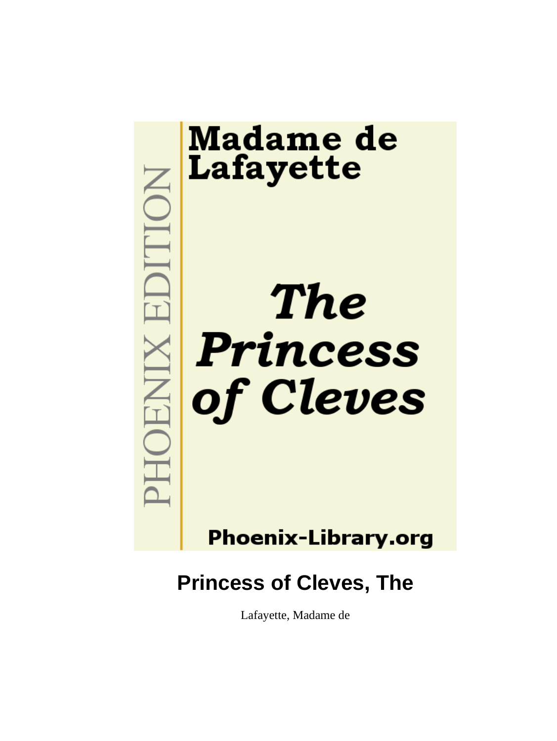PHOENIX EDITION

**Madame de Lafayette**

***The Princess of Cleves***

**Phoenix-Library.org**

# Princess of Cleves, The

Lafayette, Madame de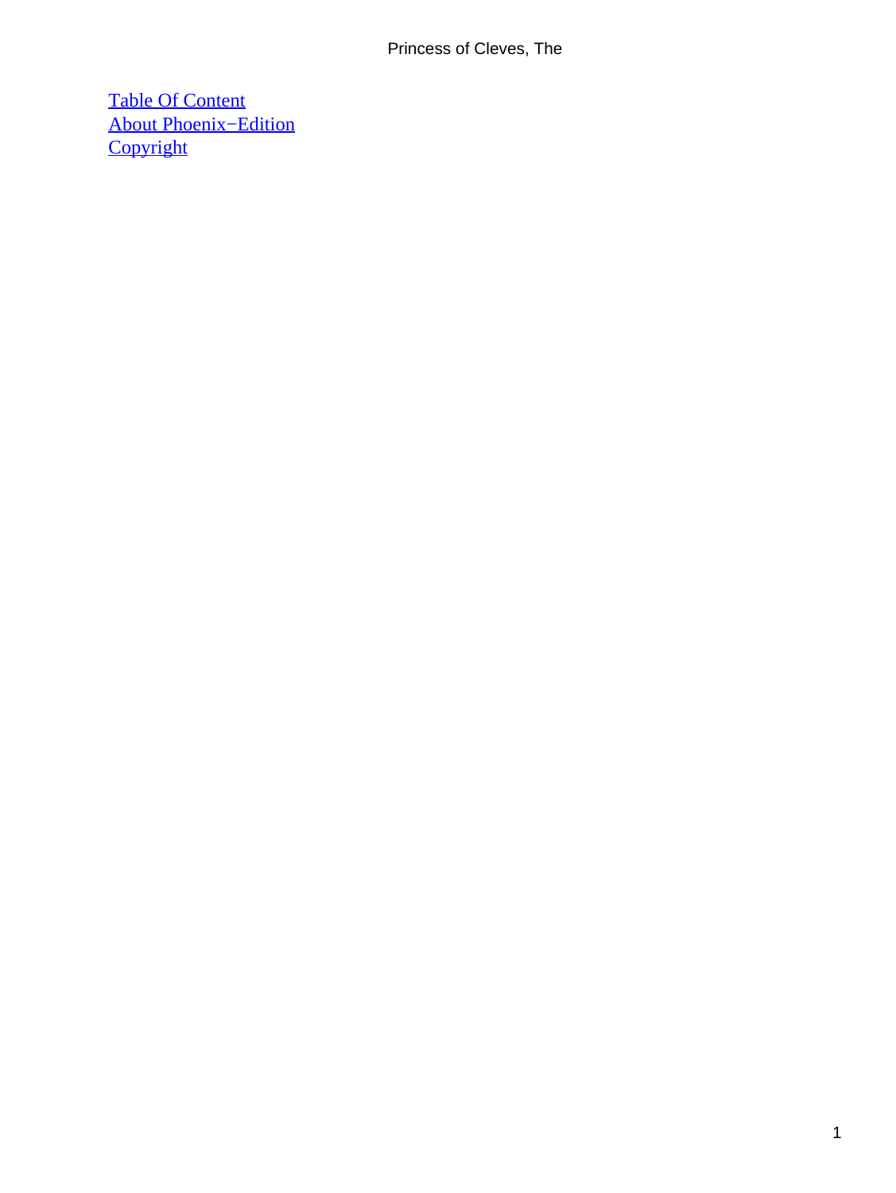[Table Of Content](#)
[About Phoenix−Edition](#)
[Copyright](#)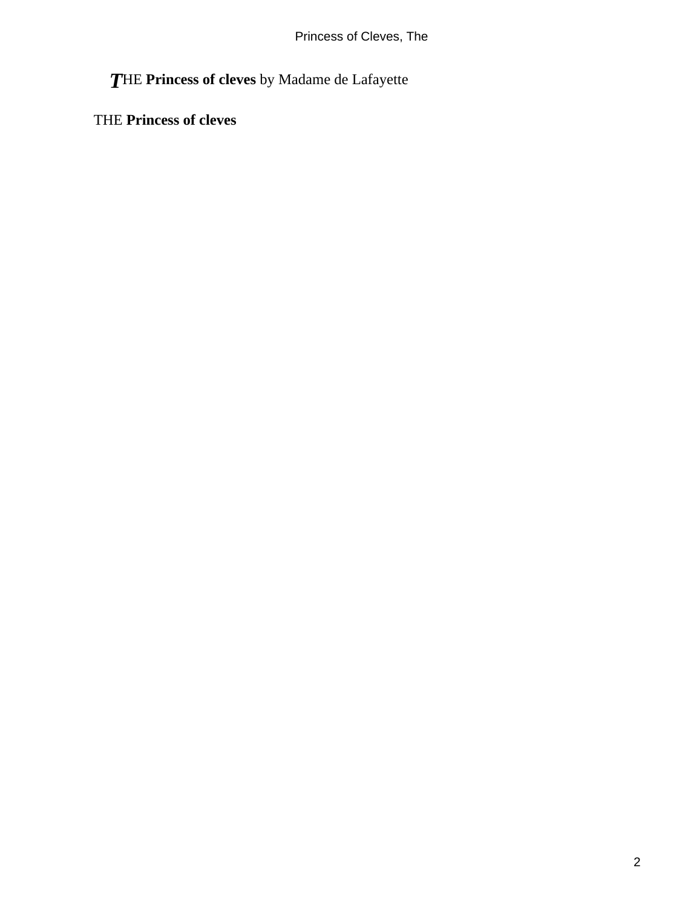THE **Princess of cleves** by Madame de Lafayette

THE **Princess of cleves**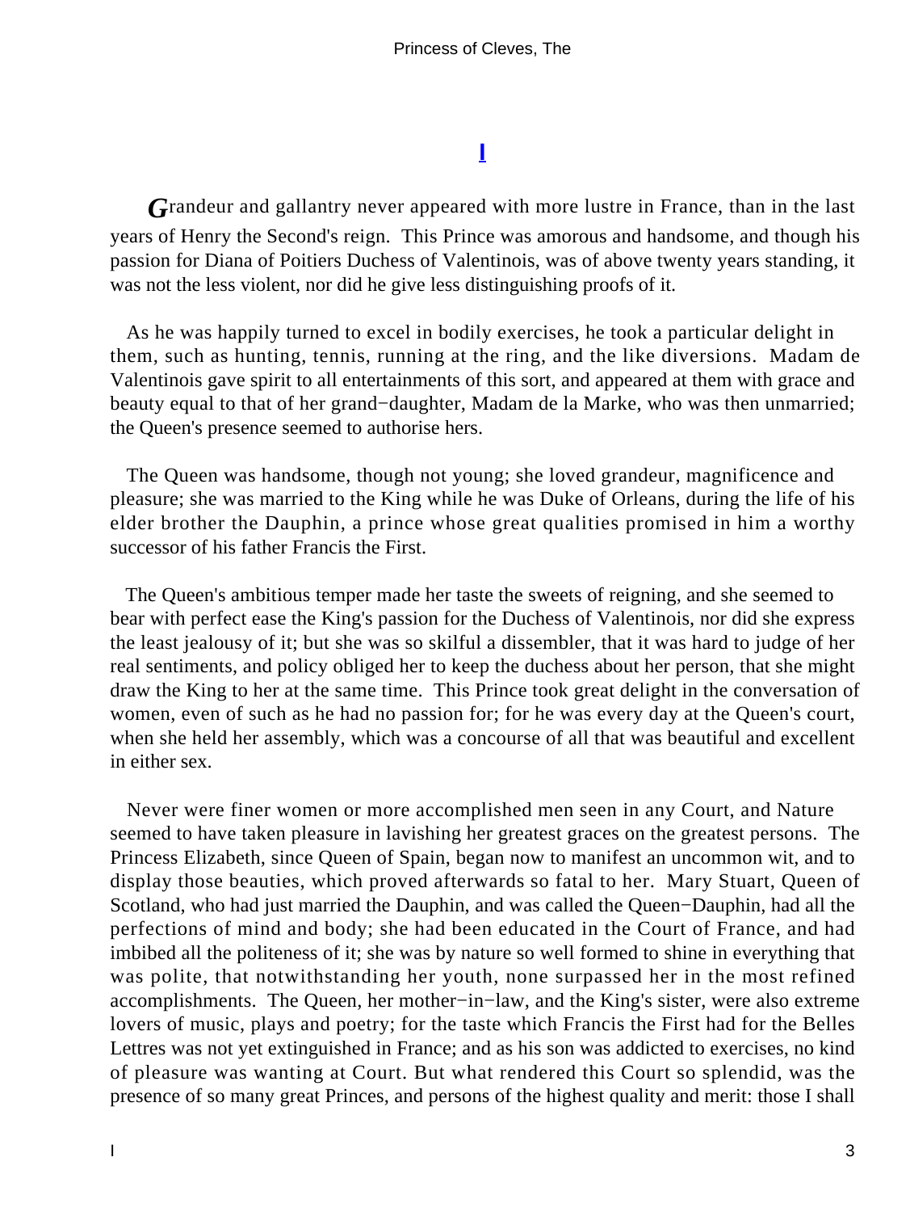# I

Grandeur and gallantry never appeared with more lustre in France, than in the last years of Henry the Second's reign. This Prince was amorous and handsome, and though his passion for Diana of Poitiers Duchess of Valentinois, was of above twenty years standing, it was not the less violent, nor did he give less distinguishing proofs of it.

As he was happily turned to excel in bodily exercises, he took a particular delight in them, such as hunting, tennis, running at the ring, and the like diversions. Madam de Valentinois gave spirit to all entertainments of this sort, and appeared at them with grace and beauty equal to that of her grand−daughter, Madam de la Marke, who was then unmarried; the Queen's presence seemed to authorise hers.

The Queen was handsome, though not young; she loved grandeur, magnificence and pleasure; she was married to the King while he was Duke of Orleans, during the life of his elder brother the Dauphin, a prince whose great qualities promised in him a worthy successor of his father Francis the First.

The Queen's ambitious temper made her taste the sweets of reigning, and she seemed to bear with perfect ease the King's passion for the Duchess of Valentinois, nor did she express the least jealousy of it; but she was so skilful a dissembler, that it was hard to judge of her real sentiments, and policy obliged her to keep the duchess about her person, that she might draw the King to her at the same time. This Prince took great delight in the conversation of women, even of such as he had no passion for; for he was every day at the Queen's court, when she held her assembly, which was a concourse of all that was beautiful and excellent in either sex.

Never were finer women or more accomplished men seen in any Court, and Nature seemed to have taken pleasure in lavishing her greatest graces on the greatest persons. The Princess Elizabeth, since Queen of Spain, began now to manifest an uncommon wit, and to display those beauties, which proved afterwards so fatal to her. Mary Stuart, Queen of Scotland, who had just married the Dauphin, and was called the Queen−Dauphin, had all the perfections of mind and body; she had been educated in the Court of France, and had imbibed all the politeness of it; she was by nature so well formed to shine in everything that was polite, that notwithstanding her youth, none surpassed her in the most refined accomplishments. The Queen, her mother−in−law, and the King's sister, were also extreme lovers of music, plays and poetry; for the taste which Francis the First had for the Belles Lettres was not yet extinguished in France; and as his son was addicted to exercises, no kind of pleasure was wanting at Court. But what rendered this Court so splendid, was the presence of so many great Princes, and persons of the highest quality and merit: those I shall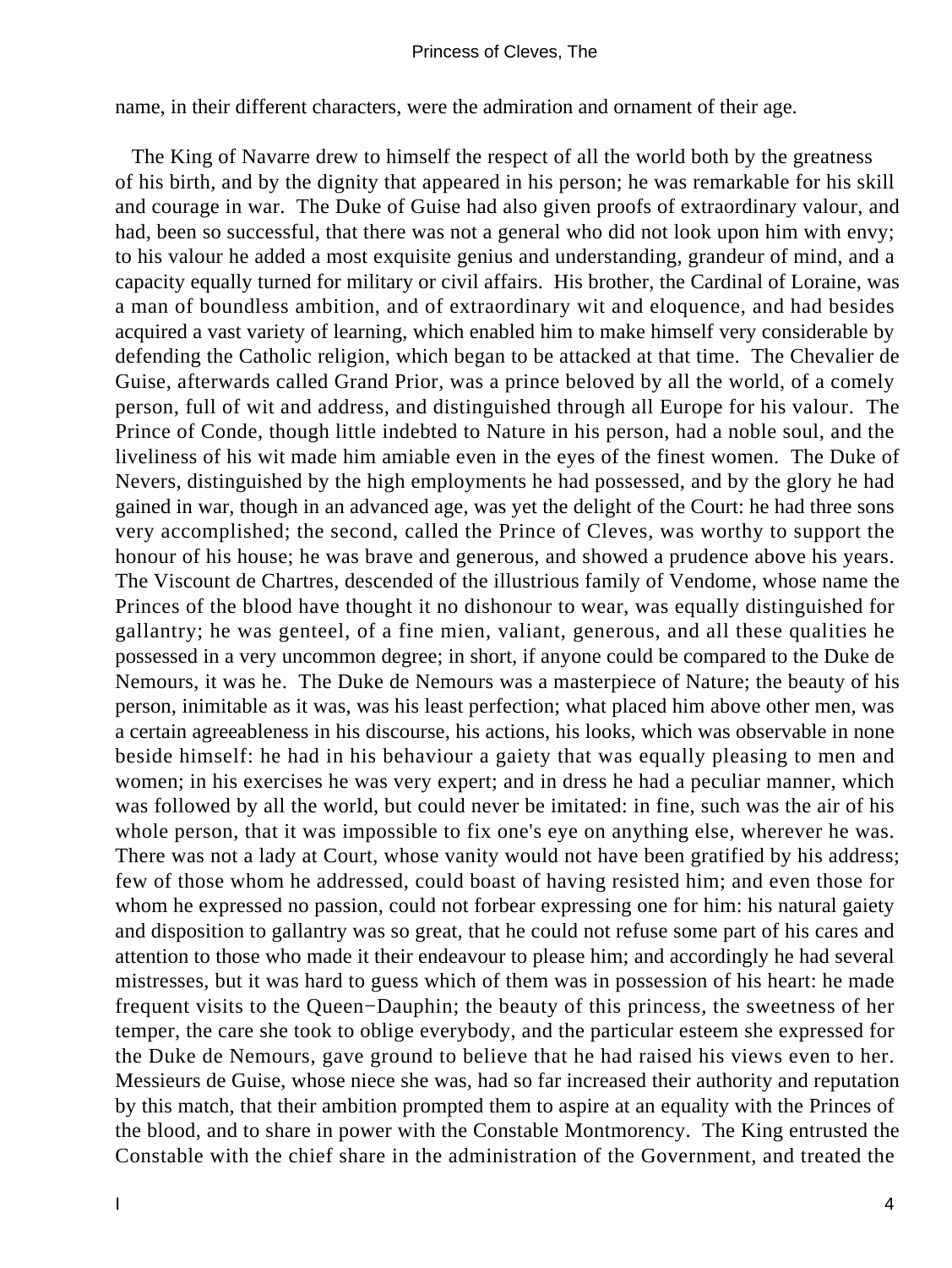name, in their different characters, were the admiration and ornament of their age.

The King of Navarre drew to himself the respect of all the world both by the greatness of his birth, and by the dignity that appeared in his person; he was remarkable for his skill and courage in war. The Duke of Guise had also given proofs of extraordinary valour, and had, been so successful, that there was not a general who did not look upon him with envy; to his valour he added a most exquisite genius and understanding, grandeur of mind, and a capacity equally turned for military or civil affairs. His brother, the Cardinal of Loraine, was a man of boundless ambition, and of extraordinary wit and eloquence, and had besides acquired a vast variety of learning, which enabled him to make himself very considerable by defending the Catholic religion, which began to be attacked at that time. The Chevalier de Guise, afterwards called Grand Prior, was a prince beloved by all the world, of a comely person, full of wit and address, and distinguished through all Europe for his valour. The Prince of Conde, though little indebted to Nature in his person, had a noble soul, and the liveliness of his wit made him amiable even in the eyes of the finest women. The Duke of Nevers, distinguished by the high employments he had possessed, and by the glory he had gained in war, though in an advanced age, was yet the delight of the Court: he had three sons very accomplished; the second, called the Prince of Cleves, was worthy to support the honour of his house; he was brave and generous, and showed a prudence above his years. The Viscount de Chartres, descended of the illustrious family of Vendome, whose name the Princes of the blood have thought it no dishonour to wear, was equally distinguished for gallantry; he was genteel, of a fine mien, valiant, generous, and all these qualities he possessed in a very uncommon degree; in short, if anyone could be compared to the Duke de Nemours, it was he. The Duke de Nemours was a masterpiece of Nature; the beauty of his person, inimitable as it was, was his least perfection; what placed him above other men, was a certain agreeableness in his discourse, his actions, his looks, which was observable in none beside himself: he had in his behaviour a gaiety that was equally pleasing to men and women; in his exercises he was very expert; and in dress he had a peculiar manner, which was followed by all the world, but could never be imitated: in fine, such was the air of his whole person, that it was impossible to fix one's eye on anything else, wherever he was. There was not a lady at Court, whose vanity would not have been gratified by his address; few of those whom he addressed, could boast of having resisted him; and even those for whom he expressed no passion, could not forbear expressing one for him: his natural gaiety and disposition to gallantry was so great, that he could not refuse some part of his cares and attention to those who made it their endeavour to please him; and accordingly he had several mistresses, but it was hard to guess which of them was in possession of his heart: he made frequent visits to the Queen−Dauphin; the beauty of this princess, the sweetness of her temper, the care she took to oblige everybody, and the particular esteem she expressed for the Duke de Nemours, gave ground to believe that he had raised his views even to her. Messieurs de Guise, whose niece she was, had so far increased their authority and reputation by this match, that their ambition prompted them to aspire at an equality with the Princes of the blood, and to share in power with the Constable Montmorency. The King entrusted the Constable with the chief share in the administration of the Government, and treated the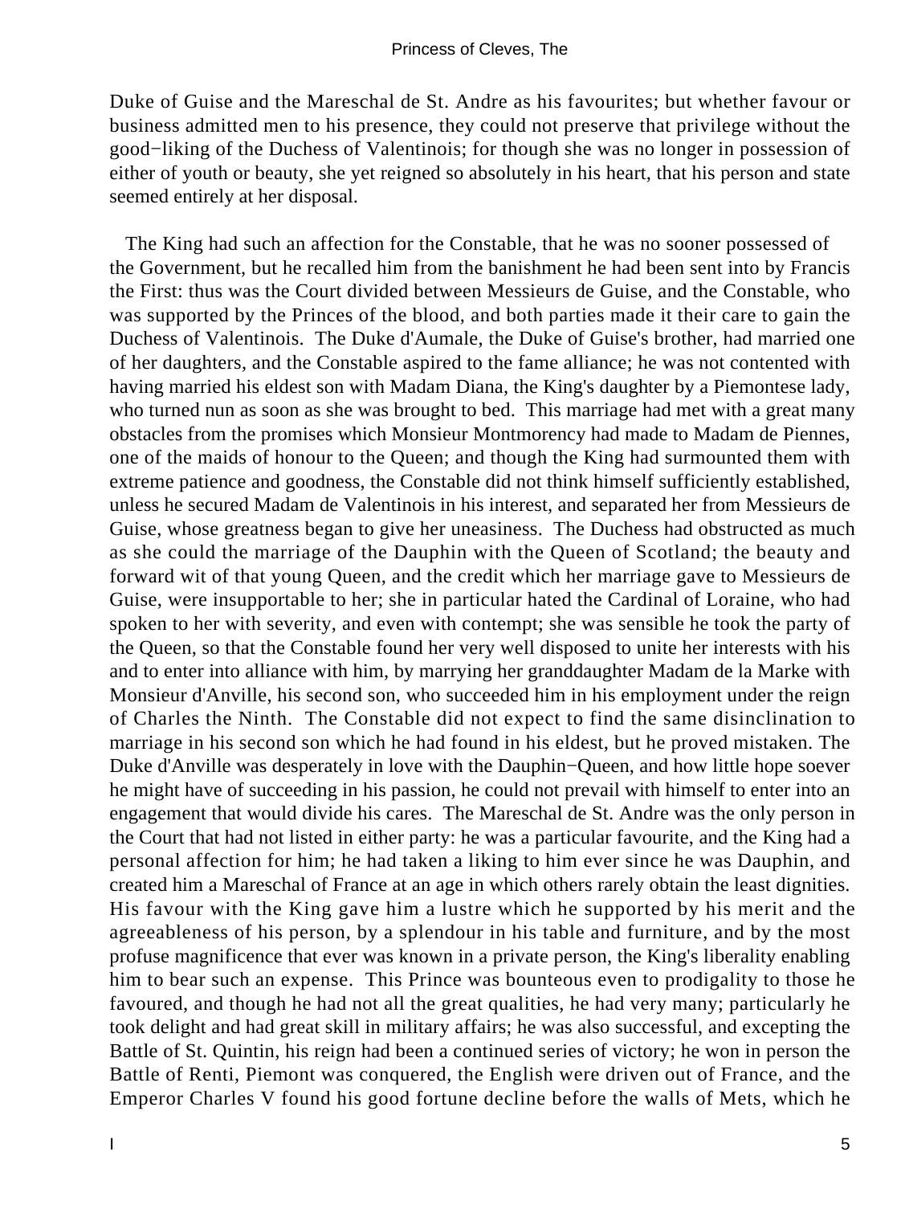Duke of Guise and the Mareschal de St. Andre as his favourites; but whether favour or business admitted men to his presence, they could not preserve that privilege without the good−liking of the Duchess of Valentinois; for though she was no longer in possession of either of youth or beauty, she yet reigned so absolutely in his heart, that his person and state seemed entirely at her disposal.

The King had such an affection for the Constable, that he was no sooner possessed of the Government, but he recalled him from the banishment he had been sent into by Francis the First: thus was the Court divided between Messieurs de Guise, and the Constable, who was supported by the Princes of the blood, and both parties made it their care to gain the Duchess of Valentinois. The Duke d'Aumale, the Duke of Guise's brother, had married one of her daughters, and the Constable aspired to the fame alliance; he was not contented with having married his eldest son with Madam Diana, the King's daughter by a Piemontese lady, who turned nun as soon as she was brought to bed. This marriage had met with a great many obstacles from the promises which Monsieur Montmorency had made to Madam de Piennes, one of the maids of honour to the Queen; and though the King had surmounted them with extreme patience and goodness, the Constable did not think himself sufficiently established, unless he secured Madam de Valentinois in his interest, and separated her from Messieurs de Guise, whose greatness began to give her uneasiness. The Duchess had obstructed as much as she could the marriage of the Dauphin with the Queen of Scotland; the beauty and forward wit of that young Queen, and the credit which her marriage gave to Messieurs de Guise, were insupportable to her; she in particular hated the Cardinal of Loraine, who had spoken to her with severity, and even with contempt; she was sensible he took the party of the Queen, so that the Constable found her very well disposed to unite her interests with his and to enter into alliance with him, by marrying her granddaughter Madam de la Marke with Monsieur d'Anville, his second son, who succeeded him in his employment under the reign of Charles the Ninth. The Constable did not expect to find the same disinclination to marriage in his second son which he had found in his eldest, but he proved mistaken. The Duke d'Anville was desperately in love with the Dauphin−Queen, and how little hope soever he might have of succeeding in his passion, he could not prevail with himself to enter into an engagement that would divide his cares. The Mareschal de St. Andre was the only person in the Court that had not listed in either party: he was a particular favourite, and the King had a personal affection for him; he had taken a liking to him ever since he was Dauphin, and created him a Mareschal of France at an age in which others rarely obtain the least dignities. His favour with the King gave him a lustre which he supported by his merit and the agreeableness of his person, by a splendour in his table and furniture, and by the most profuse magnificence that ever was known in a private person, the King's liberality enabling him to bear such an expense. This Prince was bounteous even to prodigality to those he favoured, and though he had not all the great qualities, he had very many; particularly he took delight and had great skill in military affairs; he was also successful, and excepting the Battle of St. Quintin, his reign had been a continued series of victory; he won in person the Battle of Renti, Piemont was conquered, the English were driven out of France, and the Emperor Charles V found his good fortune decline before the walls of Mets, which he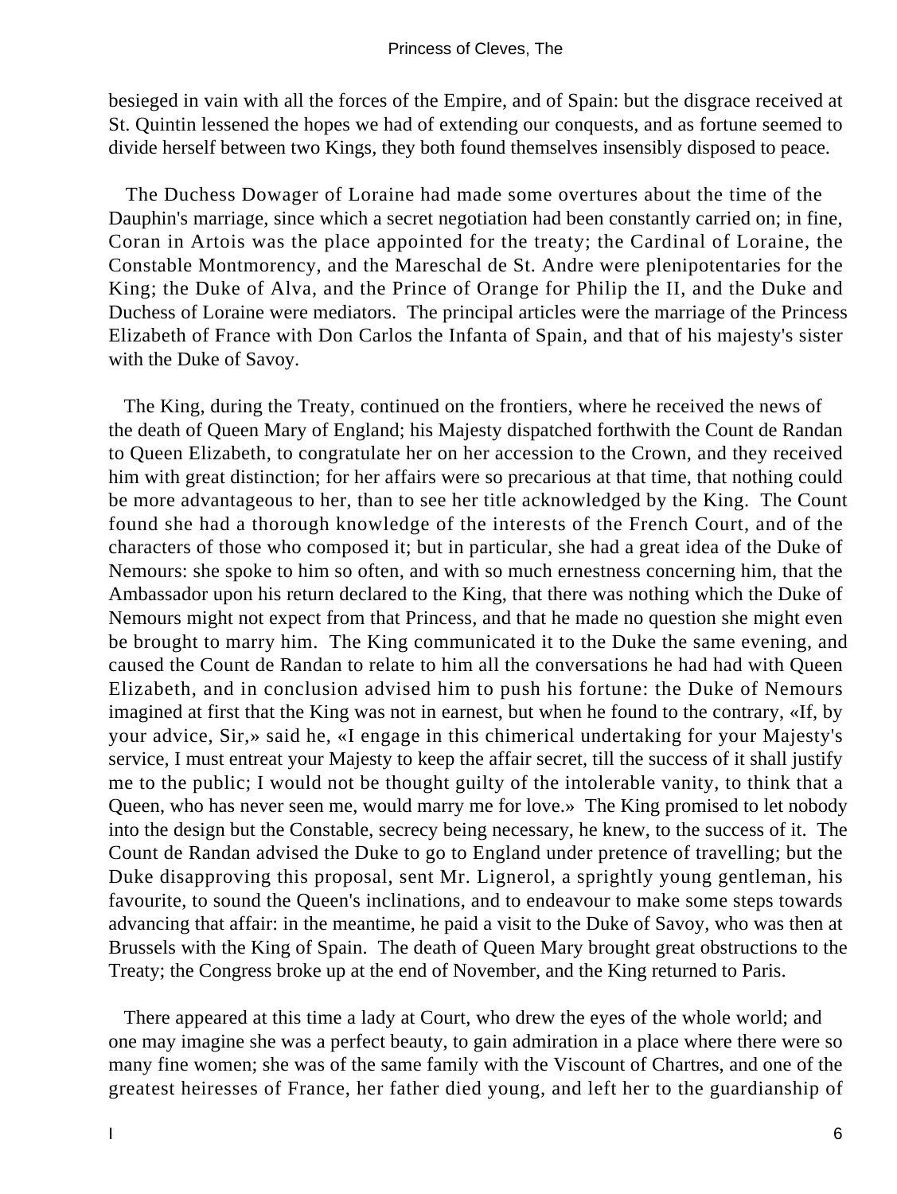besieged in vain with all the forces of the Empire, and of Spain: but the disgrace received at St. Quintin lessened the hopes we had of extending our conquests, and as fortune seemed to divide herself between two Kings, they both found themselves insensibly disposed to peace.

The Duchess Dowager of Loraine had made some overtures about the time of the Dauphin's marriage, since which a secret negotiation had been constantly carried on; in fine, Coran in Artois was the place appointed for the treaty; the Cardinal of Loraine, the Constable Montmorency, and the Mareschal de St. Andre were plenipotentaries for the King; the Duke of Alva, and the Prince of Orange for Philip the II, and the Duke and Duchess of Loraine were mediators. The principal articles were the marriage of the Princess Elizabeth of France with Don Carlos the Infanta of Spain, and that of his majesty's sister with the Duke of Savoy.

The King, during the Treaty, continued on the frontiers, where he received the news of the death of Queen Mary of England; his Majesty dispatched forthwith the Count de Randan to Queen Elizabeth, to congratulate her on her accession to the Crown, and they received him with great distinction; for her affairs were so precarious at that time, that nothing could be more advantageous to her, than to see her title acknowledged by the King. The Count found she had a thorough knowledge of the interests of the French Court, and of the characters of those who composed it; but in particular, she had a great idea of the Duke of Nemours: she spoke to him so often, and with so much ernestness concerning him, that the Ambassador upon his return declared to the King, that there was nothing which the Duke of Nemours might not expect from that Princess, and that he made no question she might even be brought to marry him. The King communicated it to the Duke the same evening, and caused the Count de Randan to relate to him all the conversations he had had with Queen Elizabeth, and in conclusion advised him to push his fortune: the Duke of Nemours imagined at first that the King was not in earnest, but when he found to the contrary, «If, by your advice, Sir,» said he, «I engage in this chimerical undertaking for your Majesty's service, I must entreat your Majesty to keep the affair secret, till the success of it shall justify me to the public; I would not be thought guilty of the intolerable vanity, to think that a Queen, who has never seen me, would marry me for love.» The King promised to let nobody into the design but the Constable, secrecy being necessary, he knew, to the success of it. The Count de Randan advised the Duke to go to England under pretence of travelling; but the Duke disapproving this proposal, sent Mr. Lignerol, a sprightly young gentleman, his favourite, to sound the Queen's inclinations, and to endeavour to make some steps towards advancing that affair: in the meantime, he paid a visit to the Duke of Savoy, who was then at Brussels with the King of Spain. The death of Queen Mary brought great obstructions to the Treaty; the Congress broke up at the end of November, and the King returned to Paris.

There appeared at this time a lady at Court, who drew the eyes of the whole world; and one may imagine she was a perfect beauty, to gain admiration in a place where there were so many fine women; she was of the same family with the Viscount of Chartres, and one of the greatest heiresses of France, her father died young, and left her to the guardianship of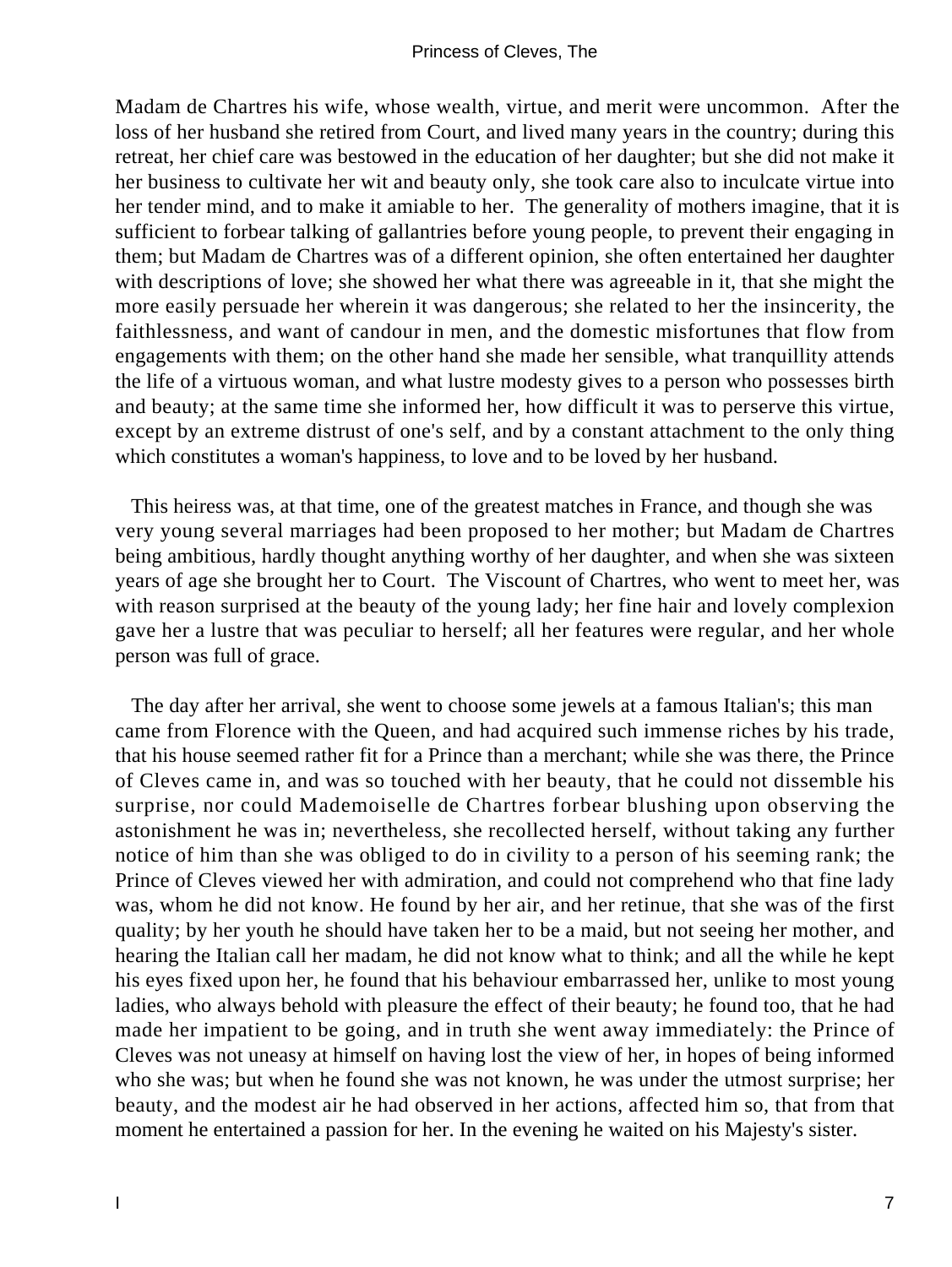Madam de Chartres his wife, whose wealth, virtue, and merit were uncommon. After the loss of her husband she retired from Court, and lived many years in the country; during this retreat, her chief care was bestowed in the education of her daughter; but she did not make it her business to cultivate her wit and beauty only, she took care also to inculcate virtue into her tender mind, and to make it amiable to her. The generality of mothers imagine, that it is sufficient to forbear talking of gallantries before young people, to prevent their engaging in them; but Madam de Chartres was of a different opinion, she often entertained her daughter with descriptions of love; she showed her what there was agreeable in it, that she might the more easily persuade her wherein it was dangerous; she related to her the insincerity, the faithlessness, and want of candour in men, and the domestic misfortunes that flow from engagements with them; on the other hand she made her sensible, what tranquillity attends the life of a virtuous woman, and what lustre modesty gives to a person who possesses birth and beauty; at the same time she informed her, how difficult it was to perserve this virtue, except by an extreme distrust of one's self, and by a constant attachment to the only thing which constitutes a woman's happiness, to love and to be loved by her husband.

This heiress was, at that time, one of the greatest matches in France, and though she was very young several marriages had been proposed to her mother; but Madam de Chartres being ambitious, hardly thought anything worthy of her daughter, and when she was sixteen years of age she brought her to Court. The Viscount of Chartres, who went to meet her, was with reason surprised at the beauty of the young lady; her fine hair and lovely complexion gave her a lustre that was peculiar to herself; all her features were regular, and her whole person was full of grace.

The day after her arrival, she went to choose some jewels at a famous Italian's; this man came from Florence with the Queen, and had acquired such immense riches by his trade, that his house seemed rather fit for a Prince than a merchant; while she was there, the Prince of Cleves came in, and was so touched with her beauty, that he could not dissemble his surprise, nor could Mademoiselle de Chartres forbear blushing upon observing the astonishment he was in; nevertheless, she recollected herself, without taking any further notice of him than she was obliged to do in civility to a person of his seeming rank; the Prince of Cleves viewed her with admiration, and could not comprehend who that fine lady was, whom he did not know. He found by her air, and her retinue, that she was of the first quality; by her youth he should have taken her to be a maid, but not seeing her mother, and hearing the Italian call her madam, he did not know what to think; and all the while he kept his eyes fixed upon her, he found that his behaviour embarrassed her, unlike to most young ladies, who always behold with pleasure the effect of their beauty; he found too, that he had made her impatient to be going, and in truth she went away immediately: the Prince of Cleves was not uneasy at himself on having lost the view of her, in hopes of being informed who she was; but when he found she was not known, he was under the utmost surprise; her beauty, and the modest air he had observed in her actions, affected him so, that from that moment he entertained a passion for her. In the evening he waited on his Majesty's sister.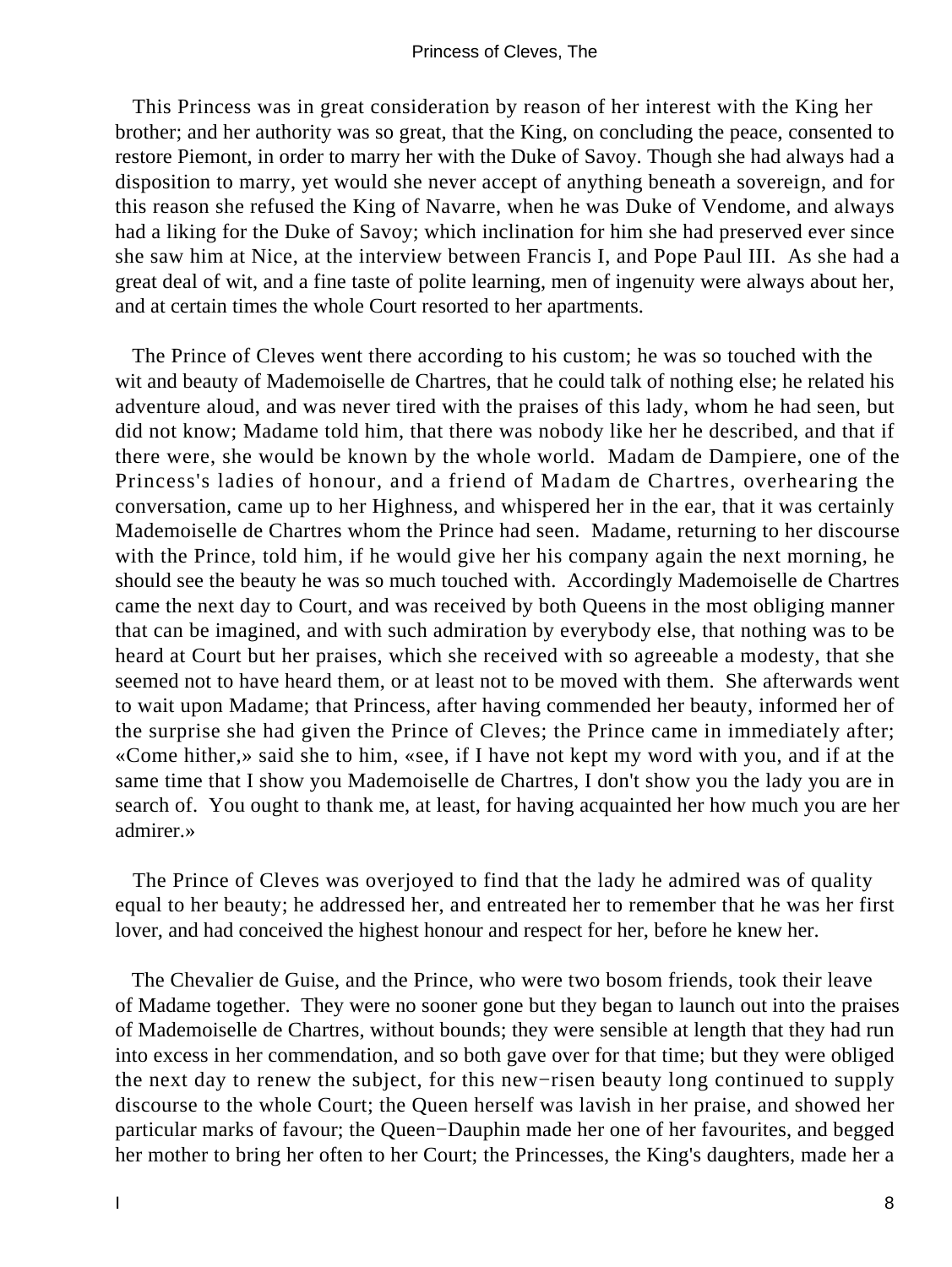This Princess was in great consideration by reason of her interest with the King her brother; and her authority was so great, that the King, on concluding the peace, consented to restore Piemont, in order to marry her with the Duke of Savoy. Though she had always had a disposition to marry, yet would she never accept of anything beneath a sovereign, and for this reason she refused the King of Navarre, when he was Duke of Vendome, and always had a liking for the Duke of Savoy; which inclination for him she had preserved ever since she saw him at Nice, at the interview between Francis I, and Pope Paul III. As she had a great deal of wit, and a fine taste of polite learning, men of ingenuity were always about her, and at certain times the whole Court resorted to her apartments.

The Prince of Cleves went there according to his custom; he was so touched with the wit and beauty of Mademoiselle de Chartres, that he could talk of nothing else; he related his adventure aloud, and was never tired with the praises of this lady, whom he had seen, but did not know; Madame told him, that there was nobody like her he described, and that if there were, she would be known by the whole world. Madam de Dampiere, one of the Princess's ladies of honour, and a friend of Madam de Chartres, overhearing the conversation, came up to her Highness, and whispered her in the ear, that it was certainly Mademoiselle de Chartres whom the Prince had seen. Madame, returning to her discourse with the Prince, told him, if he would give her his company again the next morning, he should see the beauty he was so much touched with. Accordingly Mademoiselle de Chartres came the next day to Court, and was received by both Queens in the most obliging manner that can be imagined, and with such admiration by everybody else, that nothing was to be heard at Court but her praises, which she received with so agreeable a modesty, that she seemed not to have heard them, or at least not to be moved with them. She afterwards went to wait upon Madame; that Princess, after having commended her beauty, informed her of the surprise she had given the Prince of Cleves; the Prince came in immediately after; «Come hither,» said she to him, «see, if I have not kept my word with you, and if at the same time that I show you Mademoiselle de Chartres, I don't show you the lady you are in search of. You ought to thank me, at least, for having acquainted her how much you are her admirer.»

The Prince of Cleves was overjoyed to find that the lady he admired was of quality equal to her beauty; he addressed her, and entreated her to remember that he was her first lover, and had conceived the highest honour and respect for her, before he knew her.

The Chevalier de Guise, and the Prince, who were two bosom friends, took their leave of Madame together. They were no sooner gone but they began to launch out into the praises of Mademoiselle de Chartres, without bounds; they were sensible at length that they had run into excess in her commendation, and so both gave over for that time; but they were obliged the next day to renew the subject, for this new−risen beauty long continued to supply discourse to the whole Court; the Queen herself was lavish in her praise, and showed her particular marks of favour; the Queen−Dauphin made her one of her favourites, and begged her mother to bring her often to her Court; the Princesses, the King's daughters, made her a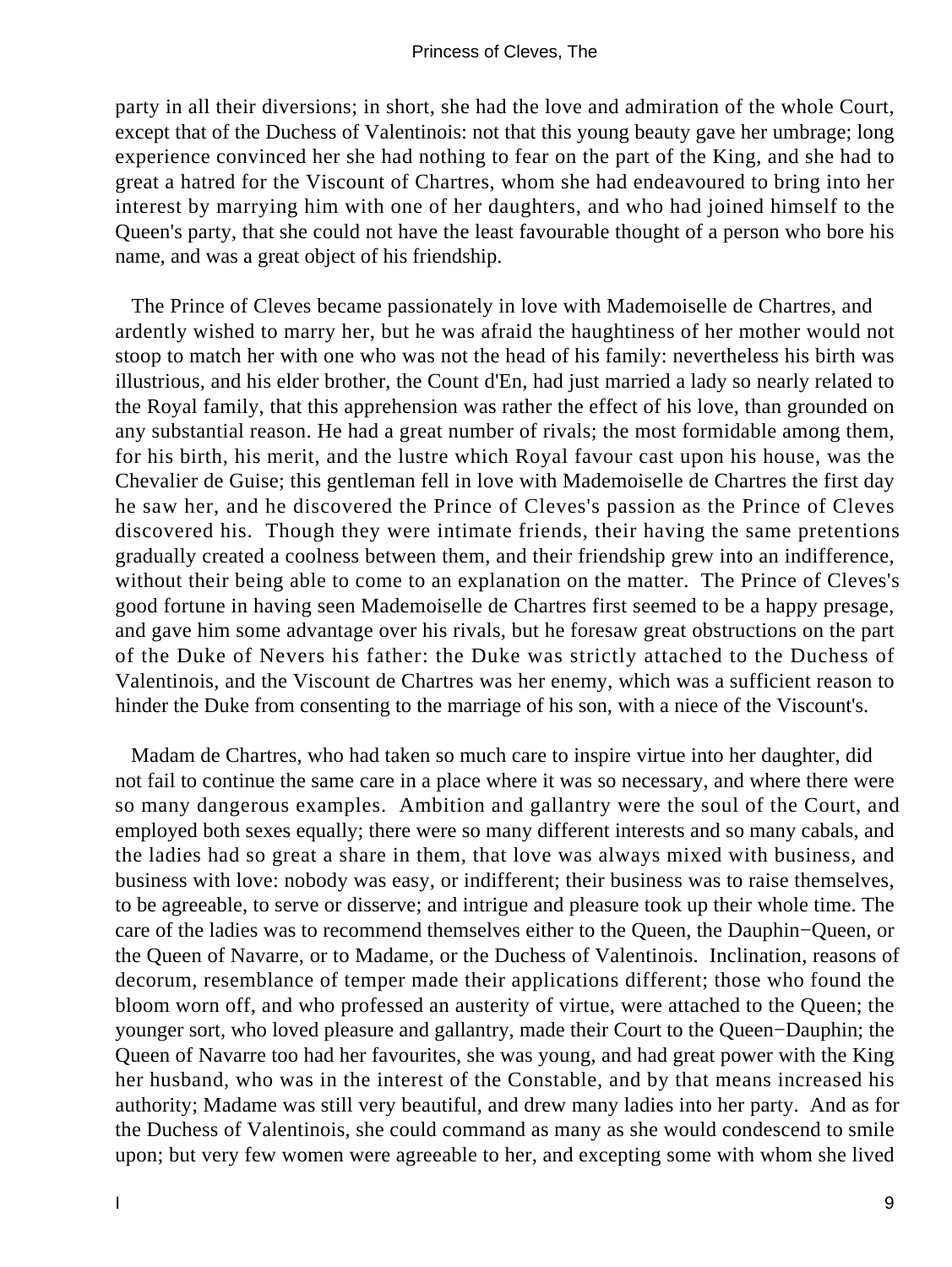party in all their diversions; in short, she had the love and admiration of the whole Court, except that of the Duchess of Valentinois: not that this young beauty gave her umbrage; long experience convinced her she had nothing to fear on the part of the King, and she had to great a hatred for the Viscount of Chartres, whom she had endeavoured to bring into her interest by marrying him with one of her daughters, and who had joined himself to the Queen's party, that she could not have the least favourable thought of a person who bore his name, and was a great object of his friendship.

The Prince of Cleves became passionately in love with Mademoiselle de Chartres, and ardently wished to marry her, but he was afraid the haughtiness of her mother would not stoop to match her with one who was not the head of his family: nevertheless his birth was illustrious, and his elder brother, the Count d'En, had just married a lady so nearly related to the Royal family, that this apprehension was rather the effect of his love, than grounded on any substantial reason. He had a great number of rivals; the most formidable among them, for his birth, his merit, and the lustre which Royal favour cast upon his house, was the Chevalier de Guise; this gentleman fell in love with Mademoiselle de Chartres the first day he saw her, and he discovered the Prince of Cleves's passion as the Prince of Cleves discovered his. Though they were intimate friends, their having the same pretentions gradually created a coolness between them, and their friendship grew into an indifference, without their being able to come to an explanation on the matter. The Prince of Cleves's good fortune in having seen Mademoiselle de Chartres first seemed to be a happy presage, and gave him some advantage over his rivals, but he foresaw great obstructions on the part of the Duke of Nevers his father: the Duke was strictly attached to the Duchess of Valentinois, and the Viscount de Chartres was her enemy, which was a sufficient reason to hinder the Duke from consenting to the marriage of his son, with a niece of the Viscount's.

Madam de Chartres, who had taken so much care to inspire virtue into her daughter, did not fail to continue the same care in a place where it was so necessary, and where there were so many dangerous examples. Ambition and gallantry were the soul of the Court, and employed both sexes equally; there were so many different interests and so many cabals, and the ladies had so great a share in them, that love was always mixed with business, and business with love: nobody was easy, or indifferent; their business was to raise themselves, to be agreeable, to serve or disserve; and intrigue and pleasure took up their whole time. The care of the ladies was to recommend themselves either to the Queen, the Dauphin−Queen, or the Queen of Navarre, or to Madame, or the Duchess of Valentinois. Inclination, reasons of decorum, resemblance of temper made their applications different; those who found the bloom worn off, and who professed an austerity of virtue, were attached to the Queen; the younger sort, who loved pleasure and gallantry, made their Court to the Queen−Dauphin; the Queen of Navarre too had her favourites, she was young, and had great power with the King her husband, who was in the interest of the Constable, and by that means increased his authority; Madame was still very beautiful, and drew many ladies into her party. And as for the Duchess of Valentinois, she could command as many as she would condescend to smile upon; but very few women were agreeable to her, and excepting some with whom she lived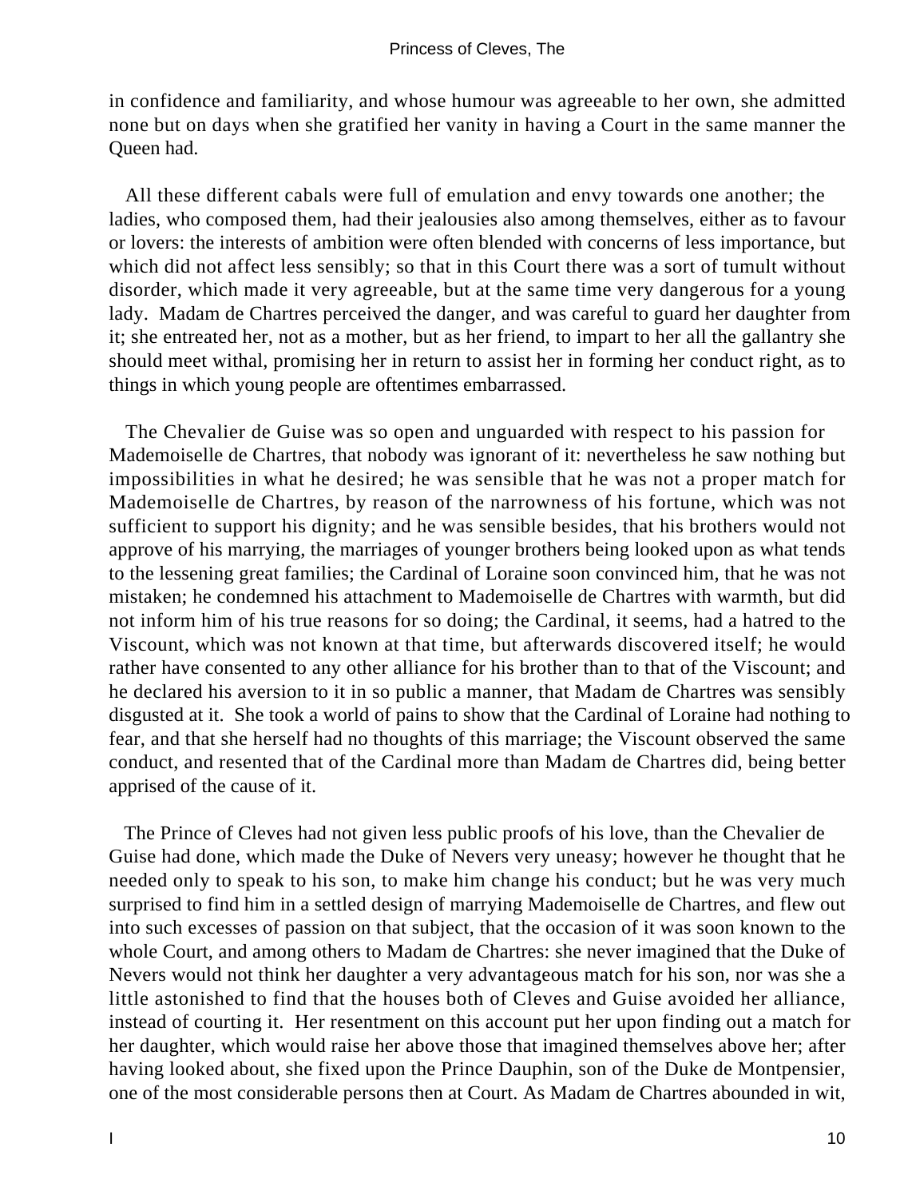in confidence and familiarity, and whose humour was agreeable to her own, she admitted none but on days when she gratified her vanity in having a Court in the same manner the Queen had.

All these different cabals were full of emulation and envy towards one another; the ladies, who composed them, had their jealousies also among themselves, either as to favour or lovers: the interests of ambition were often blended with concerns of less importance, but which did not affect less sensibly; so that in this Court there was a sort of tumult without disorder, which made it very agreeable, but at the same time very dangerous for a young lady. Madam de Chartres perceived the danger, and was careful to guard her daughter from it; she entreated her, not as a mother, but as her friend, to impart to her all the gallantry she should meet withal, promising her in return to assist her in forming her conduct right, as to things in which young people are oftentimes embarrassed.

The Chevalier de Guise was so open and unguarded with respect to his passion for Mademoiselle de Chartres, that nobody was ignorant of it: nevertheless he saw nothing but impossibilities in what he desired; he was sensible that he was not a proper match for Mademoiselle de Chartres, by reason of the narrowness of his fortune, which was not sufficient to support his dignity; and he was sensible besides, that his brothers would not approve of his marrying, the marriages of younger brothers being looked upon as what tends to the lessening great families; the Cardinal of Loraine soon convinced him, that he was not mistaken; he condemned his attachment to Mademoiselle de Chartres with warmth, but did not inform him of his true reasons for so doing; the Cardinal, it seems, had a hatred to the Viscount, which was not known at that time, but afterwards discovered itself; he would rather have consented to any other alliance for his brother than to that of the Viscount; and he declared his aversion to it in so public a manner, that Madam de Chartres was sensibly disgusted at it. She took a world of pains to show that the Cardinal of Loraine had nothing to fear, and that she herself had no thoughts of this marriage; the Viscount observed the same conduct, and resented that of the Cardinal more than Madam de Chartres did, being better apprised of the cause of it.

The Prince of Cleves had not given less public proofs of his love, than the Chevalier de Guise had done, which made the Duke of Nevers very uneasy; however he thought that he needed only to speak to his son, to make him change his conduct; but he was very much surprised to find him in a settled design of marrying Mademoiselle de Chartres, and flew out into such excesses of passion on that subject, that the occasion of it was soon known to the whole Court, and among others to Madam de Chartres: she never imagined that the Duke of Nevers would not think her daughter a very advantageous match for his son, nor was she a little astonished to find that the houses both of Cleves and Guise avoided her alliance, instead of courting it. Her resentment on this account put her upon finding out a match for her daughter, which would raise her above those that imagined themselves above her; after having looked about, she fixed upon the Prince Dauphin, son of the Duke de Montpensier, one of the most considerable persons then at Court. As Madam de Chartres abounded in wit,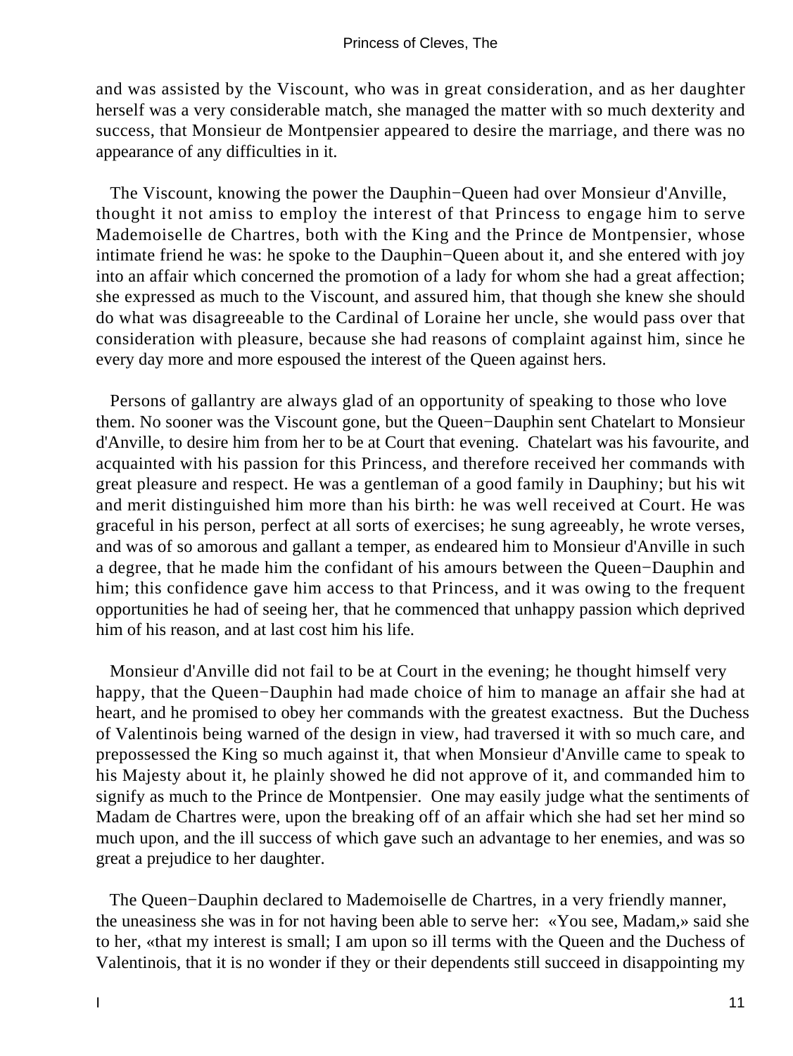and was assisted by the Viscount, who was in great consideration, and as her daughter herself was a very considerable match, she managed the matter with so much dexterity and success, that Monsieur de Montpensier appeared to desire the marriage, and there was no appearance of any difficulties in it.

The Viscount, knowing the power the Dauphin−Queen had over Monsieur d'Anville, thought it not amiss to employ the interest of that Princess to engage him to serve Mademoiselle de Chartres, both with the King and the Prince de Montpensier, whose intimate friend he was: he spoke to the Dauphin−Queen about it, and she entered with joy into an affair which concerned the promotion of a lady for whom she had a great affection; she expressed as much to the Viscount, and assured him, that though she knew she should do what was disagreeable to the Cardinal of Loraine her uncle, she would pass over that consideration with pleasure, because she had reasons of complaint against him, since he every day more and more espoused the interest of the Queen against hers.

Persons of gallantry are always glad of an opportunity of speaking to those who love them. No sooner was the Viscount gone, but the Queen−Dauphin sent Chatelart to Monsieur d'Anville, to desire him from her to be at Court that evening. Chatelart was his favourite, and acquainted with his passion for this Princess, and therefore received her commands with great pleasure and respect. He was a gentleman of a good family in Dauphiny; but his wit and merit distinguished him more than his birth: he was well received at Court. He was graceful in his person, perfect at all sorts of exercises; he sung agreeably, he wrote verses, and was of so amorous and gallant a temper, as endeared him to Monsieur d'Anville in such a degree, that he made him the confidant of his amours between the Queen−Dauphin and him; this confidence gave him access to that Princess, and it was owing to the frequent opportunities he had of seeing her, that he commenced that unhappy passion which deprived him of his reason, and at last cost him his life.

Monsieur d'Anville did not fail to be at Court in the evening; he thought himself very happy, that the Queen−Dauphin had made choice of him to manage an affair she had at heart, and he promised to obey her commands with the greatest exactness. But the Duchess of Valentinois being warned of the design in view, had traversed it with so much care, and prepossessed the King so much against it, that when Monsieur d'Anville came to speak to his Majesty about it, he plainly showed he did not approve of it, and commanded him to signify as much to the Prince de Montpensier. One may easily judge what the sentiments of Madam de Chartres were, upon the breaking off of an affair which she had set her mind so much upon, and the ill success of which gave such an advantage to her enemies, and was so great a prejudice to her daughter.

The Queen−Dauphin declared to Mademoiselle de Chartres, in a very friendly manner, the uneasiness she was in for not having been able to serve her: «You see, Madam,» said she to her, «that my interest is small; I am upon so ill terms with the Queen and the Duchess of Valentinois, that it is no wonder if they or their dependents still succeed in disappointing my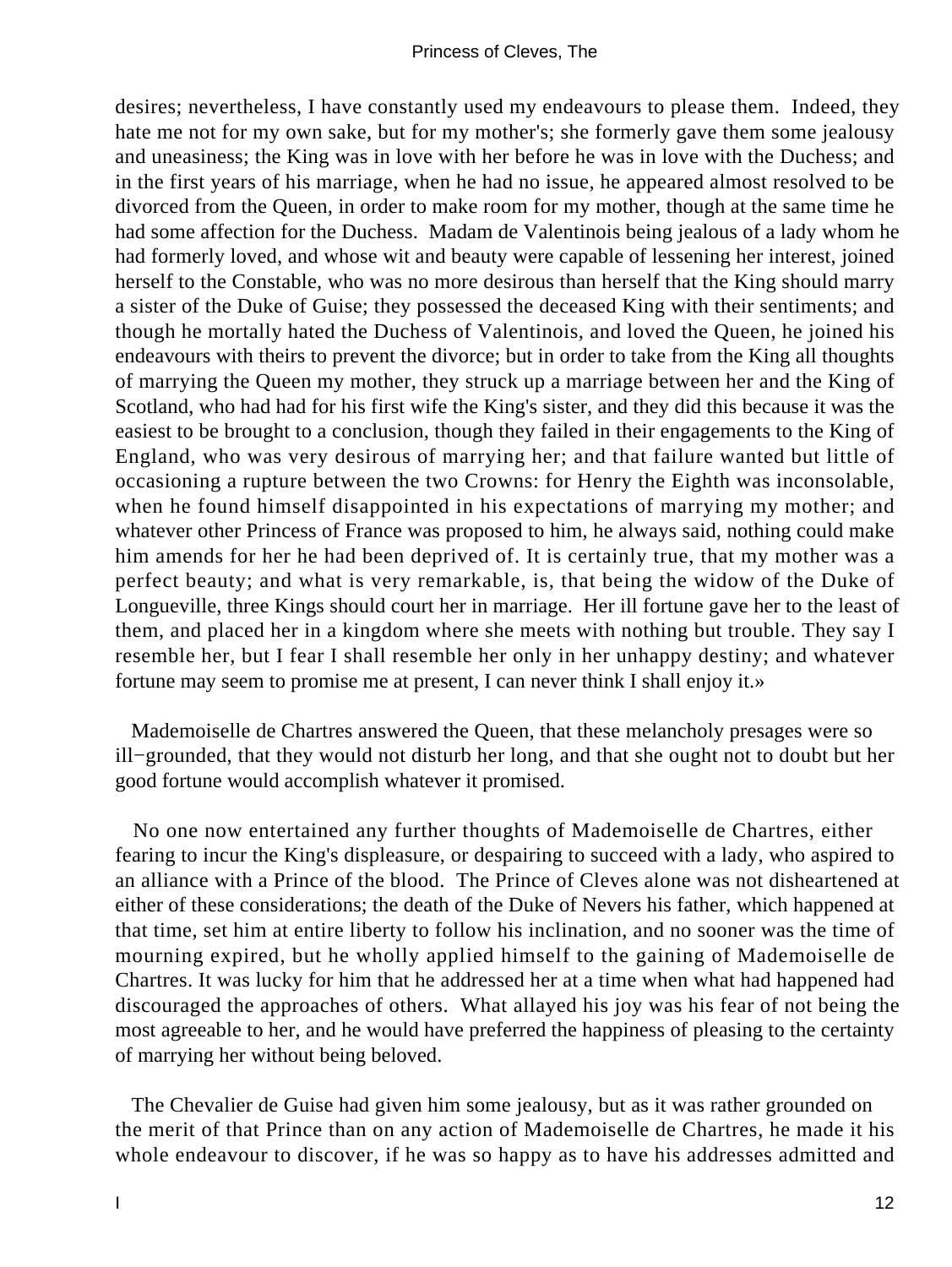desires; nevertheless, I have constantly used my endeavours to please them. Indeed, they hate me not for my own sake, but for my mother's; she formerly gave them some jealousy and uneasiness; the King was in love with her before he was in love with the Duchess; and in the first years of his marriage, when he had no issue, he appeared almost resolved to be divorced from the Queen, in order to make room for my mother, though at the same time he had some affection for the Duchess. Madam de Valentinois being jealous of a lady whom he had formerly loved, and whose wit and beauty were capable of lessening her interest, joined herself to the Constable, who was no more desirous than herself that the King should marry a sister of the Duke of Guise; they possessed the deceased King with their sentiments; and though he mortally hated the Duchess of Valentinois, and loved the Queen, he joined his endeavours with theirs to prevent the divorce; but in order to take from the King all thoughts of marrying the Queen my mother, they struck up a marriage between her and the King of Scotland, who had had for his first wife the King's sister, and they did this because it was the easiest to be brought to a conclusion, though they failed in their engagements to the King of England, who was very desirous of marrying her; and that failure wanted but little of occasioning a rupture between the two Crowns: for Henry the Eighth was inconsolable, when he found himself disappointed in his expectations of marrying my mother; and whatever other Princess of France was proposed to him, he always said, nothing could make him amends for her he had been deprived of. It is certainly true, that my mother was a perfect beauty; and what is very remarkable, is, that being the widow of the Duke of Longueville, three Kings should court her in marriage. Her ill fortune gave her to the least of them, and placed her in a kingdom where she meets with nothing but trouble. They say I resemble her, but I fear I shall resemble her only in her unhappy destiny; and whatever fortune may seem to promise me at present, I can never think I shall enjoy it.»

Mademoiselle de Chartres answered the Queen, that these melancholy presages were so ill-grounded, that they would not disturb her long, and that she ought not to doubt but her good fortune would accomplish whatever it promised.

No one now entertained any further thoughts of Mademoiselle de Chartres, either fearing to incur the King's displeasure, or despairing to succeed with a lady, who aspired to an alliance with a Prince of the blood. The Prince of Cleves alone was not disheartened at either of these considerations; the death of the Duke of Nevers his father, which happened at that time, set him at entire liberty to follow his inclination, and no sooner was the time of mourning expired, but he wholly applied himself to the gaining of Mademoiselle de Chartres. It was lucky for him that he addressed her at a time when what had happened had discouraged the approaches of others. What allayed his joy was his fear of not being the most agreeable to her, and he would have preferred the happiness of pleasing to the certainty of marrying her without being beloved.

The Chevalier de Guise had given him some jealousy, but as it was rather grounded on the merit of that Prince than on any action of Mademoiselle de Chartres, he made it his whole endeavour to discover, if he was so happy as to have his addresses admitted and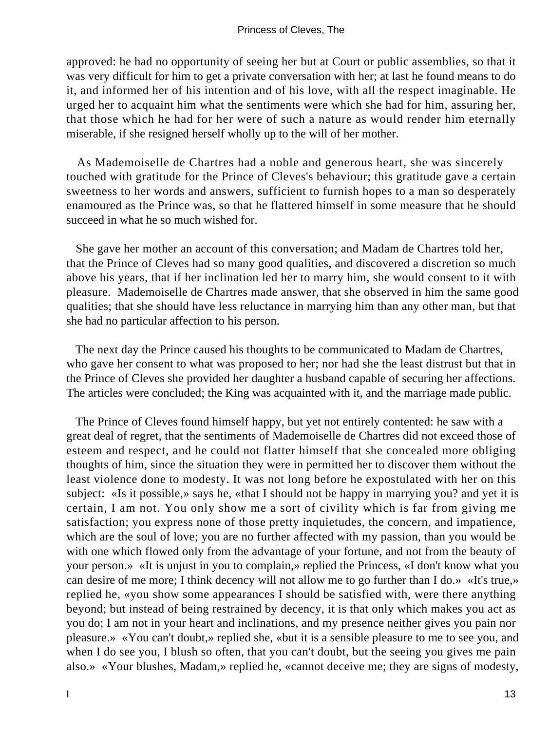approved: he had no opportunity of seeing her but at Court or public assemblies, so that it was very difficult for him to get a private conversation with her; at last he found means to do it, and informed her of his intention and of his love, with all the respect imaginable. He urged her to acquaint him what the sentiments were which she had for him, assuring her, that those which he had for her were of such a nature as would render him eternally miserable, if she resigned herself wholly up to the will of her mother.

As Mademoiselle de Chartres had a noble and generous heart, she was sincerely touched with gratitude for the Prince of Cleves's behaviour; this gratitude gave a certain sweetness to her words and answers, sufficient to furnish hopes to a man so desperately enamoured as the Prince was, so that he flattered himself in some measure that he should succeed in what he so much wished for.

She gave her mother an account of this conversation; and Madam de Chartres told her, that the Prince of Cleves had so many good qualities, and discovered a discretion so much above his years, that if her inclination led her to marry him, she would consent to it with pleasure. Mademoiselle de Chartres made answer, that she observed in him the same good qualities; that she should have less reluctance in marrying him than any other man, but that she had no particular affection to his person.

The next day the Prince caused his thoughts to be communicated to Madam de Chartres, who gave her consent to what was proposed to her; nor had she the least distrust but that in the Prince of Cleves she provided her daughter a husband capable of securing her affections. The articles were concluded; the King was acquainted with it, and the marriage made public.

The Prince of Cleves found himself happy, but yet not entirely contented: he saw with a great deal of regret, that the sentiments of Mademoiselle de Chartres did not exceed those of esteem and respect, and he could not flatter himself that she concealed more obliging thoughts of him, since the situation they were in permitted her to discover them without the least violence done to modesty. It was not long before he expostulated with her on this subject: «Is it possible,» says he, «that I should not be happy in marrying you? and yet it is certain, I am not. You only show me a sort of civility which is far from giving me satisfaction; you express none of those pretty inquietudes, the concern, and impatience, which are the soul of love; you are no further affected with my passion, than you would be with one which flowed only from the advantage of your fortune, and not from the beauty of your person.» «It is unjust in you to complain,» replied the Princess, «I don't know what you can desire of me more; I think decency will not allow me to go further than I do.» «It's true,» replied he, «you show some appearances I should be satisfied with, were there anything beyond; but instead of being restrained by decency, it is that only which makes you act as you do; I am not in your heart and inclinations, and my presence neither gives you pain nor pleasure.» «You can't doubt,» replied she, «but it is a sensible pleasure to me to see you, and when I do see you, I blush so often, that you can't doubt, but the seeing you gives me pain also.» «Your blushes, Madam,» replied he, «cannot deceive me; they are signs of modesty,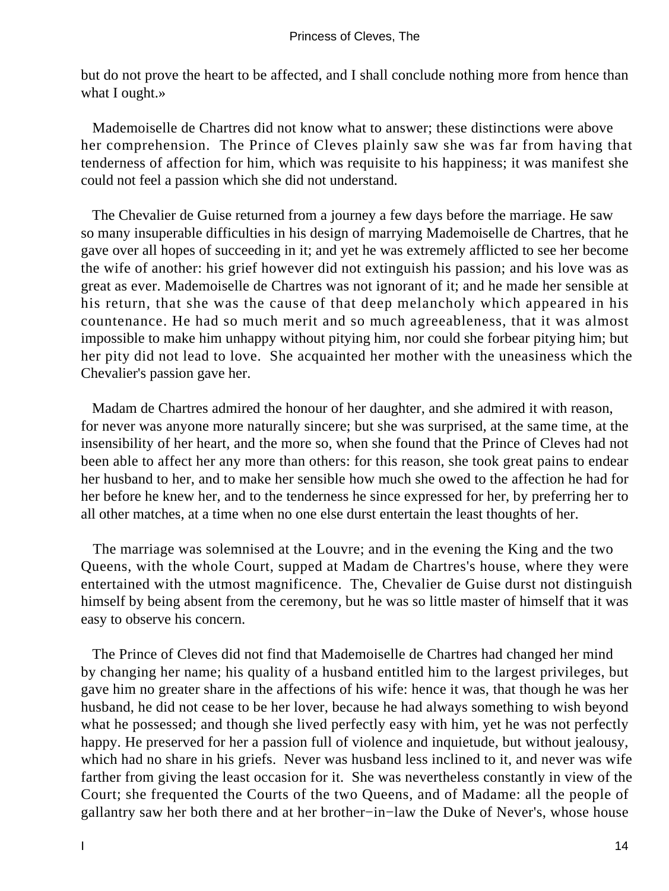but do not prove the heart to be affected, and I shall conclude nothing more from hence than what I ought.»

Mademoiselle de Chartres did not know what to answer; these distinctions were above her comprehension. The Prince of Cleves plainly saw she was far from having that tenderness of affection for him, which was requisite to his happiness; it was manifest she could not feel a passion which she did not understand.

The Chevalier de Guise returned from a journey a few days before the marriage. He saw so many insuperable difficulties in his design of marrying Mademoiselle de Chartres, that he gave over all hopes of succeeding in it; and yet he was extremely afflicted to see her become the wife of another: his grief however did not extinguish his passion; and his love was as great as ever. Mademoiselle de Chartres was not ignorant of it; and he made her sensible at his return, that she was the cause of that deep melancholy which appeared in his countenance. He had so much merit and so much agreeableness, that it was almost impossible to make him unhappy without pitying him, nor could she forbear pitying him; but her pity did not lead to love. She acquainted her mother with the uneasiness which the Chevalier's passion gave her.

Madam de Chartres admired the honour of her daughter, and she admired it with reason, for never was anyone more naturally sincere; but she was surprised, at the same time, at the insensibility of her heart, and the more so, when she found that the Prince of Cleves had not been able to affect her any more than others: for this reason, she took great pains to endear her husband to her, and to make her sensible how much she owed to the affection he had for her before he knew her, and to the tenderness he since expressed for her, by preferring her to all other matches, at a time when no one else durst entertain the least thoughts of her.

The marriage was solemnised at the Louvre; and in the evening the King and the two Queens, with the whole Court, supped at Madam de Chartres's house, where they were entertained with the utmost magnificence. The, Chevalier de Guise durst not distinguish himself by being absent from the ceremony, but he was so little master of himself that it was easy to observe his concern.

The Prince of Cleves did not find that Mademoiselle de Chartres had changed her mind by changing her name; his quality of a husband entitled him to the largest privileges, but gave him no greater share in the affections of his wife: hence it was, that though he was her husband, he did not cease to be her lover, because he had always something to wish beyond what he possessed; and though she lived perfectly easy with him, yet he was not perfectly happy. He preserved for her a passion full of violence and inquietude, but without jealousy, which had no share in his griefs. Never was husband less inclined to it, and never was wife farther from giving the least occasion for it. She was nevertheless constantly in view of the Court; she frequented the Courts of the two Queens, and of Madame: all the people of gallantry saw her both there and at her brother−in−law the Duke of Never's, whose house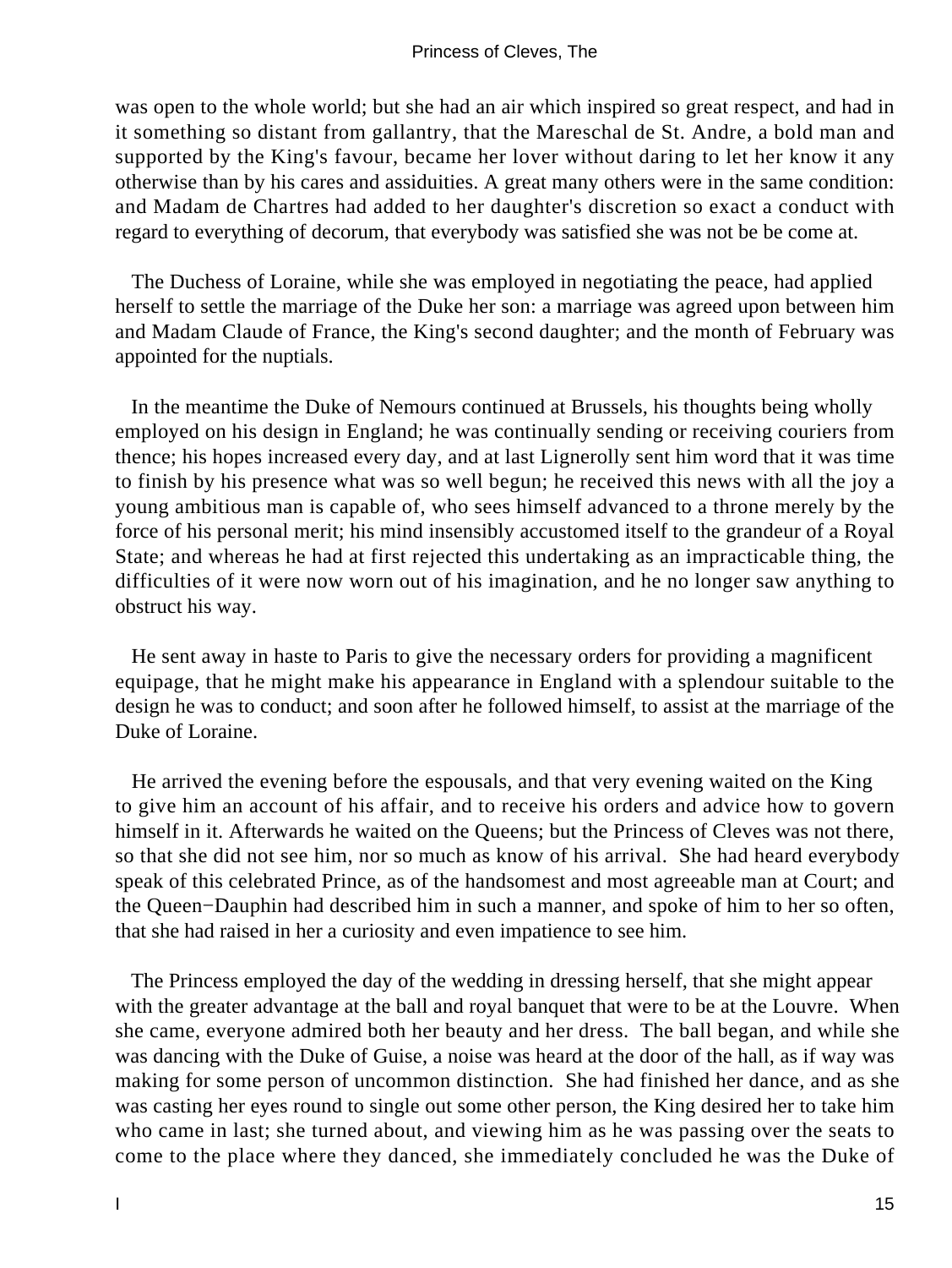was open to the whole world; but she had an air which inspired so great respect, and had in it something so distant from gallantry, that the Mareschal de St. Andre, a bold man and supported by the King's favour, became her lover without daring to let her know it any otherwise than by his cares and assiduities. A great many others were in the same condition: and Madam de Chartres had added to her daughter's discretion so exact a conduct with regard to everything of decorum, that everybody was satisfied she was not be be come at.

The Duchess of Loraine, while she was employed in negotiating the peace, had applied herself to settle the marriage of the Duke her son: a marriage was agreed upon between him and Madam Claude of France, the King's second daughter; and the month of February was appointed for the nuptials.

In the meantime the Duke of Nemours continued at Brussels, his thoughts being wholly employed on his design in England; he was continually sending or receiving couriers from thence; his hopes increased every day, and at last Lignerolly sent him word that it was time to finish by his presence what was so well begun; he received this news with all the joy a young ambitious man is capable of, who sees himself advanced to a throne merely by the force of his personal merit; his mind insensibly accustomed itself to the grandeur of a Royal State; and whereas he had at first rejected this undertaking as an impracticable thing, the difficulties of it were now worn out of his imagination, and he no longer saw anything to obstruct his way.

He sent away in haste to Paris to give the necessary orders for providing a magnificent equipage, that he might make his appearance in England with a splendour suitable to the design he was to conduct; and soon after he followed himself, to assist at the marriage of the Duke of Loraine.

He arrived the evening before the espousals, and that very evening waited on the King to give him an account of his affair, and to receive his orders and advice how to govern himself in it. Afterwards he waited on the Queens; but the Princess of Cleves was not there, so that she did not see him, nor so much as know of his arrival. She had heard everybody speak of this celebrated Prince, as of the handsomest and most agreeable man at Court; and the Queen−Dauphin had described him in such a manner, and spoke of him to her so often, that she had raised in her a curiosity and even impatience to see him.

The Princess employed the day of the wedding in dressing herself, that she might appear with the greater advantage at the ball and royal banquet that were to be at the Louvre. When she came, everyone admired both her beauty and her dress. The ball began, and while she was dancing with the Duke of Guise, a noise was heard at the door of the hall, as if way was making for some person of uncommon distinction. She had finished her dance, and as she was casting her eyes round to single out some other person, the King desired her to take him who came in last; she turned about, and viewing him as he was passing over the seats to come to the place where they danced, she immediately concluded he was the Duke of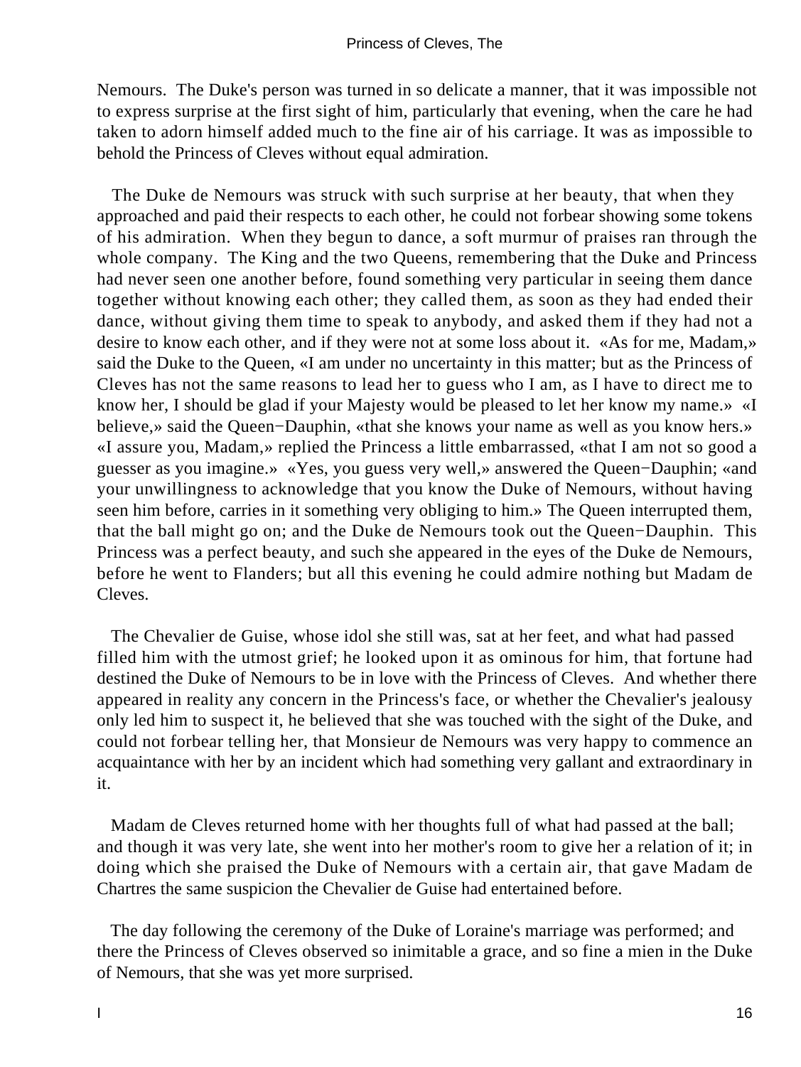Nemours. The Duke's person was turned in so delicate a manner, that it was impossible not to express surprise at the first sight of him, particularly that evening, when the care he had taken to adorn himself added much to the fine air of his carriage. It was as impossible to behold the Princess of Cleves without equal admiration.

The Duke de Nemours was struck with such surprise at her beauty, that when they approached and paid their respects to each other, he could not forbear showing some tokens of his admiration. When they begun to dance, a soft murmur of praises ran through the whole company. The King and the two Queens, remembering that the Duke and Princess had never seen one another before, found something very particular in seeing them dance together without knowing each other; they called them, as soon as they had ended their dance, without giving them time to speak to anybody, and asked them if they had not a desire to know each other, and if they were not at some loss about it. «As for me, Madam,» said the Duke to the Queen, «I am under no uncertainty in this matter; but as the Princess of Cleves has not the same reasons to lead her to guess who I am, as I have to direct me to know her, I should be glad if your Majesty would be pleased to let her know my name.» «I believe,» said the Queen−Dauphin, «that she knows your name as well as you know hers.» «I assure you, Madam,» replied the Princess a little embarrassed, «that I am not so good a guesser as you imagine.» «Yes, you guess very well,» answered the Queen−Dauphin; «and your unwillingness to acknowledge that you know the Duke of Nemours, without having seen him before, carries in it something very obliging to him.» The Queen interrupted them, that the ball might go on; and the Duke de Nemours took out the Queen−Dauphin. This Princess was a perfect beauty, and such she appeared in the eyes of the Duke de Nemours, before he went to Flanders; but all this evening he could admire nothing but Madam de Cleves.

The Chevalier de Guise, whose idol she still was, sat at her feet, and what had passed filled him with the utmost grief; he looked upon it as ominous for him, that fortune had destined the Duke of Nemours to be in love with the Princess of Cleves. And whether there appeared in reality any concern in the Princess's face, or whether the Chevalier's jealousy only led him to suspect it, he believed that she was touched with the sight of the Duke, and could not forbear telling her, that Monsieur de Nemours was very happy to commence an acquaintance with her by an incident which had something very gallant and extraordinary in it.

Madam de Cleves returned home with her thoughts full of what had passed at the ball; and though it was very late, she went into her mother's room to give her a relation of it; in doing which she praised the Duke of Nemours with a certain air, that gave Madam de Chartres the same suspicion the Chevalier de Guise had entertained before.

The day following the ceremony of the Duke of Loraine's marriage was performed; and there the Princess of Cleves observed so inimitable a grace, and so fine a mien in the Duke of Nemours, that she was yet more surprised.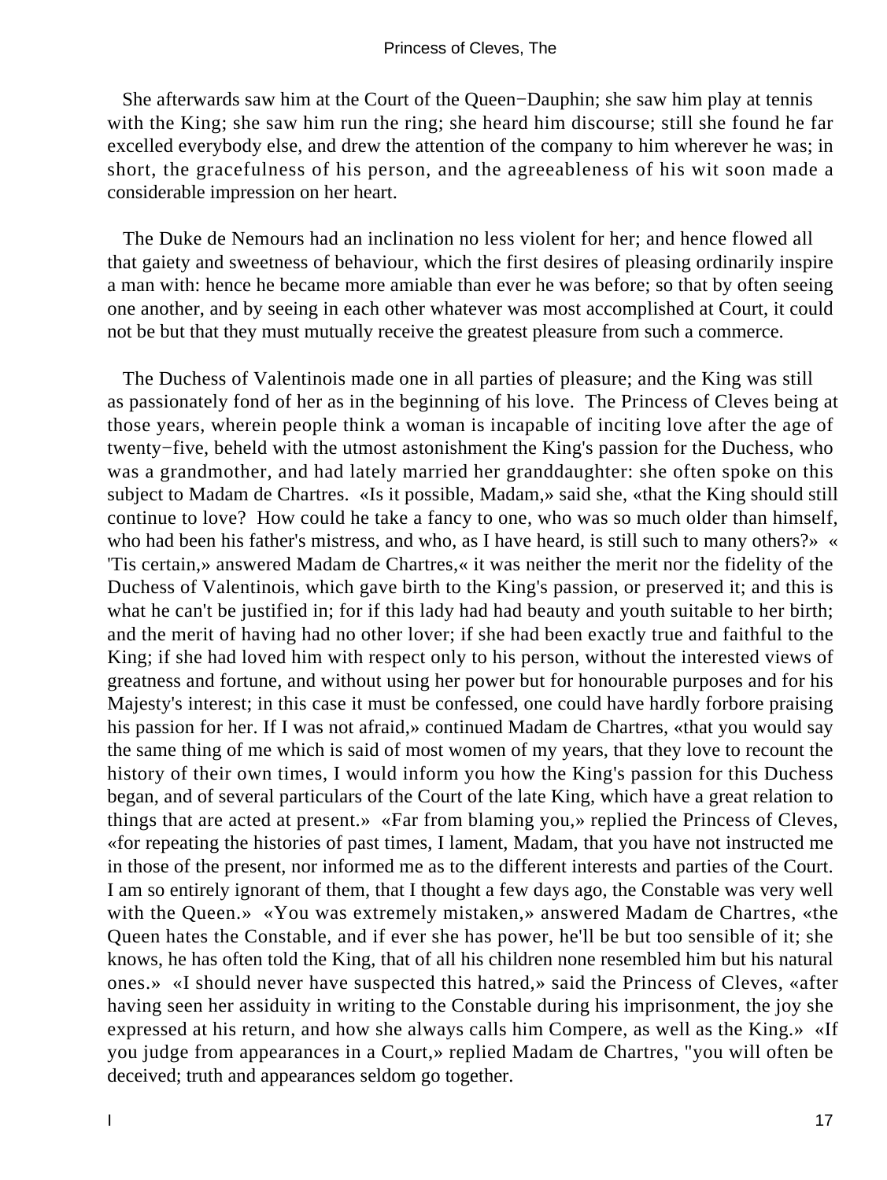She afterwards saw him at the Court of the Queen−Dauphin; she saw him play at tennis with the King; she saw him run the ring; she heard him discourse; still she found he far excelled everybody else, and drew the attention of the company to him wherever he was; in short, the gracefulness of his person, and the agreeableness of his wit soon made a considerable impression on her heart.

The Duke de Nemours had an inclination no less violent for her; and hence flowed all that gaiety and sweetness of behaviour, which the first desires of pleasing ordinarily inspire a man with: hence he became more amiable than ever he was before; so that by often seeing one another, and by seeing in each other whatever was most accomplished at Court, it could not be but that they must mutually receive the greatest pleasure from such a commerce.

The Duchess of Valentinois made one in all parties of pleasure; and the King was still as passionately fond of her as in the beginning of his love. The Princess of Cleves being at those years, wherein people think a woman is incapable of inciting love after the age of twenty−five, beheld with the utmost astonishment the King's passion for the Duchess, who was a grandmother, and had lately married her granddaughter: she often spoke on this subject to Madam de Chartres. «Is it possible, Madam,» said she, «that the King should still continue to love? How could he take a fancy to one, who was so much older than himself, who had been his father's mistress, and who, as I have heard, is still such to many others?» « 'Tis certain,» answered Madam de Chartres,« it was neither the merit nor the fidelity of the Duchess of Valentinois, which gave birth to the King's passion, or preserved it; and this is what he can't be justified in; for if this lady had had beauty and youth suitable to her birth; and the merit of having had no other lover; if she had been exactly true and faithful to the King; if she had loved him with respect only to his person, without the interested views of greatness and fortune, and without using her power but for honourable purposes and for his Majesty's interest; in this case it must be confessed, one could have hardly forbore praising his passion for her. If I was not afraid,» continued Madam de Chartres, «that you would say the same thing of me which is said of most women of my years, that they love to recount the history of their own times, I would inform you how the King's passion for this Duchess began, and of several particulars of the Court of the late King, which have a great relation to things that are acted at present.» «Far from blaming you,» replied the Princess of Cleves, «for repeating the histories of past times, I lament, Madam, that you have not instructed me in those of the present, nor informed me as to the different interests and parties of the Court. I am so entirely ignorant of them, that I thought a few days ago, the Constable was very well with the Queen.» «You was extremely mistaken,» answered Madam de Chartres, «the Queen hates the Constable, and if ever she has power, he'll be but too sensible of it; she knows, he has often told the King, that of all his children none resembled him but his natural ones.» «I should never have suspected this hatred,» said the Princess of Cleves, «after having seen her assiduity in writing to the Constable during his imprisonment, the joy she expressed at his return, and how she always calls him Compere, as well as the King.» «If you judge from appearances in a Court,» replied Madam de Chartres, "you will often be deceived; truth and appearances seldom go together.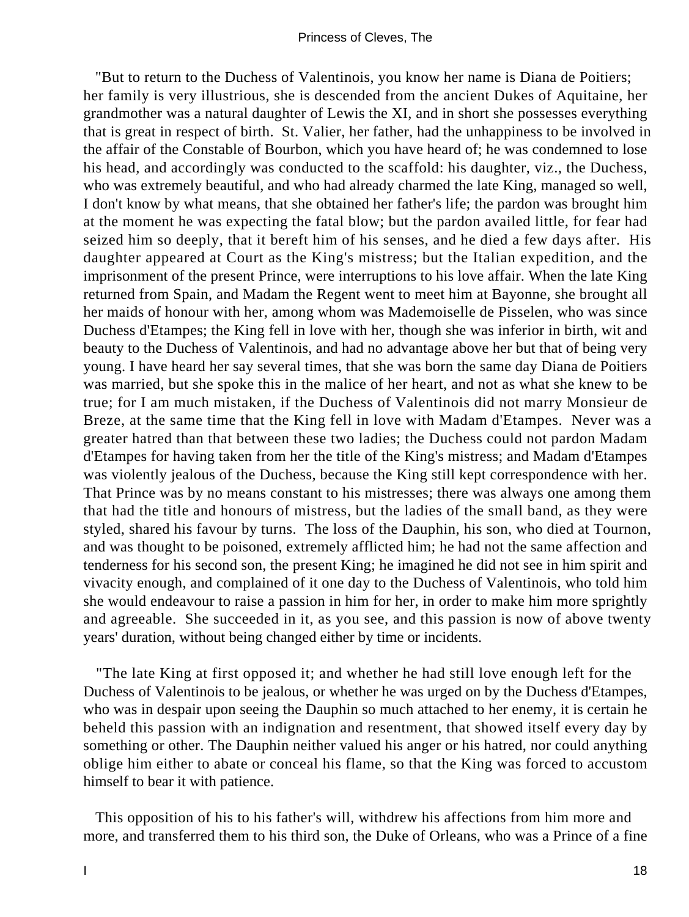"But to return to the Duchess of Valentinois, you know her name is Diana de Poitiers; her family is very illustrious, she is descended from the ancient Dukes of Aquitaine, her grandmother was a natural daughter of Lewis the XI, and in short she possesses everything that is great in respect of birth. St. Valier, her father, had the unhappiness to be involved in the affair of the Constable of Bourbon, which you have heard of; he was condemned to lose his head, and accordingly was conducted to the scaffold: his daughter, viz., the Duchess, who was extremely beautiful, and who had already charmed the late King, managed so well, I don't know by what means, that she obtained her father's life; the pardon was brought him at the moment he was expecting the fatal blow; but the pardon availed little, for fear had seized him so deeply, that it bereft him of his senses, and he died a few days after. His daughter appeared at Court as the King's mistress; but the Italian expedition, and the imprisonment of the present Prince, were interruptions to his love affair. When the late King returned from Spain, and Madam the Regent went to meet him at Bayonne, she brought all her maids of honour with her, among whom was Mademoiselle de Pisselen, who was since Duchess d'Etampes; the King fell in love with her, though she was inferior in birth, wit and beauty to the Duchess of Valentinois, and had no advantage above her but that of being very young. I have heard her say several times, that she was born the same day Diana de Poitiers was married, but she spoke this in the malice of her heart, and not as what she knew to be true; for I am much mistaken, if the Duchess of Valentinois did not marry Monsieur de Breze, at the same time that the King fell in love with Madam d'Etampes. Never was a greater hatred than that between these two ladies; the Duchess could not pardon Madam d'Etampes for having taken from her the title of the King's mistress; and Madam d'Etampes was violently jealous of the Duchess, because the King still kept correspondence with her. That Prince was by no means constant to his mistresses; there was always one among them that had the title and honours of mistress, but the ladies of the small band, as they were styled, shared his favour by turns. The loss of the Dauphin, his son, who died at Tournon, and was thought to be poisoned, extremely afflicted him; he had not the same affection and tenderness for his second son, the present King; he imagined he did not see in him spirit and vivacity enough, and complained of it one day to the Duchess of Valentinois, who told him she would endeavour to raise a passion in him for her, in order to make him more sprightly and agreeable. She succeeded in it, as you see, and this passion is now of above twenty years' duration, without being changed either by time or incidents.

"The late King at first opposed it; and whether he had still love enough left for the Duchess of Valentinois to be jealous, or whether he was urged on by the Duchess d'Etampes, who was in despair upon seeing the Dauphin so much attached to her enemy, it is certain he beheld this passion with an indignation and resentment, that showed itself every day by something or other. The Dauphin neither valued his anger or his hatred, nor could anything oblige him either to abate or conceal his flame, so that the King was forced to accustom himself to bear it with patience.

This opposition of his to his father's will, withdrew his affections from him more and more, and transferred them to his third son, the Duke of Orleans, who was a Prince of a fine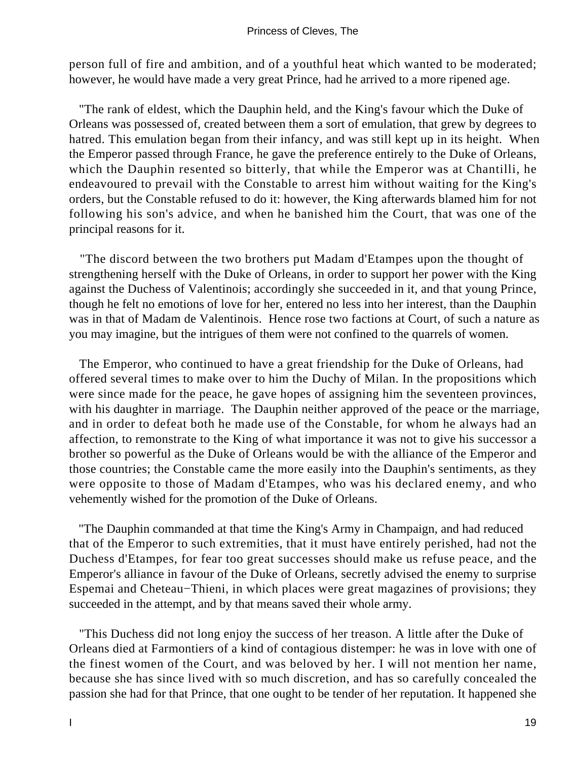person full of fire and ambition, and of a youthful heat which wanted to be moderated; however, he would have made a very great Prince, had he arrived to a more ripened age.

"The rank of eldest, which the Dauphin held, and the King's favour which the Duke of Orleans was possessed of, created between them a sort of emulation, that grew by degrees to hatred. This emulation began from their infancy, and was still kept up in its height. When the Emperor passed through France, he gave the preference entirely to the Duke of Orleans, which the Dauphin resented so bitterly, that while the Emperor was at Chantilli, he endeavoured to prevail with the Constable to arrest him without waiting for the King's orders, but the Constable refused to do it: however, the King afterwards blamed him for not following his son's advice, and when he banished him the Court, that was one of the principal reasons for it.

"The discord between the two brothers put Madam d'Etampes upon the thought of strengthening herself with the Duke of Orleans, in order to support her power with the King against the Duchess of Valentinois; accordingly she succeeded in it, and that young Prince, though he felt no emotions of love for her, entered no less into her interest, than the Dauphin was in that of Madam de Valentinois. Hence rose two factions at Court, of such a nature as you may imagine, but the intrigues of them were not confined to the quarrels of women.

The Emperor, who continued to have a great friendship for the Duke of Orleans, had offered several times to make over to him the Duchy of Milan. In the propositions which were since made for the peace, he gave hopes of assigning him the seventeen provinces, with his daughter in marriage. The Dauphin neither approved of the peace or the marriage, and in order to defeat both he made use of the Constable, for whom he always had an affection, to remonstrate to the King of what importance it was not to give his successor a brother so powerful as the Duke of Orleans would be with the alliance of the Emperor and those countries; the Constable came the more easily into the Dauphin's sentiments, as they were opposite to those of Madam d'Etampes, who was his declared enemy, and who vehemently wished for the promotion of the Duke of Orleans.

"The Dauphin commanded at that time the King's Army in Champaign, and had reduced that of the Emperor to such extremities, that it must have entirely perished, had not the Duchess d'Etampes, for fear too great successes should make us refuse peace, and the Emperor's alliance in favour of the Duke of Orleans, secretly advised the enemy to surprise Espemai and Cheteau−Thieni, in which places were great magazines of provisions; they succeeded in the attempt, and by that means saved their whole army.

"This Duchess did not long enjoy the success of her treason. A little after the Duke of Orleans died at Farmontiers of a kind of contagious distemper: he was in love with one of the finest women of the Court, and was beloved by her. I will not mention her name, because she has since lived with so much discretion, and has so carefully concealed the passion she had for that Prince, that one ought to be tender of her reputation. It happened she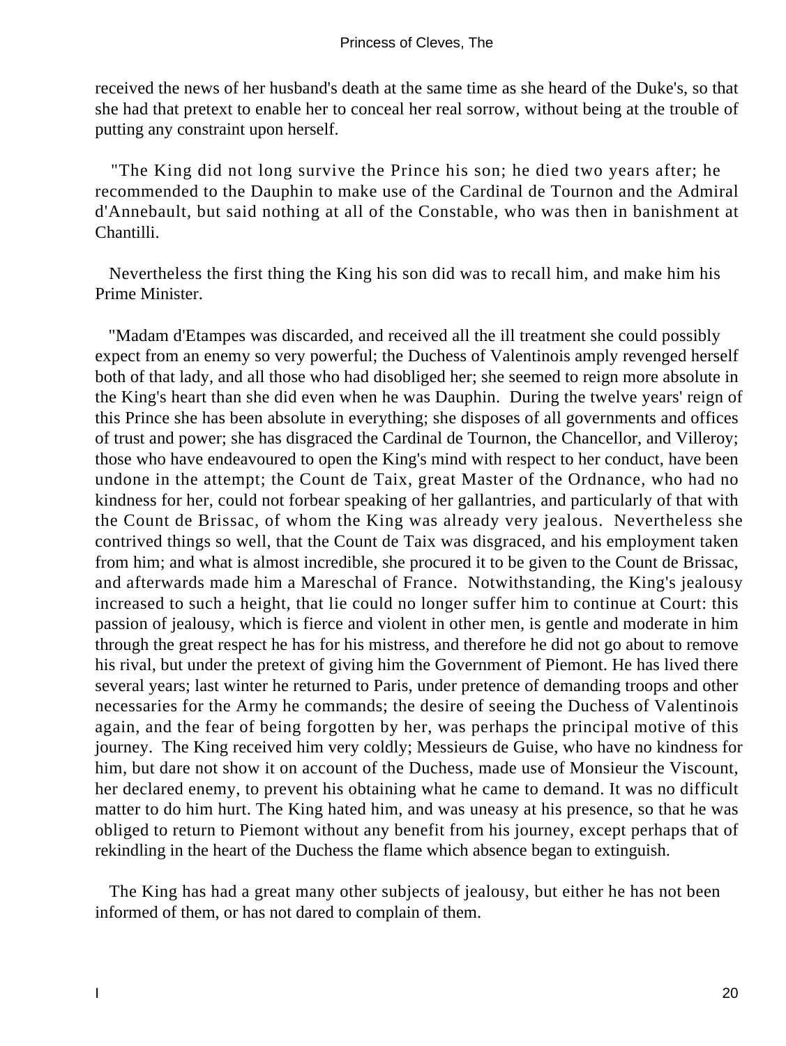received the news of her husband's death at the same time as she heard of the Duke's, so that she had that pretext to enable her to conceal her real sorrow, without being at the trouble of putting any constraint upon herself.

"The King did not long survive the Prince his son; he died two years after; he recommended to the Dauphin to make use of the Cardinal de Tournon and the Admiral d'Annebault, but said nothing at all of the Constable, who was then in banishment at Chantilli.

Nevertheless the first thing the King his son did was to recall him, and make him his Prime Minister.

"Madam d'Etampes was discarded, and received all the ill treatment she could possibly expect from an enemy so very powerful; the Duchess of Valentinois amply revenged herself both of that lady, and all those who had disobliged her; she seemed to reign more absolute in the King's heart than she did even when he was Dauphin. During the twelve years' reign of this Prince she has been absolute in everything; she disposes of all governments and offices of trust and power; she has disgraced the Cardinal de Tournon, the Chancellor, and Villeroy; those who have endeavoured to open the King's mind with respect to her conduct, have been undone in the attempt; the Count de Taix, great Master of the Ordnance, who had no kindness for her, could not forbear speaking of her gallantries, and particularly of that with the Count de Brissac, of whom the King was already very jealous. Nevertheless she contrived things so well, that the Count de Taix was disgraced, and his employment taken from him; and what is almost incredible, she procured it to be given to the Count de Brissac, and afterwards made him a Mareschal of France. Notwithstanding, the King's jealousy increased to such a height, that lie could no longer suffer him to continue at Court: this passion of jealousy, which is fierce and violent in other men, is gentle and moderate in him through the great respect he has for his mistress, and therefore he did not go about to remove his rival, but under the pretext of giving him the Government of Piemont. He has lived there several years; last winter he returned to Paris, under pretence of demanding troops and other necessaries for the Army he commands; the desire of seeing the Duchess of Valentinois again, and the fear of being forgotten by her, was perhaps the principal motive of this journey. The King received him very coldly; Messieurs de Guise, who have no kindness for him, but dare not show it on account of the Duchess, made use of Monsieur the Viscount, her declared enemy, to prevent his obtaining what he came to demand. It was no difficult matter to do him hurt. The King hated him, and was uneasy at his presence, so that he was obliged to return to Piemont without any benefit from his journey, except perhaps that of rekindling in the heart of the Duchess the flame which absence began to extinguish.

The King has had a great many other subjects of jealousy, but either he has not been informed of them, or has not dared to complain of them.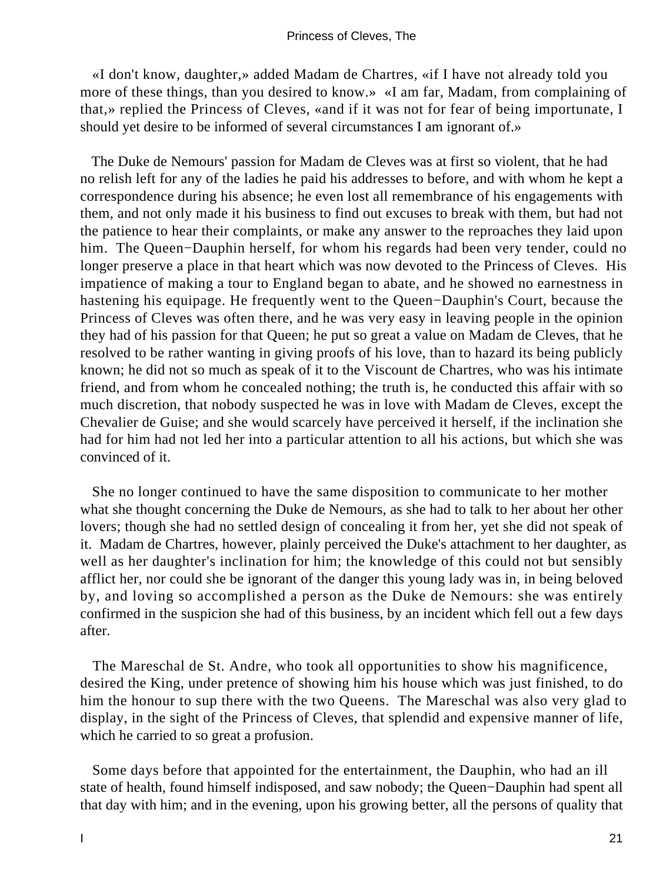«I don't know, daughter,» added Madam de Chartres, «if I have not already told you more of these things, than you desired to know.» «I am far, Madam, from complaining of that,» replied the Princess of Cleves, «and if it was not for fear of being importunate, I should yet desire to be informed of several circumstances I am ignorant of.»

The Duke de Nemours' passion for Madam de Cleves was at first so violent, that he had no relish left for any of the ladies he paid his addresses to before, and with whom he kept a correspondence during his absence; he even lost all remembrance of his engagements with them, and not only made it his business to find out excuses to break with them, but had not the patience to hear their complaints, or make any answer to the reproaches they laid upon him. The Queen−Dauphin herself, for whom his regards had been very tender, could no longer preserve a place in that heart which was now devoted to the Princess of Cleves. His impatience of making a tour to England began to abate, and he showed no earnestness in hastening his equipage. He frequently went to the Queen−Dauphin's Court, because the Princess of Cleves was often there, and he was very easy in leaving people in the opinion they had of his passion for that Queen; he put so great a value on Madam de Cleves, that he resolved to be rather wanting in giving proofs of his love, than to hazard its being publicly known; he did not so much as speak of it to the Viscount de Chartres, who was his intimate friend, and from whom he concealed nothing; the truth is, he conducted this affair with so much discretion, that nobody suspected he was in love with Madam de Cleves, except the Chevalier de Guise; and she would scarcely have perceived it herself, if the inclination she had for him had not led her into a particular attention to all his actions, but which she was convinced of it.

She no longer continued to have the same disposition to communicate to her mother what she thought concerning the Duke de Nemours, as she had to talk to her about her other lovers; though she had no settled design of concealing it from her, yet she did not speak of it. Madam de Chartres, however, plainly perceived the Duke's attachment to her daughter, as well as her daughter's inclination for him; the knowledge of this could not but sensibly afflict her, nor could she be ignorant of the danger this young lady was in, in being beloved by, and loving so accomplished a person as the Duke de Nemours: she was entirely confirmed in the suspicion she had of this business, by an incident which fell out a few days after.

The Mareschal de St. Andre, who took all opportunities to show his magnificence, desired the King, under pretence of showing him his house which was just finished, to do him the honour to sup there with the two Queens. The Mareschal was also very glad to display, in the sight of the Princess of Cleves, that splendid and expensive manner of life, which he carried to so great a profusion.

Some days before that appointed for the entertainment, the Dauphin, who had an ill state of health, found himself indisposed, and saw nobody; the Queen−Dauphin had spent all that day with him; and in the evening, upon his growing better, all the persons of quality that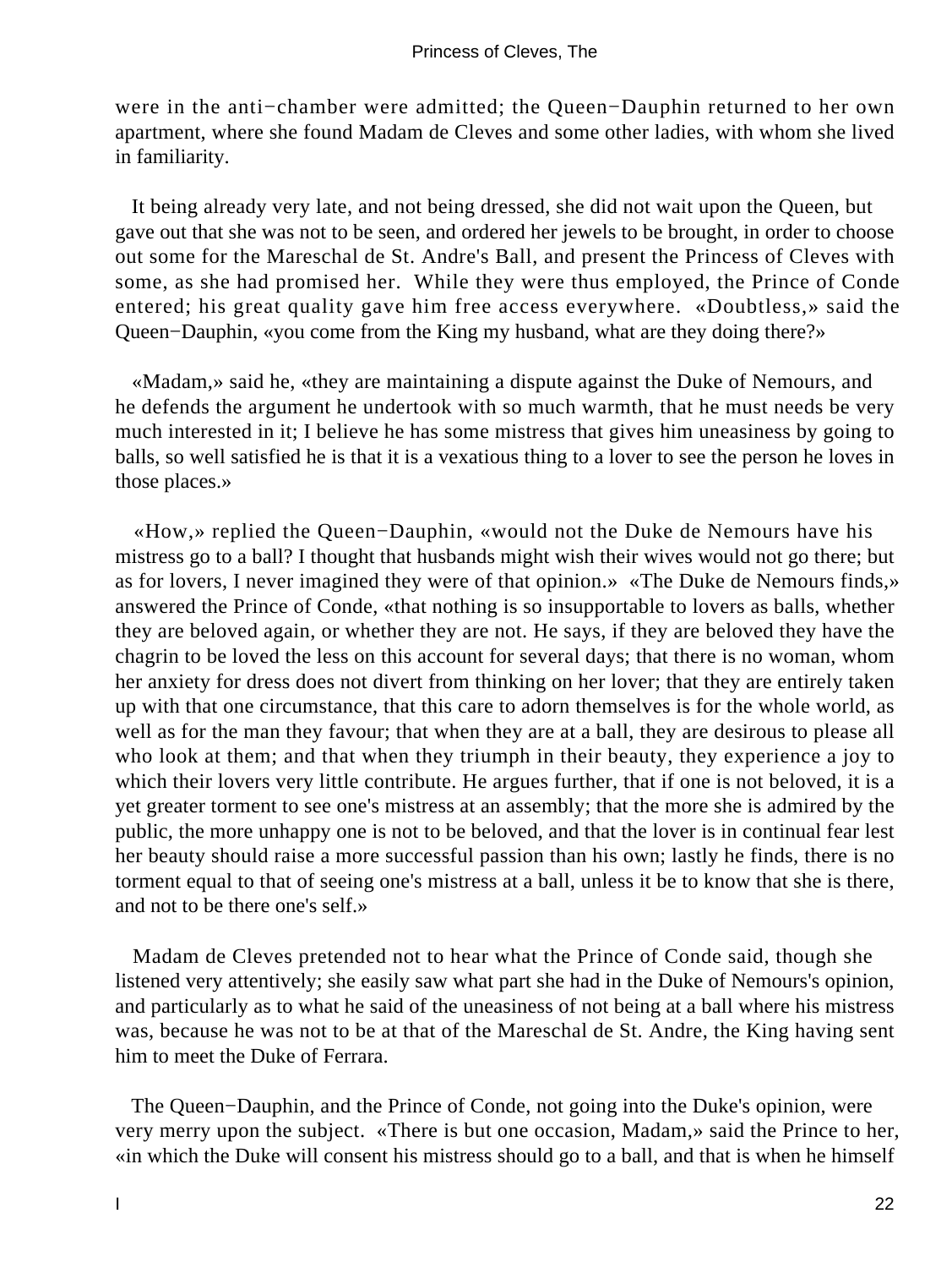were in the anti−chamber were admitted; the Queen−Dauphin returned to her own apartment, where she found Madam de Cleves and some other ladies, with whom she lived in familiarity.

It being already very late, and not being dressed, she did not wait upon the Queen, but gave out that she was not to be seen, and ordered her jewels to be brought, in order to choose out some for the Mareschal de St. Andre's Ball, and present the Princess of Cleves with some, as she had promised her. While they were thus employed, the Prince of Conde entered; his great quality gave him free access everywhere. «Doubtless,» said the Queen−Dauphin, «you come from the King my husband, what are they doing there?»

«Madam,» said he, «they are maintaining a dispute against the Duke of Nemours, and he defends the argument he undertook with so much warmth, that he must needs be very much interested in it; I believe he has some mistress that gives him uneasiness by going to balls, so well satisfied he is that it is a vexatious thing to a lover to see the person he loves in those places.»

«How,» replied the Queen−Dauphin, «would not the Duke de Nemours have his mistress go to a ball? I thought that husbands might wish their wives would not go there; but as for lovers, I never imagined they were of that opinion.» «The Duke de Nemours finds,» answered the Prince of Conde, «that nothing is so insupportable to lovers as balls, whether they are beloved again, or whether they are not. He says, if they are beloved they have the chagrin to be loved the less on this account for several days; that there is no woman, whom her anxiety for dress does not divert from thinking on her lover; that they are entirely taken up with that one circumstance, that this care to adorn themselves is for the whole world, as well as for the man they favour; that when they are at a ball, they are desirous to please all who look at them; and that when they triumph in their beauty, they experience a joy to which their lovers very little contribute. He argues further, that if one is not beloved, it is a yet greater torment to see one's mistress at an assembly; that the more she is admired by the public, the more unhappy one is not to be beloved, and that the lover is in continual fear lest her beauty should raise a more successful passion than his own; lastly he finds, there is no torment equal to that of seeing one's mistress at a ball, unless it be to know that she is there, and not to be there one's self.»

Madam de Cleves pretended not to hear what the Prince of Conde said, though she listened very attentively; she easily saw what part she had in the Duke of Nemours's opinion, and particularly as to what he said of the uneasiness of not being at a ball where his mistress was, because he was not to be at that of the Mareschal de St. Andre, the King having sent him to meet the Duke of Ferrara.

The Queen−Dauphin, and the Prince of Conde, not going into the Duke's opinion, were very merry upon the subject. «There is but one occasion, Madam,» said the Prince to her, «in which the Duke will consent his mistress should go to a ball, and that is when he himself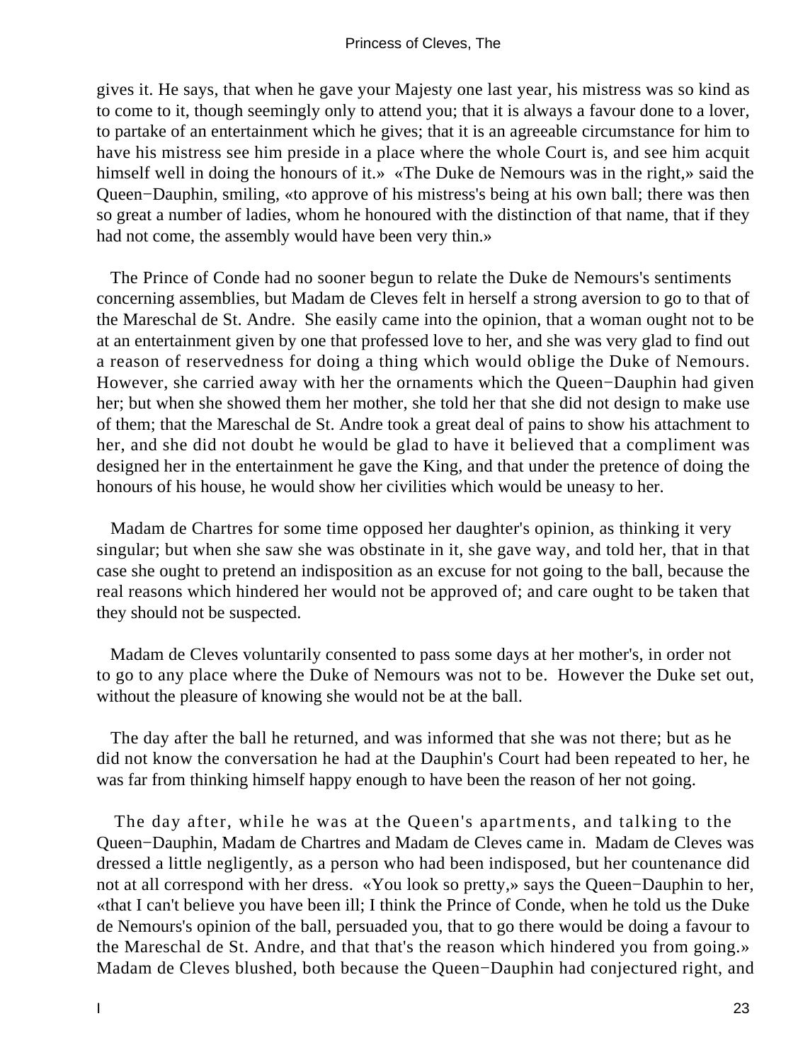gives it. He says, that when he gave your Majesty one last year, his mistress was so kind as to come to it, though seemingly only to attend you; that it is always a favour done to a lover, to partake of an entertainment which he gives; that it is an agreeable circumstance for him to have his mistress see him preside in a place where the whole Court is, and see him acquit himself well in doing the honours of it.» «The Duke de Nemours was in the right,» said the Queen−Dauphin, smiling, «to approve of his mistress's being at his own ball; there was then so great a number of ladies, whom he honoured with the distinction of that name, that if they had not come, the assembly would have been very thin.»

The Prince of Conde had no sooner begun to relate the Duke de Nemours's sentiments concerning assemblies, but Madam de Cleves felt in herself a strong aversion to go to that of the Mareschal de St. Andre. She easily came into the opinion, that a woman ought not to be at an entertainment given by one that professed love to her, and she was very glad to find out a reason of reservedness for doing a thing which would oblige the Duke of Nemours. However, she carried away with her the ornaments which the Queen−Dauphin had given her; but when she showed them her mother, she told her that she did not design to make use of them; that the Mareschal de St. Andre took a great deal of pains to show his attachment to her, and she did not doubt he would be glad to have it believed that a compliment was designed her in the entertainment he gave the King, and that under the pretence of doing the honours of his house, he would show her civilities which would be uneasy to her.

Madam de Chartres for some time opposed her daughter's opinion, as thinking it very singular; but when she saw she was obstinate in it, she gave way, and told her, that in that case she ought to pretend an indisposition as an excuse for not going to the ball, because the real reasons which hindered her would not be approved of; and care ought to be taken that they should not be suspected.

Madam de Cleves voluntarily consented to pass some days at her mother's, in order not to go to any place where the Duke of Nemours was not to be. However the Duke set out, without the pleasure of knowing she would not be at the ball.

The day after the ball he returned, and was informed that she was not there; but as he did not know the conversation he had at the Dauphin's Court had been repeated to her, he was far from thinking himself happy enough to have been the reason of her not going.

The day after, while he was at the Queen's apartments, and talking to the Queen−Dauphin, Madam de Chartres and Madam de Cleves came in. Madam de Cleves was dressed a little negligently, as a person who had been indisposed, but her countenance did not at all correspond with her dress. «You look so pretty,» says the Queen−Dauphin to her, «that I can't believe you have been ill; I think the Prince of Conde, when he told us the Duke de Nemours's opinion of the ball, persuaded you, that to go there would be doing a favour to the Mareschal de St. Andre, and that that's the reason which hindered you from going.» Madam de Cleves blushed, both because the Queen−Dauphin had conjectured right, and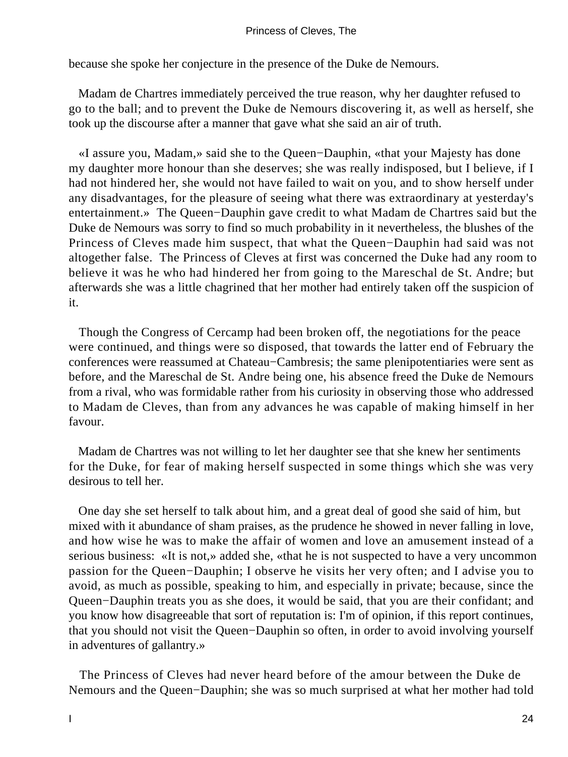because she spoke her conjecture in the presence of the Duke de Nemours.

Madam de Chartres immediately perceived the true reason, why her daughter refused to go to the ball; and to prevent the Duke de Nemours discovering it, as well as herself, she took up the discourse after a manner that gave what she said an air of truth.

«I assure you, Madam,» said she to the Queen−Dauphin, «that your Majesty has done my daughter more honour than she deserves; she was really indisposed, but I believe, if I had not hindered her, she would not have failed to wait on you, and to show herself under any disadvantages, for the pleasure of seeing what there was extraordinary at yesterday's entertainment.» The Queen−Dauphin gave credit to what Madam de Chartres said but the Duke de Nemours was sorry to find so much probability in it nevertheless, the blushes of the Princess of Cleves made him suspect, that what the Queen−Dauphin had said was not altogether false. The Princess of Cleves at first was concerned the Duke had any room to believe it was he who had hindered her from going to the Mareschal de St. Andre; but afterwards she was a little chagrined that her mother had entirely taken off the suspicion of it.

Though the Congress of Cercamp had been broken off, the negotiations for the peace were continued, and things were so disposed, that towards the latter end of February the conferences were reassumed at Chateau−Cambresis; the same plenipotentiaries were sent as before, and the Mareschal de St. Andre being one, his absence freed the Duke de Nemours from a rival, who was formidable rather from his curiosity in observing those who addressed to Madam de Cleves, than from any advances he was capable of making himself in her favour.

Madam de Chartres was not willing to let her daughter see that she knew her sentiments for the Duke, for fear of making herself suspected in some things which she was very desirous to tell her.

One day she set herself to talk about him, and a great deal of good she said of him, but mixed with it abundance of sham praises, as the prudence he showed in never falling in love, and how wise he was to make the affair of women and love an amusement instead of a serious business: «It is not,» added she, «that he is not suspected to have a very uncommon passion for the Queen−Dauphin; I observe he visits her very often; and I advise you to avoid, as much as possible, speaking to him, and especially in private; because, since the Queen−Dauphin treats you as she does, it would be said, that you are their confidant; and you know how disagreeable that sort of reputation is: I'm of opinion, if this report continues, that you should not visit the Queen−Dauphin so often, in order to avoid involving yourself in adventures of gallantry.»

The Princess of Cleves had never heard before of the amour between the Duke de Nemours and the Queen−Dauphin; she was so much surprised at what her mother had told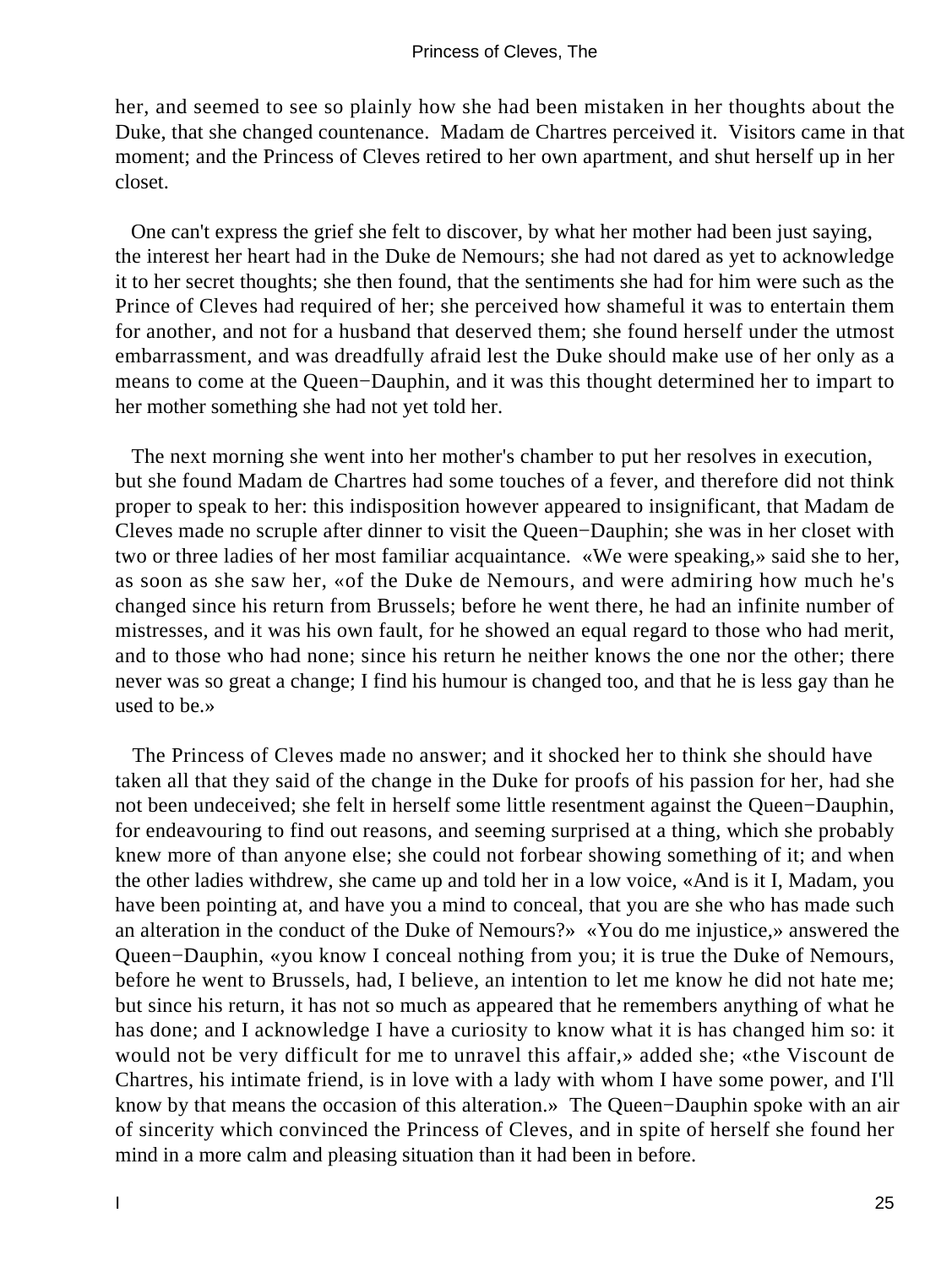her, and seemed to see so plainly how she had been mistaken in her thoughts about the Duke, that she changed countenance. Madam de Chartres perceived it. Visitors came in that moment; and the Princess of Cleves retired to her own apartment, and shut herself up in her closet.

One can't express the grief she felt to discover, by what her mother had been just saying, the interest her heart had in the Duke de Nemours; she had not dared as yet to acknowledge it to her secret thoughts; she then found, that the sentiments she had for him were such as the Prince of Cleves had required of her; she perceived how shameful it was to entertain them for another, and not for a husband that deserved them; she found herself under the utmost embarrassment, and was dreadfully afraid lest the Duke should make use of her only as a means to come at the Queen−Dauphin, and it was this thought determined her to impart to her mother something she had not yet told her.

The next morning she went into her mother's chamber to put her resolves in execution, but she found Madam de Chartres had some touches of a fever, and therefore did not think proper to speak to her: this indisposition however appeared to insignificant, that Madam de Cleves made no scruple after dinner to visit the Queen−Dauphin; she was in her closet with two or three ladies of her most familiar acquaintance. «We were speaking,» said she to her, as soon as she saw her, «of the Duke de Nemours, and were admiring how much he's changed since his return from Brussels; before he went there, he had an infinite number of mistresses, and it was his own fault, for he showed an equal regard to those who had merit, and to those who had none; since his return he neither knows the one nor the other; there never was so great a change; I find his humour is changed too, and that he is less gay than he used to be.»

The Princess of Cleves made no answer; and it shocked her to think she should have taken all that they said of the change in the Duke for proofs of his passion for her, had she not been undeceived; she felt in herself some little resentment against the Queen−Dauphin, for endeavouring to find out reasons, and seeming surprised at a thing, which she probably knew more of than anyone else; she could not forbear showing something of it; and when the other ladies withdrew, she came up and told her in a low voice, «And is it I, Madam, you have been pointing at, and have you a mind to conceal, that you are she who has made such an alteration in the conduct of the Duke of Nemours?» «You do me injustice,» answered the Queen−Dauphin, «you know I conceal nothing from you; it is true the Duke of Nemours, before he went to Brussels, had, I believe, an intention to let me know he did not hate me; but since his return, it has not so much as appeared that he remembers anything of what he has done; and I acknowledge I have a curiosity to know what it is has changed him so: it would not be very difficult for me to unravel this affair,» added she; «the Viscount de Chartres, his intimate friend, is in love with a lady with whom I have some power, and I'll know by that means the occasion of this alteration.» The Queen−Dauphin spoke with an air of sincerity which convinced the Princess of Cleves, and in spite of herself she found her mind in a more calm and pleasing situation than it had been in before.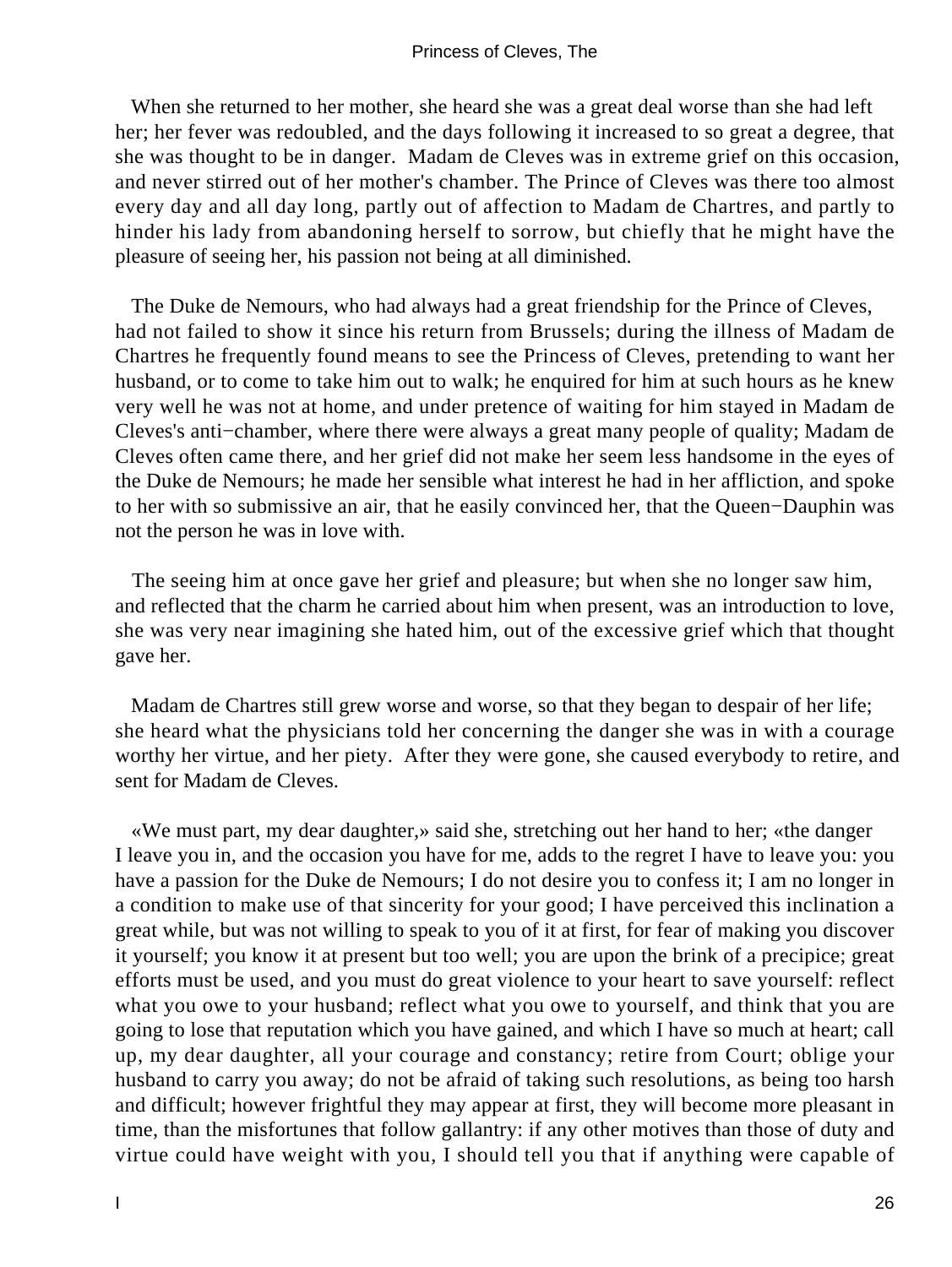When she returned to her mother, she heard she was a great deal worse than she had left her; her fever was redoubled, and the days following it increased to so great a degree, that she was thought to be in danger. Madam de Cleves was in extreme grief on this occasion, and never stirred out of her mother's chamber. The Prince of Cleves was there too almost every day and all day long, partly out of affection to Madam de Chartres, and partly to hinder his lady from abandoning herself to sorrow, but chiefly that he might have the pleasure of seeing her, his passion not being at all diminished.

The Duke de Nemours, who had always had a great friendship for the Prince of Cleves, had not failed to show it since his return from Brussels; during the illness of Madam de Chartres he frequently found means to see the Princess of Cleves, pretending to want her husband, or to come to take him out to walk; he enquired for him at such hours as he knew very well he was not at home, and under pretence of waiting for him stayed in Madam de Cleves's anti−chamber, where there were always a great many people of quality; Madam de Cleves often came there, and her grief did not make her seem less handsome in the eyes of the Duke de Nemours; he made her sensible what interest he had in her affliction, and spoke to her with so submissive an air, that he easily convinced her, that the Queen−Dauphin was not the person he was in love with.

The seeing him at once gave her grief and pleasure; but when she no longer saw him, and reflected that the charm he carried about him when present, was an introduction to love, she was very near imagining she hated him, out of the excessive grief which that thought gave her.

Madam de Chartres still grew worse and worse, so that they began to despair of her life; she heard what the physicians told her concerning the danger she was in with a courage worthy her virtue, and her piety. After they were gone, she caused everybody to retire, and sent for Madam de Cleves.

«We must part, my dear daughter,» said she, stretching out her hand to her; «the danger I leave you in, and the occasion you have for me, adds to the regret I have to leave you: you have a passion for the Duke de Nemours; I do not desire you to confess it; I am no longer in a condition to make use of that sincerity for your good; I have perceived this inclination a great while, but was not willing to speak to you of it at first, for fear of making you discover it yourself; you know it at present but too well; you are upon the brink of a precipice; great efforts must be used, and you must do great violence to your heart to save yourself: reflect what you owe to your husband; reflect what you owe to yourself, and think that you are going to lose that reputation which you have gained, and which I have so much at heart; call up, my dear daughter, all your courage and constancy; retire from Court; oblige your husband to carry you away; do not be afraid of taking such resolutions, as being too harsh and difficult; however frightful they may appear at first, they will become more pleasant in time, than the misfortunes that follow gallantry: if any other motives than those of duty and virtue could have weight with you, I should tell you that if anything were capable of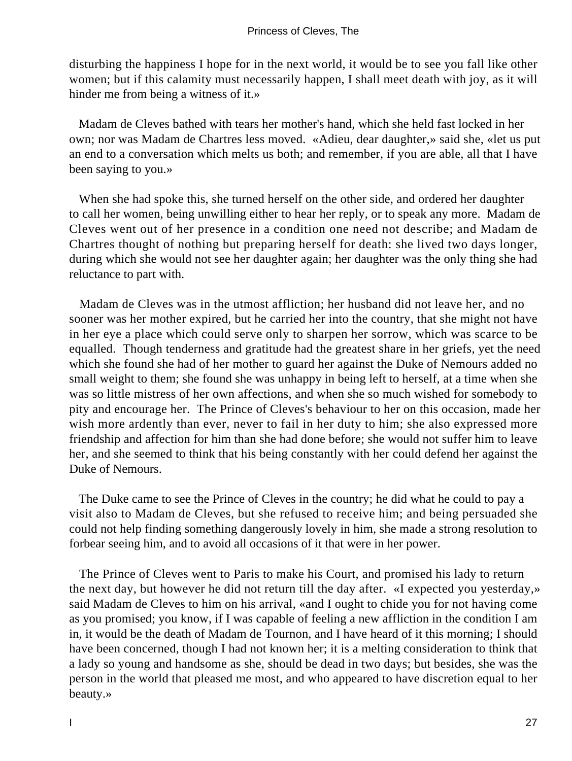disturbing the happiness I hope for in the next world, it would be to see you fall like other women; but if this calamity must necessarily happen, I shall meet death with joy, as it will hinder me from being a witness of it.»

Madam de Cleves bathed with tears her mother's hand, which she held fast locked in her own; nor was Madam de Chartres less moved. «Adieu, dear daughter,» said she, «let us put an end to a conversation which melts us both; and remember, if you are able, all that I have been saying to you.»

When she had spoke this, she turned herself on the other side, and ordered her daughter to call her women, being unwilling either to hear her reply, or to speak any more. Madam de Cleves went out of her presence in a condition one need not describe; and Madam de Chartres thought of nothing but preparing herself for death: she lived two days longer, during which she would not see her daughter again; her daughter was the only thing she had reluctance to part with.

Madam de Cleves was in the utmost affliction; her husband did not leave her, and no sooner was her mother expired, but he carried her into the country, that she might not have in her eye a place which could serve only to sharpen her sorrow, which was scarce to be equalled. Though tenderness and gratitude had the greatest share in her griefs, yet the need which she found she had of her mother to guard her against the Duke of Nemours added no small weight to them; she found she was unhappy in being left to herself, at a time when she was so little mistress of her own affections, and when she so much wished for somebody to pity and encourage her. The Prince of Cleves's behaviour to her on this occasion, made her wish more ardently than ever, never to fail in her duty to him; she also expressed more friendship and affection for him than she had done before; she would not suffer him to leave her, and she seemed to think that his being constantly with her could defend her against the Duke of Nemours.

The Duke came to see the Prince of Cleves in the country; he did what he could to pay a visit also to Madam de Cleves, but she refused to receive him; and being persuaded she could not help finding something dangerously lovely in him, she made a strong resolution to forbear seeing him, and to avoid all occasions of it that were in her power.

The Prince of Cleves went to Paris to make his Court, and promised his lady to return the next day, but however he did not return till the day after. «I expected you yesterday,» said Madam de Cleves to him on his arrival, «and I ought to chide you for not having come as you promised; you know, if I was capable of feeling a new affliction in the condition I am in, it would be the death of Madam de Tournon, and I have heard of it this morning; I should have been concerned, though I had not known her; it is a melting consideration to think that a lady so young and handsome as she, should be dead in two days; but besides, she was the person in the world that pleased me most, and who appeared to have discretion equal to her beauty.»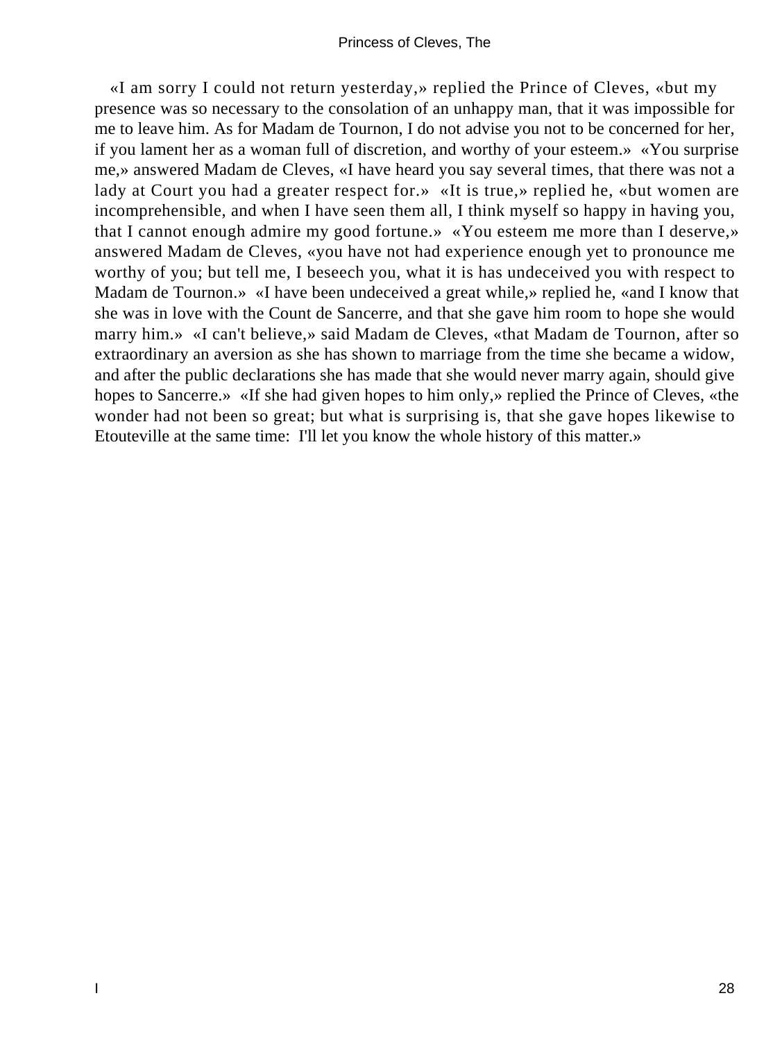«I am sorry I could not return yesterday,» replied the Prince of Cleves, «but my presence was so necessary to the consolation of an unhappy man, that it was impossible for me to leave him. As for Madam de Tournon, I do not advise you not to be concerned for her, if you lament her as a woman full of discretion, and worthy of your esteem.» «You surprise me,» answered Madam de Cleves, «I have heard you say several times, that there was not a lady at Court you had a greater respect for.» «It is true,» replied he, «but women are incomprehensible, and when I have seen them all, I think myself so happy in having you, that I cannot enough admire my good fortune.» «You esteem me more than I deserve,» answered Madam de Cleves, «you have not had experience enough yet to pronounce me worthy of you; but tell me, I beseech you, what it is has undeceived you with respect to Madam de Tournon.» «I have been undeceived a great while,» replied he, «and I know that she was in love with the Count de Sancerre, and that she gave him room to hope she would marry him.» «I can't believe,» said Madam de Cleves, «that Madam de Tournon, after so extraordinary an aversion as she has shown to marriage from the time she became a widow, and after the public declarations she has made that she would never marry again, should give hopes to Sancerre.» «If she had given hopes to him only,» replied the Prince of Cleves, «the wonder had not been so great; but what is surprising is, that she gave hopes likewise to Etouteville at the same time: I'll let you know the whole history of this matter.»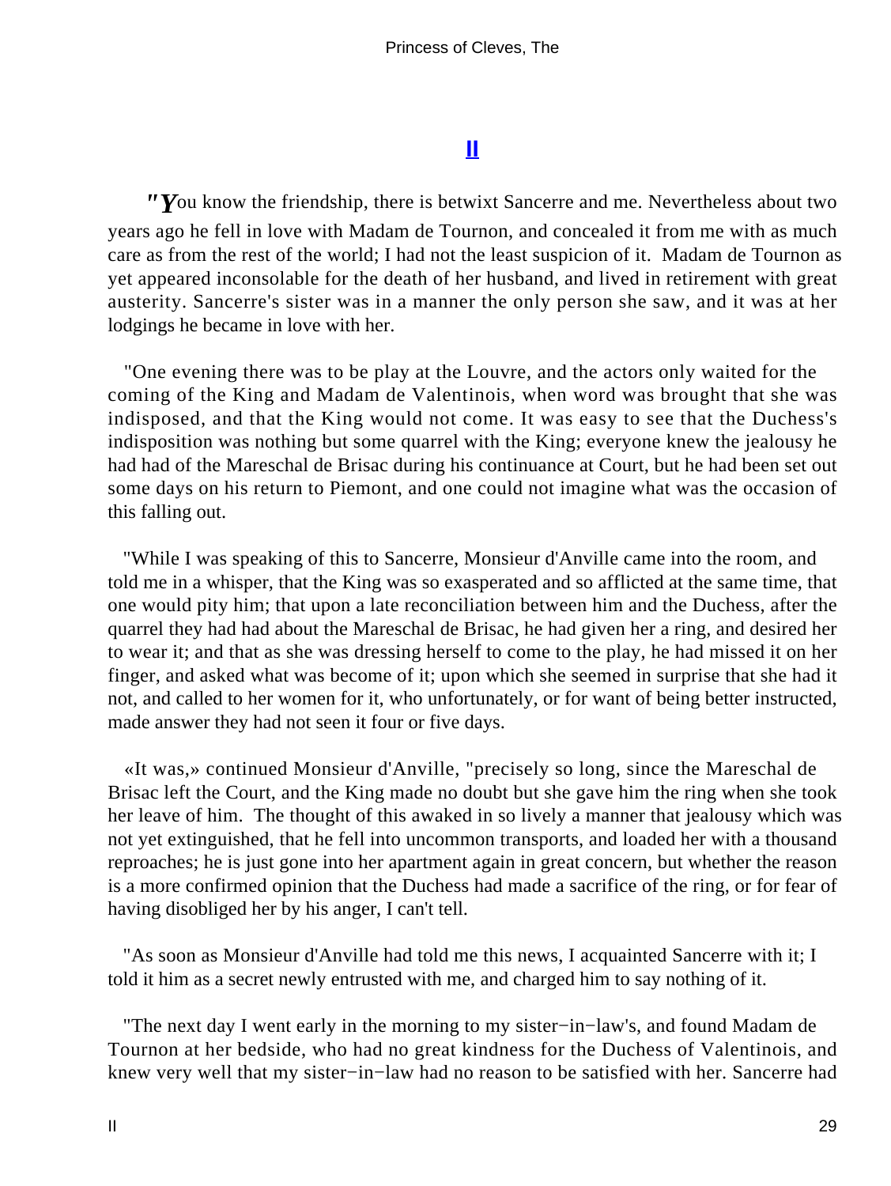## II

"*Y*ou know the friendship, there is betwixt Sancerre and me. Nevertheless about two years ago he fell in love with Madam de Tournon, and concealed it from me with as much care as from the rest of the world; I had not the least suspicion of it. Madam de Tournon as yet appeared inconsolable for the death of her husband, and lived in retirement with great austerity. Sancerre's sister was in a manner the only person she saw, and it was at her lodgings he became in love with her.

"One evening there was to be play at the Louvre, and the actors only waited for the coming of the King and Madam de Valentinois, when word was brought that she was indisposed, and that the King would not come. It was easy to see that the Duchess's indisposition was nothing but some quarrel with the King; everyone knew the jealousy he had had of the Mareschal de Brisac during his continuance at Court, but he had been set out some days on his return to Piemont, and one could not imagine what was the occasion of this falling out.

"While I was speaking of this to Sancerre, Monsieur d'Anville came into the room, and told me in a whisper, that the King was so exasperated and so afflicted at the same time, that one would pity him; that upon a late reconciliation between him and the Duchess, after the quarrel they had had about the Mareschal de Brisac, he had given her a ring, and desired her to wear it; and that as she was dressing herself to come to the play, he had missed it on her finger, and asked what was become of it; upon which she seemed in surprise that she had it not, and called to her women for it, who unfortunately, or for want of being better instructed, made answer they had not seen it four or five days.

«It was,» continued Monsieur d'Anville, "precisely so long, since the Mareschal de Brisac left the Court, and the King made no doubt but she gave him the ring when she took her leave of him. The thought of this awaked in so lively a manner that jealousy which was not yet extinguished, that he fell into uncommon transports, and loaded her with a thousand reproaches; he is just gone into her apartment again in great concern, but whether the reason is a more confirmed opinion that the Duchess had made a sacrifice of the ring, or for fear of having disobliged her by his anger, I can't tell.

"As soon as Monsieur d'Anville had told me this news, I acquainted Sancerre with it; I told it him as a secret newly entrusted with me, and charged him to say nothing of it.

"The next day I went early in the morning to my sister−in−law's, and found Madam de Tournon at her bedside, who had no great kindness for the Duchess of Valentinois, and knew very well that my sister−in−law had no reason to be satisfied with her. Sancerre had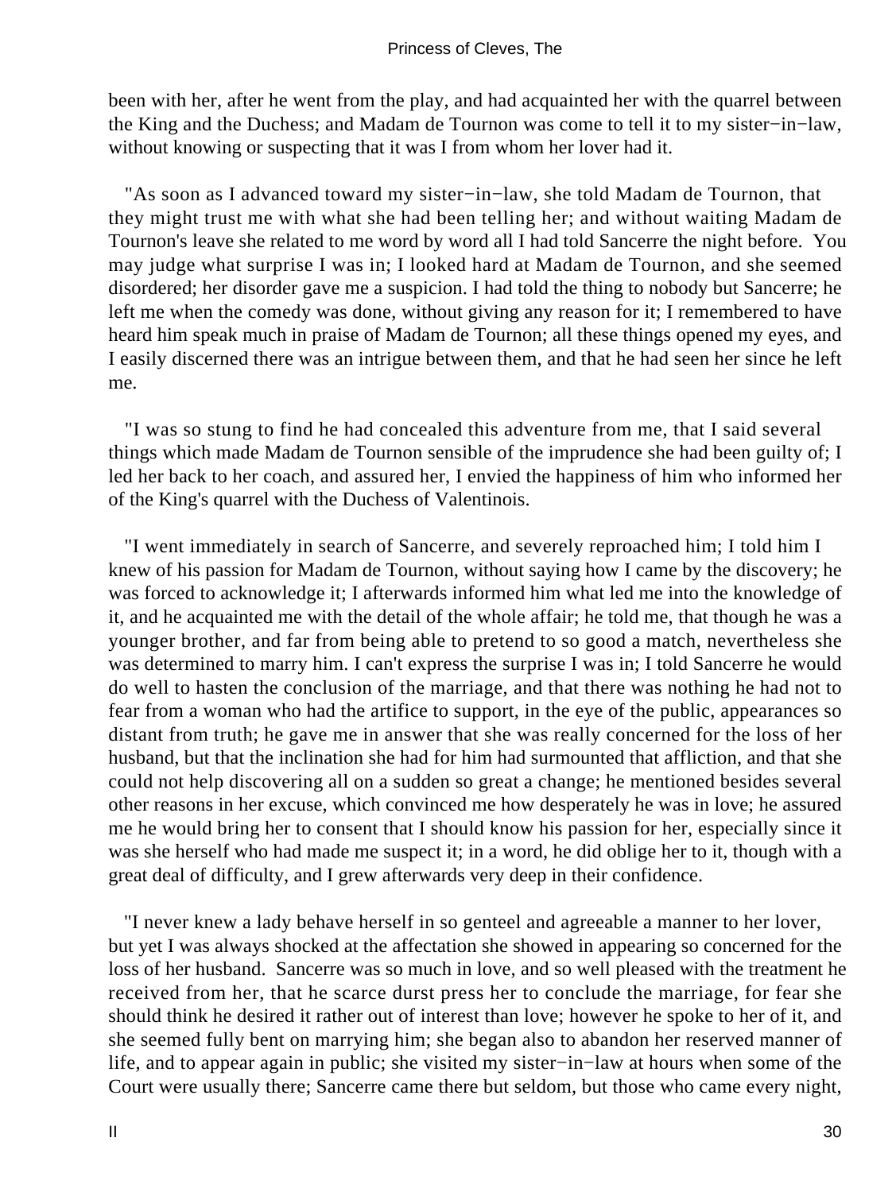been with her, after he went from the play, and had acquainted her with the quarrel between the King and the Duchess; and Madam de Tournon was come to tell it to my sister−in−law, without knowing or suspecting that it was I from whom her lover had it.

"As soon as I advanced toward my sister−in−law, she told Madam de Tournon, that they might trust me with what she had been telling her; and without waiting Madam de Tournon's leave she related to me word by word all I had told Sancerre the night before. You may judge what surprise I was in; I looked hard at Madam de Tournon, and she seemed disordered; her disorder gave me a suspicion. I had told the thing to nobody but Sancerre; he left me when the comedy was done, without giving any reason for it; I remembered to have heard him speak much in praise of Madam de Tournon; all these things opened my eyes, and I easily discerned there was an intrigue between them, and that he had seen her since he left me.

"I was so stung to find he had concealed this adventure from me, that I said several things which made Madam de Tournon sensible of the imprudence she had been guilty of; I led her back to her coach, and assured her, I envied the happiness of him who informed her of the King's quarrel with the Duchess of Valentinois.

"I went immediately in search of Sancerre, and severely reproached him; I told him I knew of his passion for Madam de Tournon, without saying how I came by the discovery; he was forced to acknowledge it; I afterwards informed him what led me into the knowledge of it, and he acquainted me with the detail of the whole affair; he told me, that though he was a younger brother, and far from being able to pretend to so good a match, nevertheless she was determined to marry him. I can't express the surprise I was in; I told Sancerre he would do well to hasten the conclusion of the marriage, and that there was nothing he had not to fear from a woman who had the artifice to support, in the eye of the public, appearances so distant from truth; he gave me in answer that she was really concerned for the loss of her husband, but that the inclination she had for him had surmounted that affliction, and that she could not help discovering all on a sudden so great a change; he mentioned besides several other reasons in her excuse, which convinced me how desperately he was in love; he assured me he would bring her to consent that I should know his passion for her, especially since it was she herself who had made me suspect it; in a word, he did oblige her to it, though with a great deal of difficulty, and I grew afterwards very deep in their confidence.

"I never knew a lady behave herself in so genteel and agreeable a manner to her lover, but yet I was always shocked at the affectation she showed in appearing so concerned for the loss of her husband. Sancerre was so much in love, and so well pleased with the treatment he received from her, that he scarce durst press her to conclude the marriage, for fear she should think he desired it rather out of interest than love; however he spoke to her of it, and she seemed fully bent on marrying him; she began also to abandon her reserved manner of life, and to appear again in public; she visited my sister−in−law at hours when some of the Court were usually there; Sancerre came there but seldom, but those who came every night,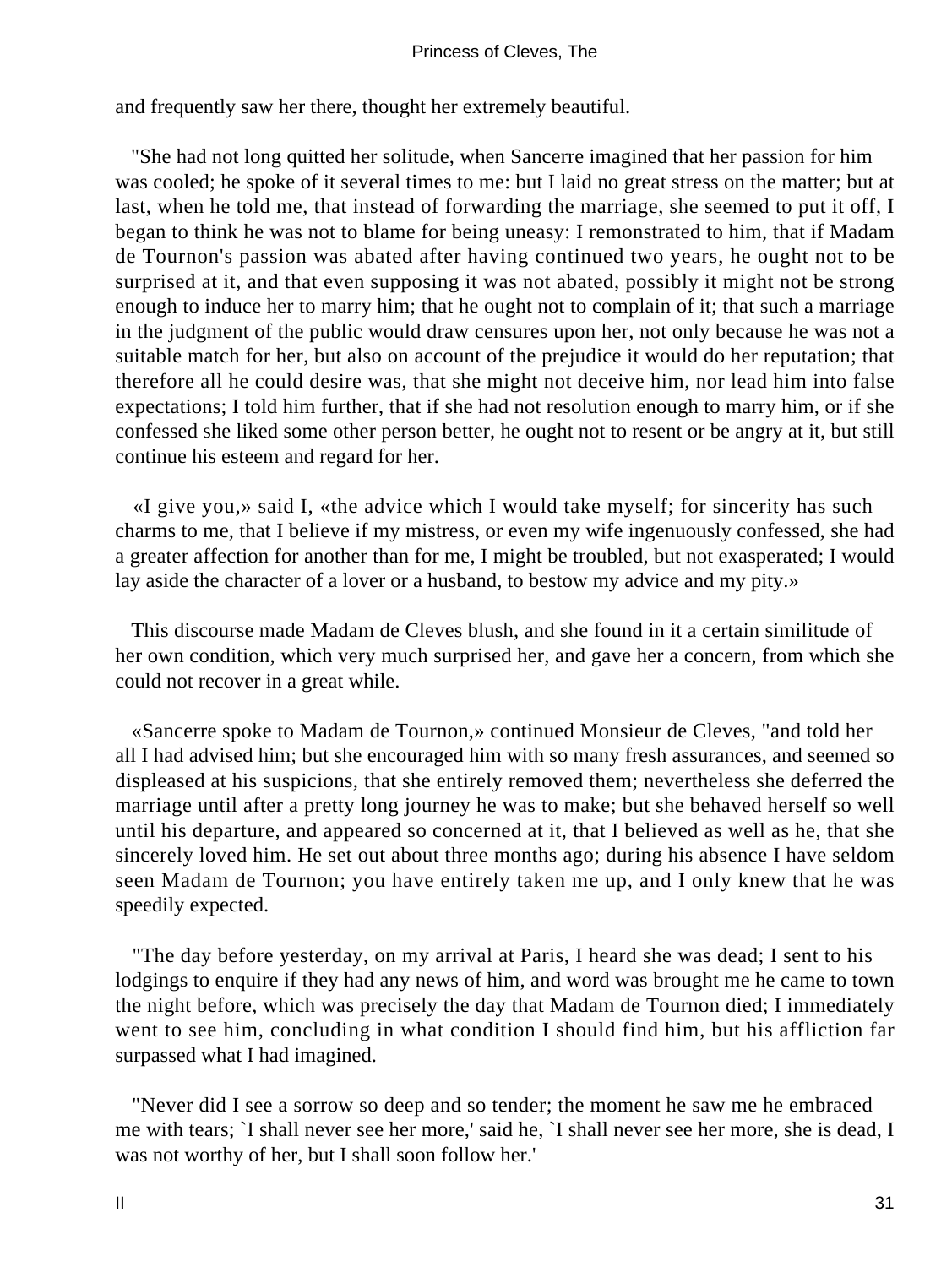and frequently saw her there, thought her extremely beautiful.

"She had not long quitted her solitude, when Sancerre imagined that her passion for him was cooled; he spoke of it several times to me: but I laid no great stress on the matter; but at last, when he told me, that instead of forwarding the marriage, she seemed to put it off, I began to think he was not to blame for being uneasy: I remonstrated to him, that if Madam de Tournon's passion was abated after having continued two years, he ought not to be surprised at it, and that even supposing it was not abated, possibly it might not be strong enough to induce her to marry him; that he ought not to complain of it; that such a marriage in the judgment of the public would draw censures upon her, not only because he was not a suitable match for her, but also on account of the prejudice it would do her reputation; that therefore all he could desire was, that she might not deceive him, nor lead him into false expectations; I told him further, that if she had not resolution enough to marry him, or if she confessed she liked some other person better, he ought not to resent or be angry at it, but still continue his esteem and regard for her.

«I give you,» said I, «the advice which I would take myself; for sincerity has such charms to me, that I believe if my mistress, or even my wife ingenuously confessed, she had a greater affection for another than for me, I might be troubled, but not exasperated; I would lay aside the character of a lover or a husband, to bestow my advice and my pity.»

This discourse made Madam de Cleves blush, and she found in it a certain similitude of her own condition, which very much surprised her, and gave her a concern, from which she could not recover in a great while.

«Sancerre spoke to Madam de Tournon,» continued Monsieur de Cleves, "and told her all I had advised him; but she encouraged him with so many fresh assurances, and seemed so displeased at his suspicions, that she entirely removed them; nevertheless she deferred the marriage until after a pretty long journey he was to make; but she behaved herself so well until his departure, and appeared so concerned at it, that I believed as well as he, that she sincerely loved him. He set out about three months ago; during his absence I have seldom seen Madam de Tournon; you have entirely taken me up, and I only knew that he was speedily expected.

"The day before yesterday, on my arrival at Paris, I heard she was dead; I sent to his lodgings to enquire if they had any news of him, and word was brought me he came to town the night before, which was precisely the day that Madam de Tournon died; I immediately went to see him, concluding in what condition I should find him, but his affliction far surpassed what I had imagined.

"Never did I see a sorrow so deep and so tender; the moment he saw me he embraced me with tears; `I shall never see her more,' said he, `I shall never see her more, she is dead, I was not worthy of her, but I shall soon follow her.'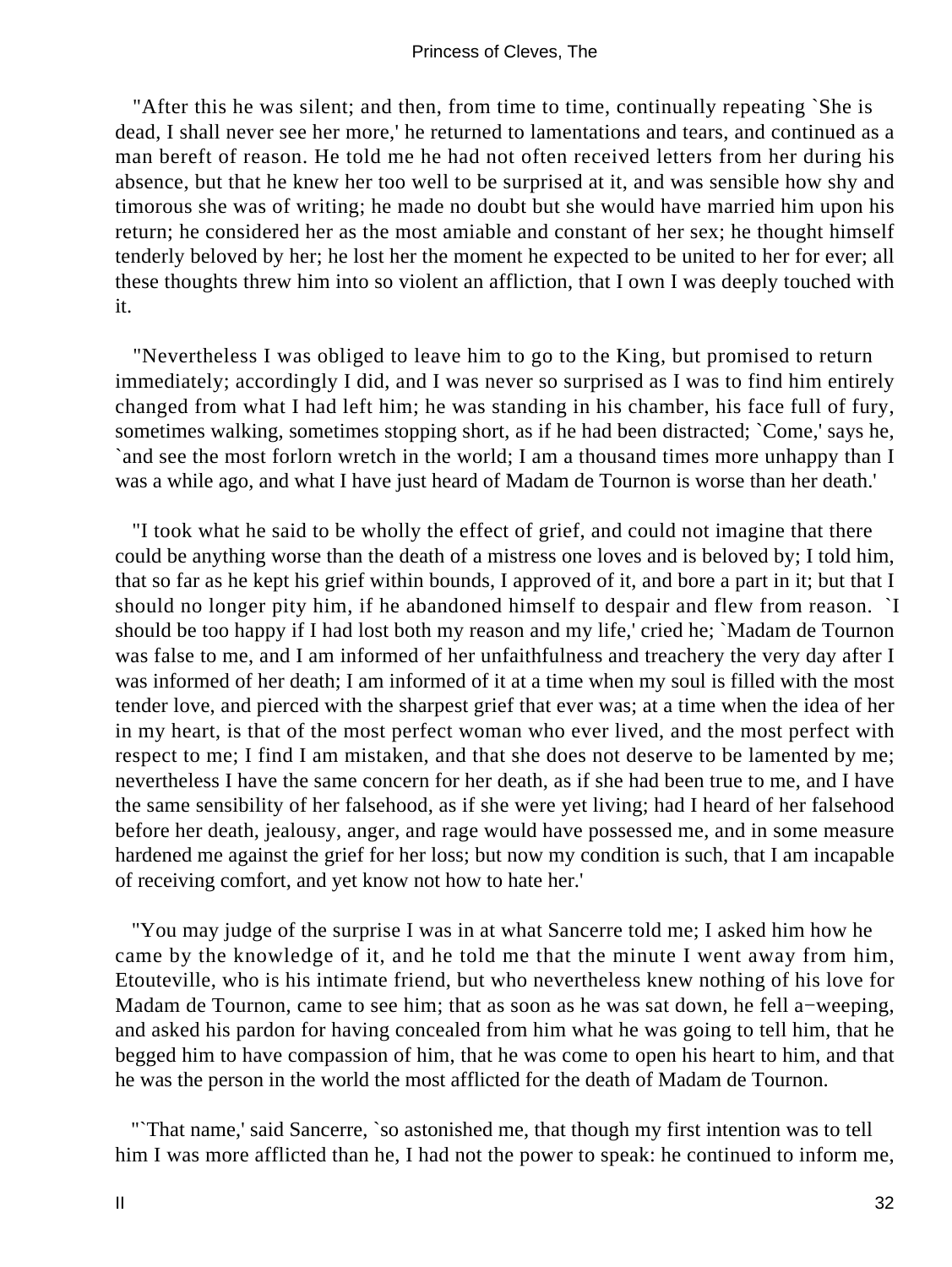"After this he was silent; and then, from time to time, continually repeating `She is dead, I shall never see her more,' he returned to lamentations and tears, and continued as a man bereft of reason. He told me he had not often received letters from her during his absence, but that he knew her too well to be surprised at it, and was sensible how shy and timorous she was of writing; he made no doubt but she would have married him upon his return; he considered her as the most amiable and constant of her sex; he thought himself tenderly beloved by her; he lost her the moment he expected to be united to her for ever; all these thoughts threw him into so violent an affliction, that I own I was deeply touched with it.

"Nevertheless I was obliged to leave him to go to the King, but promised to return immediately; accordingly I did, and I was never so surprised as I was to find him entirely changed from what I had left him; he was standing in his chamber, his face full of fury, sometimes walking, sometimes stopping short, as if he had been distracted; `Come,' says he, `and see the most forlorn wretch in the world; I am a thousand times more unhappy than I was a while ago, and what I have just heard of Madam de Tournon is worse than her death.'

"I took what he said to be wholly the effect of grief, and could not imagine that there could be anything worse than the death of a mistress one loves and is beloved by; I told him, that so far as he kept his grief within bounds, I approved of it, and bore a part in it; but that I should no longer pity him, if he abandoned himself to despair and flew from reason. `I should be too happy if I had lost both my reason and my life,' cried he; `Madam de Tournon was false to me, and I am informed of her unfaithfulness and treachery the very day after I was informed of her death; I am informed of it at a time when my soul is filled with the most tender love, and pierced with the sharpest grief that ever was; at a time when the idea of her in my heart, is that of the most perfect woman who ever lived, and the most perfect with respect to me; I find I am mistaken, and that she does not deserve to be lamented by me; nevertheless I have the same concern for her death, as if she had been true to me, and I have the same sensibility of her falsehood, as if she were yet living; had I heard of her falsehood before her death, jealousy, anger, and rage would have possessed me, and in some measure hardened me against the grief for her loss; but now my condition is such, that I am incapable of receiving comfort, and yet know not how to hate her.'

"You may judge of the surprise I was in at what Sancerre told me; I asked him how he came by the knowledge of it, and he told me that the minute I went away from him, Etouteville, who is his intimate friend, but who nevertheless knew nothing of his love for Madam de Tournon, came to see him; that as soon as he was sat down, he fell a-weeping, and asked his pardon for having concealed from him what he was going to tell him, that he begged him to have compassion of him, that he was come to open his heart to him, and that he was the person in the world the most afflicted for the death of Madam de Tournon.

"`That name,' said Sancerre, `so astonished me, that though my first intention was to tell him I was more afflicted than he, I had not the power to speak: he continued to inform me,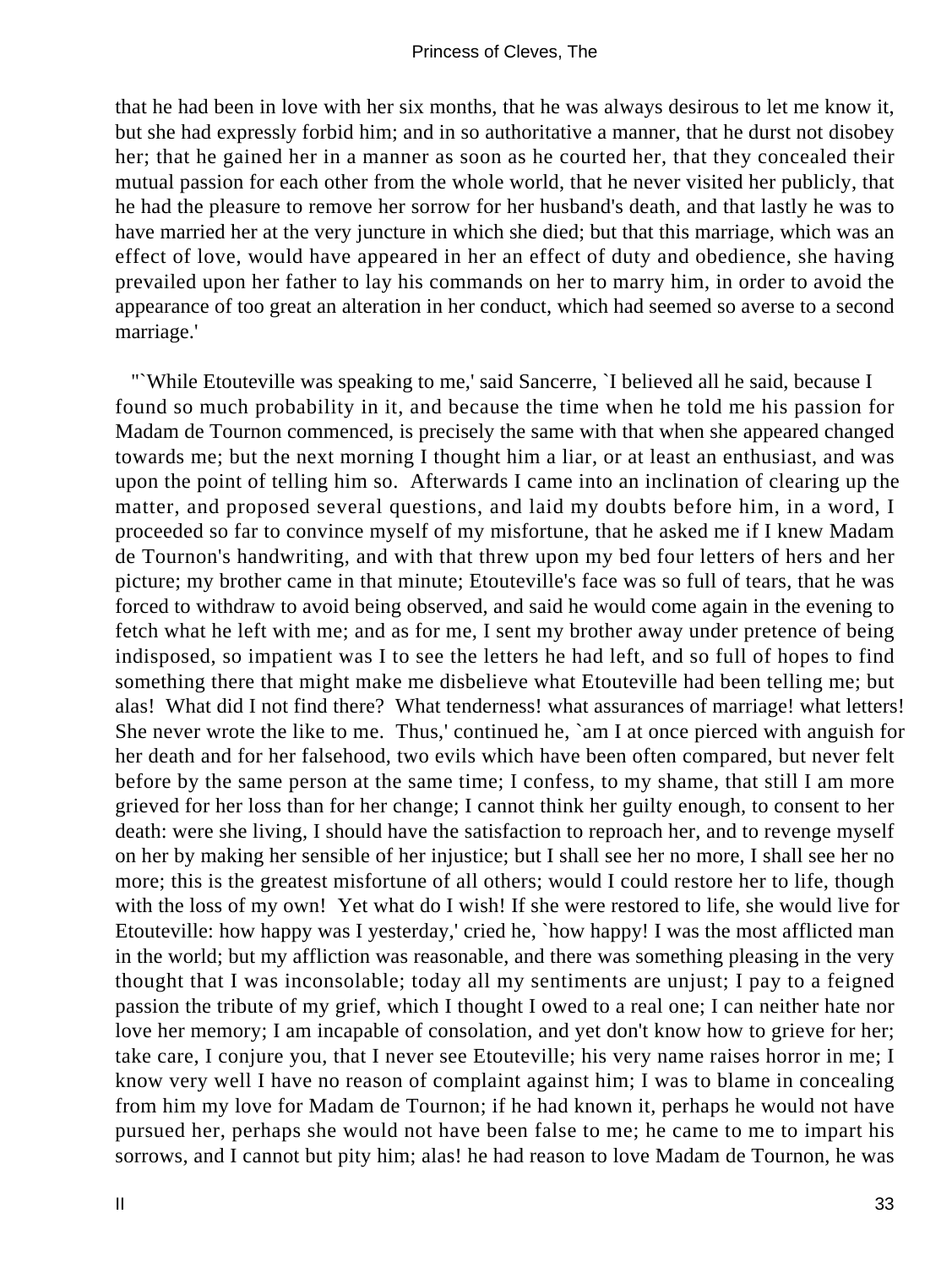that he had been in love with her six months, that he was always desirous to let me know it, but she had expressly forbid him; and in so authoritative a manner, that he durst not disobey her; that he gained her in a manner as soon as he courted her, that they concealed their mutual passion for each other from the whole world, that he never visited her publicly, that he had the pleasure to remove her sorrow for her husband's death, and that lastly he was to have married her at the very juncture in which she died; but that this marriage, which was an effect of love, would have appeared in her an effect of duty and obedience, she having prevailed upon her father to lay his commands on her to marry him, in order to avoid the appearance of too great an alteration in her conduct, which had seemed so averse to a second marriage.'

"`While Etouteville was speaking to me,' said Sancerre, `I believed all he said, because I found so much probability in it, and because the time when he told me his passion for Madam de Tournon commenced, is precisely the same with that when she appeared changed towards me; but the next morning I thought him a liar, or at least an enthusiast, and was upon the point of telling him so. Afterwards I came into an inclination of clearing up the matter, and proposed several questions, and laid my doubts before him, in a word, I proceeded so far to convince myself of my misfortune, that he asked me if I knew Madam de Tournon's handwriting, and with that threw upon my bed four letters of hers and her picture; my brother came in that minute; Etouteville's face was so full of tears, that he was forced to withdraw to avoid being observed, and said he would come again in the evening to fetch what he left with me; and as for me, I sent my brother away under pretence of being indisposed, so impatient was I to see the letters he had left, and so full of hopes to find something there that might make me disbelieve what Etouteville had been telling me; but alas! What did I not find there? What tenderness! what assurances of marriage! what letters! She never wrote the like to me. Thus,' continued he, `am I at once pierced with anguish for her death and for her falsehood, two evils which have been often compared, but never felt before by the same person at the same time; I confess, to my shame, that still I am more grieved for her loss than for her change; I cannot think her guilty enough, to consent to her death: were she living, I should have the satisfaction to reproach her, and to revenge myself on her by making her sensible of her injustice; but I shall see her no more, I shall see her no more; this is the greatest misfortune of all others; would I could restore her to life, though with the loss of my own! Yet what do I wish! If she were restored to life, she would live for Etouteville: how happy was I yesterday,' cried he, `how happy! I was the most afflicted man in the world; but my affliction was reasonable, and there was something pleasing in the very thought that I was inconsolable; today all my sentiments are unjust; I pay to a feigned passion the tribute of my grief, which I thought I owed to a real one; I can neither hate nor love her memory; I am incapable of consolation, and yet don't know how to grieve for her; take care, I conjure you, that I never see Etouteville; his very name raises horror in me; I know very well I have no reason of complaint against him; I was to blame in concealing from him my love for Madam de Tournon; if he had known it, perhaps he would not have pursued her, perhaps she would not have been false to me; he came to me to impart his sorrows, and I cannot but pity him; alas! he had reason to love Madam de Tournon, he was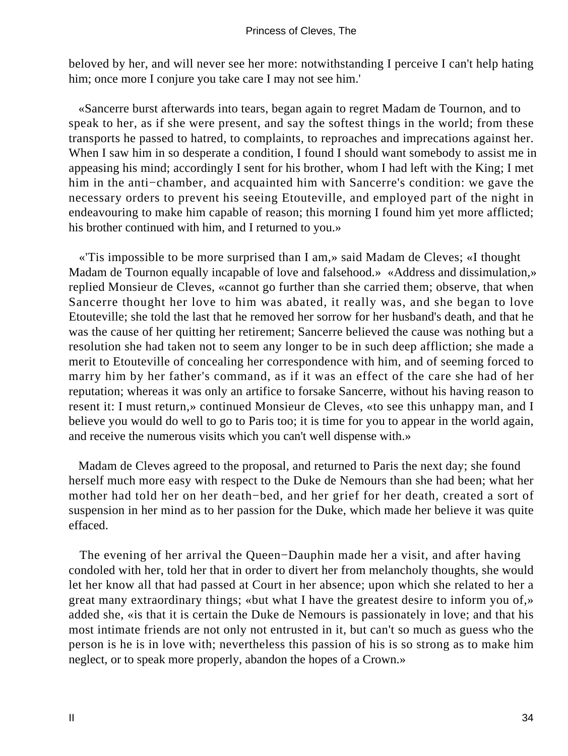beloved by her, and will never see her more: notwithstanding I perceive I can't help hating him; once more I conjure you take care I may not see him.'

«Sancerre burst afterwards into tears, began again to regret Madam de Tournon, and to speak to her, as if she were present, and say the softest things in the world; from these transports he passed to hatred, to complaints, to reproaches and imprecations against her. When I saw him in so desperate a condition, I found I should want somebody to assist me in appeasing his mind; accordingly I sent for his brother, whom I had left with the King; I met him in the anti−chamber, and acquainted him with Sancerre's condition: we gave the necessary orders to prevent his seeing Etouteville, and employed part of the night in endeavouring to make him capable of reason; this morning I found him yet more afflicted; his brother continued with him, and I returned to you.»

«'Tis impossible to be more surprised than I am,» said Madam de Cleves; «I thought Madam de Tournon equally incapable of love and falsehood.» «Address and dissimulation,» replied Monsieur de Cleves, «cannot go further than she carried them; observe, that when Sancerre thought her love to him was abated, it really was, and she began to love Etouteville; she told the last that he removed her sorrow for her husband's death, and that he was the cause of her quitting her retirement; Sancerre believed the cause was nothing but a resolution she had taken not to seem any longer to be in such deep affliction; she made a merit to Etouteville of concealing her correspondence with him, and of seeming forced to marry him by her father's command, as if it was an effect of the care she had of her reputation; whereas it was only an artifice to forsake Sancerre, without his having reason to resent it: I must return,» continued Monsieur de Cleves, «to see this unhappy man, and I believe you would do well to go to Paris too; it is time for you to appear in the world again, and receive the numerous visits which you can't well dispense with.»

Madam de Cleves agreed to the proposal, and returned to Paris the next day; she found herself much more easy with respect to the Duke de Nemours than she had been; what her mother had told her on her death−bed, and her grief for her death, created a sort of suspension in her mind as to her passion for the Duke, which made her believe it was quite effaced.

The evening of her arrival the Queen−Dauphin made her a visit, and after having condoled with her, told her that in order to divert her from melancholy thoughts, she would let her know all that had passed at Court in her absence; upon which she related to her a great many extraordinary things; «but what I have the greatest desire to inform you of,» added she, «is that it is certain the Duke de Nemours is passionately in love; and that his most intimate friends are not only not entrusted in it, but can't so much as guess who the person is he is in love with; nevertheless this passion of his is so strong as to make him neglect, or to speak more properly, abandon the hopes of a Crown.»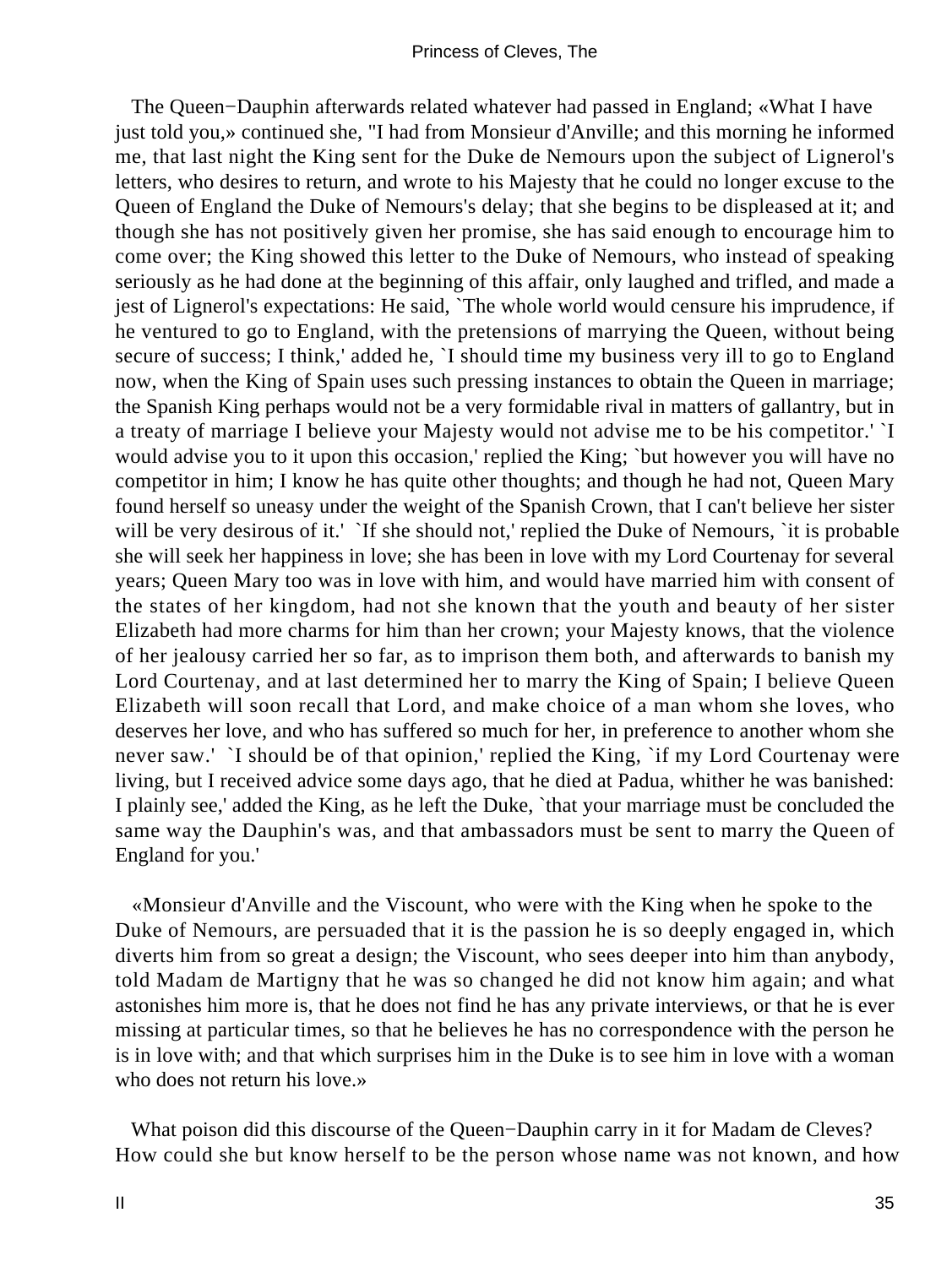The Queen−Dauphin afterwards related whatever had passed in England; «What I have just told you,» continued she, "I had from Monsieur d'Anville; and this morning he informed me, that last night the King sent for the Duke de Nemours upon the subject of Lignerol's letters, who desires to return, and wrote to his Majesty that he could no longer excuse to the Queen of England the Duke of Nemours's delay; that she begins to be displeased at it; and though she has not positively given her promise, she has said enough to encourage him to come over; the King showed this letter to the Duke of Nemours, who instead of speaking seriously as he had done at the beginning of this affair, only laughed and trifled, and made a jest of Lignerol's expectations: He said, `The whole world would censure his imprudence, if he ventured to go to England, with the pretensions of marrying the Queen, without being secure of success; I think,' added he, `I should time my business very ill to go to England now, when the King of Spain uses such pressing instances to obtain the Queen in marriage; the Spanish King perhaps would not be a very formidable rival in matters of gallantry, but in a treaty of marriage I believe your Majesty would not advise me to be his competitor.' `I would advise you to it upon this occasion,' replied the King; `but however you will have no competitor in him; I know he has quite other thoughts; and though he had not, Queen Mary found herself so uneasy under the weight of the Spanish Crown, that I can't believe her sister will be very desirous of it.' `If she should not,' replied the Duke of Nemours, `it is probable she will seek her happiness in love; she has been in love with my Lord Courtenay for several years; Queen Mary too was in love with him, and would have married him with consent of the states of her kingdom, had not she known that the youth and beauty of her sister Elizabeth had more charms for him than her crown; your Majesty knows, that the violence of her jealousy carried her so far, as to imprison them both, and afterwards to banish my Lord Courtenay, and at last determined her to marry the King of Spain; I believe Queen Elizabeth will soon recall that Lord, and make choice of a man whom she loves, who deserves her love, and who has suffered so much for her, in preference to another whom she never saw.' `I should be of that opinion,' replied the King, `if my Lord Courtenay were living, but I received advice some days ago, that he died at Padua, whither he was banished: I plainly see,' added the King, as he left the Duke, `that your marriage must be concluded the same way the Dauphin's was, and that ambassadors must be sent to marry the Queen of England for you.'

«Monsieur d'Anville and the Viscount, who were with the King when he spoke to the Duke of Nemours, are persuaded that it is the passion he is so deeply engaged in, which diverts him from so great a design; the Viscount, who sees deeper into him than anybody, told Madam de Martigny that he was so changed he did not know him again; and what astonishes him more is, that he does not find he has any private interviews, or that he is ever missing at particular times, so that he believes he has no correspondence with the person he is in love with; and that which surprises him in the Duke is to see him in love with a woman who does not return his love.»

What poison did this discourse of the Queen−Dauphin carry in it for Madam de Cleves? How could she but know herself to be the person whose name was not known, and how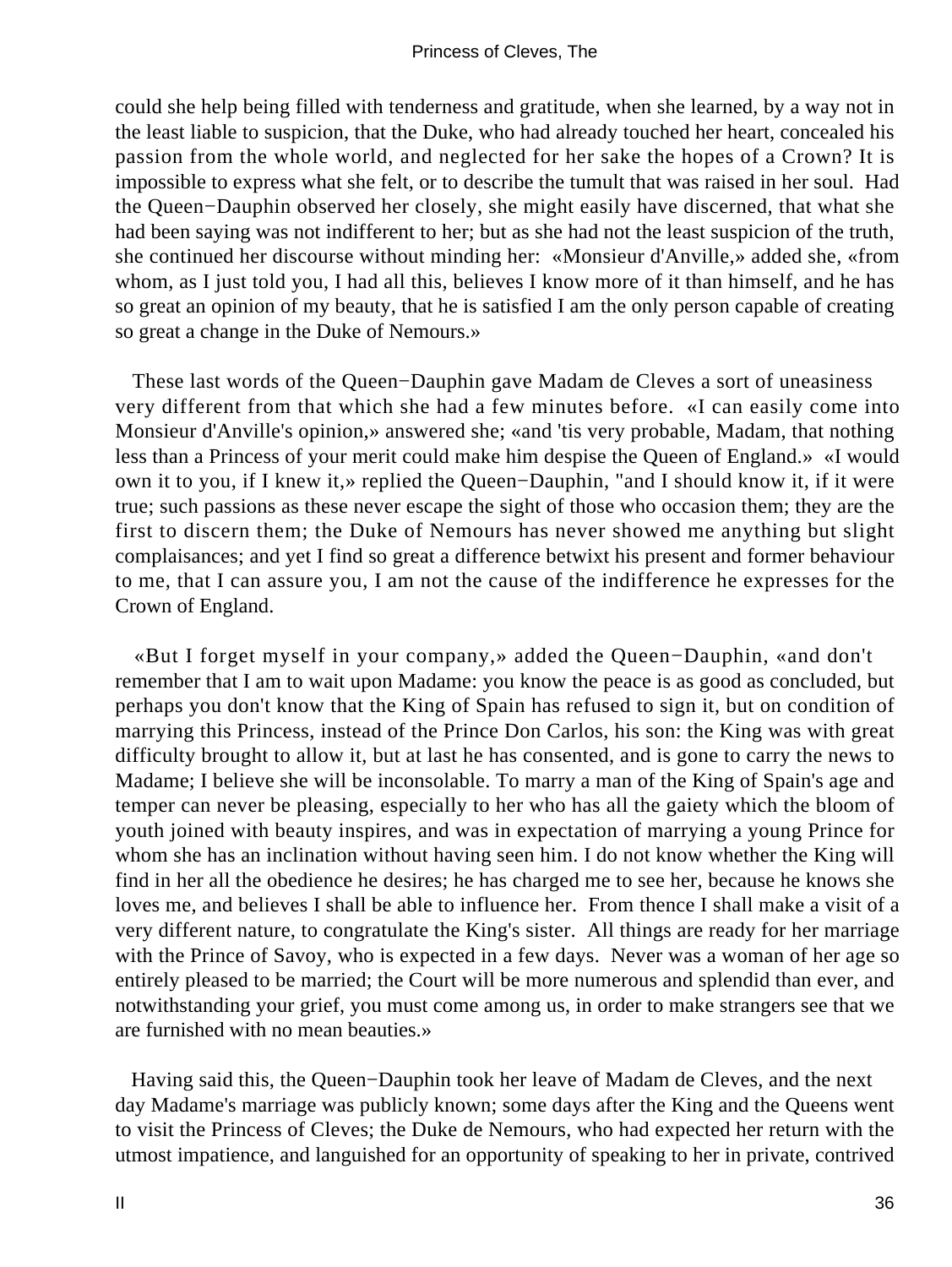could she help being filled with tenderness and gratitude, when she learned, by a way not in the least liable to suspicion, that the Duke, who had already touched her heart, concealed his passion from the whole world, and neglected for her sake the hopes of a Crown? It is impossible to express what she felt, or to describe the tumult that was raised in her soul. Had the Queen−Dauphin observed her closely, she might easily have discerned, that what she had been saying was not indifferent to her; but as she had not the least suspicion of the truth, she continued her discourse without minding her: «Monsieur d'Anville,» added she, «from whom, as I just told you, I had all this, believes I know more of it than himself, and he has so great an opinion of my beauty, that he is satisfied I am the only person capable of creating so great a change in the Duke of Nemours.»

These last words of the Queen−Dauphin gave Madam de Cleves a sort of uneasiness very different from that which she had a few minutes before. «I can easily come into Monsieur d'Anville's opinion,» answered she; «and 'tis very probable, Madam, that nothing less than a Princess of your merit could make him despise the Queen of England.» «I would own it to you, if I knew it,» replied the Queen−Dauphin, "and I should know it, if it were true; such passions as these never escape the sight of those who occasion them; they are the first to discern them; the Duke of Nemours has never showed me anything but slight complaisances; and yet I find so great a difference betwixt his present and former behaviour to me, that I can assure you, I am not the cause of the indifference he expresses for the Crown of England.

«But I forget myself in your company,» added the Queen−Dauphin, «and don't remember that I am to wait upon Madame: you know the peace is as good as concluded, but perhaps you don't know that the King of Spain has refused to sign it, but on condition of marrying this Princess, instead of the Prince Don Carlos, his son: the King was with great difficulty brought to allow it, but at last he has consented, and is gone to carry the news to Madame; I believe she will be inconsolable. To marry a man of the King of Spain's age and temper can never be pleasing, especially to her who has all the gaiety which the bloom of youth joined with beauty inspires, and was in expectation of marrying a young Prince for whom she has an inclination without having seen him. I do not know whether the King will find in her all the obedience he desires; he has charged me to see her, because he knows she loves me, and believes I shall be able to influence her. From thence I shall make a visit of a very different nature, to congratulate the King's sister. All things are ready for her marriage with the Prince of Savoy, who is expected in a few days. Never was a woman of her age so entirely pleased to be married; the Court will be more numerous and splendid than ever, and notwithstanding your grief, you must come among us, in order to make strangers see that we are furnished with no mean beauties.»

Having said this, the Queen−Dauphin took her leave of Madam de Cleves, and the next day Madame's marriage was publicly known; some days after the King and the Queens went to visit the Princess of Cleves; the Duke de Nemours, who had expected her return with the utmost impatience, and languished for an opportunity of speaking to her in private, contrived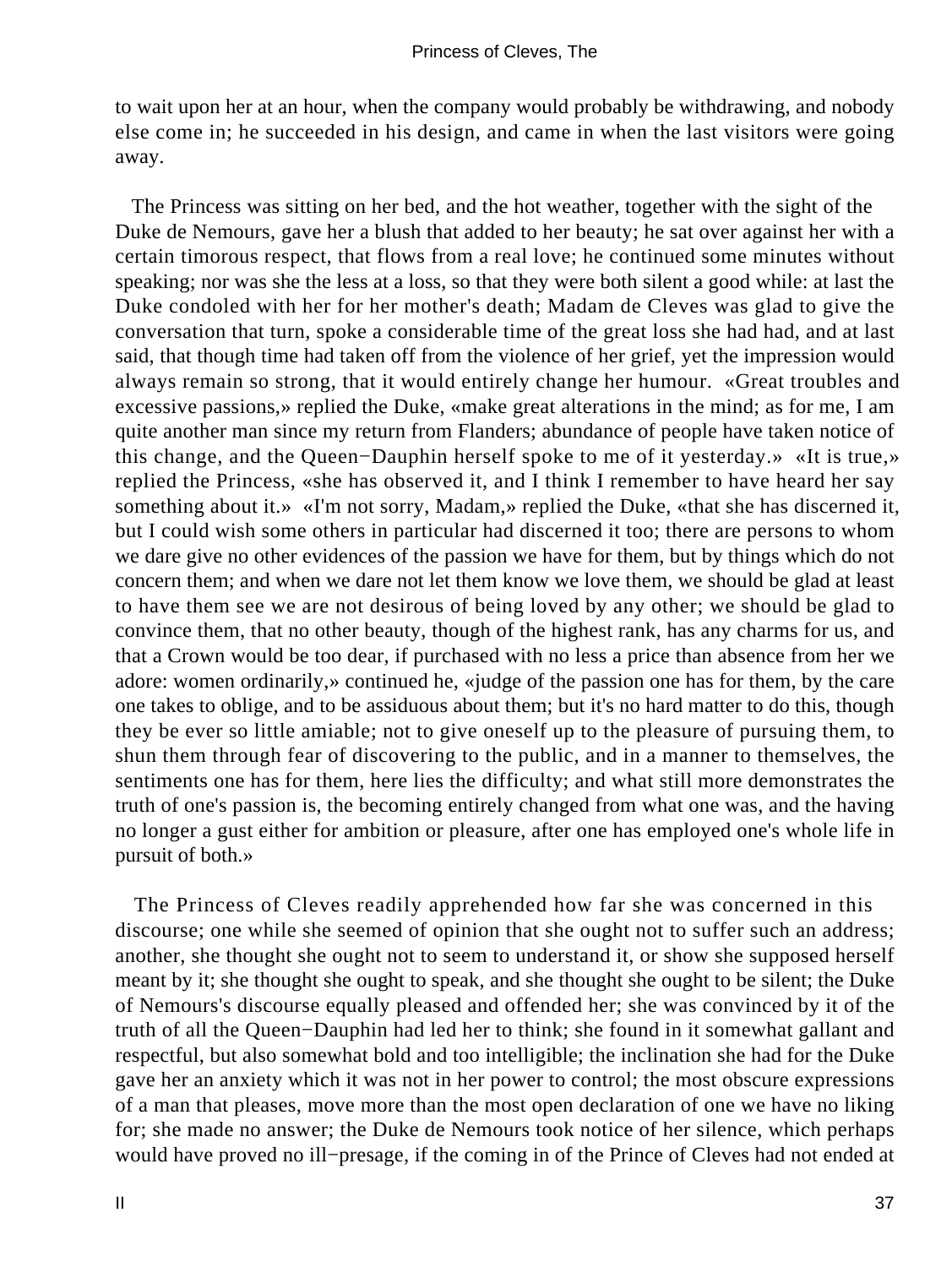to wait upon her at an hour, when the company would probably be withdrawing, and nobody else come in; he succeeded in his design, and came in when the last visitors were going away.

The Princess was sitting on her bed, and the hot weather, together with the sight of the Duke de Nemours, gave her a blush that added to her beauty; he sat over against her with a certain timorous respect, that flows from a real love; he continued some minutes without speaking; nor was she the less at a loss, so that they were both silent a good while: at last the Duke condoled with her for her mother's death; Madam de Cleves was glad to give the conversation that turn, spoke a considerable time of the great loss she had had, and at last said, that though time had taken off from the violence of her grief, yet the impression would always remain so strong, that it would entirely change her humour. «Great troubles and excessive passions,» replied the Duke, «make great alterations in the mind; as for me, I am quite another man since my return from Flanders; abundance of people have taken notice of this change, and the Queen−Dauphin herself spoke to me of it yesterday.» «It is true,» replied the Princess, «she has observed it, and I think I remember to have heard her say something about it.» «I'm not sorry, Madam,» replied the Duke, «that she has discerned it, but I could wish some others in particular had discerned it too; there are persons to whom we dare give no other evidences of the passion we have for them, but by things which do not concern them; and when we dare not let them know we love them, we should be glad at least to have them see we are not desirous of being loved by any other; we should be glad to convince them, that no other beauty, though of the highest rank, has any charms for us, and that a Crown would be too dear, if purchased with no less a price than absence from her we adore: women ordinarily,» continued he, «judge of the passion one has for them, by the care one takes to oblige, and to be assiduous about them; but it's no hard matter to do this, though they be ever so little amiable; not to give oneself up to the pleasure of pursuing them, to shun them through fear of discovering to the public, and in a manner to themselves, the sentiments one has for them, here lies the difficulty; and what still more demonstrates the truth of one's passion is, the becoming entirely changed from what one was, and the having no longer a gust either for ambition or pleasure, after one has employed one's whole life in pursuit of both.»

The Princess of Cleves readily apprehended how far she was concerned in this discourse; one while she seemed of opinion that she ought not to suffer such an address; another, she thought she ought not to seem to understand it, or show she supposed herself meant by it; she thought she ought to speak, and she thought she ought to be silent; the Duke of Nemours's discourse equally pleased and offended her; she was convinced by it of the truth of all the Queen−Dauphin had led her to think; she found in it somewhat gallant and respectful, but also somewhat bold and too intelligible; the inclination she had for the Duke gave her an anxiety which it was not in her power to control; the most obscure expressions of a man that pleases, move more than the most open declaration of one we have no liking for; she made no answer; the Duke de Nemours took notice of her silence, which perhaps would have proved no ill−presage, if the coming in of the Prince of Cleves had not ended at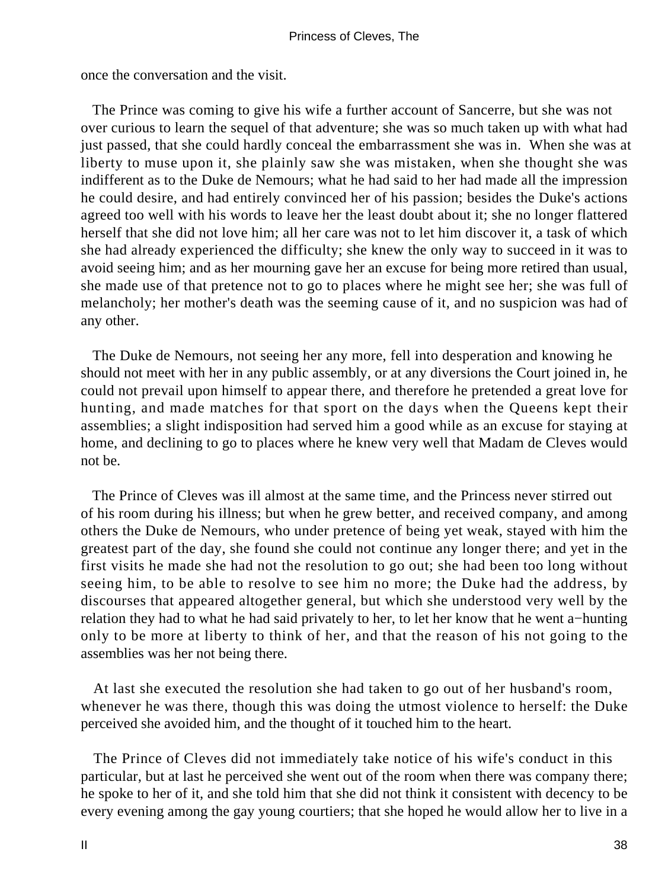once the conversation and the visit.

The Prince was coming to give his wife a further account of Sancerre, but she was not over curious to learn the sequel of that adventure; she was so much taken up with what had just passed, that she could hardly conceal the embarrassment she was in. When she was at liberty to muse upon it, she plainly saw she was mistaken, when she thought she was indifferent as to the Duke de Nemours; what he had said to her had made all the impression he could desire, and had entirely convinced her of his passion; besides the Duke's actions agreed too well with his words to leave her the least doubt about it; she no longer flattered herself that she did not love him; all her care was not to let him discover it, a task of which she had already experienced the difficulty; she knew the only way to succeed in it was to avoid seeing him; and as her mourning gave her an excuse for being more retired than usual, she made use of that pretence not to go to places where he might see her; she was full of melancholy; her mother's death was the seeming cause of it, and no suspicion was had of any other.

The Duke de Nemours, not seeing her any more, fell into desperation and knowing he should not meet with her in any public assembly, or at any diversions the Court joined in, he could not prevail upon himself to appear there, and therefore he pretended a great love for hunting, and made matches for that sport on the days when the Queens kept their assemblies; a slight indisposition had served him a good while as an excuse for staying at home, and declining to go to places where he knew very well that Madam de Cleves would not be.

The Prince of Cleves was ill almost at the same time, and the Princess never stirred out of his room during his illness; but when he grew better, and received company, and among others the Duke de Nemours, who under pretence of being yet weak, stayed with him the greatest part of the day, she found she could not continue any longer there; and yet in the first visits he made she had not the resolution to go out; she had been too long without seeing him, to be able to resolve to see him no more; the Duke had the address, by discourses that appeared altogether general, but which she understood very well by the relation they had to what he had said privately to her, to let her know that he went a−hunting only to be more at liberty to think of her, and that the reason of his not going to the assemblies was her not being there.

At last she executed the resolution she had taken to go out of her husband's room, whenever he was there, though this was doing the utmost violence to herself: the Duke perceived she avoided him, and the thought of it touched him to the heart.

The Prince of Cleves did not immediately take notice of his wife's conduct in this particular, but at last he perceived she went out of the room when there was company there; he spoke to her of it, and she told him that she did not think it consistent with decency to be every evening among the gay young courtiers; that she hoped he would allow her to live in a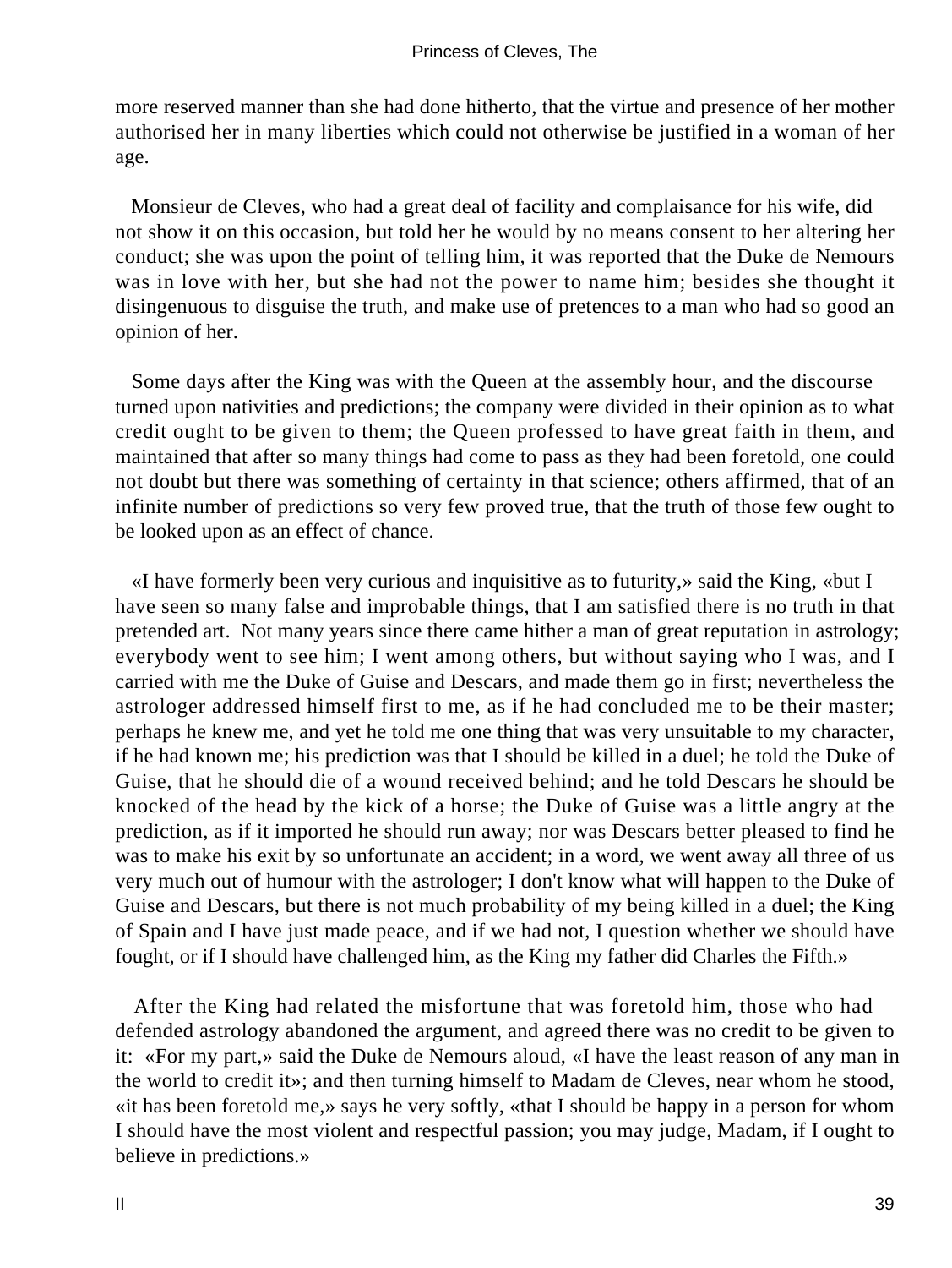more reserved manner than she had done hitherto, that the virtue and presence of her mother authorised her in many liberties which could not otherwise be justified in a woman of her age.

Monsieur de Cleves, who had a great deal of facility and complaisance for his wife, did not show it on this occasion, but told her he would by no means consent to her altering her conduct; she was upon the point of telling him, it was reported that the Duke de Nemours was in love with her, but she had not the power to name him; besides she thought it disingenuous to disguise the truth, and make use of pretences to a man who had so good an opinion of her.

Some days after the King was with the Queen at the assembly hour, and the discourse turned upon nativities and predictions; the company were divided in their opinion as to what credit ought to be given to them; the Queen professed to have great faith in them, and maintained that after so many things had come to pass as they had been foretold, one could not doubt but there was something of certainty in that science; others affirmed, that of an infinite number of predictions so very few proved true, that the truth of those few ought to be looked upon as an effect of chance.

«I have formerly been very curious and inquisitive as to futurity,» said the King, «but I have seen so many false and improbable things, that I am satisfied there is no truth in that pretended art. Not many years since there came hither a man of great reputation in astrology; everybody went to see him; I went among others, but without saying who I was, and I carried with me the Duke of Guise and Descars, and made them go in first; nevertheless the astrologer addressed himself first to me, as if he had concluded me to be their master; perhaps he knew me, and yet he told me one thing that was very unsuitable to my character, if he had known me; his prediction was that I should be killed in a duel; he told the Duke of Guise, that he should die of a wound received behind; and he told Descars he should be knocked of the head by the kick of a horse; the Duke of Guise was a little angry at the prediction, as if it imported he should run away; nor was Descars better pleased to find he was to make his exit by so unfortunate an accident; in a word, we went away all three of us very much out of humour with the astrologer; I don't know what will happen to the Duke of Guise and Descars, but there is not much probability of my being killed in a duel; the King of Spain and I have just made peace, and if we had not, I question whether we should have fought, or if I should have challenged him, as the King my father did Charles the Fifth.»

After the King had related the misfortune that was foretold him, those who had defended astrology abandoned the argument, and agreed there was no credit to be given to it: «For my part,» said the Duke de Nemours aloud, «I have the least reason of any man in the world to credit it»; and then turning himself to Madam de Cleves, near whom he stood, «it has been foretold me,» says he very softly, «that I should be happy in a person for whom I should have the most violent and respectful passion; you may judge, Madam, if I ought to believe in predictions.»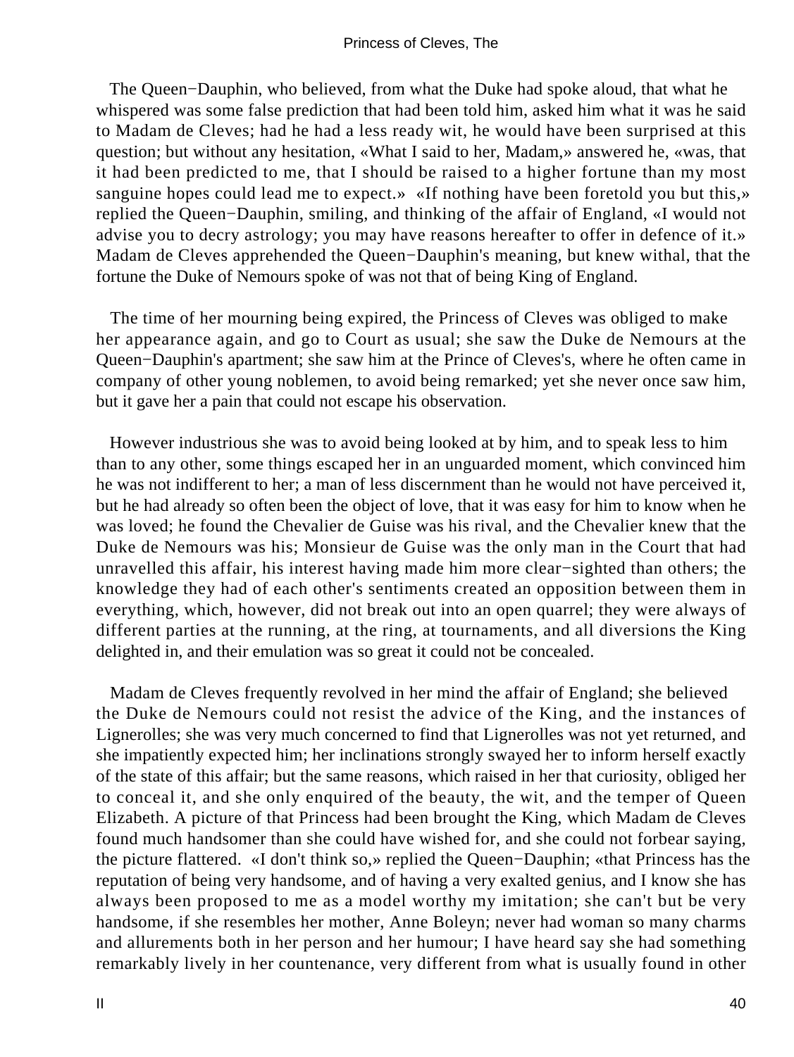The Queen−Dauphin, who believed, from what the Duke had spoke aloud, that what he whispered was some false prediction that had been told him, asked him what it was he said to Madam de Cleves; had he had a less ready wit, he would have been surprised at this question; but without any hesitation, «What I said to her, Madam,» answered he, «was, that it had been predicted to me, that I should be raised to a higher fortune than my most sanguine hopes could lead me to expect.» «If nothing have been foretold you but this,» replied the Queen−Dauphin, smiling, and thinking of the affair of England, «I would not advise you to decry astrology; you may have reasons hereafter to offer in defence of it.» Madam de Cleves apprehended the Queen−Dauphin's meaning, but knew withal, that the fortune the Duke of Nemours spoke of was not that of being King of England.

The time of her mourning being expired, the Princess of Cleves was obliged to make her appearance again, and go to Court as usual; she saw the Duke de Nemours at the Queen−Dauphin's apartment; she saw him at the Prince of Cleves's, where he often came in company of other young noblemen, to avoid being remarked; yet she never once saw him, but it gave her a pain that could not escape his observation.

However industrious she was to avoid being looked at by him, and to speak less to him than to any other, some things escaped her in an unguarded moment, which convinced him he was not indifferent to her; a man of less discernment than he would not have perceived it, but he had already so often been the object of love, that it was easy for him to know when he was loved; he found the Chevalier de Guise was his rival, and the Chevalier knew that the Duke de Nemours was his; Monsieur de Guise was the only man in the Court that had unravelled this affair, his interest having made him more clear−sighted than others; the knowledge they had of each other's sentiments created an opposition between them in everything, which, however, did not break out into an open quarrel; they were always of different parties at the running, at the ring, at tournaments, and all diversions the King delighted in, and their emulation was so great it could not be concealed.

Madam de Cleves frequently revolved in her mind the affair of England; she believed the Duke de Nemours could not resist the advice of the King, and the instances of Lignerolles; she was very much concerned to find that Lignerolles was not yet returned, and she impatiently expected him; her inclinations strongly swayed her to inform herself exactly of the state of this affair; but the same reasons, which raised in her that curiosity, obliged her to conceal it, and she only enquired of the beauty, the wit, and the temper of Queen Elizabeth. A picture of that Princess had been brought the King, which Madam de Cleves found much handsomer than she could have wished for, and she could not forbear saying, the picture flattered. «I don't think so,» replied the Queen−Dauphin; «that Princess has the reputation of being very handsome, and of having a very exalted genius, and I know she has always been proposed to me as a model worthy my imitation; she can't but be very handsome, if she resembles her mother, Anne Boleyn; never had woman so many charms and allurements both in her person and her humour; I have heard say she had something remarkably lively in her countenance, very different from what is usually found in other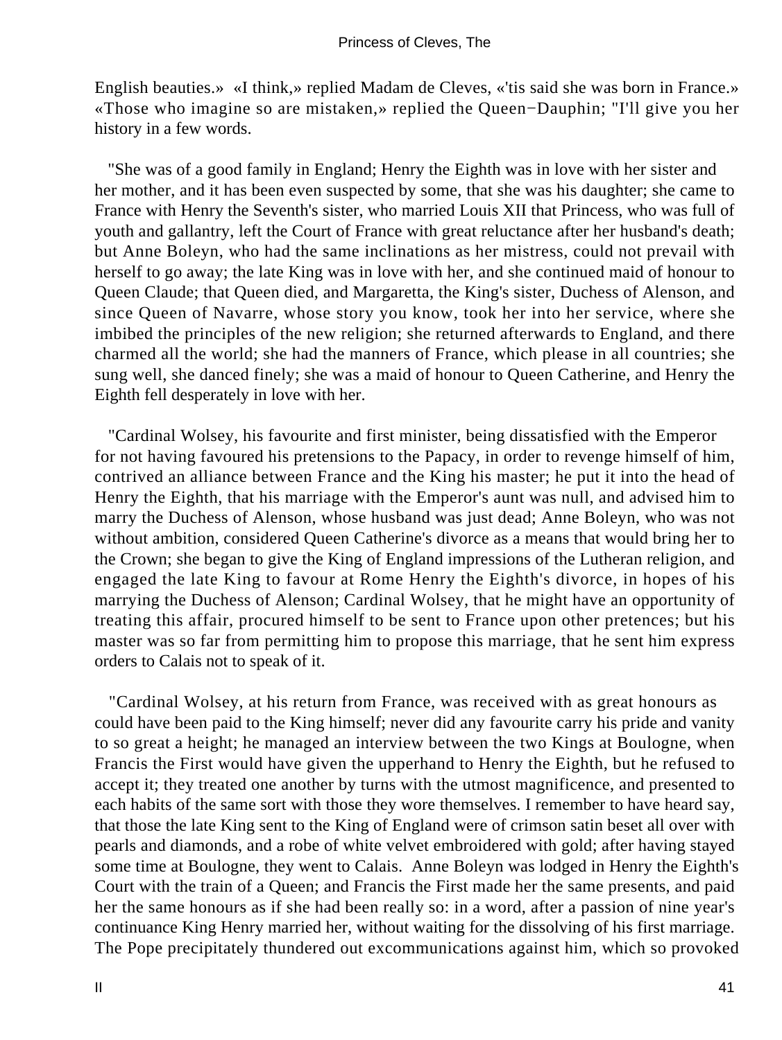English beauties.» «I think,» replied Madam de Cleves, «'tis said she was born in France.» «Those who imagine so are mistaken,» replied the Queen−Dauphin; "I'll give you her history in a few words.

"She was of a good family in England; Henry the Eighth was in love with her sister and her mother, and it has been even suspected by some, that she was his daughter; she came to France with Henry the Seventh's sister, who married Louis XII that Princess, who was full of youth and gallantry, left the Court of France with great reluctance after her husband's death; but Anne Boleyn, who had the same inclinations as her mistress, could not prevail with herself to go away; the late King was in love with her, and she continued maid of honour to Queen Claude; that Queen died, and Margaretta, the King's sister, Duchess of Alenson, and since Queen of Navarre, whose story you know, took her into her service, where she imbibed the principles of the new religion; she returned afterwards to England, and there charmed all the world; she had the manners of France, which please in all countries; she sung well, she danced finely; she was a maid of honour to Queen Catherine, and Henry the Eighth fell desperately in love with her.

"Cardinal Wolsey, his favourite and first minister, being dissatisfied with the Emperor for not having favoured his pretensions to the Papacy, in order to revenge himself of him, contrived an alliance between France and the King his master; he put it into the head of Henry the Eighth, that his marriage with the Emperor's aunt was null, and advised him to marry the Duchess of Alenson, whose husband was just dead; Anne Boleyn, who was not without ambition, considered Queen Catherine's divorce as a means that would bring her to the Crown; she began to give the King of England impressions of the Lutheran religion, and engaged the late King to favour at Rome Henry the Eighth's divorce, in hopes of his marrying the Duchess of Alenson; Cardinal Wolsey, that he might have an opportunity of treating this affair, procured himself to be sent to France upon other pretences; but his master was so far from permitting him to propose this marriage, that he sent him express orders to Calais not to speak of it.

"Cardinal Wolsey, at his return from France, was received with as great honours as could have been paid to the King himself; never did any favourite carry his pride and vanity to so great a height; he managed an interview between the two Kings at Boulogne, when Francis the First would have given the upperhand to Henry the Eighth, but he refused to accept it; they treated one another by turns with the utmost magnificence, and presented to each habits of the same sort with those they wore themselves. I remember to have heard say, that those the late King sent to the King of England were of crimson satin beset all over with pearls and diamonds, and a robe of white velvet embroidered with gold; after having stayed some time at Boulogne, they went to Calais. Anne Boleyn was lodged in Henry the Eighth's Court with the train of a Queen; and Francis the First made her the same presents, and paid her the same honours as if she had been really so: in a word, after a passion of nine year's continuance King Henry married her, without waiting for the dissolving of his first marriage. The Pope precipitately thundered out excommunications against him, which so provoked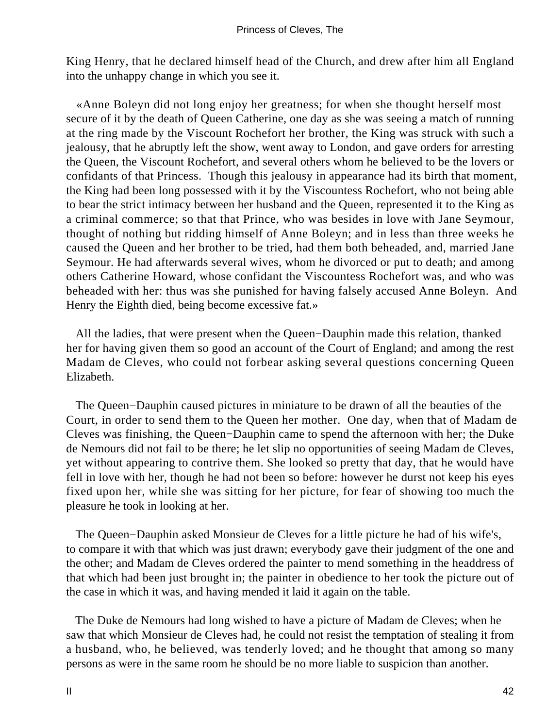King Henry, that he declared himself head of the Church, and drew after him all England into the unhappy change in which you see it.

«Anne Boleyn did not long enjoy her greatness; for when she thought herself most secure of it by the death of Queen Catherine, one day as she was seeing a match of running at the ring made by the Viscount Rochefort her brother, the King was struck with such a jealousy, that he abruptly left the show, went away to London, and gave orders for arresting the Queen, the Viscount Rochefort, and several others whom he believed to be the lovers or confidants of that Princess. Though this jealousy in appearance had its birth that moment, the King had been long possessed with it by the Viscountess Rochefort, who not being able to bear the strict intimacy between her husband and the Queen, represented it to the King as a criminal commerce; so that that Prince, who was besides in love with Jane Seymour, thought of nothing but ridding himself of Anne Boleyn; and in less than three weeks he caused the Queen and her brother to be tried, had them both beheaded, and, married Jane Seymour. He had afterwards several wives, whom he divorced or put to death; and among others Catherine Howard, whose confidant the Viscountess Rochefort was, and who was beheaded with her: thus was she punished for having falsely accused Anne Boleyn. And Henry the Eighth died, being become excessive fat.»

All the ladies, that were present when the Queen−Dauphin made this relation, thanked her for having given them so good an account of the Court of England; and among the rest Madam de Cleves, who could not forbear asking several questions concerning Queen Elizabeth.

The Queen−Dauphin caused pictures in miniature to be drawn of all the beauties of the Court, in order to send them to the Queen her mother. One day, when that of Madam de Cleves was finishing, the Queen−Dauphin came to spend the afternoon with her; the Duke de Nemours did not fail to be there; he let slip no opportunities of seeing Madam de Cleves, yet without appearing to contrive them. She looked so pretty that day, that he would have fell in love with her, though he had not been so before: however he durst not keep his eyes fixed upon her, while she was sitting for her picture, for fear of showing too much the pleasure he took in looking at her.

The Queen−Dauphin asked Monsieur de Cleves for a little picture he had of his wife's, to compare it with that which was just drawn; everybody gave their judgment of the one and the other; and Madam de Cleves ordered the painter to mend something in the headdress of that which had been just brought in; the painter in obedience to her took the picture out of the case in which it was, and having mended it laid it again on the table.

The Duke de Nemours had long wished to have a picture of Madam de Cleves; when he saw that which Monsieur de Cleves had, he could not resist the temptation of stealing it from a husband, who, he believed, was tenderly loved; and he thought that among so many persons as were in the same room he should be no more liable to suspicion than another.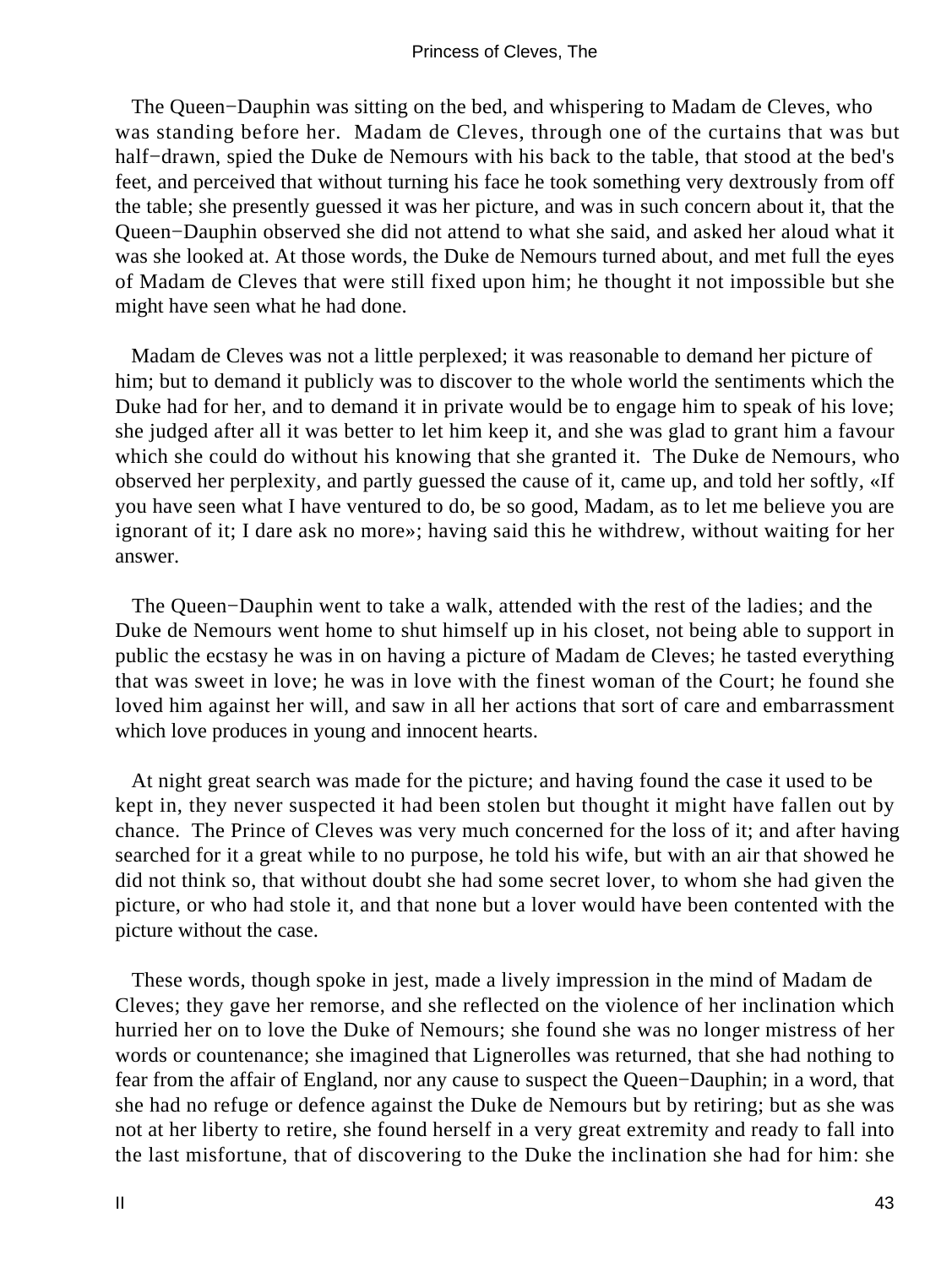The Queen−Dauphin was sitting on the bed, and whispering to Madam de Cleves, who was standing before her. Madam de Cleves, through one of the curtains that was but half−drawn, spied the Duke de Nemours with his back to the table, that stood at the bed's feet, and perceived that without turning his face he took something very dextrously from off the table; she presently guessed it was her picture, and was in such concern about it, that the Queen−Dauphin observed she did not attend to what she said, and asked her aloud what it was she looked at. At those words, the Duke de Nemours turned about, and met full the eyes of Madam de Cleves that were still fixed upon him; he thought it not impossible but she might have seen what he had done.

Madam de Cleves was not a little perplexed; it was reasonable to demand her picture of him; but to demand it publicly was to discover to the whole world the sentiments which the Duke had for her, and to demand it in private would be to engage him to speak of his love; she judged after all it was better to let him keep it, and she was glad to grant him a favour which she could do without his knowing that she granted it. The Duke de Nemours, who observed her perplexity, and partly guessed the cause of it, came up, and told her softly, «If you have seen what I have ventured to do, be so good, Madam, as to let me believe you are ignorant of it; I dare ask no more»; having said this he withdrew, without waiting for her answer.

The Queen−Dauphin went to take a walk, attended with the rest of the ladies; and the Duke de Nemours went home to shut himself up in his closet, not being able to support in public the ecstasy he was in on having a picture of Madam de Cleves; he tasted everything that was sweet in love; he was in love with the finest woman of the Court; he found she loved him against her will, and saw in all her actions that sort of care and embarrassment which love produces in young and innocent hearts.

At night great search was made for the picture; and having found the case it used to be kept in, they never suspected it had been stolen but thought it might have fallen out by chance. The Prince of Cleves was very much concerned for the loss of it; and after having searched for it a great while to no purpose, he told his wife, but with an air that showed he did not think so, that without doubt she had some secret lover, to whom she had given the picture, or who had stole it, and that none but a lover would have been contented with the picture without the case.

These words, though spoke in jest, made a lively impression in the mind of Madam de Cleves; they gave her remorse, and she reflected on the violence of her inclination which hurried her on to love the Duke of Nemours; she found she was no longer mistress of her words or countenance; she imagined that Lignerolles was returned, that she had nothing to fear from the affair of England, nor any cause to suspect the Queen−Dauphin; in a word, that she had no refuge or defence against the Duke de Nemours but by retiring; but as she was not at her liberty to retire, she found herself in a very great extremity and ready to fall into the last misfortune, that of discovering to the Duke the inclination she had for him: she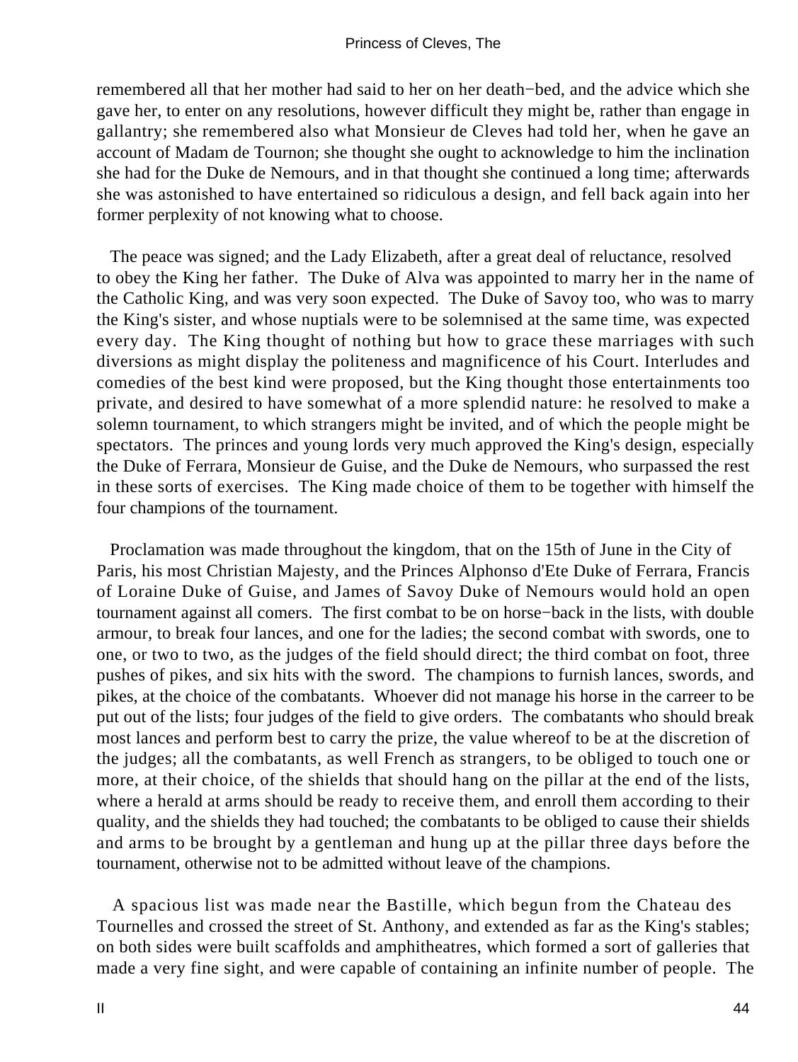remembered all that her mother had said to her on her death−bed, and the advice which she gave her, to enter on any resolutions, however difficult they might be, rather than engage in gallantry; she remembered also what Monsieur de Cleves had told her, when he gave an account of Madam de Tournon; she thought she ought to acknowledge to him the inclination she had for the Duke de Nemours, and in that thought she continued a long time; afterwards she was astonished to have entertained so ridiculous a design, and fell back again into her former perplexity of not knowing what to choose.

The peace was signed; and the Lady Elizabeth, after a great deal of reluctance, resolved to obey the King her father. The Duke of Alva was appointed to marry her in the name of the Catholic King, and was very soon expected. The Duke of Savoy too, who was to marry the King's sister, and whose nuptials were to be solemnised at the same time, was expected every day. The King thought of nothing but how to grace these marriages with such diversions as might display the politeness and magnificence of his Court. Interludes and comedies of the best kind were proposed, but the King thought those entertainments too private, and desired to have somewhat of a more splendid nature: he resolved to make a solemn tournament, to which strangers might be invited, and of which the people might be spectators. The princes and young lords very much approved the King's design, especially the Duke of Ferrara, Monsieur de Guise, and the Duke de Nemours, who surpassed the rest in these sorts of exercises. The King made choice of them to be together with himself the four champions of the tournament.

Proclamation was made throughout the kingdom, that on the 15th of June in the City of Paris, his most Christian Majesty, and the Princes Alphonso d'Ete Duke of Ferrara, Francis of Loraine Duke of Guise, and James of Savoy Duke of Nemours would hold an open tournament against all comers. The first combat to be on horse−back in the lists, with double armour, to break four lances, and one for the ladies; the second combat with swords, one to one, or two to two, as the judges of the field should direct; the third combat on foot, three pushes of pikes, and six hits with the sword. The champions to furnish lances, swords, and pikes, at the choice of the combatants. Whoever did not manage his horse in the carreer to be put out of the lists; four judges of the field to give orders. The combatants who should break most lances and perform best to carry the prize, the value whereof to be at the discretion of the judges; all the combatants, as well French as strangers, to be obliged to touch one or more, at their choice, of the shields that should hang on the pillar at the end of the lists, where a herald at arms should be ready to receive them, and enroll them according to their quality, and the shields they had touched; the combatants to be obliged to cause their shields and arms to be brought by a gentleman and hung up at the pillar three days before the tournament, otherwise not to be admitted without leave of the champions.

A spacious list was made near the Bastille, which begun from the Chateau des Tournelles and crossed the street of St. Anthony, and extended as far as the King's stables; on both sides were built scaffolds and amphitheatres, which formed a sort of galleries that made a very fine sight, and were capable of containing an infinite number of people. The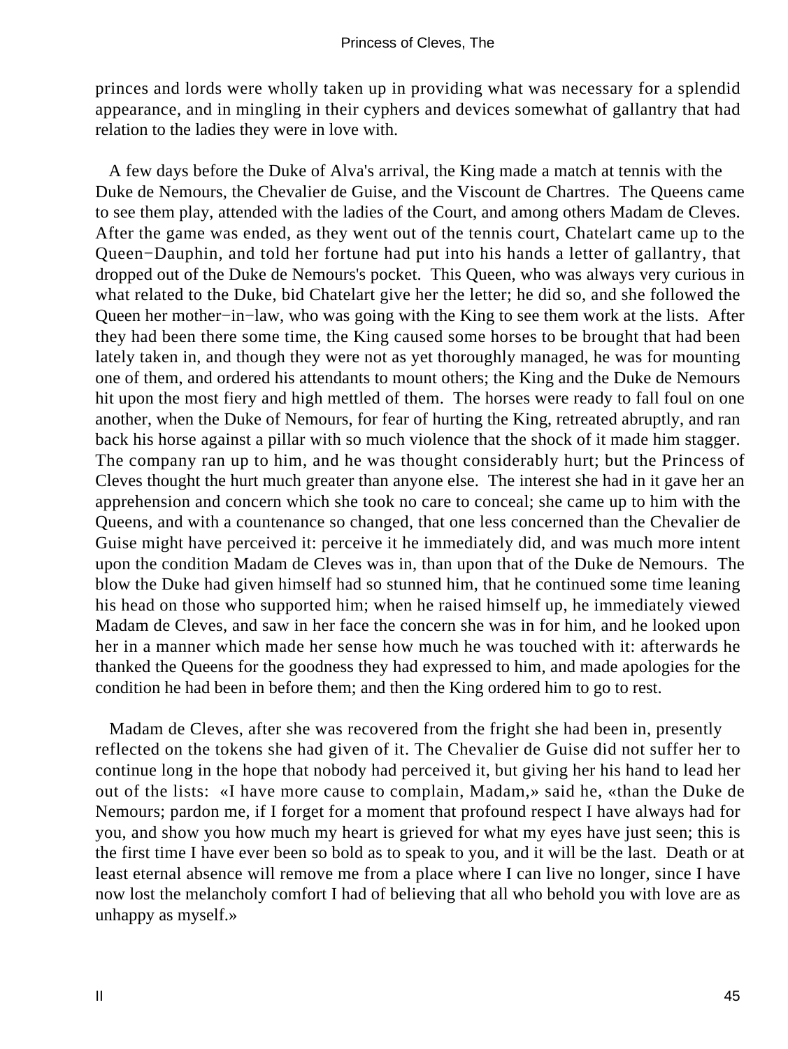princes and lords were wholly taken up in providing what was necessary for a splendid appearance, and in mingling in their cyphers and devices somewhat of gallantry that had relation to the ladies they were in love with.

A few days before the Duke of Alva's arrival, the King made a match at tennis with the Duke de Nemours, the Chevalier de Guise, and the Viscount de Chartres. The Queens came to see them play, attended with the ladies of the Court, and among others Madam de Cleves. After the game was ended, as they went out of the tennis court, Chatelart came up to the Queen−Dauphin, and told her fortune had put into his hands a letter of gallantry, that dropped out of the Duke de Nemours's pocket. This Queen, who was always very curious in what related to the Duke, bid Chatelart give her the letter; he did so, and she followed the Queen her mother−in−law, who was going with the King to see them work at the lists. After they had been there some time, the King caused some horses to be brought that had been lately taken in, and though they were not as yet thoroughly managed, he was for mounting one of them, and ordered his attendants to mount others; the King and the Duke de Nemours hit upon the most fiery and high mettled of them. The horses were ready to fall foul on one another, when the Duke of Nemours, for fear of hurting the King, retreated abruptly, and ran back his horse against a pillar with so much violence that the shock of it made him stagger. The company ran up to him, and he was thought considerably hurt; but the Princess of Cleves thought the hurt much greater than anyone else. The interest she had in it gave her an apprehension and concern which she took no care to conceal; she came up to him with the Queens, and with a countenance so changed, that one less concerned than the Chevalier de Guise might have perceived it: perceive it he immediately did, and was much more intent upon the condition Madam de Cleves was in, than upon that of the Duke de Nemours. The blow the Duke had given himself had so stunned him, that he continued some time leaning his head on those who supported him; when he raised himself up, he immediately viewed Madam de Cleves, and saw in her face the concern she was in for him, and he looked upon her in a manner which made her sense how much he was touched with it: afterwards he thanked the Queens for the goodness they had expressed to him, and made apologies for the condition he had been in before them; and then the King ordered him to go to rest.

Madam de Cleves, after she was recovered from the fright she had been in, presently reflected on the tokens she had given of it. The Chevalier de Guise did not suffer her to continue long in the hope that nobody had perceived it, but giving her his hand to lead her out of the lists: «I have more cause to complain, Madam,» said he, «than the Duke de Nemours; pardon me, if I forget for a moment that profound respect I have always had for you, and show you how much my heart is grieved for what my eyes have just seen; this is the first time I have ever been so bold as to speak to you, and it will be the last. Death or at least eternal absence will remove me from a place where I can live no longer, since I have now lost the melancholy comfort I had of believing that all who behold you with love are as unhappy as myself.»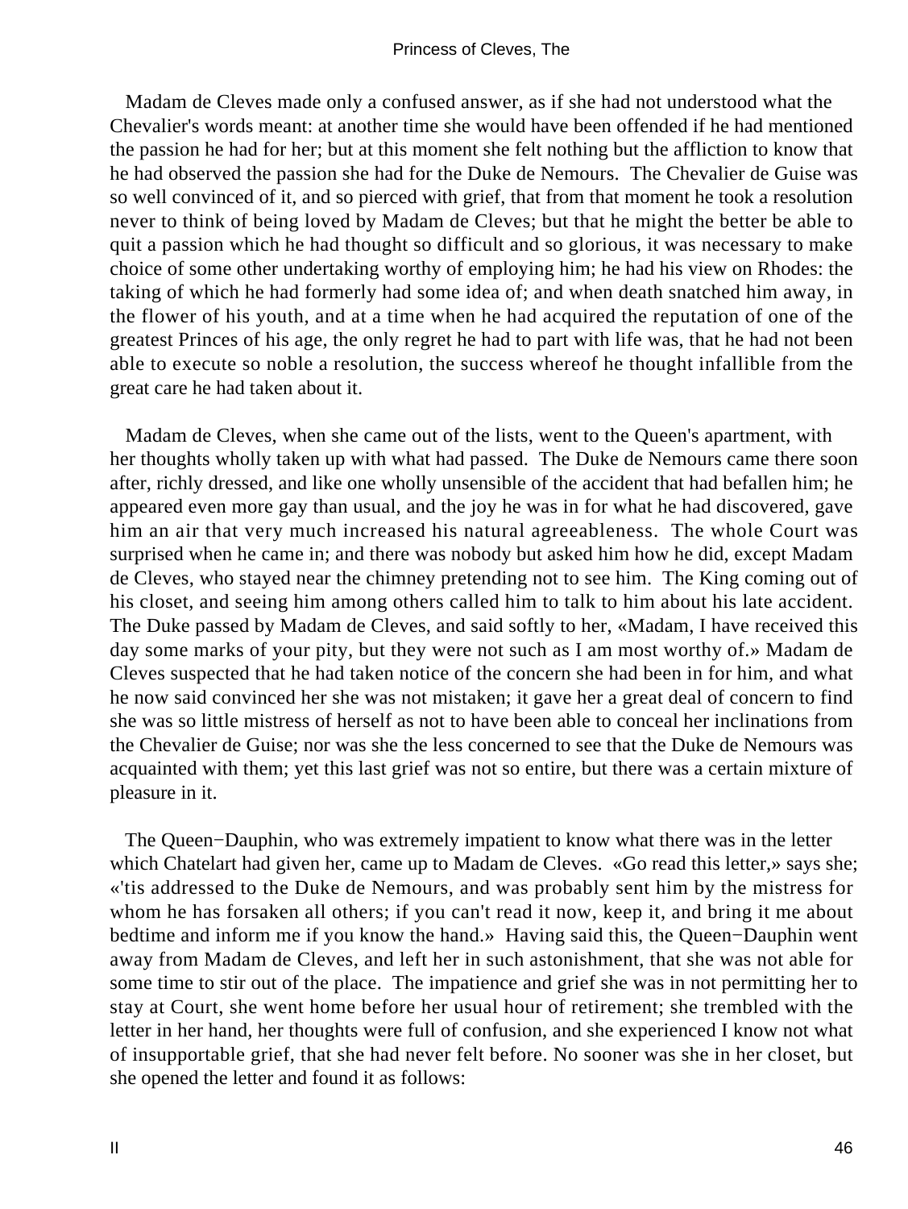Madam de Cleves made only a confused answer, as if she had not understood what the Chevalier's words meant: at another time she would have been offended if he had mentioned the passion he had for her; but at this moment she felt nothing but the affliction to know that he had observed the passion she had for the Duke de Nemours. The Chevalier de Guise was so well convinced of it, and so pierced with grief, that from that moment he took a resolution never to think of being loved by Madam de Cleves; but that he might the better be able to quit a passion which he had thought so difficult and so glorious, it was necessary to make choice of some other undertaking worthy of employing him; he had his view on Rhodes: the taking of which he had formerly had some idea of; and when death snatched him away, in the flower of his youth, and at a time when he had acquired the reputation of one of the greatest Princes of his age, the only regret he had to part with life was, that he had not been able to execute so noble a resolution, the success whereof he thought infallible from the great care he had taken about it.

Madam de Cleves, when she came out of the lists, went to the Queen's apartment, with her thoughts wholly taken up with what had passed. The Duke de Nemours came there soon after, richly dressed, and like one wholly unsensible of the accident that had befallen him; he appeared even more gay than usual, and the joy he was in for what he had discovered, gave him an air that very much increased his natural agreeableness. The whole Court was surprised when he came in; and there was nobody but asked him how he did, except Madam de Cleves, who stayed near the chimney pretending not to see him. The King coming out of his closet, and seeing him among others called him to talk to him about his late accident. The Duke passed by Madam de Cleves, and said softly to her, «Madam, I have received this day some marks of your pity, but they were not such as I am most worthy of.» Madam de Cleves suspected that he had taken notice of the concern she had been in for him, and what he now said convinced her she was not mistaken; it gave her a great deal of concern to find she was so little mistress of herself as not to have been able to conceal her inclinations from the Chevalier de Guise; nor was she the less concerned to see that the Duke de Nemours was acquainted with them; yet this last grief was not so entire, but there was a certain mixture of pleasure in it.

The Queen−Dauphin, who was extremely impatient to know what there was in the letter which Chatelart had given her, came up to Madam de Cleves. «Go read this letter,» says she; «'tis addressed to the Duke de Nemours, and was probably sent him by the mistress for whom he has forsaken all others; if you can't read it now, keep it, and bring it me about bedtime and inform me if you know the hand.» Having said this, the Queen−Dauphin went away from Madam de Cleves, and left her in such astonishment, that she was not able for some time to stir out of the place. The impatience and grief she was in not permitting her to stay at Court, she went home before her usual hour of retirement; she trembled with the letter in her hand, her thoughts were full of confusion, and she experienced I know not what of insupportable grief, that she had never felt before. No sooner was she in her closet, but she opened the letter and found it as follows: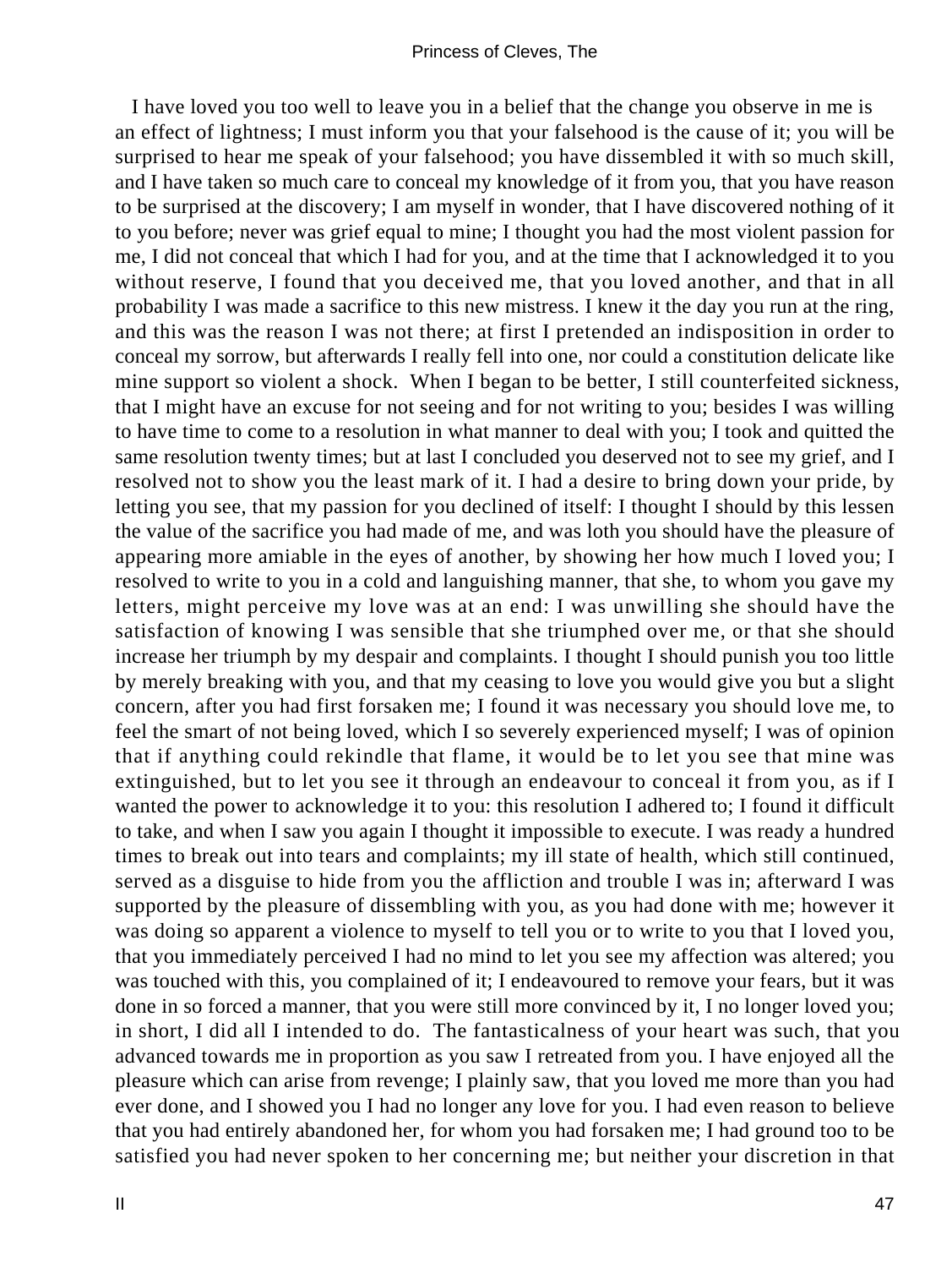I have loved you too well to leave you in a belief that the change you observe in me is an effect of lightness; I must inform you that your falsehood is the cause of it; you will be surprised to hear me speak of your falsehood; you have dissembled it with so much skill, and I have taken so much care to conceal my knowledge of it from you, that you have reason to be surprised at the discovery; I am myself in wonder, that I have discovered nothing of it to you before; never was grief equal to mine; I thought you had the most violent passion for me, I did not conceal that which I had for you, and at the time that I acknowledged it to you without reserve, I found that you deceived me, that you loved another, and that in all probability I was made a sacrifice to this new mistress. I knew it the day you run at the ring, and this was the reason I was not there; at first I pretended an indisposition in order to conceal my sorrow, but afterwards I really fell into one, nor could a constitution delicate like mine support so violent a shock. When I began to be better, I still counterfeited sickness, that I might have an excuse for not seeing and for not writing to you; besides I was willing to have time to come to a resolution in what manner to deal with you; I took and quitted the same resolution twenty times; but at last I concluded you deserved not to see my grief, and I resolved not to show you the least mark of it. I had a desire to bring down your pride, by letting you see, that my passion for you declined of itself: I thought I should by this lessen the value of the sacrifice you had made of me, and was loth you should have the pleasure of appearing more amiable in the eyes of another, by showing her how much I loved you; I resolved to write to you in a cold and languishing manner, that she, to whom you gave my letters, might perceive my love was at an end: I was unwilling she should have the satisfaction of knowing I was sensible that she triumphed over me, or that she should increase her triumph by my despair and complaints. I thought I should punish you too little by merely breaking with you, and that my ceasing to love you would give you but a slight concern, after you had first forsaken me; I found it was necessary you should love me, to feel the smart of not being loved, which I so severely experienced myself; I was of opinion that if anything could rekindle that flame, it would be to let you see that mine was extinguished, but to let you see it through an endeavour to conceal it from you, as if I wanted the power to acknowledge it to you: this resolution I adhered to; I found it difficult to take, and when I saw you again I thought it impossible to execute. I was ready a hundred times to break out into tears and complaints; my ill state of health, which still continued, served as a disguise to hide from you the affliction and trouble I was in; afterward I was supported by the pleasure of dissembling with you, as you had done with me; however it was doing so apparent a violence to myself to tell you or to write to you that I loved you, that you immediately perceived I had no mind to let you see my affection was altered; you was touched with this, you complained of it; I endeavoured to remove your fears, but it was done in so forced a manner, that you were still more convinced by it, I no longer loved you; in short, I did all I intended to do. The fantasticalness of your heart was such, that you advanced towards me in proportion as you saw I retreated from you. I have enjoyed all the pleasure which can arise from revenge; I plainly saw, that you loved me more than you had ever done, and I showed you I had no longer any love for you. I had even reason to believe that you had entirely abandoned her, for whom you had forsaken me; I had ground too to be satisfied you had never spoken to her concerning me; but neither your discretion in that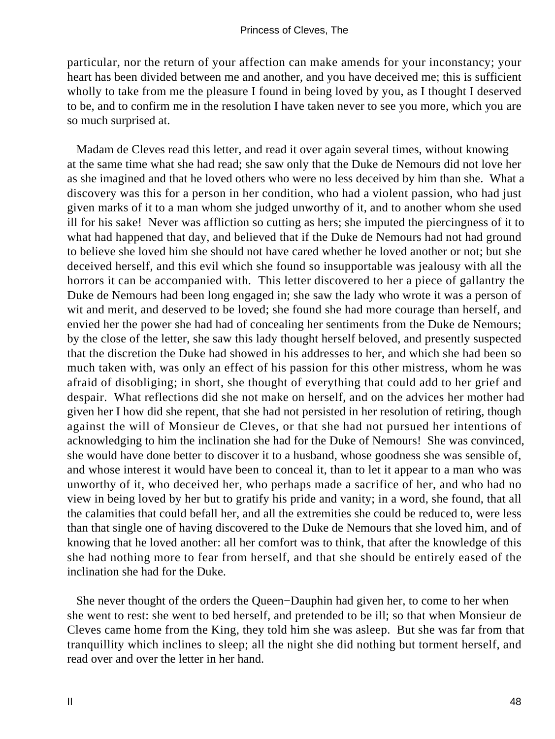particular, nor the return of your affection can make amends for your inconstancy; your heart has been divided between me and another, and you have deceived me; this is sufficient wholly to take from me the pleasure I found in being loved by you, as I thought I deserved to be, and to confirm me in the resolution I have taken never to see you more, which you are so much surprised at.

Madam de Cleves read this letter, and read it over again several times, without knowing at the same time what she had read; she saw only that the Duke de Nemours did not love her as she imagined and that he loved others who were no less deceived by him than she. What a discovery was this for a person in her condition, who had a violent passion, who had just given marks of it to a man whom she judged unworthy of it, and to another whom she used ill for his sake! Never was affliction so cutting as hers; she imputed the piercingness of it to what had happened that day, and believed that if the Duke de Nemours had not had ground to believe she loved him she should not have cared whether he loved another or not; but she deceived herself, and this evil which she found so insupportable was jealousy with all the horrors it can be accompanied with. This letter discovered to her a piece of gallantry the Duke de Nemours had been long engaged in; she saw the lady who wrote it was a person of wit and merit, and deserved to be loved; she found she had more courage than herself, and envied her the power she had had of concealing her sentiments from the Duke de Nemours; by the close of the letter, she saw this lady thought herself beloved, and presently suspected that the discretion the Duke had showed in his addresses to her, and which she had been so much taken with, was only an effect of his passion for this other mistress, whom he was afraid of disobliging; in short, she thought of everything that could add to her grief and despair. What reflections did she not make on herself, and on the advices her mother had given her I how did she repent, that she had not persisted in her resolution of retiring, though against the will of Monsieur de Cleves, or that she had not pursued her intentions of acknowledging to him the inclination she had for the Duke of Nemours! She was convinced, she would have done better to discover it to a husband, whose goodness she was sensible of, and whose interest it would have been to conceal it, than to let it appear to a man who was unworthy of it, who deceived her, who perhaps made a sacrifice of her, and who had no view in being loved by her but to gratify his pride and vanity; in a word, she found, that all the calamities that could befall her, and all the extremities she could be reduced to, were less than that single one of having discovered to the Duke de Nemours that she loved him, and of knowing that he loved another: all her comfort was to think, that after the knowledge of this she had nothing more to fear from herself, and that she should be entirely eased of the inclination she had for the Duke.

She never thought of the orders the Queen−Dauphin had given her, to come to her when she went to rest: she went to bed herself, and pretended to be ill; so that when Monsieur de Cleves came home from the King, they told him she was asleep. But she was far from that tranquillity which inclines to sleep; all the night she did nothing but torment herself, and read over and over the letter in her hand.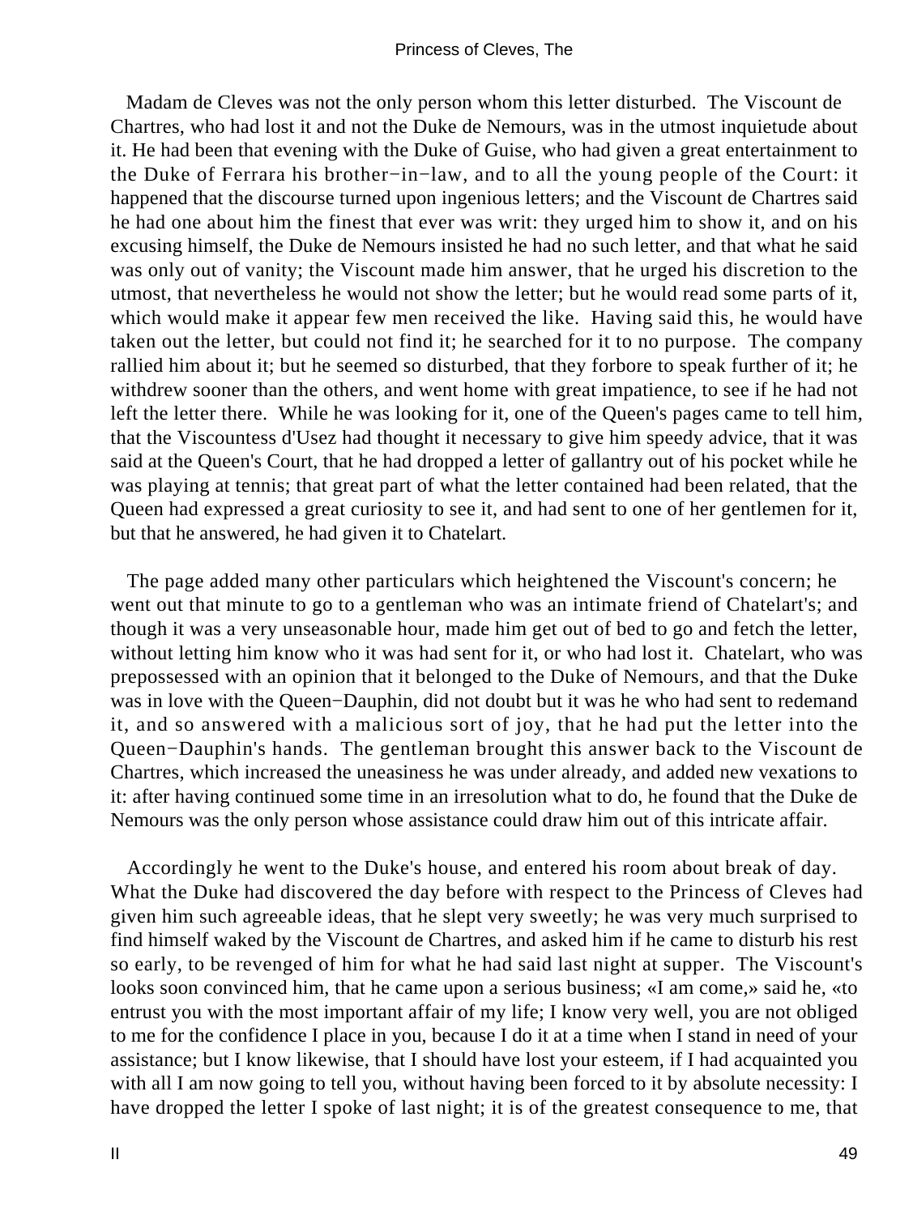Madam de Cleves was not the only person whom this letter disturbed. The Viscount de Chartres, who had lost it and not the Duke de Nemours, was in the utmost inquietude about it. He had been that evening with the Duke of Guise, who had given a great entertainment to the Duke of Ferrara his brother−in−law, and to all the young people of the Court: it happened that the discourse turned upon ingenious letters; and the Viscount de Chartres said he had one about him the finest that ever was writ: they urged him to show it, and on his excusing himself, the Duke de Nemours insisted he had no such letter, and that what he said was only out of vanity; the Viscount made him answer, that he urged his discretion to the utmost, that nevertheless he would not show the letter; but he would read some parts of it, which would make it appear few men received the like. Having said this, he would have taken out the letter, but could not find it; he searched for it to no purpose. The company rallied him about it; but he seemed so disturbed, that they forbore to speak further of it; he withdrew sooner than the others, and went home with great impatience, to see if he had not left the letter there. While he was looking for it, one of the Queen's pages came to tell him, that the Viscountess d'Usez had thought it necessary to give him speedy advice, that it was said at the Queen's Court, that he had dropped a letter of gallantry out of his pocket while he was playing at tennis; that great part of what the letter contained had been related, that the Queen had expressed a great curiosity to see it, and had sent to one of her gentlemen for it, but that he answered, he had given it to Chatelart.

The page added many other particulars which heightened the Viscount's concern; he went out that minute to go to a gentleman who was an intimate friend of Chatelart's; and though it was a very unseasonable hour, made him get out of bed to go and fetch the letter, without letting him know who it was had sent for it, or who had lost it. Chatelart, who was prepossessed with an opinion that it belonged to the Duke of Nemours, and that the Duke was in love with the Queen−Dauphin, did not doubt but it was he who had sent to redemand it, and so answered with a malicious sort of joy, that he had put the letter into the Queen−Dauphin's hands. The gentleman brought this answer back to the Viscount de Chartres, which increased the uneasiness he was under already, and added new vexations to it: after having continued some time in an irresolution what to do, he found that the Duke de Nemours was the only person whose assistance could draw him out of this intricate affair.

Accordingly he went to the Duke's house, and entered his room about break of day. What the Duke had discovered the day before with respect to the Princess of Cleves had given him such agreeable ideas, that he slept very sweetly; he was very much surprised to find himself waked by the Viscount de Chartres, and asked him if he came to disturb his rest so early, to be revenged of him for what he had said last night at supper. The Viscount's looks soon convinced him, that he came upon a serious business; «I am come,» said he, «to entrust you with the most important affair of my life; I know very well, you are not obliged to me for the confidence I place in you, because I do it at a time when I stand in need of your assistance; but I know likewise, that I should have lost your esteem, if I had acquainted you with all I am now going to tell you, without having been forced to it by absolute necessity: I have dropped the letter I spoke of last night; it is of the greatest consequence to me, that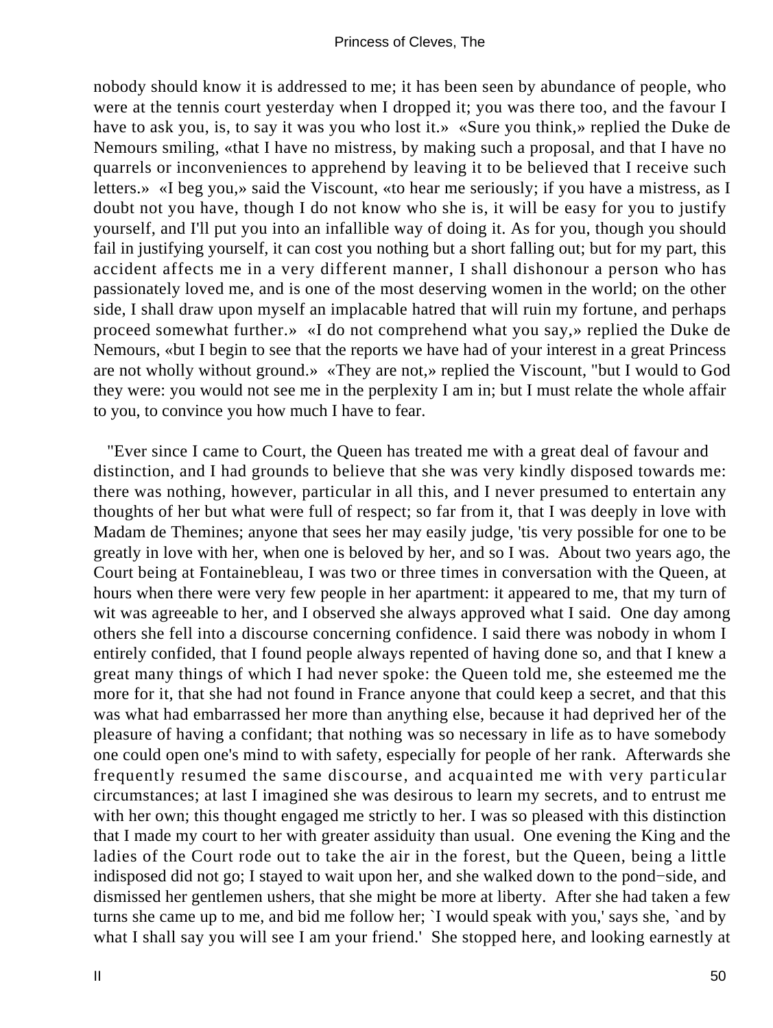nobody should know it is addressed to me; it has been seen by abundance of people, who were at the tennis court yesterday when I dropped it; you was there too, and the favour I have to ask you, is, to say it was you who lost it.» «Sure you think,» replied the Duke de Nemours smiling, «that I have no mistress, by making such a proposal, and that I have no quarrels or inconveniences to apprehend by leaving it to be believed that I receive such letters.» «I beg you,» said the Viscount, «to hear me seriously; if you have a mistress, as I doubt not you have, though I do not know who she is, it will be easy for you to justify yourself, and I'll put you into an infallible way of doing it. As for you, though you should fail in justifying yourself, it can cost you nothing but a short falling out; but for my part, this accident affects me in a very different manner, I shall dishonour a person who has passionately loved me, and is one of the most deserving women in the world; on the other side, I shall draw upon myself an implacable hatred that will ruin my fortune, and perhaps proceed somewhat further.» «I do not comprehend what you say,» replied the Duke de Nemours, «but I begin to see that the reports we have had of your interest in a great Princess are not wholly without ground.» «They are not,» replied the Viscount, "but I would to God they were: you would not see me in the perplexity I am in; but I must relate the whole affair to you, to convince you how much I have to fear.

"Ever since I came to Court, the Queen has treated me with a great deal of favour and distinction, and I had grounds to believe that she was very kindly disposed towards me: there was nothing, however, particular in all this, and I never presumed to entertain any thoughts of her but what were full of respect; so far from it, that I was deeply in love with Madam de Themines; anyone that sees her may easily judge, 'tis very possible for one to be greatly in love with her, when one is beloved by her, and so I was. About two years ago, the Court being at Fontainebleau, I was two or three times in conversation with the Queen, at hours when there were very few people in her apartment: it appeared to me, that my turn of wit was agreeable to her, and I observed she always approved what I said. One day among others she fell into a discourse concerning confidence. I said there was nobody in whom I entirely confided, that I found people always repented of having done so, and that I knew a great many things of which I had never spoke: the Queen told me, she esteemed me the more for it, that she had not found in France anyone that could keep a secret, and that this was what had embarrassed her more than anything else, because it had deprived her of the pleasure of having a confidant; that nothing was so necessary in life as to have somebody one could open one's mind to with safety, especially for people of her rank. Afterwards she frequently resumed the same discourse, and acquainted me with very particular circumstances; at last I imagined she was desirous to learn my secrets, and to entrust me with her own; this thought engaged me strictly to her. I was so pleased with this distinction that I made my court to her with greater assiduity than usual. One evening the King and the ladies of the Court rode out to take the air in the forest, but the Queen, being a little indisposed did not go; I stayed to wait upon her, and she walked down to the pond−side, and dismissed her gentlemen ushers, that she might be more at liberty. After she had taken a few turns she came up to me, and bid me follow her; `I would speak with you,' says she, `and by what I shall say you will see I am your friend.' She stopped here, and looking earnestly at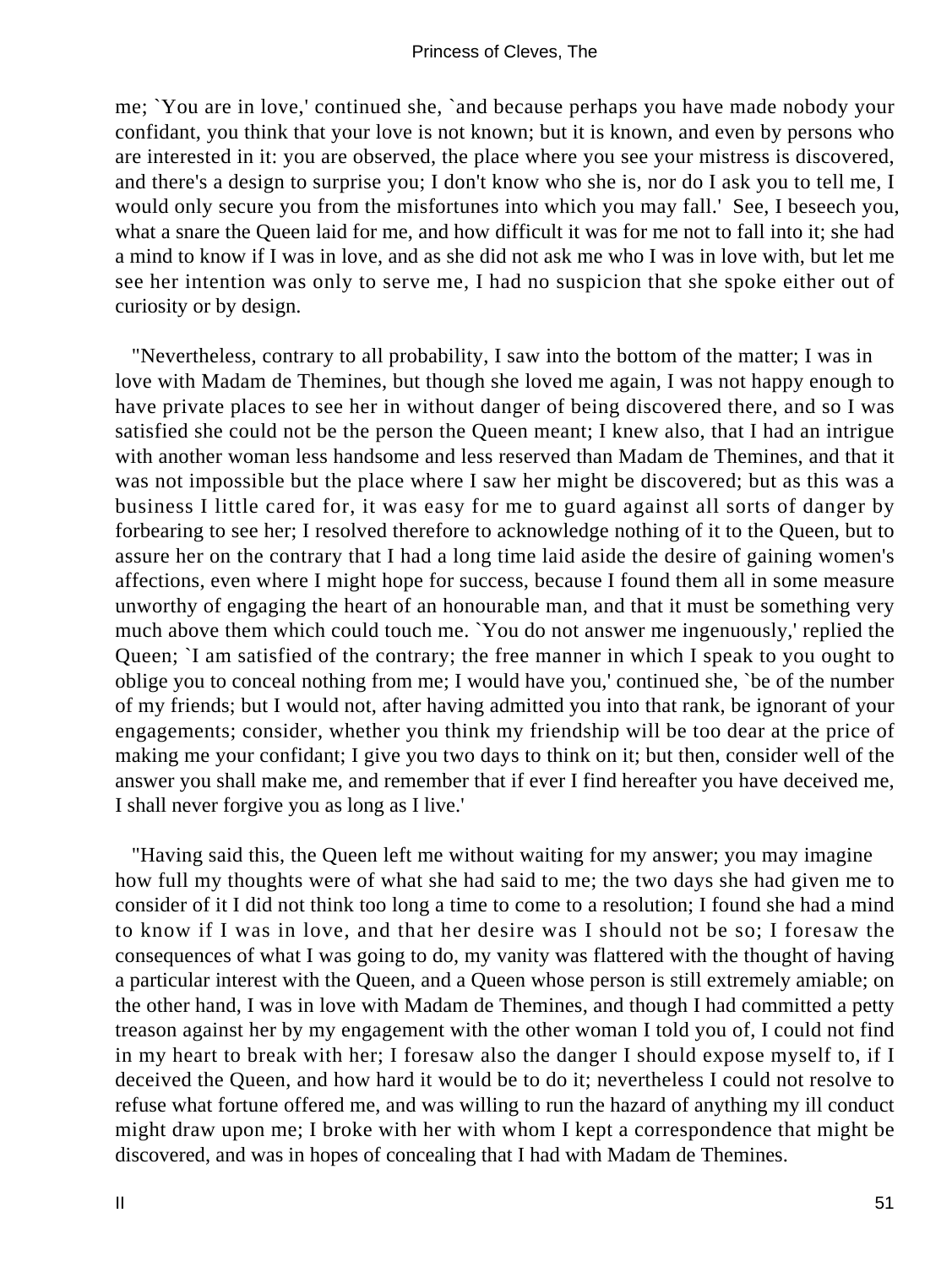me; `You are in love,' continued she, `and because perhaps you have made nobody your confidant, you think that your love is not known; but it is known, and even by persons who are interested in it: you are observed, the place where you see your mistress is discovered, and there's a design to surprise you; I don't know who she is, nor do I ask you to tell me, I would only secure you from the misfortunes into which you may fall.' See, I beseech you, what a snare the Queen laid for me, and how difficult it was for me not to fall into it; she had a mind to know if I was in love, and as she did not ask me who I was in love with, but let me see her intention was only to serve me, I had no suspicion that she spoke either out of curiosity or by design.

"Nevertheless, contrary to all probability, I saw into the bottom of the matter; I was in love with Madam de Themines, but though she loved me again, I was not happy enough to have private places to see her in without danger of being discovered there, and so I was satisfied she could not be the person the Queen meant; I knew also, that I had an intrigue with another woman less handsome and less reserved than Madam de Themines, and that it was not impossible but the place where I saw her might be discovered; but as this was a business I little cared for, it was easy for me to guard against all sorts of danger by forbearing to see her; I resolved therefore to acknowledge nothing of it to the Queen, but to assure her on the contrary that I had a long time laid aside the desire of gaining women's affections, even where I might hope for success, because I found them all in some measure unworthy of engaging the heart of an honourable man, and that it must be something very much above them which could touch me. `You do not answer me ingenuously,' replied the Queen; `I am satisfied of the contrary; the free manner in which I speak to you ought to oblige you to conceal nothing from me; I would have you,' continued she, `be of the number of my friends; but I would not, after having admitted you into that rank, be ignorant of your engagements; consider, whether you think my friendship will be too dear at the price of making me your confidant; I give you two days to think on it; but then, consider well of the answer you shall make me, and remember that if ever I find hereafter you have deceived me, I shall never forgive you as long as I live.'

"Having said this, the Queen left me without waiting for my answer; you may imagine how full my thoughts were of what she had said to me; the two days she had given me to consider of it I did not think too long a time to come to a resolution; I found she had a mind to know if I was in love, and that her desire was I should not be so; I foresaw the consequences of what I was going to do, my vanity was flattered with the thought of having a particular interest with the Queen, and a Queen whose person is still extremely amiable; on the other hand, I was in love with Madam de Themines, and though I had committed a petty treason against her by my engagement with the other woman I told you of, I could not find in my heart to break with her; I foresaw also the danger I should expose myself to, if I deceived the Queen, and how hard it would be to do it; nevertheless I could not resolve to refuse what fortune offered me, and was willing to run the hazard of anything my ill conduct might draw upon me; I broke with her with whom I kept a correspondence that might be discovered, and was in hopes of concealing that I had with Madam de Themines.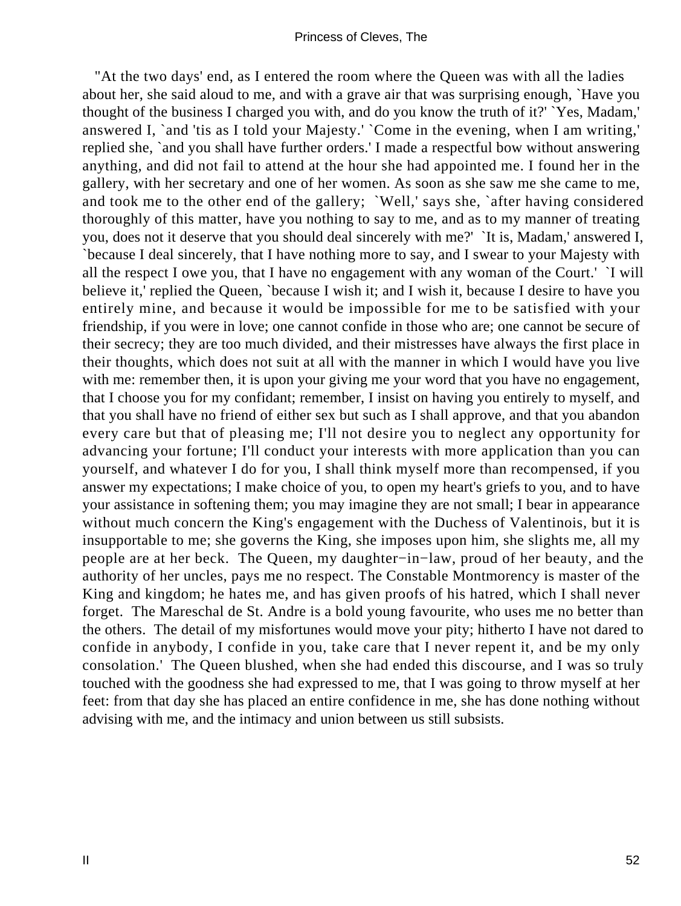"At the two days' end, as I entered the room where the Queen was with all the ladies about her, she said aloud to me, and with a grave air that was surprising enough, `Have you thought of the business I charged you with, and do you know the truth of it?' `Yes, Madam,' answered I, `and 'tis as I told your Majesty.' `Come in the evening, when I am writing,' replied she, `and you shall have further orders.' I made a respectful bow without answering anything, and did not fail to attend at the hour she had appointed me. I found her in the gallery, with her secretary and one of her women. As soon as she saw me she came to me, and took me to the other end of the gallery; `Well,' says she, `after having considered thoroughly of this matter, have you nothing to say to me, and as to my manner of treating you, does not it deserve that you should deal sincerely with me?' `It is, Madam,' answered I, `because I deal sincerely, that I have nothing more to say, and I swear to your Majesty with all the respect I owe you, that I have no engagement with any woman of the Court.' `I will believe it,' replied the Queen, `because I wish it; and I wish it, because I desire to have you entirely mine, and because it would be impossible for me to be satisfied with your friendship, if you were in love; one cannot confide in those who are; one cannot be secure of their secrecy; they are too much divided, and their mistresses have always the first place in their thoughts, which does not suit at all with the manner in which I would have you live with me: remember then, it is upon your giving me your word that you have no engagement, that I choose you for my confidant; remember, I insist on having you entirely to myself, and that you shall have no friend of either sex but such as I shall approve, and that you abandon every care but that of pleasing me; I'll not desire you to neglect any opportunity for advancing your fortune; I'll conduct your interests with more application than you can yourself, and whatever I do for you, I shall think myself more than recompensed, if you answer my expectations; I make choice of you, to open my heart's griefs to you, and to have your assistance in softening them; you may imagine they are not small; I bear in appearance without much concern the King's engagement with the Duchess of Valentinois, but it is insupportable to me; she governs the King, she imposes upon him, she slights me, all my people are at her beck. The Queen, my daughter-in-law, proud of her beauty, and the authority of her uncles, pays me no respect. The Constable Montmorency is master of the King and kingdom; he hates me, and has given proofs of his hatred, which I shall never forget. The Mareschal de St. Andre is a bold young favourite, who uses me no better than the others. The detail of my misfortunes would move your pity; hitherto I have not dared to confide in anybody, I confide in you, take care that I never repent it, and be my only consolation.' The Queen blushed, when she had ended this discourse, and I was so truly touched with the goodness she had expressed to me, that I was going to throw myself at her feet: from that day she has placed an entire confidence in me, she has done nothing without advising with me, and the intimacy and union between us still subsists.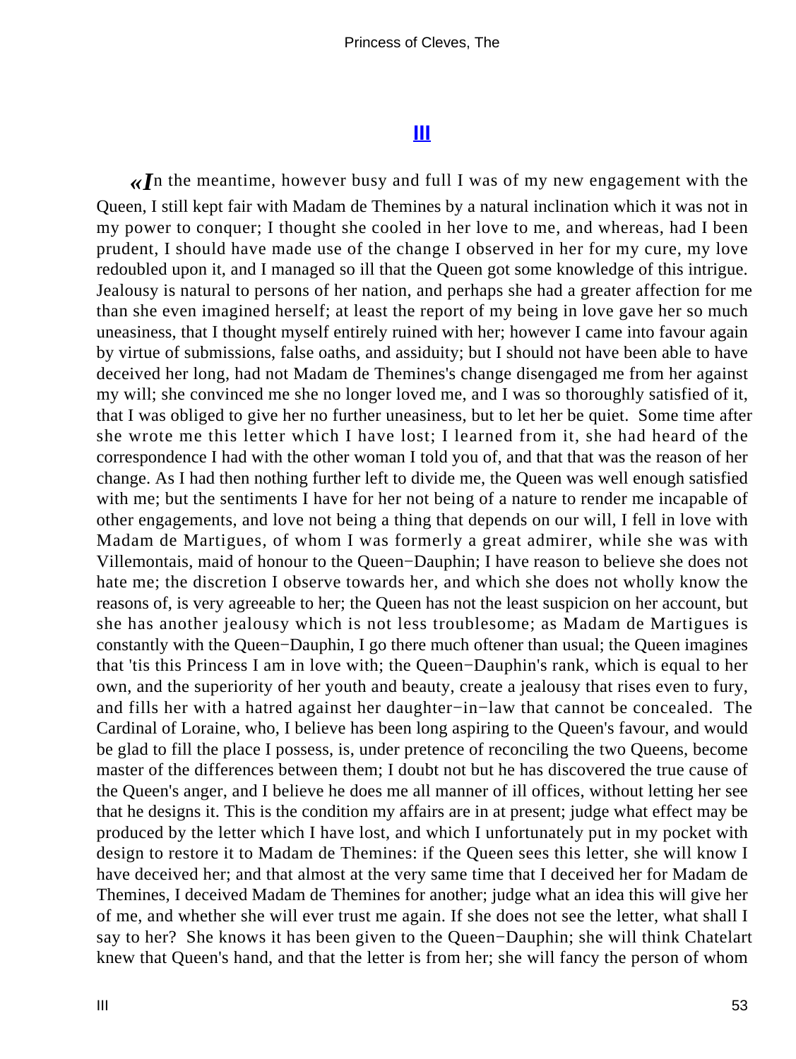## III

«In the meantime, however busy and full I was of my new engagement with the Queen, I still kept fair with Madam de Themines by a natural inclination which it was not in my power to conquer; I thought she cooled in her love to me, and whereas, had I been prudent, I should have made use of the change I observed in her for my cure, my love redoubled upon it, and I managed so ill that the Queen got some knowledge of this intrigue. Jealousy is natural to persons of her nation, and perhaps she had a greater affection for me than she even imagined herself; at least the report of my being in love gave her so much uneasiness, that I thought myself entirely ruined with her; however I came into favour again by virtue of submissions, false oaths, and assiduity; but I should not have been able to have deceived her long, had not Madam de Themines's change disengaged me from her against my will; she convinced me she no longer loved me, and I was so thoroughly satisfied of it, that I was obliged to give her no further uneasiness, but to let her be quiet. Some time after she wrote me this letter which I have lost; I learned from it, she had heard of the correspondence I had with the other woman I told you of, and that that was the reason of her change. As I had then nothing further left to divide me, the Queen was well enough satisfied with me; but the sentiments I have for her not being of a nature to render me incapable of other engagements, and love not being a thing that depends on our will, I fell in love with Madam de Martigues, of whom I was formerly a great admirer, while she was with Villemontais, maid of honour to the Queen−Dauphin; I have reason to believe she does not hate me; the discretion I observe towards her, and which she does not wholly know the reasons of, is very agreeable to her; the Queen has not the least suspicion on her account, but she has another jealousy which is not less troublesome; as Madam de Martigues is constantly with the Queen−Dauphin, I go there much oftener than usual; the Queen imagines that 'tis this Princess I am in love with; the Queen−Dauphin's rank, which is equal to her own, and the superiority of her youth and beauty, create a jealousy that rises even to fury, and fills her with a hatred against her daughter−in−law that cannot be concealed. The Cardinal of Loraine, who, I believe has been long aspiring to the Queen's favour, and would be glad to fill the place I possess, is, under pretence of reconciling the two Queens, become master of the differences between them; I doubt not but he has discovered the true cause of the Queen's anger, and I believe he does me all manner of ill offices, without letting her see that he designs it. This is the condition my affairs are in at present; judge what effect may be produced by the letter which I have lost, and which I unfortunately put in my pocket with design to restore it to Madam de Themines: if the Queen sees this letter, she will know I have deceived her; and that almost at the very same time that I deceived her for Madam de Themines, I deceived Madam de Themines for another; judge what an idea this will give her of me, and whether she will ever trust me again. If she does not see the letter, what shall I say to her? She knows it has been given to the Queen−Dauphin; she will think Chatelart knew that Queen's hand, and that the letter is from her; she will fancy the person of whom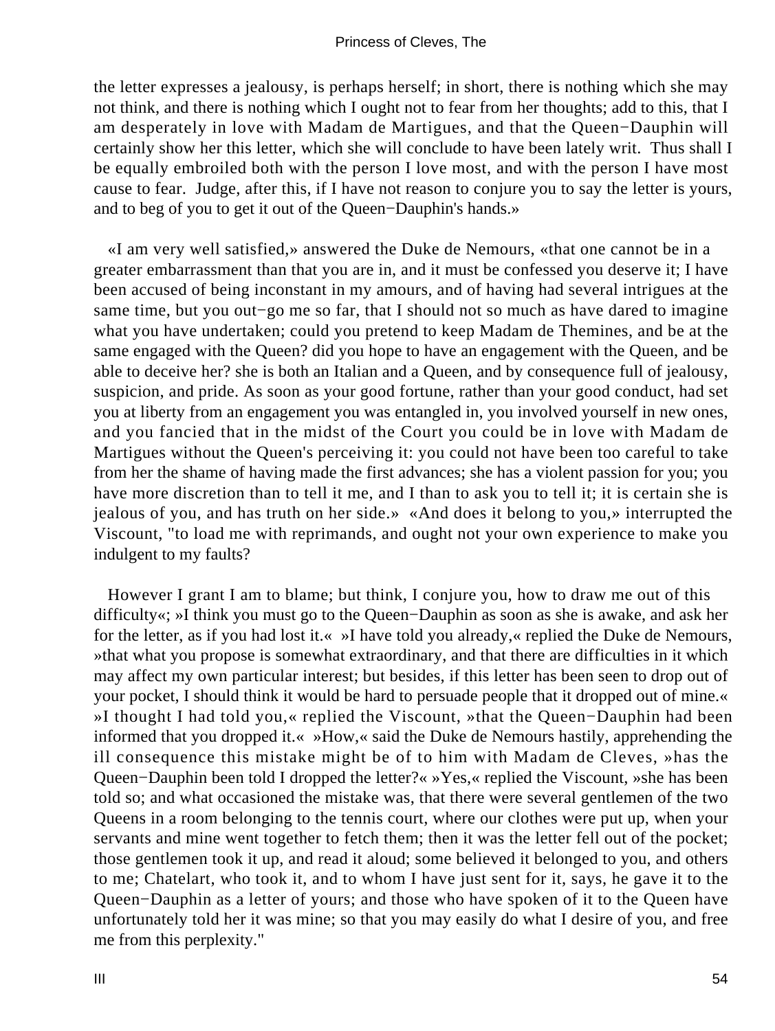the letter expresses a jealousy, is perhaps herself; in short, there is nothing which she may not think, and there is nothing which I ought not to fear from her thoughts; add to this, that I am desperately in love with Madam de Martigues, and that the Queen−Dauphin will certainly show her this letter, which she will conclude to have been lately writ. Thus shall I be equally embroiled both with the person I love most, and with the person I have most cause to fear. Judge, after this, if I have not reason to conjure you to say the letter is yours, and to beg of you to get it out of the Queen−Dauphin's hands.»

«I am very well satisfied,» answered the Duke de Nemours, «that one cannot be in a greater embarrassment than that you are in, and it must be confessed you deserve it; I have been accused of being inconstant in my amours, and of having had several intrigues at the same time, but you out−go me so far, that I should not so much as have dared to imagine what you have undertaken; could you pretend to keep Madam de Themines, and be at the same engaged with the Queen? did you hope to have an engagement with the Queen, and be able to deceive her? she is both an Italian and a Queen, and by consequence full of jealousy, suspicion, and pride. As soon as your good fortune, rather than your good conduct, had set you at liberty from an engagement you was entangled in, you involved yourself in new ones, and you fancied that in the midst of the Court you could be in love with Madam de Martigues without the Queen's perceiving it: you could not have been too careful to take from her the shame of having made the first advances; she has a violent passion for you; you have more discretion than to tell it me, and I than to ask you to tell it; it is certain she is jealous of you, and has truth on her side.» «And does it belong to you,» interrupted the Viscount, "to load me with reprimands, and ought not your own experience to make you indulgent to my faults?

However I grant I am to blame; but think, I conjure you, how to draw me out of this difficulty«; »I think you must go to the Queen−Dauphin as soon as she is awake, and ask her for the letter, as if you had lost it.« »I have told you already,« replied the Duke de Nemours, »that what you propose is somewhat extraordinary, and that there are difficulties in it which may affect my own particular interest; but besides, if this letter has been seen to drop out of your pocket, I should think it would be hard to persuade people that it dropped out of mine.« »I thought I had told you,« replied the Viscount, »that the Queen−Dauphin had been informed that you dropped it.« »How,« said the Duke de Nemours hastily, apprehending the ill consequence this mistake might be of to him with Madam de Cleves, »has the Queen−Dauphin been told I dropped the letter?« »Yes,« replied the Viscount, »she has been told so; and what occasioned the mistake was, that there were several gentlemen of the two Queens in a room belonging to the tennis court, where our clothes were put up, when your servants and mine went together to fetch them; then it was the letter fell out of the pocket; those gentlemen took it up, and read it aloud; some believed it belonged to you, and others to me; Chatelart, who took it, and to whom I have just sent for it, says, he gave it to the Queen−Dauphin as a letter of yours; and those who have spoken of it to the Queen have unfortunately told her it was mine; so that you may easily do what I desire of you, and free me from this perplexity."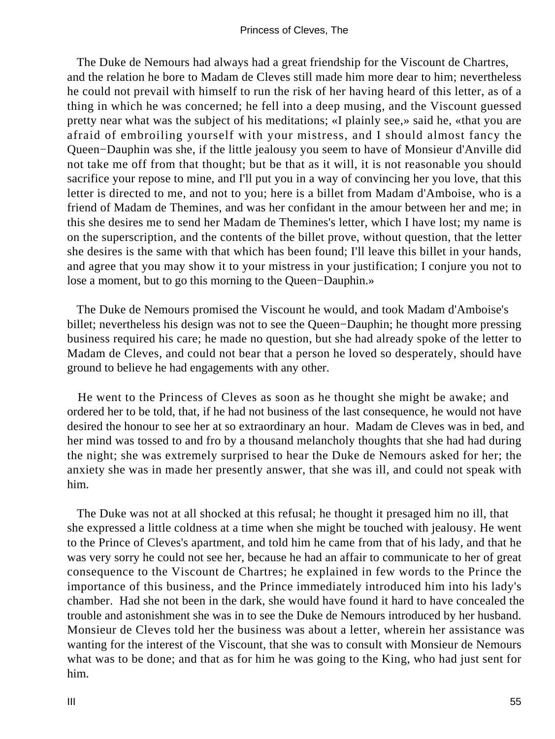The Duke de Nemours had always had a great friendship for the Viscount de Chartres, and the relation he bore to Madam de Cleves still made him more dear to him; nevertheless he could not prevail with himself to run the risk of her having heard of this letter, as of a thing in which he was concerned; he fell into a deep musing, and the Viscount guessed pretty near what was the subject of his meditations; «I plainly see,» said he, «that you are afraid of embroiling yourself with your mistress, and I should almost fancy the Queen−Dauphin was she, if the little jealousy you seem to have of Monsieur d'Anville did not take me off from that thought; but be that as it will, it is not reasonable you should sacrifice your repose to mine, and I'll put you in a way of convincing her you love, that this letter is directed to me, and not to you; here is a billet from Madam d'Amboise, who is a friend of Madam de Themines, and was her confidant in the amour between her and me; in this she desires me to send her Madam de Themines's letter, which I have lost; my name is on the superscription, and the contents of the billet prove, without question, that the letter she desires is the same with that which has been found; I'll leave this billet in your hands, and agree that you may show it to your mistress in your justification; I conjure you not to lose a moment, but to go this morning to the Queen−Dauphin.»

The Duke de Nemours promised the Viscount he would, and took Madam d'Amboise's billet; nevertheless his design was not to see the Queen−Dauphin; he thought more pressing business required his care; he made no question, but she had already spoke of the letter to Madam de Cleves, and could not bear that a person he loved so desperately, should have ground to believe he had engagements with any other.

He went to the Princess of Cleves as soon as he thought she might be awake; and ordered her to be told, that, if he had not business of the last consequence, he would not have desired the honour to see her at so extraordinary an hour. Madam de Cleves was in bed, and her mind was tossed to and fro by a thousand melancholy thoughts that she had had during the night; she was extremely surprised to hear the Duke de Nemours asked for her; the anxiety she was in made her presently answer, that she was ill, and could not speak with him.

The Duke was not at all shocked at this refusal; he thought it presaged him no ill, that she expressed a little coldness at a time when she might be touched with jealousy. He went to the Prince of Cleves's apartment, and told him he came from that of his lady, and that he was very sorry he could not see her, because he had an affair to communicate to her of great consequence to the Viscount de Chartres; he explained in few words to the Prince the importance of this business, and the Prince immediately introduced him into his lady's chamber. Had she not been in the dark, she would have found it hard to have concealed the trouble and astonishment she was in to see the Duke de Nemours introduced by her husband. Monsieur de Cleves told her the business was about a letter, wherein her assistance was wanting for the interest of the Viscount, that she was to consult with Monsieur de Nemours what was to be done; and that as for him he was going to the King, who had just sent for him.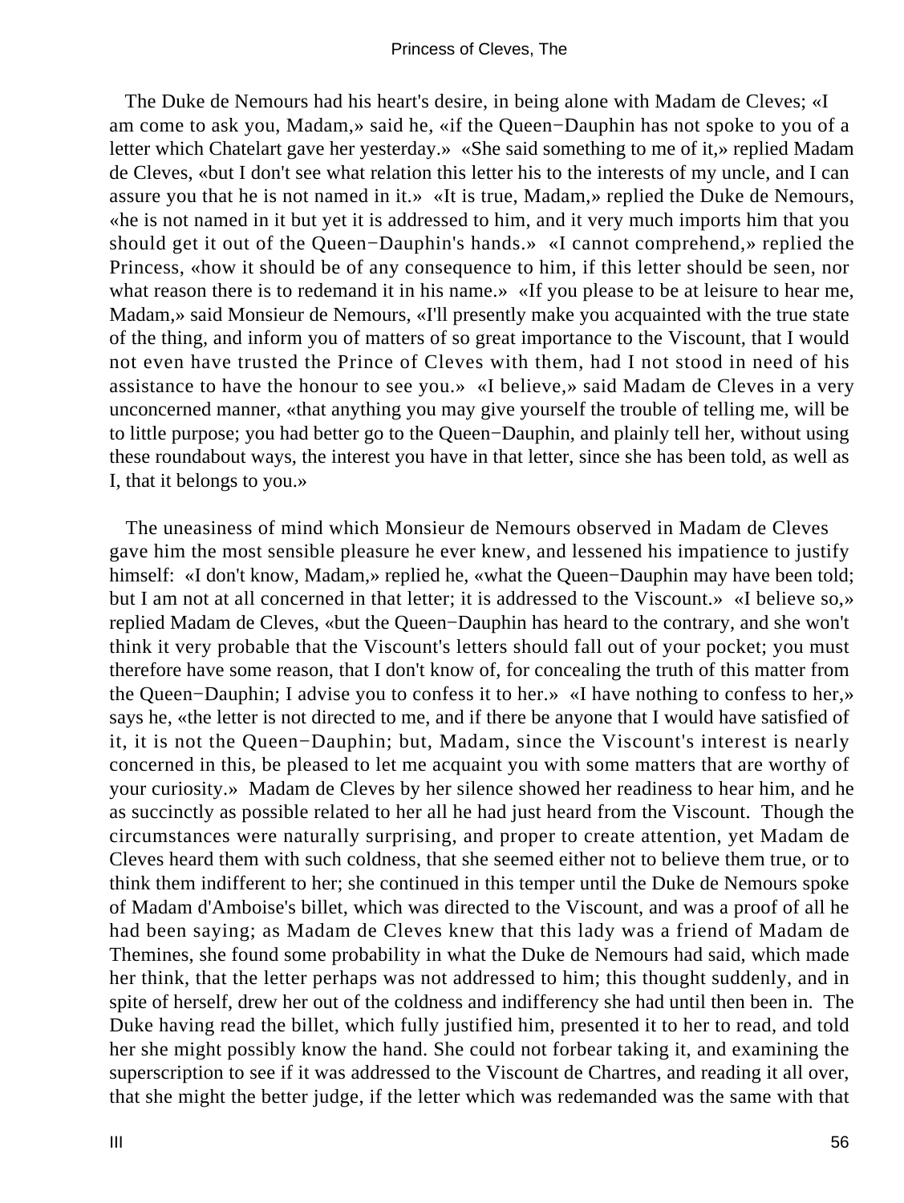The Duke de Nemours had his heart's desire, in being alone with Madam de Cleves; «I am come to ask you, Madam,» said he, «if the Queen−Dauphin has not spoke to you of a letter which Chatelart gave her yesterday.» «She said something to me of it,» replied Madam de Cleves, «but I don't see what relation this letter his to the interests of my uncle, and I can assure you that he is not named in it.» «It is true, Madam,» replied the Duke de Nemours, «he is not named in it but yet it is addressed to him, and it very much imports him that you should get it out of the Queen−Dauphin's hands.» «I cannot comprehend,» replied the Princess, «how it should be of any consequence to him, if this letter should be seen, nor what reason there is to redemand it in his name.» «If you please to be at leisure to hear me, Madam,» said Monsieur de Nemours, «I'll presently make you acquainted with the true state of the thing, and inform you of matters of so great importance to the Viscount, that I would not even have trusted the Prince of Cleves with them, had I not stood in need of his assistance to have the honour to see you.» «I believe,» said Madam de Cleves in a very unconcerned manner, «that anything you may give yourself the trouble of telling me, will be to little purpose; you had better go to the Queen−Dauphin, and plainly tell her, without using these roundabout ways, the interest you have in that letter, since she has been told, as well as I, that it belongs to you.»

The uneasiness of mind which Monsieur de Nemours observed in Madam de Cleves gave him the most sensible pleasure he ever knew, and lessened his impatience to justify himself: «I don't know, Madam,» replied he, «what the Queen−Dauphin may have been told; but I am not at all concerned in that letter; it is addressed to the Viscount.» «I believe so,» replied Madam de Cleves, «but the Queen−Dauphin has heard to the contrary, and she won't think it very probable that the Viscount's letters should fall out of your pocket; you must therefore have some reason, that I don't know of, for concealing the truth of this matter from the Queen−Dauphin; I advise you to confess it to her.» «I have nothing to confess to her,» says he, «the letter is not directed to me, and if there be anyone that I would have satisfied of it, it is not the Queen−Dauphin; but, Madam, since the Viscount's interest is nearly concerned in this, be pleased to let me acquaint you with some matters that are worthy of your curiosity.» Madam de Cleves by her silence showed her readiness to hear him, and he as succinctly as possible related to her all he had just heard from the Viscount. Though the circumstances were naturally surprising, and proper to create attention, yet Madam de Cleves heard them with such coldness, that she seemed either not to believe them true, or to think them indifferent to her; she continued in this temper until the Duke de Nemours spoke of Madam d'Amboise's billet, which was directed to the Viscount, and was a proof of all he had been saying; as Madam de Cleves knew that this lady was a friend of Madam de Themines, she found some probability in what the Duke de Nemours had said, which made her think, that the letter perhaps was not addressed to him; this thought suddenly, and in spite of herself, drew her out of the coldness and indifferency she had until then been in. The Duke having read the billet, which fully justified him, presented it to her to read, and told her she might possibly know the hand. She could not forbear taking it, and examining the superscription to see if it was addressed to the Viscount de Chartres, and reading it all over, that she might the better judge, if the letter which was redemanded was the same with that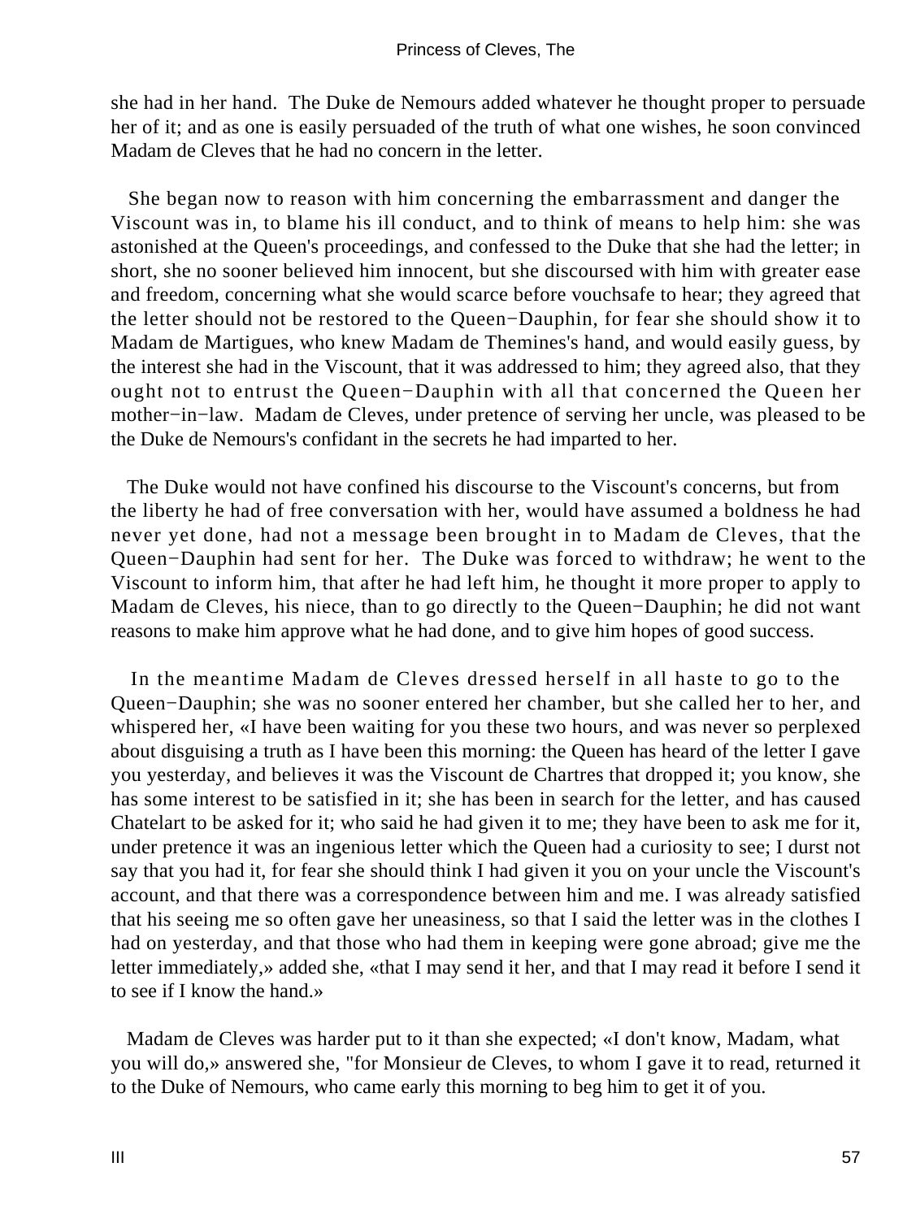she had in her hand. The Duke de Nemours added whatever he thought proper to persuade her of it; and as one is easily persuaded of the truth of what one wishes, he soon convinced Madam de Cleves that he had no concern in the letter.

She began now to reason with him concerning the embarrassment and danger the Viscount was in, to blame his ill conduct, and to think of means to help him: she was astonished at the Queen's proceedings, and confessed to the Duke that she had the letter; in short, she no sooner believed him innocent, but she discoursed with him with greater ease and freedom, concerning what she would scarce before vouchsafe to hear; they agreed that the letter should not be restored to the Queen−Dauphin, for fear she should show it to Madam de Martigues, who knew Madam de Themines's hand, and would easily guess, by the interest she had in the Viscount, that it was addressed to him; they agreed also, that they ought not to entrust the Queen−Dauphin with all that concerned the Queen her mother−in−law. Madam de Cleves, under pretence of serving her uncle, was pleased to be the Duke de Nemours's confidant in the secrets he had imparted to her.

The Duke would not have confined his discourse to the Viscount's concerns, but from the liberty he had of free conversation with her, would have assumed a boldness he had never yet done, had not a message been brought in to Madam de Cleves, that the Queen−Dauphin had sent for her. The Duke was forced to withdraw; he went to the Viscount to inform him, that after he had left him, he thought it more proper to apply to Madam de Cleves, his niece, than to go directly to the Queen−Dauphin; he did not want reasons to make him approve what he had done, and to give him hopes of good success.

In the meantime Madam de Cleves dressed herself in all haste to go to the Queen−Dauphin; she was no sooner entered her chamber, but she called her to her, and whispered her, «I have been waiting for you these two hours, and was never so perplexed about disguising a truth as I have been this morning: the Queen has heard of the letter I gave you yesterday, and believes it was the Viscount de Chartres that dropped it; you know, she has some interest to be satisfied in it; she has been in search for the letter, and has caused Chatelart to be asked for it; who said he had given it to me; they have been to ask me for it, under pretence it was an ingenious letter which the Queen had a curiosity to see; I durst not say that you had it, for fear she should think I had given it you on your uncle the Viscount's account, and that there was a correspondence between him and me. I was already satisfied that his seeing me so often gave her uneasiness, so that I said the letter was in the clothes I had on yesterday, and that those who had them in keeping were gone abroad; give me the letter immediately,» added she, «that I may send it her, and that I may read it before I send it to see if I know the hand.»

Madam de Cleves was harder put to it than she expected; «I don't know, Madam, what you will do,» answered she, "for Monsieur de Cleves, to whom I gave it to read, returned it to the Duke of Nemours, who came early this morning to beg him to get it of you.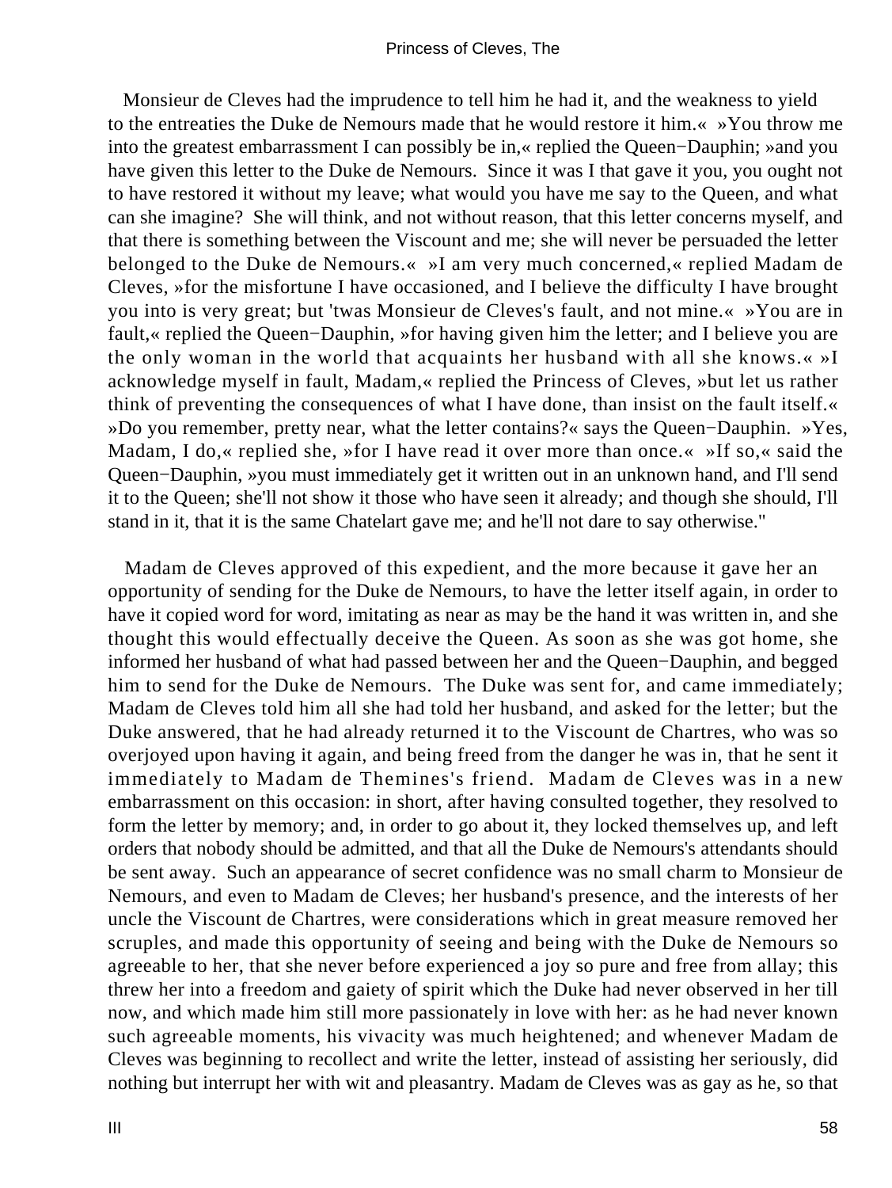Monsieur de Cleves had the imprudence to tell him he had it, and the weakness to yield to the entreaties the Duke de Nemours made that he would restore it him.« »You throw me into the greatest embarrassment I can possibly be in,« replied the Queen−Dauphin; »and you have given this letter to the Duke de Nemours. Since it was I that gave it you, you ought not to have restored it without my leave; what would you have me say to the Queen, and what can she imagine? She will think, and not without reason, that this letter concerns myself, and that there is something between the Viscount and me; she will never be persuaded the letter belonged to the Duke de Nemours.« »I am very much concerned,« replied Madam de Cleves, »for the misfortune I have occasioned, and I believe the difficulty I have brought you into is very great; but 'twas Monsieur de Cleves's fault, and not mine.« »You are in fault,« replied the Queen−Dauphin, »for having given him the letter; and I believe you are the only woman in the world that acquaints her husband with all she knows.« »I acknowledge myself in fault, Madam,« replied the Princess of Cleves, »but let us rather think of preventing the consequences of what I have done, than insist on the fault itself.« »Do you remember, pretty near, what the letter contains?« says the Queen−Dauphin. »Yes, Madam, I do,« replied she, »for I have read it over more than once.« »If so,« said the Queen−Dauphin, »you must immediately get it written out in an unknown hand, and I'll send it to the Queen; she'll not show it those who have seen it already; and though she should, I'll stand in it, that it is the same Chatelart gave me; and he'll not dare to say otherwise."

Madam de Cleves approved of this expedient, and the more because it gave her an opportunity of sending for the Duke de Nemours, to have the letter itself again, in order to have it copied word for word, imitating as near as may be the hand it was written in, and she thought this would effectually deceive the Queen. As soon as she was got home, she informed her husband of what had passed between her and the Queen−Dauphin, and begged him to send for the Duke de Nemours. The Duke was sent for, and came immediately; Madam de Cleves told him all she had told her husband, and asked for the letter; but the Duke answered, that he had already returned it to the Viscount de Chartres, who was so overjoyed upon having it again, and being freed from the danger he was in, that he sent it immediately to Madam de Themines's friend. Madam de Cleves was in a new embarrassment on this occasion: in short, after having consulted together, they resolved to form the letter by memory; and, in order to go about it, they locked themselves up, and left orders that nobody should be admitted, and that all the Duke de Nemours's attendants should be sent away. Such an appearance of secret confidence was no small charm to Monsieur de Nemours, and even to Madam de Cleves; her husband's presence, and the interests of her uncle the Viscount de Chartres, were considerations which in great measure removed her scruples, and made this opportunity of seeing and being with the Duke de Nemours so agreeable to her, that she never before experienced a joy so pure and free from allay; this threw her into a freedom and gaiety of spirit which the Duke had never observed in her till now, and which made him still more passionately in love with her: as he had never known such agreeable moments, his vivacity was much heightened; and whenever Madam de Cleves was beginning to recollect and write the letter, instead of assisting her seriously, did nothing but interrupt her with wit and pleasantry. Madam de Cleves was as gay as he, so that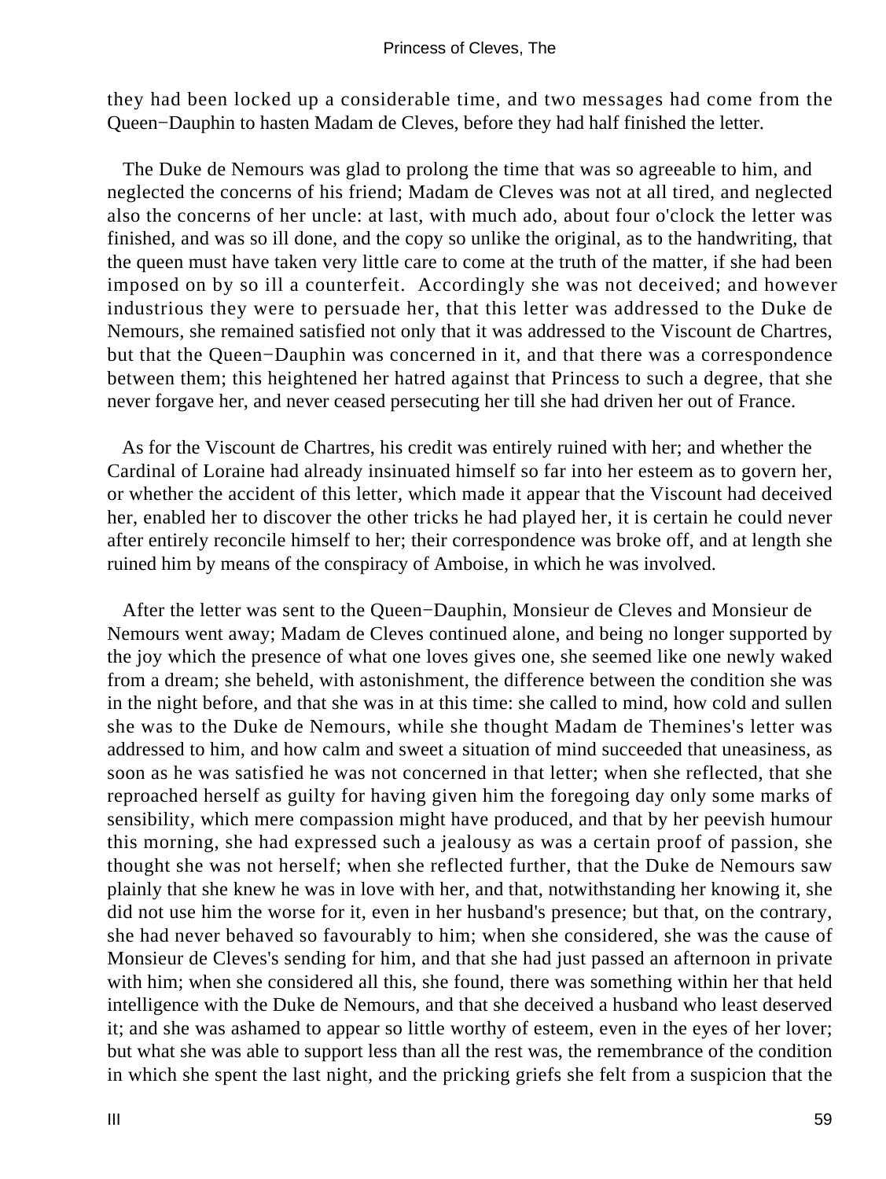they had been locked up a considerable time, and two messages had come from the Queen−Dauphin to hasten Madam de Cleves, before they had half finished the letter.

The Duke de Nemours was glad to prolong the time that was so agreeable to him, and neglected the concerns of his friend; Madam de Cleves was not at all tired, and neglected also the concerns of her uncle: at last, with much ado, about four o'clock the letter was finished, and was so ill done, and the copy so unlike the original, as to the handwriting, that the queen must have taken very little care to come at the truth of the matter, if she had been imposed on by so ill a counterfeit. Accordingly she was not deceived; and however industrious they were to persuade her, that this letter was addressed to the Duke de Nemours, she remained satisfied not only that it was addressed to the Viscount de Chartres, but that the Queen−Dauphin was concerned in it, and that there was a correspondence between them; this heightened her hatred against that Princess to such a degree, that she never forgave her, and never ceased persecuting her till she had driven her out of France.

As for the Viscount de Chartres, his credit was entirely ruined with her; and whether the Cardinal of Loraine had already insinuated himself so far into her esteem as to govern her, or whether the accident of this letter, which made it appear that the Viscount had deceived her, enabled her to discover the other tricks he had played her, it is certain he could never after entirely reconcile himself to her; their correspondence was broke off, and at length she ruined him by means of the conspiracy of Amboise, in which he was involved.

After the letter was sent to the Queen−Dauphin, Monsieur de Cleves and Monsieur de Nemours went away; Madam de Cleves continued alone, and being no longer supported by the joy which the presence of what one loves gives one, she seemed like one newly waked from a dream; she beheld, with astonishment, the difference between the condition she was in the night before, and that she was in at this time: she called to mind, how cold and sullen she was to the Duke de Nemours, while she thought Madam de Themines's letter was addressed to him, and how calm and sweet a situation of mind succeeded that uneasiness, as soon as he was satisfied he was not concerned in that letter; when she reflected, that she reproached herself as guilty for having given him the foregoing day only some marks of sensibility, which mere compassion might have produced, and that by her peevish humour this morning, she had expressed such a jealousy as was a certain proof of passion, she thought she was not herself; when she reflected further, that the Duke de Nemours saw plainly that she knew he was in love with her, and that, notwithstanding her knowing it, she did not use him the worse for it, even in her husband's presence; but that, on the contrary, she had never behaved so favourably to him; when she considered, she was the cause of Monsieur de Cleves's sending for him, and that she had just passed an afternoon in private with him; when she considered all this, she found, there was something within her that held intelligence with the Duke de Nemours, and that she deceived a husband who least deserved it; and she was ashamed to appear so little worthy of esteem, even in the eyes of her lover; but what she was able to support less than all the rest was, the remembrance of the condition in which she spent the last night, and the pricking griefs she felt from a suspicion that the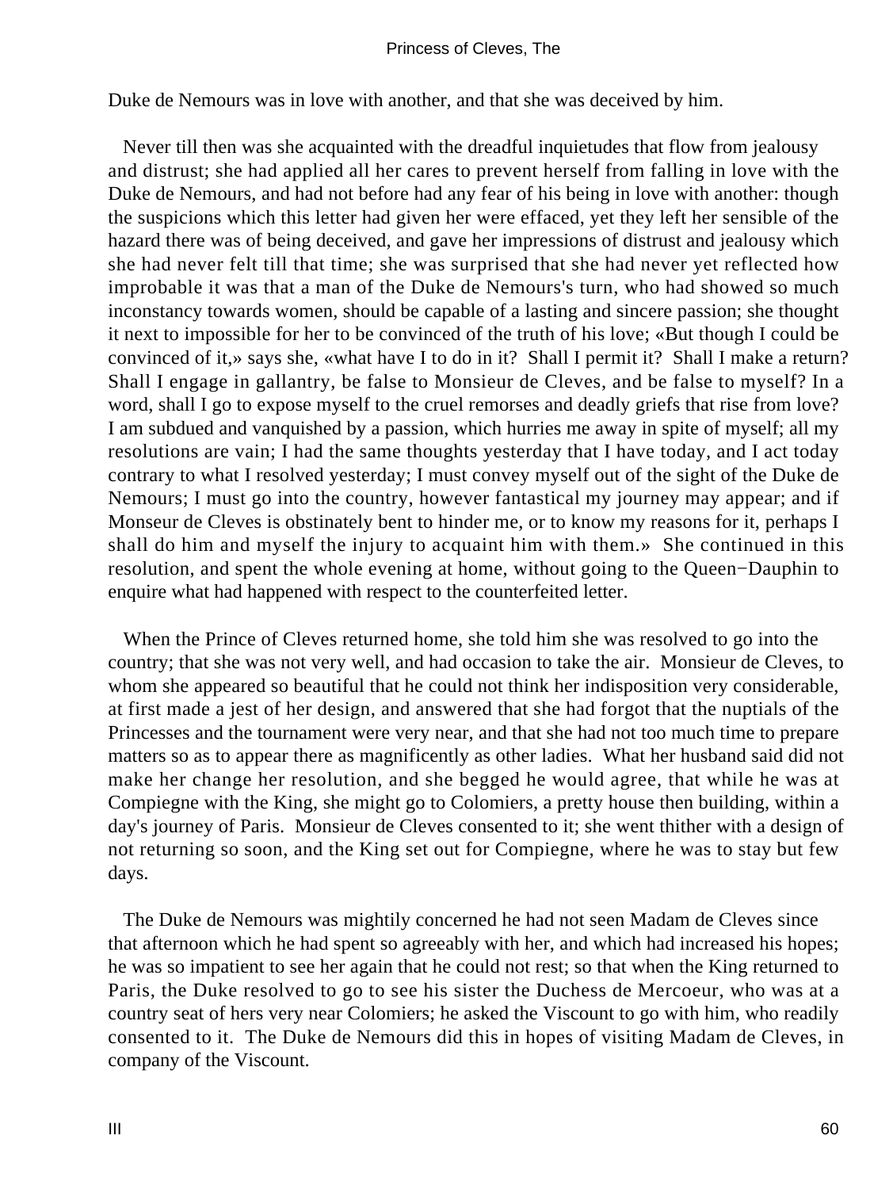Duke de Nemours was in love with another, and that she was deceived by him.

Never till then was she acquainted with the dreadful inquietudes that flow from jealousy and distrust; she had applied all her cares to prevent herself from falling in love with the Duke de Nemours, and had not before had any fear of his being in love with another: though the suspicions which this letter had given her were effaced, yet they left her sensible of the hazard there was of being deceived, and gave her impressions of distrust and jealousy which she had never felt till that time; she was surprised that she had never yet reflected how improbable it was that a man of the Duke de Nemours's turn, who had showed so much inconstancy towards women, should be capable of a lasting and sincere passion; she thought it next to impossible for her to be convinced of the truth of his love; «But though I could be convinced of it,» says she, «what have I to do in it? Shall I permit it? Shall I make a return? Shall I engage in gallantry, be false to Monsieur de Cleves, and be false to myself? In a word, shall I go to expose myself to the cruel remorses and deadly griefs that rise from love? I am subdued and vanquished by a passion, which hurries me away in spite of myself; all my resolutions are vain; I had the same thoughts yesterday that I have today, and I act today contrary to what I resolved yesterday; I must convey myself out of the sight of the Duke de Nemours; I must go into the country, however fantastical my journey may appear; and if Monseur de Cleves is obstinately bent to hinder me, or to know my reasons for it, perhaps I shall do him and myself the injury to acquaint him with them.» She continued in this resolution, and spent the whole evening at home, without going to the Queen−Dauphin to enquire what had happened with respect to the counterfeited letter.

When the Prince of Cleves returned home, she told him she was resolved to go into the country; that she was not very well, and had occasion to take the air. Monsieur de Cleves, to whom she appeared so beautiful that he could not think her indisposition very considerable, at first made a jest of her design, and answered that she had forgot that the nuptials of the Princesses and the tournament were very near, and that she had not too much time to prepare matters so as to appear there as magnificently as other ladies. What her husband said did not make her change her resolution, and she begged he would agree, that while he was at Compiegne with the King, she might go to Colomiers, a pretty house then building, within a day's journey of Paris. Monsieur de Cleves consented to it; she went thither with a design of not returning so soon, and the King set out for Compiegne, where he was to stay but few days.

The Duke de Nemours was mightily concerned he had not seen Madam de Cleves since that afternoon which he had spent so agreeably with her, and which had increased his hopes; he was so impatient to see her again that he could not rest; so that when the King returned to Paris, the Duke resolved to go to see his sister the Duchess de Mercoeur, who was at a country seat of hers very near Colomiers; he asked the Viscount to go with him, who readily consented to it. The Duke de Nemours did this in hopes of visiting Madam de Cleves, in company of the Viscount.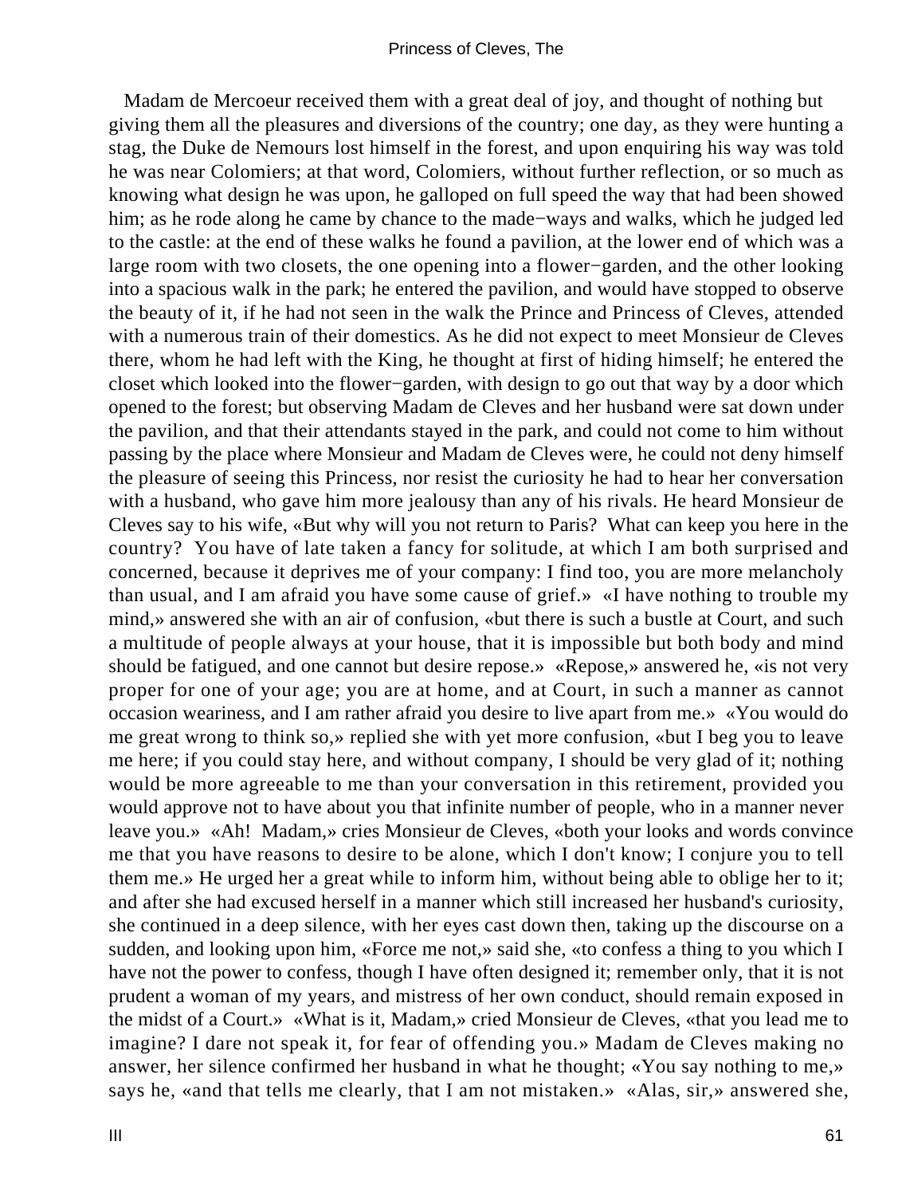Madam de Mercoeur received them with a great deal of joy, and thought of nothing but giving them all the pleasures and diversions of the country; one day, as they were hunting a stag, the Duke de Nemours lost himself in the forest, and upon enquiring his way was told he was near Colomiers; at that word, Colomiers, without further reflection, or so much as knowing what design he was upon, he galloped on full speed the way that had been showed him; as he rode along he came by chance to the made−ways and walks, which he judged led to the castle: at the end of these walks he found a pavilion, at the lower end of which was a large room with two closets, the one opening into a flower−garden, and the other looking into a spacious walk in the park; he entered the pavilion, and would have stopped to observe the beauty of it, if he had not seen in the walk the Prince and Princess of Cleves, attended with a numerous train of their domestics. As he did not expect to meet Monsieur de Cleves there, whom he had left with the King, he thought at first of hiding himself; he entered the closet which looked into the flower−garden, with design to go out that way by a door which opened to the forest; but observing Madam de Cleves and her husband were sat down under the pavilion, and that their attendants stayed in the park, and could not come to him without passing by the place where Monsieur and Madam de Cleves were, he could not deny himself the pleasure of seeing this Princess, nor resist the curiosity he had to hear her conversation with a husband, who gave him more jealousy than any of his rivals. He heard Monsieur de Cleves say to his wife, «But why will you not return to Paris? What can keep you here in the country? You have of late taken a fancy for solitude, at which I am both surprised and concerned, because it deprives me of your company: I find too, you are more melancholy than usual, and I am afraid you have some cause of grief.» «I have nothing to trouble my mind,» answered she with an air of confusion, «but there is such a bustle at Court, and such a multitude of people always at your house, that it is impossible but both body and mind should be fatigued, and one cannot but desire repose.» «Repose,» answered he, «is not very proper for one of your age; you are at home, and at Court, in such a manner as cannot occasion weariness, and I am rather afraid you desire to live apart from me.» «You would do me great wrong to think so,» replied she with yet more confusion, «but I beg you to leave me here; if you could stay here, and without company, I should be very glad of it; nothing would be more agreeable to me than your conversation in this retirement, provided you would approve not to have about you that infinite number of people, who in a manner never leave you.» «Ah! Madam,» cries Monsieur de Cleves, «both your looks and words convince me that you have reasons to desire to be alone, which I don't know; I conjure you to tell them me.» He urged her a great while to inform him, without being able to oblige her to it; and after she had excused herself in a manner which still increased her husband's curiosity, she continued in a deep silence, with her eyes cast down then, taking up the discourse on a sudden, and looking upon him, «Force me not,» said she, «to confess a thing to you which I have not the power to confess, though I have often designed it; remember only, that it is not prudent a woman of my years, and mistress of her own conduct, should remain exposed in the midst of a Court.» «What is it, Madam,» cried Monsieur de Cleves, «that you lead me to imagine? I dare not speak it, for fear of offending you.» Madam de Cleves making no answer, her silence confirmed her husband in what he thought; «You say nothing to me,» says he, «and that tells me clearly, that I am not mistaken.» «Alas, sir,» answered she,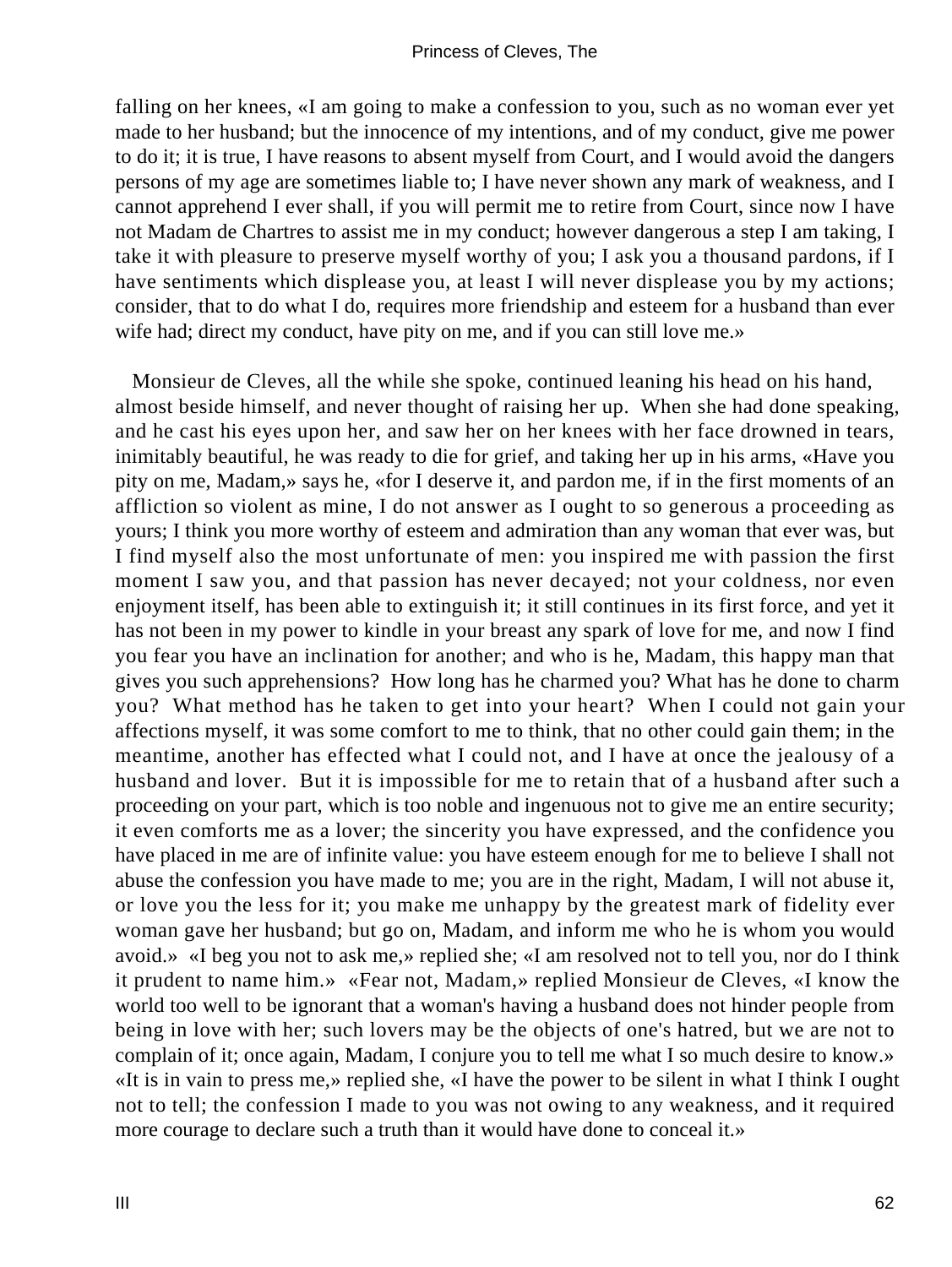falling on her knees, «I am going to make a confession to you, such as no woman ever yet made to her husband; but the innocence of my intentions, and of my conduct, give me power to do it; it is true, I have reasons to absent myself from Court, and I would avoid the dangers persons of my age are sometimes liable to; I have never shown any mark of weakness, and I cannot apprehend I ever shall, if you will permit me to retire from Court, since now I have not Madam de Chartres to assist me in my conduct; however dangerous a step I am taking, I take it with pleasure to preserve myself worthy of you; I ask you a thousand pardons, if I have sentiments which displease you, at least I will never displease you by my actions; consider, that to do what I do, requires more friendship and esteem for a husband than ever wife had; direct my conduct, have pity on me, and if you can still love me.»

Monsieur de Cleves, all the while she spoke, continued leaning his head on his hand, almost beside himself, and never thought of raising her up. When she had done speaking, and he cast his eyes upon her, and saw her on her knees with her face drowned in tears, inimitably beautiful, he was ready to die for grief, and taking her up in his arms, «Have you pity on me, Madam,» says he, «for I deserve it, and pardon me, if in the first moments of an affliction so violent as mine, I do not answer as I ought to so generous a proceeding as yours; I think you more worthy of esteem and admiration than any woman that ever was, but I find myself also the most unfortunate of men: you inspired me with passion the first moment I saw you, and that passion has never decayed; not your coldness, nor even enjoyment itself, has been able to extinguish it; it still continues in its first force, and yet it has not been in my power to kindle in your breast any spark of love for me, and now I find you fear you have an inclination for another; and who is he, Madam, this happy man that gives you such apprehensions? How long has he charmed you? What has he done to charm you? What method has he taken to get into your heart? When I could not gain your affections myself, it was some comfort to me to think, that no other could gain them; in the meantime, another has effected what I could not, and I have at once the jealousy of a husband and lover. But it is impossible for me to retain that of a husband after such a proceeding on your part, which is too noble and ingenuous not to give me an entire security; it even comforts me as a lover; the sincerity you have expressed, and the confidence you have placed in me are of infinite value: you have esteem enough for me to believe I shall not abuse the confession you have made to me; you are in the right, Madam, I will not abuse it, or love you the less for it; you make me unhappy by the greatest mark of fidelity ever woman gave her husband; but go on, Madam, and inform me who he is whom you would avoid.» «I beg you not to ask me,» replied she; «I am resolved not to tell you, nor do I think it prudent to name him.» «Fear not, Madam,» replied Monsieur de Cleves, «I know the world too well to be ignorant that a woman's having a husband does not hinder people from being in love with her; such lovers may be the objects of one's hatred, but we are not to complain of it; once again, Madam, I conjure you to tell me what I so much desire to know.» «It is in vain to press me,» replied she, «I have the power to be silent in what I think I ought not to tell; the confession I made to you was not owing to any weakness, and it required more courage to declare such a truth than it would have done to conceal it.»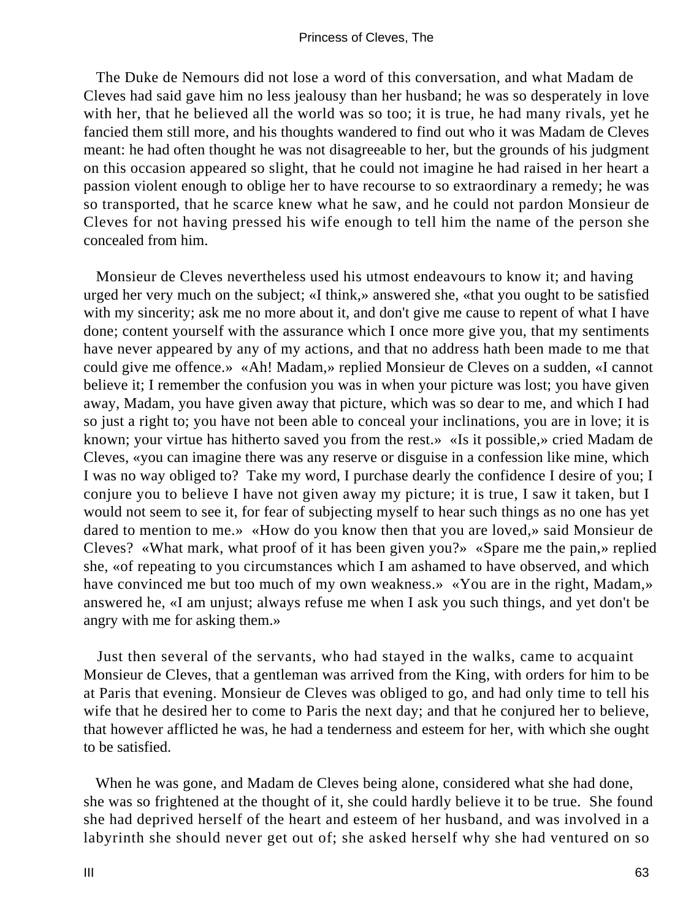The Duke de Nemours did not lose a word of this conversation, and what Madam de Cleves had said gave him no less jealousy than her husband; he was so desperately in love with her, that he believed all the world was so too; it is true, he had many rivals, yet he fancied them still more, and his thoughts wandered to find out who it was Madam de Cleves meant: he had often thought he was not disagreeable to her, but the grounds of his judgment on this occasion appeared so slight, that he could not imagine he had raised in her heart a passion violent enough to oblige her to have recourse to so extraordinary a remedy; he was so transported, that he scarce knew what he saw, and he could not pardon Monsieur de Cleves for not having pressed his wife enough to tell him the name of the person she concealed from him.

Monsieur de Cleves nevertheless used his utmost endeavours to know it; and having urged her very much on the subject; «I think,» answered she, «that you ought to be satisfied with my sincerity; ask me no more about it, and don't give me cause to repent of what I have done; content yourself with the assurance which I once more give you, that my sentiments have never appeared by any of my actions, and that no address hath been made to me that could give me offence.» «Ah! Madam,» replied Monsieur de Cleves on a sudden, «I cannot believe it; I remember the confusion you was in when your picture was lost; you have given away, Madam, you have given away that picture, which was so dear to me, and which I had so just a right to; you have not been able to conceal your inclinations, you are in love; it is known; your virtue has hitherto saved you from the rest.» «Is it possible,» cried Madam de Cleves, «you can imagine there was any reserve or disguise in a confession like mine, which I was no way obliged to? Take my word, I purchase dearly the confidence I desire of you; I conjure you to believe I have not given away my picture; it is true, I saw it taken, but I would not seem to see it, for fear of subjecting myself to hear such things as no one has yet dared to mention to me.» «How do you know then that you are loved,» said Monsieur de Cleves? «What mark, what proof of it has been given you?» «Spare me the pain,» replied she, «of repeating to you circumstances which I am ashamed to have observed, and which have convinced me but too much of my own weakness.» «You are in the right, Madam,» answered he, «I am unjust; always refuse me when I ask you such things, and yet don't be angry with me for asking them.»

Just then several of the servants, who had stayed in the walks, came to acquaint Monsieur de Cleves, that a gentleman was arrived from the King, with orders for him to be at Paris that evening. Monsieur de Cleves was obliged to go, and had only time to tell his wife that he desired her to come to Paris the next day; and that he conjured her to believe, that however afflicted he was, he had a tenderness and esteem for her, with which she ought to be satisfied.

When he was gone, and Madam de Cleves being alone, considered what she had done, she was so frightened at the thought of it, she could hardly believe it to be true. She found she had deprived herself of the heart and esteem of her husband, and was involved in a labyrinth she should never get out of; she asked herself why she had ventured on so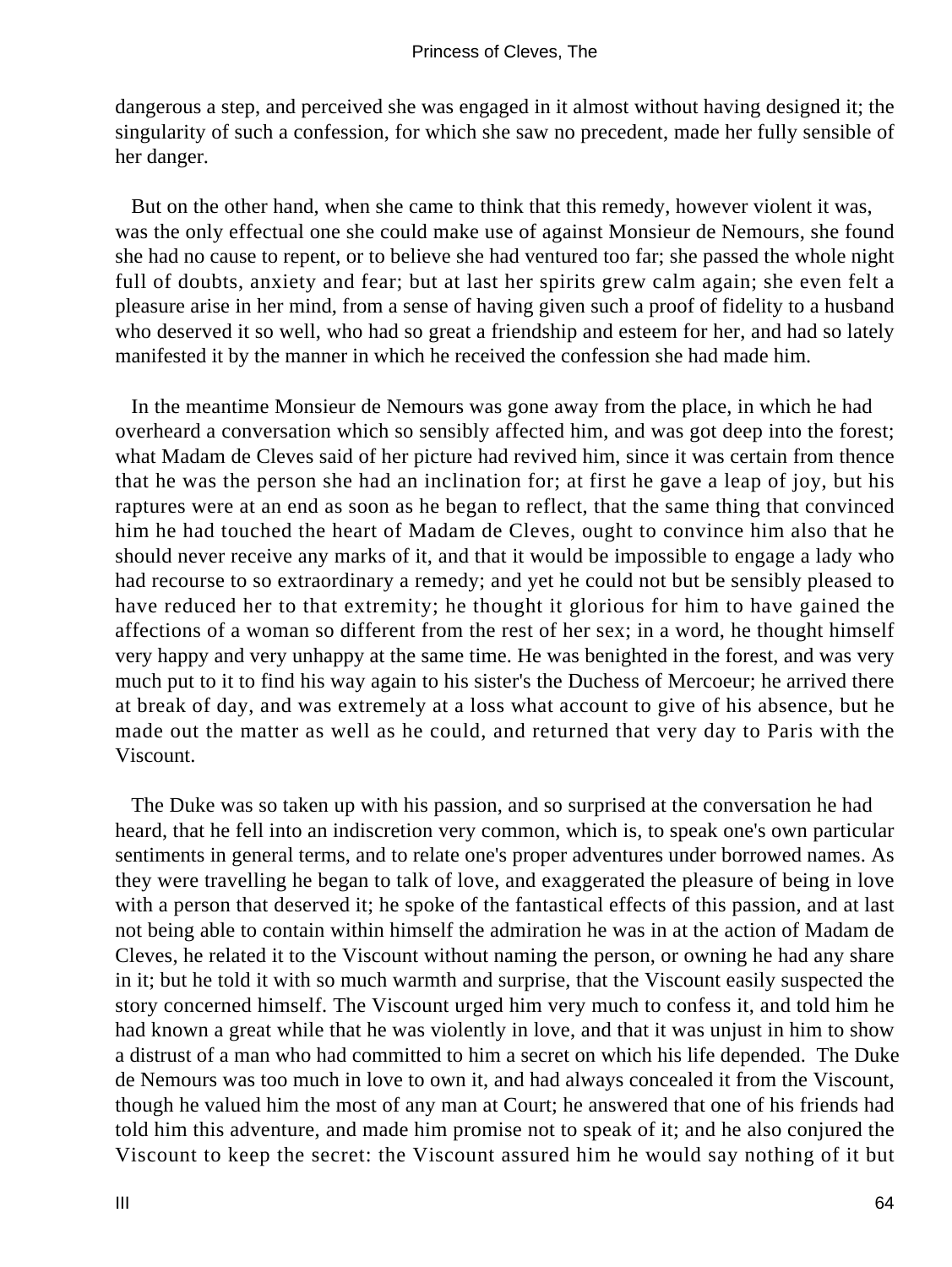dangerous a step, and perceived she was engaged in it almost without having designed it; the singularity of such a confession, for which she saw no precedent, made her fully sensible of her danger.

But on the other hand, when she came to think that this remedy, however violent it was, was the only effectual one she could make use of against Monsieur de Nemours, she found she had no cause to repent, or to believe she had ventured too far; she passed the whole night full of doubts, anxiety and fear; but at last her spirits grew calm again; she even felt a pleasure arise in her mind, from a sense of having given such a proof of fidelity to a husband who deserved it so well, who had so great a friendship and esteem for her, and had so lately manifested it by the manner in which he received the confession she had made him.

In the meantime Monsieur de Nemours was gone away from the place, in which he had overheard a conversation which so sensibly affected him, and was got deep into the forest; what Madam de Cleves said of her picture had revived him, since it was certain from thence that he was the person she had an inclination for; at first he gave a leap of joy, but his raptures were at an end as soon as he began to reflect, that the same thing that convinced him he had touched the heart of Madam de Cleves, ought to convince him also that he should never receive any marks of it, and that it would be impossible to engage a lady who had recourse to so extraordinary a remedy; and yet he could not but be sensibly pleased to have reduced her to that extremity; he thought it glorious for him to have gained the affections of a woman so different from the rest of her sex; in a word, he thought himself very happy and very unhappy at the same time. He was benighted in the forest, and was very much put to it to find his way again to his sister's the Duchess of Mercoeur; he arrived there at break of day, and was extremely at a loss what account to give of his absence, but he made out the matter as well as he could, and returned that very day to Paris with the Viscount.

The Duke was so taken up with his passion, and so surprised at the conversation he had heard, that he fell into an indiscretion very common, which is, to speak one's own particular sentiments in general terms, and to relate one's proper adventures under borrowed names. As they were travelling he began to talk of love, and exaggerated the pleasure of being in love with a person that deserved it; he spoke of the fantastical effects of this passion, and at last not being able to contain within himself the admiration he was in at the action of Madam de Cleves, he related it to the Viscount without naming the person, or owning he had any share in it; but he told it with so much warmth and surprise, that the Viscount easily suspected the story concerned himself. The Viscount urged him very much to confess it, and told him he had known a great while that he was violently in love, and that it was unjust in him to show a distrust of a man who had committed to him a secret on which his life depended. The Duke de Nemours was too much in love to own it, and had always concealed it from the Viscount, though he valued him the most of any man at Court; he answered that one of his friends had told him this adventure, and made him promise not to speak of it; and he also conjured the Viscount to keep the secret: the Viscount assured him he would say nothing of it but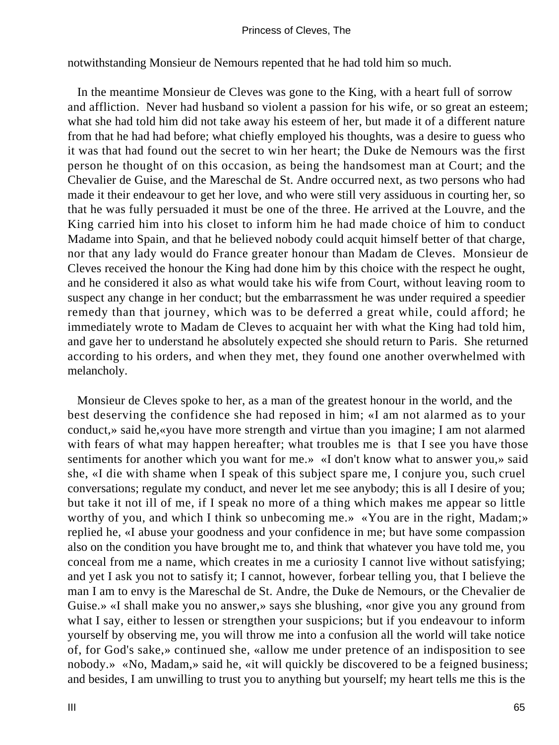notwithstanding Monsieur de Nemours repented that he had told him so much.

In the meantime Monsieur de Cleves was gone to the King, with a heart full of sorrow and affliction. Never had husband so violent a passion for his wife, or so great an esteem; what she had told him did not take away his esteem of her, but made it of a different nature from that he had had before; what chiefly employed his thoughts, was a desire to guess who it was that had found out the secret to win her heart; the Duke de Nemours was the first person he thought of on this occasion, as being the handsomest man at Court; and the Chevalier de Guise, and the Mareschal de St. Andre occurred next, as two persons who had made it their endeavour to get her love, and who were still very assiduous in courting her, so that he was fully persuaded it must be one of the three. He arrived at the Louvre, and the King carried him into his closet to inform him he had made choice of him to conduct Madame into Spain, and that he believed nobody could acquit himself better of that charge, nor that any lady would do France greater honour than Madam de Cleves. Monsieur de Cleves received the honour the King had done him by this choice with the respect he ought, and he considered it also as what would take his wife from Court, without leaving room to suspect any change in her conduct; but the embarrassment he was under required a speedier remedy than that journey, which was to be deferred a great while, could afford; he immediately wrote to Madam de Cleves to acquaint her with what the King had told him, and gave her to understand he absolutely expected she should return to Paris. She returned according to his orders, and when they met, they found one another overwhelmed with melancholy.

Monsieur de Cleves spoke to her, as a man of the greatest honour in the world, and the best deserving the confidence she had reposed in him; «I am not alarmed as to your conduct,» said he,«you have more strength and virtue than you imagine; I am not alarmed with fears of what may happen hereafter; what troubles me is that I see you have those sentiments for another which you want for me.» «I don't know what to answer you,» said she, «I die with shame when I speak of this subject spare me, I conjure you, such cruel conversations; regulate my conduct, and never let me see anybody; this is all I desire of you; but take it not ill of me, if I speak no more of a thing which makes me appear so little worthy of you, and which I think so unbecoming me.» «You are in the right, Madam;» replied he, «I abuse your goodness and your confidence in me; but have some compassion also on the condition you have brought me to, and think that whatever you have told me, you conceal from me a name, which creates in me a curiosity I cannot live without satisfying; and yet I ask you not to satisfy it; I cannot, however, forbear telling you, that I believe the man I am to envy is the Mareschal de St. Andre, the Duke de Nemours, or the Chevalier de Guise.» «I shall make you no answer,» says she blushing, «nor give you any ground from what I say, either to lessen or strengthen your suspicions; but if you endeavour to inform yourself by observing me, you will throw me into a confusion all the world will take notice of, for God's sake,» continued she, «allow me under pretence of an indisposition to see nobody.» «No, Madam,» said he, «it will quickly be discovered to be a feigned business; and besides, I am unwilling to trust you to anything but yourself; my heart tells me this is the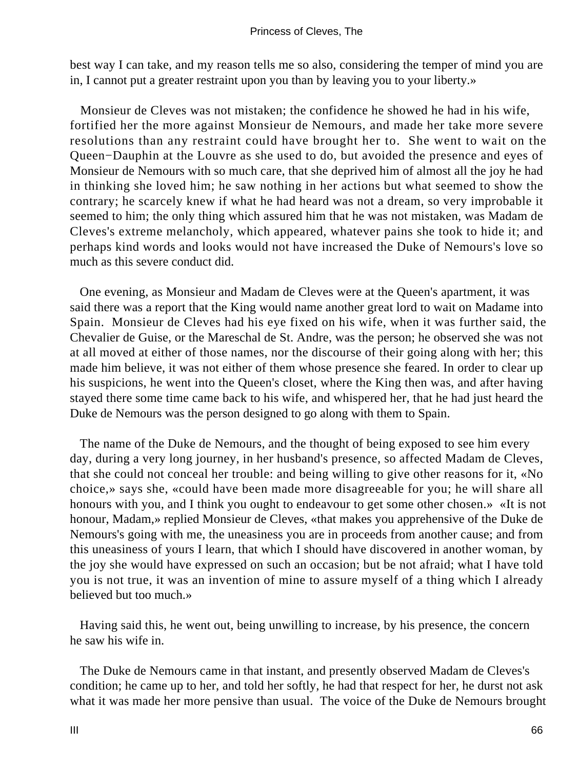best way I can take, and my reason tells me so also, considering the temper of mind you are in, I cannot put a greater restraint upon you than by leaving you to your liberty.»

Monsieur de Cleves was not mistaken; the confidence he showed he had in his wife, fortified her the more against Monsieur de Nemours, and made her take more severe resolutions than any restraint could have brought her to. She went to wait on the Queen−Dauphin at the Louvre as she used to do, but avoided the presence and eyes of Monsieur de Nemours with so much care, that she deprived him of almost all the joy he had in thinking she loved him; he saw nothing in her actions but what seemed to show the contrary; he scarcely knew if what he had heard was not a dream, so very improbable it seemed to him; the only thing which assured him that he was not mistaken, was Madam de Cleves's extreme melancholy, which appeared, whatever pains she took to hide it; and perhaps kind words and looks would not have increased the Duke of Nemours's love so much as this severe conduct did.

One evening, as Monsieur and Madam de Cleves were at the Queen's apartment, it was said there was a report that the King would name another great lord to wait on Madame into Spain. Monsieur de Cleves had his eye fixed on his wife, when it was further said, the Chevalier de Guise, or the Mareschal de St. Andre, was the person; he observed she was not at all moved at either of those names, nor the discourse of their going along with her; this made him believe, it was not either of them whose presence she feared. In order to clear up his suspicions, he went into the Queen's closet, where the King then was, and after having stayed there some time came back to his wife, and whispered her, that he had just heard the Duke de Nemours was the person designed to go along with them to Spain.

The name of the Duke de Nemours, and the thought of being exposed to see him every day, during a very long journey, in her husband's presence, so affected Madam de Cleves, that she could not conceal her trouble: and being willing to give other reasons for it, «No choice,» says she, «could have been made more disagreeable for you; he will share all honours with you, and I think you ought to endeavour to get some other chosen.» «It is not honour, Madam,» replied Monsieur de Cleves, «that makes you apprehensive of the Duke de Nemours's going with me, the uneasiness you are in proceeds from another cause; and from this uneasiness of yours I learn, that which I should have discovered in another woman, by the joy she would have expressed on such an occasion; but be not afraid; what I have told you is not true, it was an invention of mine to assure myself of a thing which I already believed but too much.»

Having said this, he went out, being unwilling to increase, by his presence, the concern he saw his wife in.

The Duke de Nemours came in that instant, and presently observed Madam de Cleves's condition; he came up to her, and told her softly, he had that respect for her, he durst not ask what it was made her more pensive than usual. The voice of the Duke de Nemours brought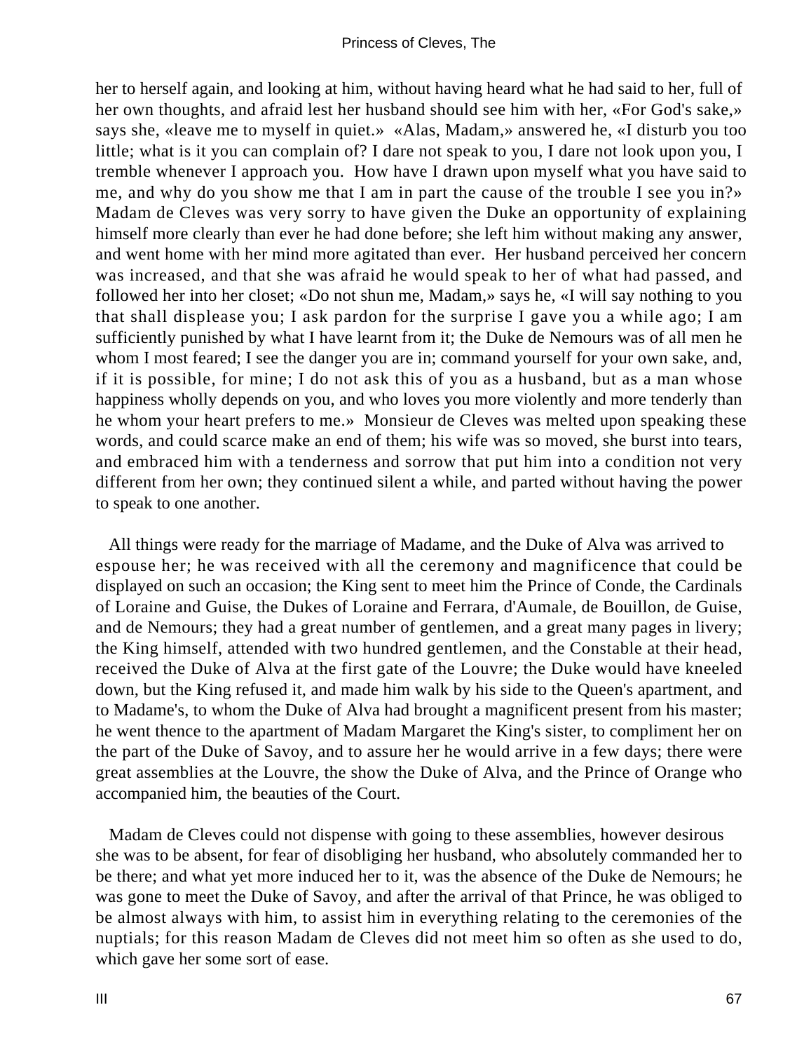her to herself again, and looking at him, without having heard what he had said to her, full of her own thoughts, and afraid lest her husband should see him with her, «For God's sake,» says she, «leave me to myself in quiet.» «Alas, Madam,» answered he, «I disturb you too little; what is it you can complain of? I dare not speak to you, I dare not look upon you, I tremble whenever I approach you. How have I drawn upon myself what you have said to me, and why do you show me that I am in part the cause of the trouble I see you in?» Madam de Cleves was very sorry to have given the Duke an opportunity of explaining himself more clearly than ever he had done before; she left him without making any answer, and went home with her mind more agitated than ever. Her husband perceived her concern was increased, and that she was afraid he would speak to her of what had passed, and followed her into her closet; «Do not shun me, Madam,» says he, «I will say nothing to you that shall displease you; I ask pardon for the surprise I gave you a while ago; I am sufficiently punished by what I have learnt from it; the Duke de Nemours was of all men he whom I most feared; I see the danger you are in; command yourself for your own sake, and, if it is possible, for mine; I do not ask this of you as a husband, but as a man whose happiness wholly depends on you, and who loves you more violently and more tenderly than he whom your heart prefers to me.» Monsieur de Cleves was melted upon speaking these words, and could scarce make an end of them; his wife was so moved, she burst into tears, and embraced him with a tenderness and sorrow that put him into a condition not very different from her own; they continued silent a while, and parted without having the power to speak to one another.

All things were ready for the marriage of Madame, and the Duke of Alva was arrived to espouse her; he was received with all the ceremony and magnificence that could be displayed on such an occasion; the King sent to meet him the Prince of Conde, the Cardinals of Loraine and Guise, the Dukes of Loraine and Ferrara, d'Aumale, de Bouillon, de Guise, and de Nemours; they had a great number of gentlemen, and a great many pages in livery; the King himself, attended with two hundred gentlemen, and the Constable at their head, received the Duke of Alva at the first gate of the Louvre; the Duke would have kneeled down, but the King refused it, and made him walk by his side to the Queen's apartment, and to Madame's, to whom the Duke of Alva had brought a magnificent present from his master; he went thence to the apartment of Madam Margaret the King's sister, to compliment her on the part of the Duke of Savoy, and to assure her he would arrive in a few days; there were great assemblies at the Louvre, the show the Duke of Alva, and the Prince of Orange who accompanied him, the beauties of the Court.

Madam de Cleves could not dispense with going to these assemblies, however desirous she was to be absent, for fear of disobliging her husband, who absolutely commanded her to be there; and what yet more induced her to it, was the absence of the Duke de Nemours; he was gone to meet the Duke of Savoy, and after the arrival of that Prince, he was obliged to be almost always with him, to assist him in everything relating to the ceremonies of the nuptials; for this reason Madam de Cleves did not meet him so often as she used to do, which gave her some sort of ease.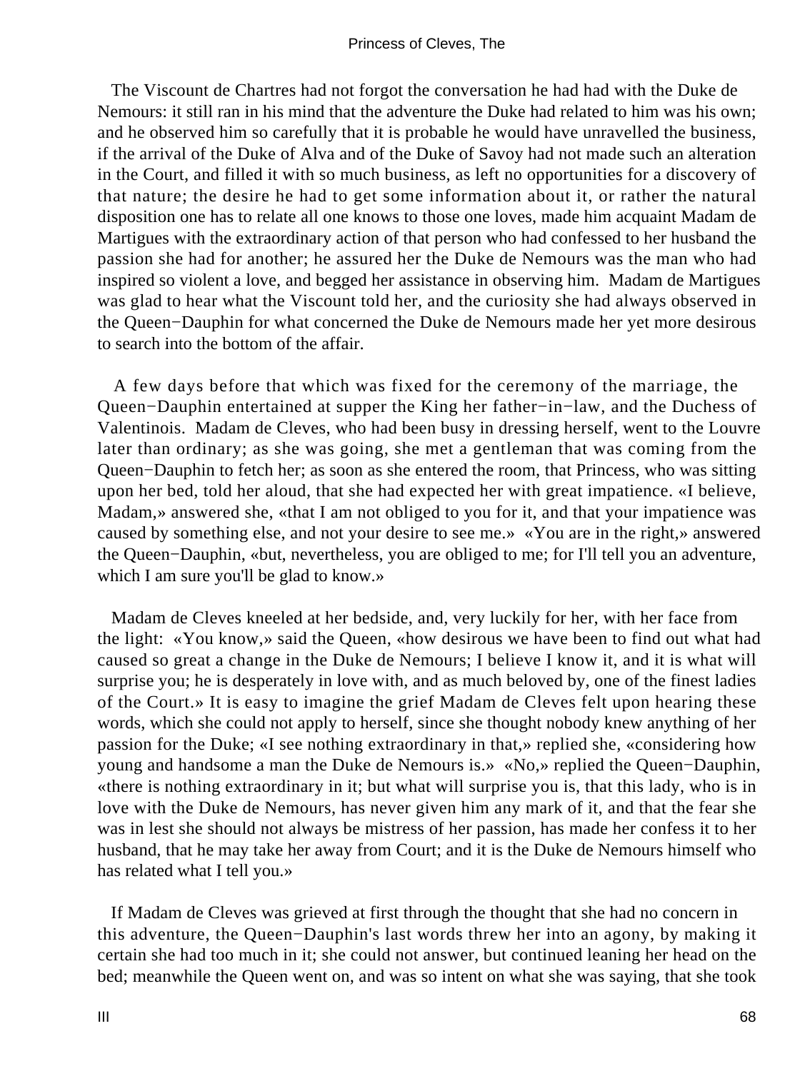The Viscount de Chartres had not forgot the conversation he had had with the Duke de Nemours: it still ran in his mind that the adventure the Duke had related to him was his own; and he observed him so carefully that it is probable he would have unravelled the business, if the arrival of the Duke of Alva and of the Duke of Savoy had not made such an alteration in the Court, and filled it with so much business, as left no opportunities for a discovery of that nature; the desire he had to get some information about it, or rather the natural disposition one has to relate all one knows to those one loves, made him acquaint Madam de Martigues with the extraordinary action of that person who had confessed to her husband the passion she had for another; he assured her the Duke de Nemours was the man who had inspired so violent a love, and begged her assistance in observing him. Madam de Martigues was glad to hear what the Viscount told her, and the curiosity she had always observed in the Queen−Dauphin for what concerned the Duke de Nemours made her yet more desirous to search into the bottom of the affair.

A few days before that which was fixed for the ceremony of the marriage, the Queen−Dauphin entertained at supper the King her father−in−law, and the Duchess of Valentinois. Madam de Cleves, who had been busy in dressing herself, went to the Louvre later than ordinary; as she was going, she met a gentleman that was coming from the Queen−Dauphin to fetch her; as soon as she entered the room, that Princess, who was sitting upon her bed, told her aloud, that she had expected her with great impatience. «I believe, Madam,» answered she, «that I am not obliged to you for it, and that your impatience was caused by something else, and not your desire to see me.» «You are in the right,» answered the Queen−Dauphin, «but, nevertheless, you are obliged to me; for I'll tell you an adventure, which I am sure you'll be glad to know.»

Madam de Cleves kneeled at her bedside, and, very luckily for her, with her face from the light: «You know,» said the Queen, «how desirous we have been to find out what had caused so great a change in the Duke de Nemours; I believe I know it, and it is what will surprise you; he is desperately in love with, and as much beloved by, one of the finest ladies of the Court.» It is easy to imagine the grief Madam de Cleves felt upon hearing these words, which she could not apply to herself, since she thought nobody knew anything of her passion for the Duke; «I see nothing extraordinary in that,» replied she, «considering how young and handsome a man the Duke de Nemours is.» «No,» replied the Queen−Dauphin, «there is nothing extraordinary in it; but what will surprise you is, that this lady, who is in love with the Duke de Nemours, has never given him any mark of it, and that the fear she was in lest she should not always be mistress of her passion, has made her confess it to her husband, that he may take her away from Court; and it is the Duke de Nemours himself who has related what I tell you.»

If Madam de Cleves was grieved at first through the thought that she had no concern in this adventure, the Queen−Dauphin's last words threw her into an agony, by making it certain she had too much in it; she could not answer, but continued leaning her head on the bed; meanwhile the Queen went on, and was so intent on what she was saying, that she took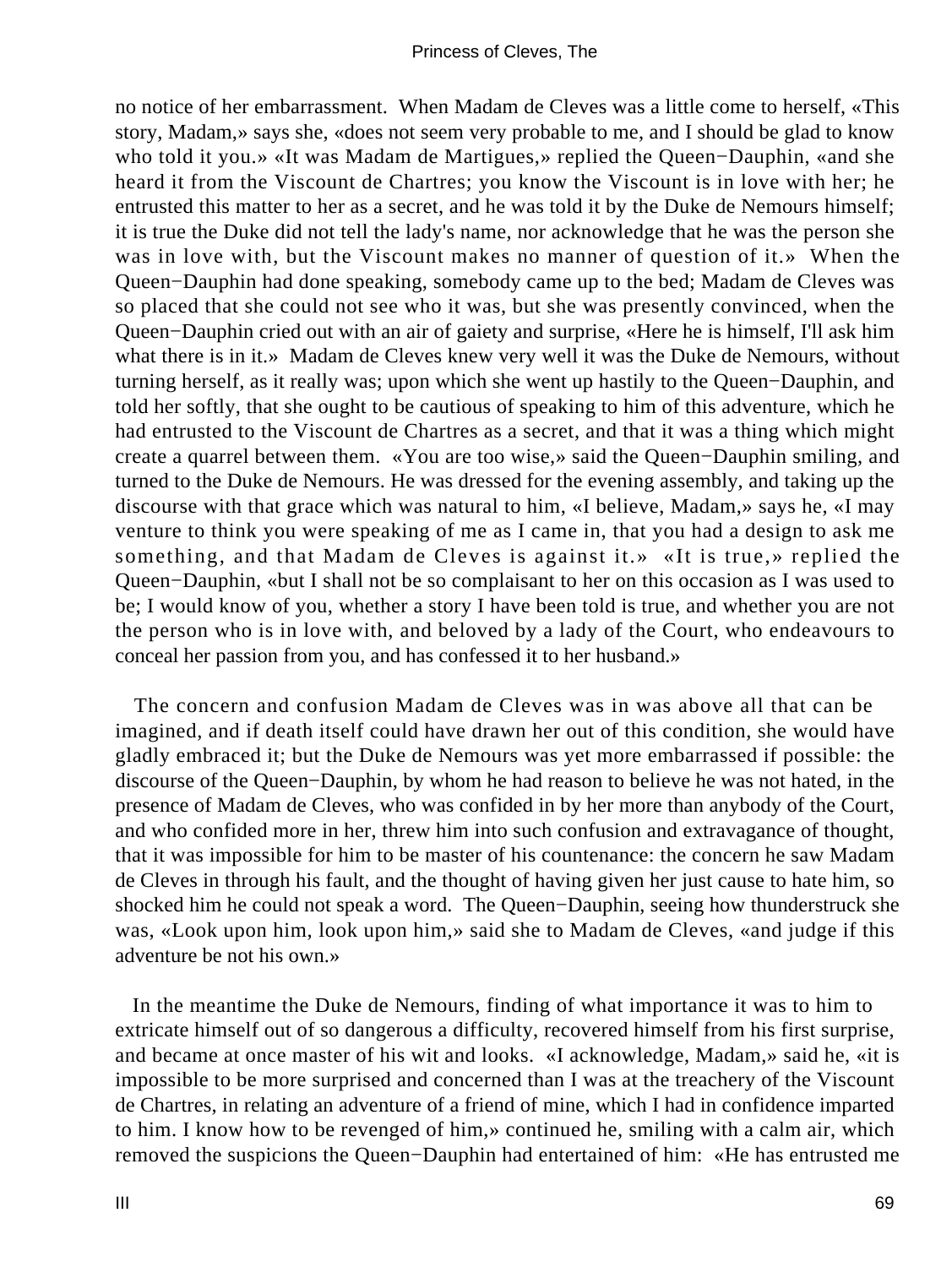no notice of her embarrassment. When Madam de Cleves was a little come to herself, «This story, Madam,» says she, «does not seem very probable to me, and I should be glad to know who told it you.» «It was Madam de Martigues,» replied the Queen−Dauphin, «and she heard it from the Viscount de Chartres; you know the Viscount is in love with her; he entrusted this matter to her as a secret, and he was told it by the Duke de Nemours himself; it is true the Duke did not tell the lady's name, nor acknowledge that he was the person she was in love with, but the Viscount makes no manner of question of it.» When the Queen−Dauphin had done speaking, somebody came up to the bed; Madam de Cleves was so placed that she could not see who it was, but she was presently convinced, when the Queen−Dauphin cried out with an air of gaiety and surprise, «Here he is himself, I'll ask him what there is in it.» Madam de Cleves knew very well it was the Duke de Nemours, without turning herself, as it really was; upon which she went up hastily to the Queen−Dauphin, and told her softly, that she ought to be cautious of speaking to him of this adventure, which he had entrusted to the Viscount de Chartres as a secret, and that it was a thing which might create a quarrel between them. «You are too wise,» said the Queen−Dauphin smiling, and turned to the Duke de Nemours. He was dressed for the evening assembly, and taking up the discourse with that grace which was natural to him, «I believe, Madam,» says he, «I may venture to think you were speaking of me as I came in, that you had a design to ask me something, and that Madam de Cleves is against it.» «It is true,» replied the Queen−Dauphin, «but I shall not be so complaisant to her on this occasion as I was used to be; I would know of you, whether a story I have been told is true, and whether you are not the person who is in love with, and beloved by a lady of the Court, who endeavours to conceal her passion from you, and has confessed it to her husband.»

The concern and confusion Madam de Cleves was in was above all that can be imagined, and if death itself could have drawn her out of this condition, she would have gladly embraced it; but the Duke de Nemours was yet more embarrassed if possible: the discourse of the Queen−Dauphin, by whom he had reason to believe he was not hated, in the presence of Madam de Cleves, who was confided in by her more than anybody of the Court, and who confided more in her, threw him into such confusion and extravagance of thought, that it was impossible for him to be master of his countenance: the concern he saw Madam de Cleves in through his fault, and the thought of having given her just cause to hate him, so shocked him he could not speak a word. The Queen−Dauphin, seeing how thunderstruck she was, «Look upon him, look upon him,» said she to Madam de Cleves, «and judge if this adventure be not his own.»

In the meantime the Duke de Nemours, finding of what importance it was to him to extricate himself out of so dangerous a difficulty, recovered himself from his first surprise, and became at once master of his wit and looks. «I acknowledge, Madam,» said he, «it is impossible to be more surprised and concerned than I was at the treachery of the Viscount de Chartres, in relating an adventure of a friend of mine, which I had in confidence imparted to him. I know how to be revenged of him,» continued he, smiling with a calm air, which removed the suspicions the Queen−Dauphin had entertained of him: «He has entrusted me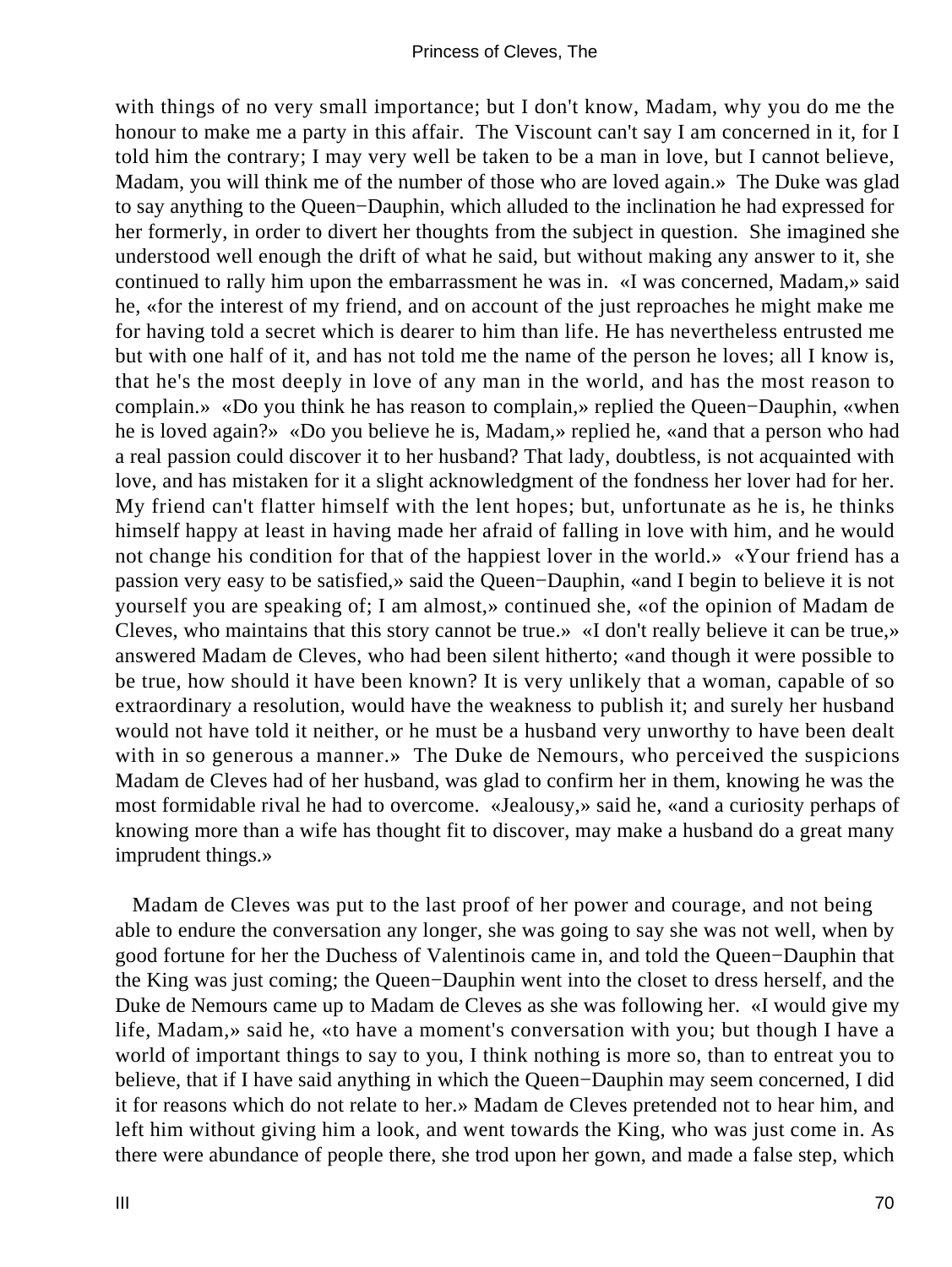with things of no very small importance; but I don't know, Madam, why you do me the honour to make me a party in this affair. The Viscount can't say I am concerned in it, for I told him the contrary; I may very well be taken to be a man in love, but I cannot believe, Madam, you will think me of the number of those who are loved again.» The Duke was glad to say anything to the Queen−Dauphin, which alluded to the inclination he had expressed for her formerly, in order to divert her thoughts from the subject in question. She imagined she understood well enough the drift of what he said, but without making any answer to it, she continued to rally him upon the embarrassment he was in. «I was concerned, Madam,» said he, «for the interest of my friend, and on account of the just reproaches he might make me for having told a secret which is dearer to him than life. He has nevertheless entrusted me but with one half of it, and has not told me the name of the person he loves; all I know is, that he's the most deeply in love of any man in the world, and has the most reason to complain.» «Do you think he has reason to complain,» replied the Queen−Dauphin, «when he is loved again?» «Do you believe he is, Madam,» replied he, «and that a person who had a real passion could discover it to her husband? That lady, doubtless, is not acquainted with love, and has mistaken for it a slight acknowledgment of the fondness her lover had for her. My friend can't flatter himself with the lent hopes; but, unfortunate as he is, he thinks himself happy at least in having made her afraid of falling in love with him, and he would not change his condition for that of the happiest lover in the world.» «Your friend has a passion very easy to be satisfied,» said the Queen−Dauphin, «and I begin to believe it is not yourself you are speaking of; I am almost,» continued she, «of the opinion of Madam de Cleves, who maintains that this story cannot be true.» «I don't really believe it can be true,» answered Madam de Cleves, who had been silent hitherto; «and though it were possible to be true, how should it have been known? It is very unlikely that a woman, capable of so extraordinary a resolution, would have the weakness to publish it; and surely her husband would not have told it neither, or he must be a husband very unworthy to have been dealt with in so generous a manner.» The Duke de Nemours, who perceived the suspicions Madam de Cleves had of her husband, was glad to confirm her in them, knowing he was the most formidable rival he had to overcome. «Jealousy,» said he, «and a curiosity perhaps of knowing more than a wife has thought fit to discover, may make a husband do a great many imprudent things.»

Madam de Cleves was put to the last proof of her power and courage, and not being able to endure the conversation any longer, she was going to say she was not well, when by good fortune for her the Duchess of Valentinois came in, and told the Queen−Dauphin that the King was just coming; the Queen−Dauphin went into the closet to dress herself, and the Duke de Nemours came up to Madam de Cleves as she was following her. «I would give my life, Madam,» said he, «to have a moment's conversation with you; but though I have a world of important things to say to you, I think nothing is more so, than to entreat you to believe, that if I have said anything in which the Queen−Dauphin may seem concerned, I did it for reasons which do not relate to her.» Madam de Cleves pretended not to hear him, and left him without giving him a look, and went towards the King, who was just come in. As there were abundance of people there, she trod upon her gown, and made a false step, which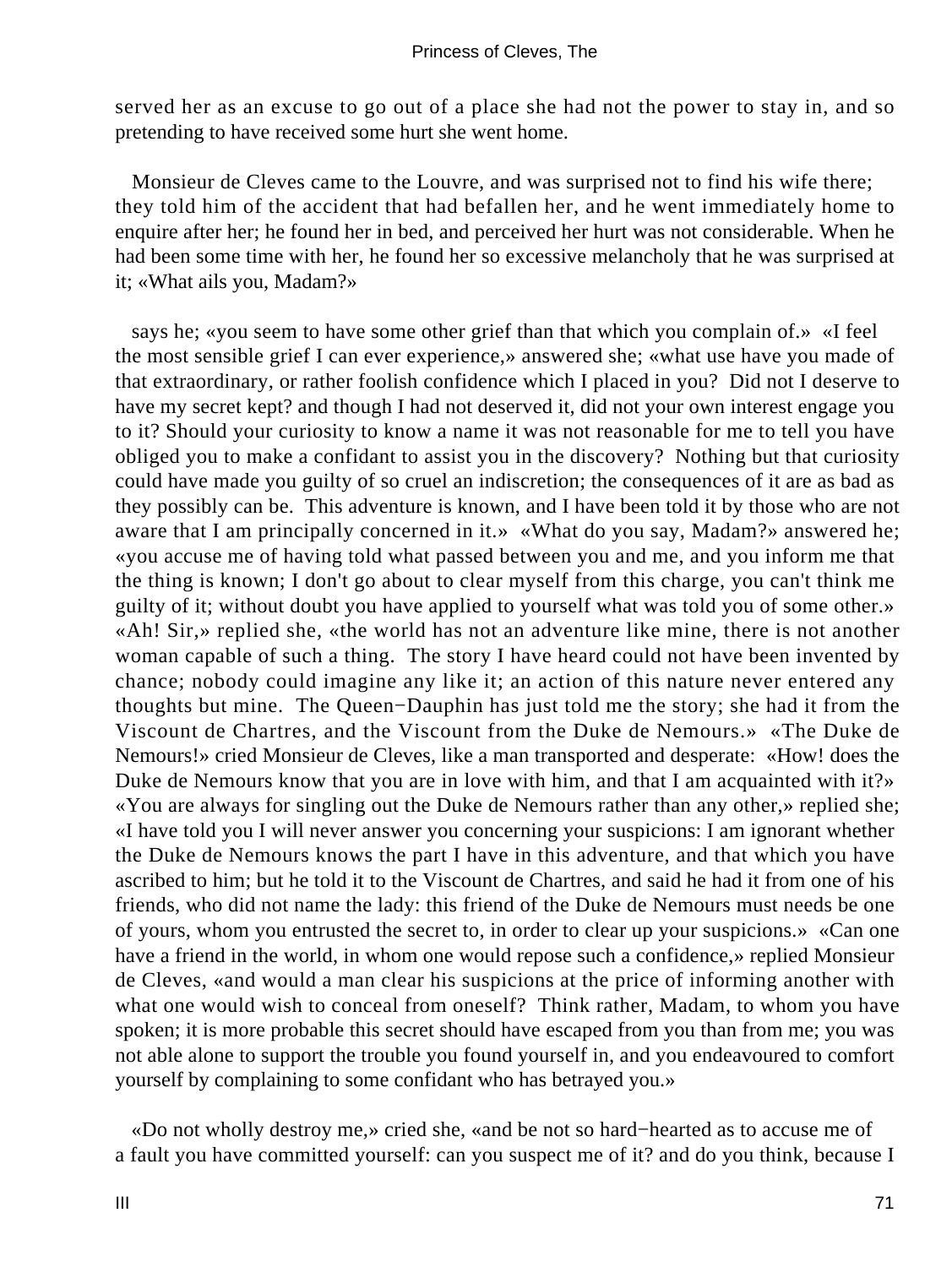served her as an excuse to go out of a place she had not the power to stay in, and so pretending to have received some hurt she went home.

Monsieur de Cleves came to the Louvre, and was surprised not to find his wife there; they told him of the accident that had befallen her, and he went immediately home to enquire after her; he found her in bed, and perceived her hurt was not considerable. When he had been some time with her, he found her so excessive melancholy that he was surprised at it; «What ails you, Madam?»

says he; «you seem to have some other grief than that which you complain of.» «I feel the most sensible grief I can ever experience,» answered she; «what use have you made of that extraordinary, or rather foolish confidence which I placed in you? Did not I deserve to have my secret kept? and though I had not deserved it, did not your own interest engage you to it? Should your curiosity to know a name it was not reasonable for me to tell you have obliged you to make a confidant to assist you in the discovery? Nothing but that curiosity could have made you guilty of so cruel an indiscretion; the consequences of it are as bad as they possibly can be. This adventure is known, and I have been told it by those who are not aware that I am principally concerned in it.» «What do you say, Madam?» answered he; «you accuse me of having told what passed between you and me, and you inform me that the thing is known; I don't go about to clear myself from this charge, you can't think me guilty of it; without doubt you have applied to yourself what was told you of some other.» «Ah! Sir,» replied she, «the world has not an adventure like mine, there is not another woman capable of such a thing. The story I have heard could not have been invented by chance; nobody could imagine any like it; an action of this nature never entered any thoughts but mine. The Queen−Dauphin has just told me the story; she had it from the Viscount de Chartres, and the Viscount from the Duke de Nemours.» «The Duke de Nemours!» cried Monsieur de Cleves, like a man transported and desperate: «How! does the Duke de Nemours know that you are in love with him, and that I am acquainted with it?» «You are always for singling out the Duke de Nemours rather than any other,» replied she; «I have told you I will never answer you concerning your suspicions: I am ignorant whether the Duke de Nemours knows the part I have in this adventure, and that which you have ascribed to him; but he told it to the Viscount de Chartres, and said he had it from one of his friends, who did not name the lady: this friend of the Duke de Nemours must needs be one of yours, whom you entrusted the secret to, in order to clear up your suspicions.» «Can one have a friend in the world, in whom one would repose such a confidence,» replied Monsieur de Cleves, «and would a man clear his suspicions at the price of informing another with what one would wish to conceal from oneself? Think rather, Madam, to whom you have spoken; it is more probable this secret should have escaped from you than from me; you was not able alone to support the trouble you found yourself in, and you endeavoured to comfort yourself by complaining to some confidant who has betrayed you.»

«Do not wholly destroy me,» cried she, «and be not so hard−hearted as to accuse me of a fault you have committed yourself: can you suspect me of it? and do you think, because I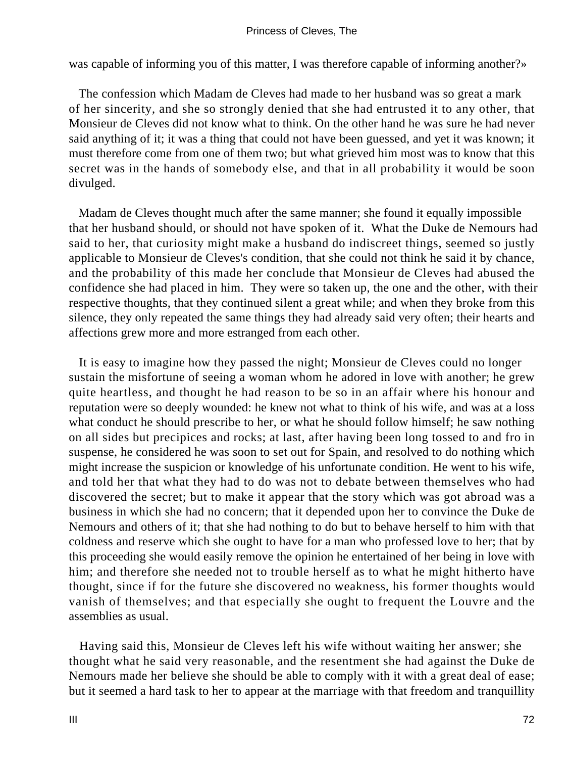was capable of informing you of this matter, I was therefore capable of informing another?»

The confession which Madam de Cleves had made to her husband was so great a mark of her sincerity, and she so strongly denied that she had entrusted it to any other, that Monsieur de Cleves did not know what to think. On the other hand he was sure he had never said anything of it; it was a thing that could not have been guessed, and yet it was known; it must therefore come from one of them two; but what grieved him most was to know that this secret was in the hands of somebody else, and that in all probability it would be soon divulged.

Madam de Cleves thought much after the same manner; she found it equally impossible that her husband should, or should not have spoken of it. What the Duke de Nemours had said to her, that curiosity might make a husband do indiscreet things, seemed so justly applicable to Monsieur de Cleves's condition, that she could not think he said it by chance, and the probability of this made her conclude that Monsieur de Cleves had abused the confidence she had placed in him. They were so taken up, the one and the other, with their respective thoughts, that they continued silent a great while; and when they broke from this silence, they only repeated the same things they had already said very often; their hearts and affections grew more and more estranged from each other.

It is easy to imagine how they passed the night; Monsieur de Cleves could no longer sustain the misfortune of seeing a woman whom he adored in love with another; he grew quite heartless, and thought he had reason to be so in an affair where his honour and reputation were so deeply wounded: he knew not what to think of his wife, and was at a loss what conduct he should prescribe to her, or what he should follow himself; he saw nothing on all sides but precipices and rocks; at last, after having been long tossed to and fro in suspense, he considered he was soon to set out for Spain, and resolved to do nothing which might increase the suspicion or knowledge of his unfortunate condition. He went to his wife, and told her that what they had to do was not to debate between themselves who had discovered the secret; but to make it appear that the story which was got abroad was a business in which she had no concern; that it depended upon her to convince the Duke de Nemours and others of it; that she had nothing to do but to behave herself to him with that coldness and reserve which she ought to have for a man who professed love to her; that by this proceeding she would easily remove the opinion he entertained of her being in love with him; and therefore she needed not to trouble herself as to what he might hitherto have thought, since if for the future she discovered no weakness, his former thoughts would vanish of themselves; and that especially she ought to frequent the Louvre and the assemblies as usual.

Having said this, Monsieur de Cleves left his wife without waiting her answer; she thought what he said very reasonable, and the resentment she had against the Duke de Nemours made her believe she should be able to comply with it with a great deal of ease; but it seemed a hard task to her to appear at the marriage with that freedom and tranquillity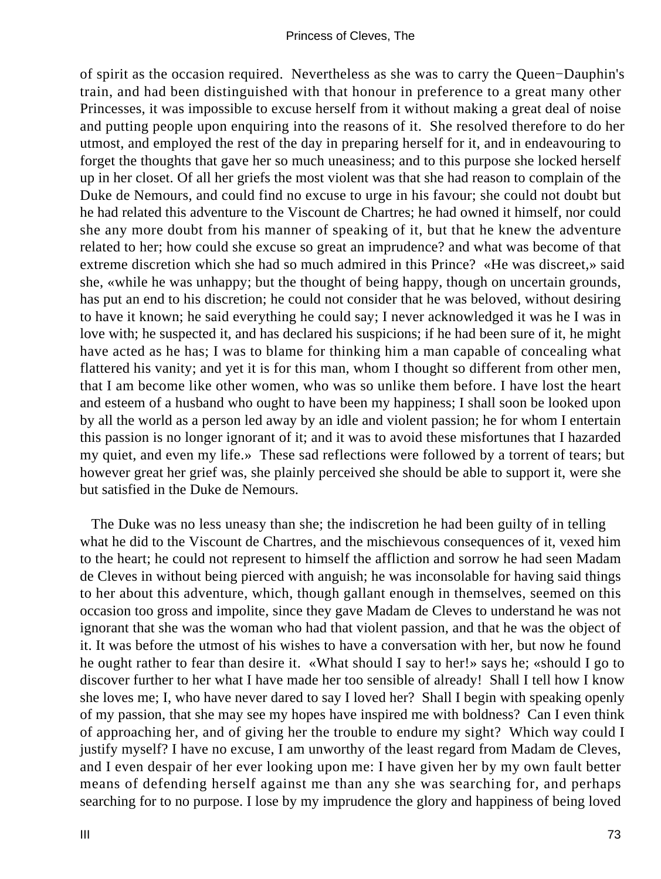of spirit as the occasion required. Nevertheless as she was to carry the Queen−Dauphin's train, and had been distinguished with that honour in preference to a great many other Princesses, it was impossible to excuse herself from it without making a great deal of noise and putting people upon enquiring into the reasons of it. She resolved therefore to do her utmost, and employed the rest of the day in preparing herself for it, and in endeavouring to forget the thoughts that gave her so much uneasiness; and to this purpose she locked herself up in her closet. Of all her griefs the most violent was that she had reason to complain of the Duke de Nemours, and could find no excuse to urge in his favour; she could not doubt but he had related this adventure to the Viscount de Chartres; he had owned it himself, nor could she any more doubt from his manner of speaking of it, but that he knew the adventure related to her; how could she excuse so great an imprudence? and what was become of that extreme discretion which she had so much admired in this Prince? «He was discreet,» said she, «while he was unhappy; but the thought of being happy, though on uncertain grounds, has put an end to his discretion; he could not consider that he was beloved, without desiring to have it known; he said everything he could say; I never acknowledged it was he I was in love with; he suspected it, and has declared his suspicions; if he had been sure of it, he might have acted as he has; I was to blame for thinking him a man capable of concealing what flattered his vanity; and yet it is for this man, whom I thought so different from other men, that I am become like other women, who was so unlike them before. I have lost the heart and esteem of a husband who ought to have been my happiness; I shall soon be looked upon by all the world as a person led away by an idle and violent passion; he for whom I entertain this passion is no longer ignorant of it; and it was to avoid these misfortunes that I hazarded my quiet, and even my life.» These sad reflections were followed by a torrent of tears; but however great her grief was, she plainly perceived she should be able to support it, were she but satisfied in the Duke de Nemours.

The Duke was no less uneasy than she; the indiscretion he had been guilty of in telling what he did to the Viscount de Chartres, and the mischievous consequences of it, vexed him to the heart; he could not represent to himself the affliction and sorrow he had seen Madam de Cleves in without being pierced with anguish; he was inconsolable for having said things to her about this adventure, which, though gallant enough in themselves, seemed on this occasion too gross and impolite, since they gave Madam de Cleves to understand he was not ignorant that she was the woman who had that violent passion, and that he was the object of it. It was before the utmost of his wishes to have a conversation with her, but now he found he ought rather to fear than desire it. «What should I say to her!» says he; «should I go to discover further to her what I have made her too sensible of already! Shall I tell how I know she loves me; I, who have never dared to say I loved her? Shall I begin with speaking openly of my passion, that she may see my hopes have inspired me with boldness? Can I even think of approaching her, and of giving her the trouble to endure my sight? Which way could I justify myself? I have no excuse, I am unworthy of the least regard from Madam de Cleves, and I even despair of her ever looking upon me: I have given her by my own fault better means of defending herself against me than any she was searching for, and perhaps searching for to no purpose. I lose by my imprudence the glory and happiness of being loved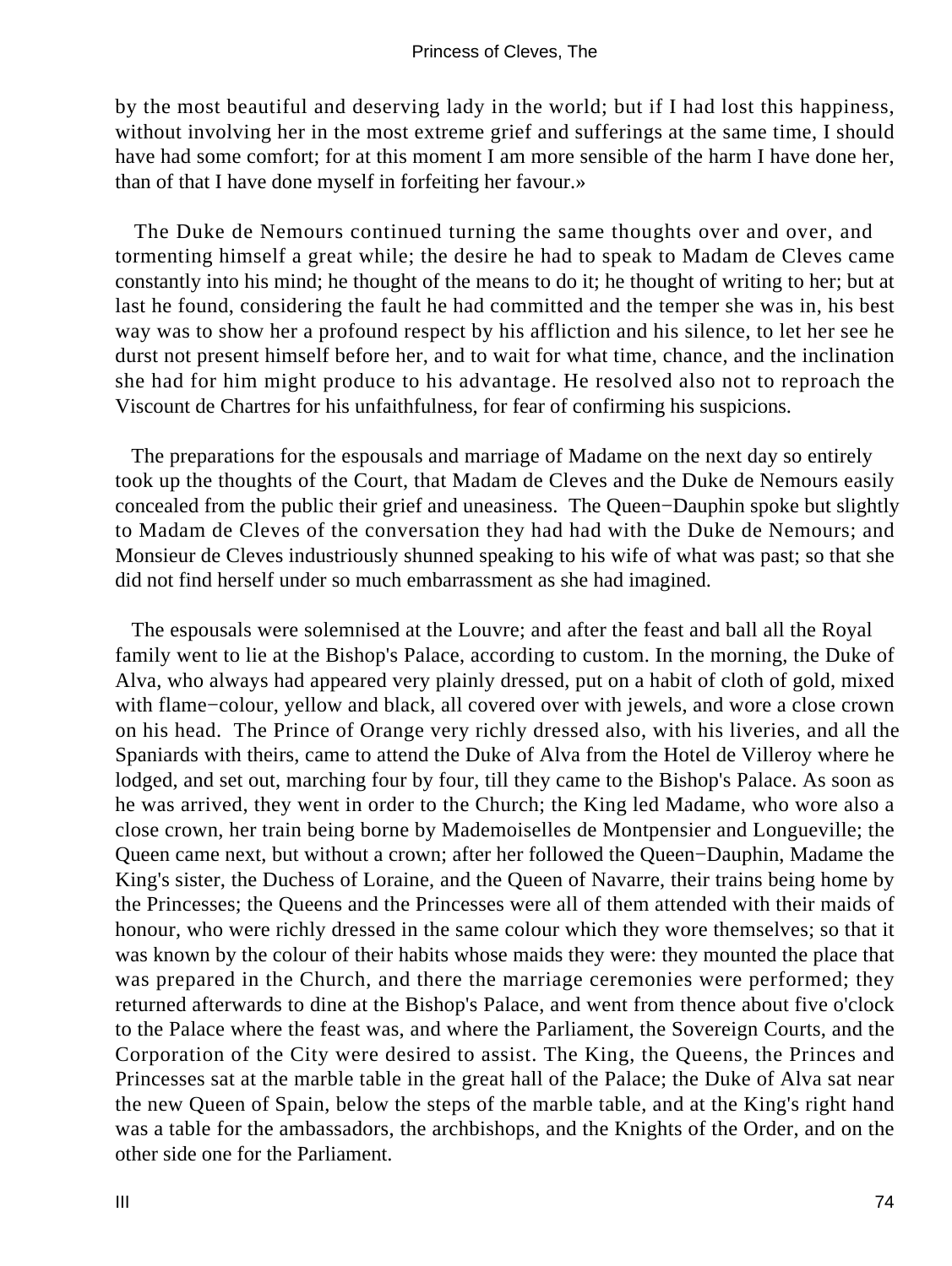by the most beautiful and deserving lady in the world; but if I had lost this happiness, without involving her in the most extreme grief and sufferings at the same time, I should have had some comfort; for at this moment I am more sensible of the harm I have done her, than of that I have done myself in forfeiting her favour.»

The Duke de Nemours continued turning the same thoughts over and over, and tormenting himself a great while; the desire he had to speak to Madam de Cleves came constantly into his mind; he thought of the means to do it; he thought of writing to her; but at last he found, considering the fault he had committed and the temper she was in, his best way was to show her a profound respect by his affliction and his silence, to let her see he durst not present himself before her, and to wait for what time, chance, and the inclination she had for him might produce to his advantage. He resolved also not to reproach the Viscount de Chartres for his unfaithfulness, for fear of confirming his suspicions.

The preparations for the espousals and marriage of Madame on the next day so entirely took up the thoughts of the Court, that Madam de Cleves and the Duke de Nemours easily concealed from the public their grief and uneasiness. The Queen−Dauphin spoke but slightly to Madam de Cleves of the conversation they had had with the Duke de Nemours; and Monsieur de Cleves industriously shunned speaking to his wife of what was past; so that she did not find herself under so much embarrassment as she had imagined.

The espousals were solemnised at the Louvre; and after the feast and ball all the Royal family went to lie at the Bishop's Palace, according to custom. In the morning, the Duke of Alva, who always had appeared very plainly dressed, put on a habit of cloth of gold, mixed with flame−colour, yellow and black, all covered over with jewels, and wore a close crown on his head. The Prince of Orange very richly dressed also, with his liveries, and all the Spaniards with theirs, came to attend the Duke of Alva from the Hotel de Villeroy where he lodged, and set out, marching four by four, till they came to the Bishop's Palace. As soon as he was arrived, they went in order to the Church; the King led Madame, who wore also a close crown, her train being borne by Mademoiselles de Montpensier and Longueville; the Queen came next, but without a crown; after her followed the Queen−Dauphin, Madame the King's sister, the Duchess of Loraine, and the Queen of Navarre, their trains being home by the Princesses; the Queens and the Princesses were all of them attended with their maids of honour, who were richly dressed in the same colour which they wore themselves; so that it was known by the colour of their habits whose maids they were: they mounted the place that was prepared in the Church, and there the marriage ceremonies were performed; they returned afterwards to dine at the Bishop's Palace, and went from thence about five o'clock to the Palace where the feast was, and where the Parliament, the Sovereign Courts, and the Corporation of the City were desired to assist. The King, the Queens, the Princes and Princesses sat at the marble table in the great hall of the Palace; the Duke of Alva sat near the new Queen of Spain, below the steps of the marble table, and at the King's right hand was a table for the ambassadors, the archbishops, and the Knights of the Order, and on the other side one for the Parliament.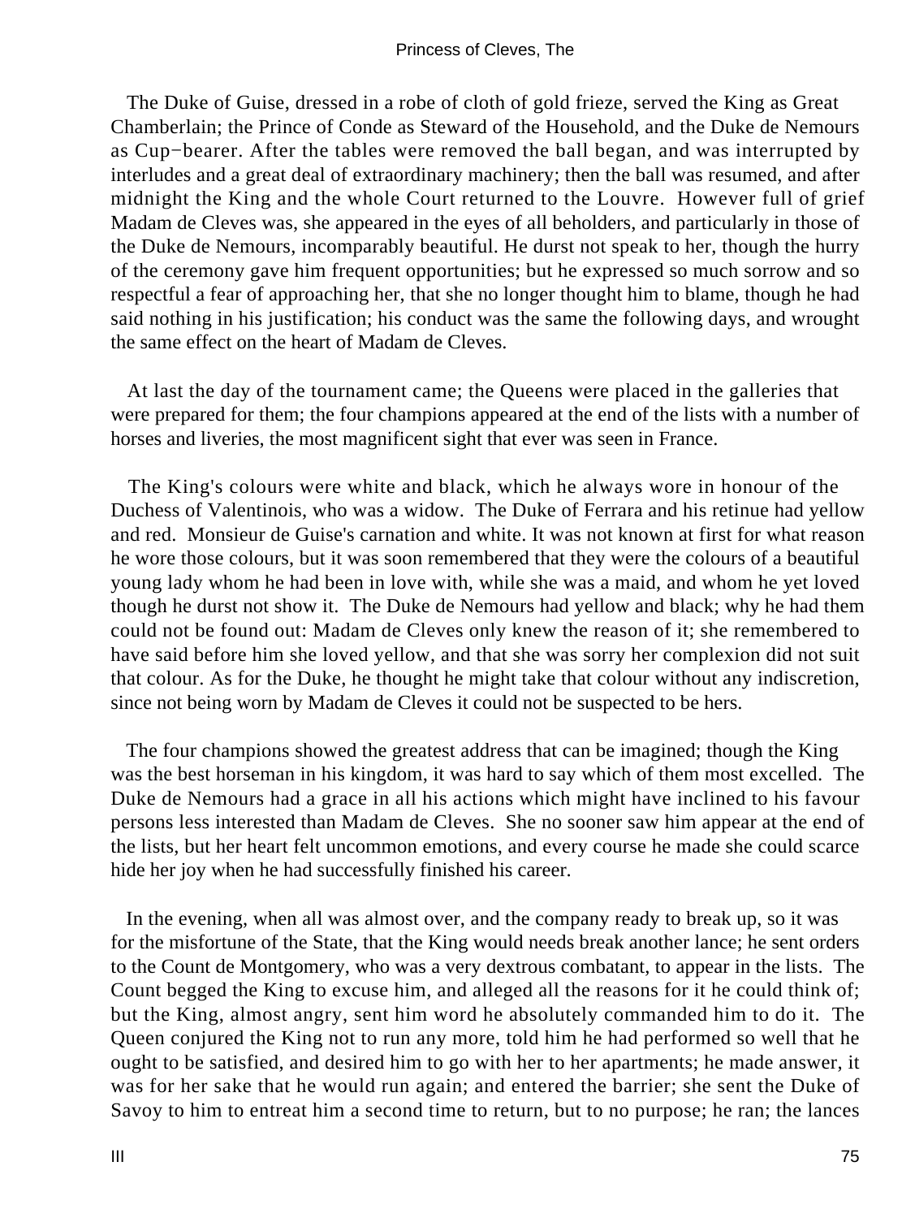The Duke of Guise, dressed in a robe of cloth of gold frieze, served the King as Great Chamberlain; the Prince of Conde as Steward of the Household, and the Duke de Nemours as Cup−bearer. After the tables were removed the ball began, and was interrupted by interludes and a great deal of extraordinary machinery; then the ball was resumed, and after midnight the King and the whole Court returned to the Louvre. However full of grief Madam de Cleves was, she appeared in the eyes of all beholders, and particularly in those of the Duke de Nemours, incomparably beautiful. He durst not speak to her, though the hurry of the ceremony gave him frequent opportunities; but he expressed so much sorrow and so respectful a fear of approaching her, that she no longer thought him to blame, though he had said nothing in his justification; his conduct was the same the following days, and wrought the same effect on the heart of Madam de Cleves.

At last the day of the tournament came; the Queens were placed in the galleries that were prepared for them; the four champions appeared at the end of the lists with a number of horses and liveries, the most magnificent sight that ever was seen in France.

The King's colours were white and black, which he always wore in honour of the Duchess of Valentinois, who was a widow. The Duke of Ferrara and his retinue had yellow and red. Monsieur de Guise's carnation and white. It was not known at first for what reason he wore those colours, but it was soon remembered that they were the colours of a beautiful young lady whom he had been in love with, while she was a maid, and whom he yet loved though he durst not show it. The Duke de Nemours had yellow and black; why he had them could not be found out: Madam de Cleves only knew the reason of it; she remembered to have said before him she loved yellow, and that she was sorry her complexion did not suit that colour. As for the Duke, he thought he might take that colour without any indiscretion, since not being worn by Madam de Cleves it could not be suspected to be hers.

The four champions showed the greatest address that can be imagined; though the King was the best horseman in his kingdom, it was hard to say which of them most excelled. The Duke de Nemours had a grace in all his actions which might have inclined to his favour persons less interested than Madam de Cleves. She no sooner saw him appear at the end of the lists, but her heart felt uncommon emotions, and every course he made she could scarce hide her joy when he had successfully finished his career.

In the evening, when all was almost over, and the company ready to break up, so it was for the misfortune of the State, that the King would needs break another lance; he sent orders to the Count de Montgomery, who was a very dextrous combatant, to appear in the lists. The Count begged the King to excuse him, and alleged all the reasons for it he could think of; but the King, almost angry, sent him word he absolutely commanded him to do it. The Queen conjured the King not to run any more, told him he had performed so well that he ought to be satisfied, and desired him to go with her to her apartments; he made answer, it was for her sake that he would run again; and entered the barrier; she sent the Duke of Savoy to him to entreat him a second time to return, but to no purpose; he ran; the lances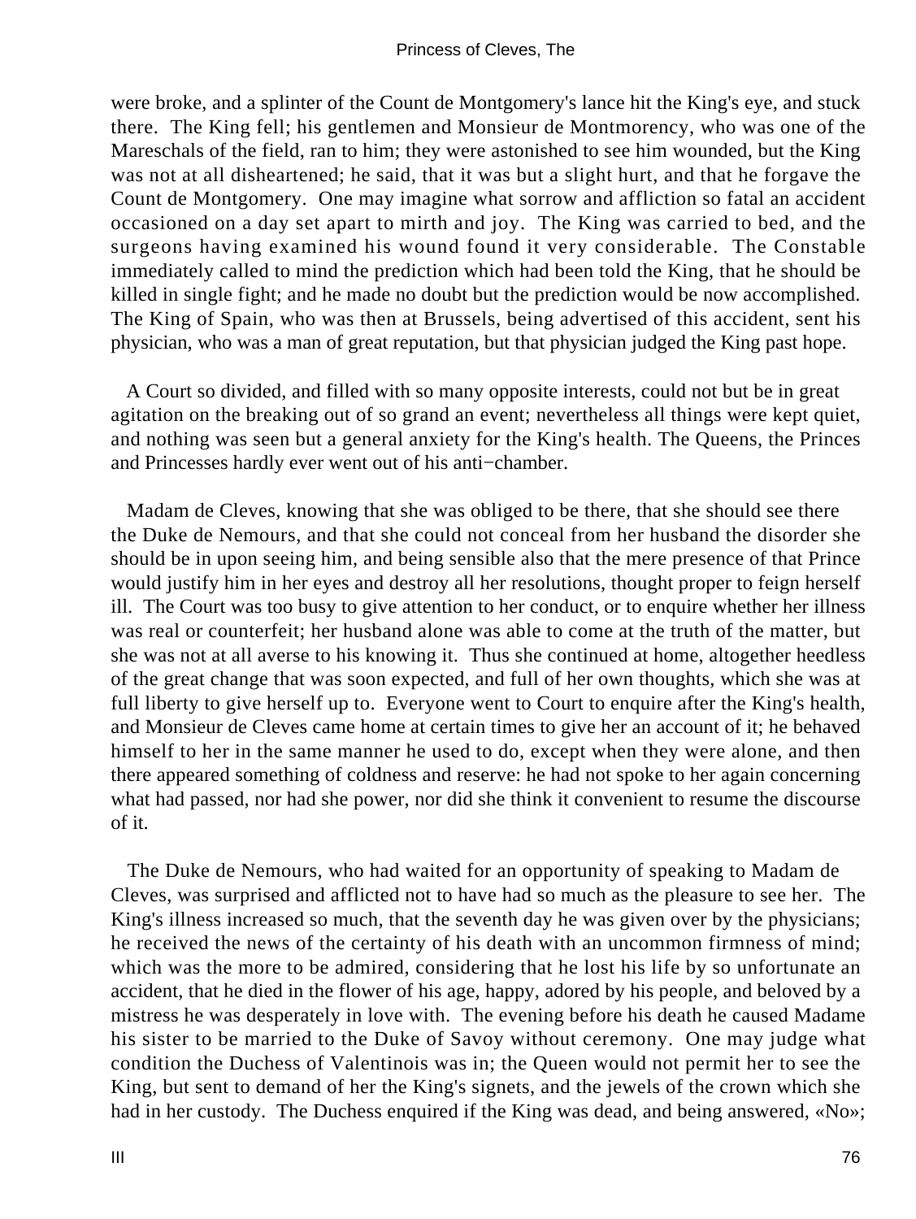were broke, and a splinter of the Count de Montgomery's lance hit the King's eye, and stuck there. The King fell; his gentlemen and Monsieur de Montmorency, who was one of the Mareschals of the field, ran to him; they were astonished to see him wounded, but the King was not at all disheartened; he said, that it was but a slight hurt, and that he forgave the Count de Montgomery. One may imagine what sorrow and affliction so fatal an accident occasioned on a day set apart to mirth and joy. The King was carried to bed, and the surgeons having examined his wound found it very considerable. The Constable immediately called to mind the prediction which had been told the King, that he should be killed in single fight; and he made no doubt but the prediction would be now accomplished. The King of Spain, who was then at Brussels, being advertised of this accident, sent his physician, who was a man of great reputation, but that physician judged the King past hope.

A Court so divided, and filled with so many opposite interests, could not but be in great agitation on the breaking out of so grand an event; nevertheless all things were kept quiet, and nothing was seen but a general anxiety for the King's health. The Queens, the Princes and Princesses hardly ever went out of his anti−chamber.

Madam de Cleves, knowing that she was obliged to be there, that she should see there the Duke de Nemours, and that she could not conceal from her husband the disorder she should be in upon seeing him, and being sensible also that the mere presence of that Prince would justify him in her eyes and destroy all her resolutions, thought proper to feign herself ill. The Court was too busy to give attention to her conduct, or to enquire whether her illness was real or counterfeit; her husband alone was able to come at the truth of the matter, but she was not at all averse to his knowing it. Thus she continued at home, altogether heedless of the great change that was soon expected, and full of her own thoughts, which she was at full liberty to give herself up to. Everyone went to Court to enquire after the King's health, and Monsieur de Cleves came home at certain times to give her an account of it; he behaved himself to her in the same manner he used to do, except when they were alone, and then there appeared something of coldness and reserve: he had not spoke to her again concerning what had passed, nor had she power, nor did she think it convenient to resume the discourse of it.

The Duke de Nemours, who had waited for an opportunity of speaking to Madam de Cleves, was surprised and afflicted not to have had so much as the pleasure to see her. The King's illness increased so much, that the seventh day he was given over by the physicians; he received the news of the certainty of his death with an uncommon firmness of mind; which was the more to be admired, considering that he lost his life by so unfortunate an accident, that he died in the flower of his age, happy, adored by his people, and beloved by a mistress he was desperately in love with. The evening before his death he caused Madame his sister to be married to the Duke of Savoy without ceremony. One may judge what condition the Duchess of Valentinois was in; the Queen would not permit her to see the King, but sent to demand of her the King's signets, and the jewels of the crown which she had in her custody. The Duchess enquired if the King was dead, and being answered, «No»;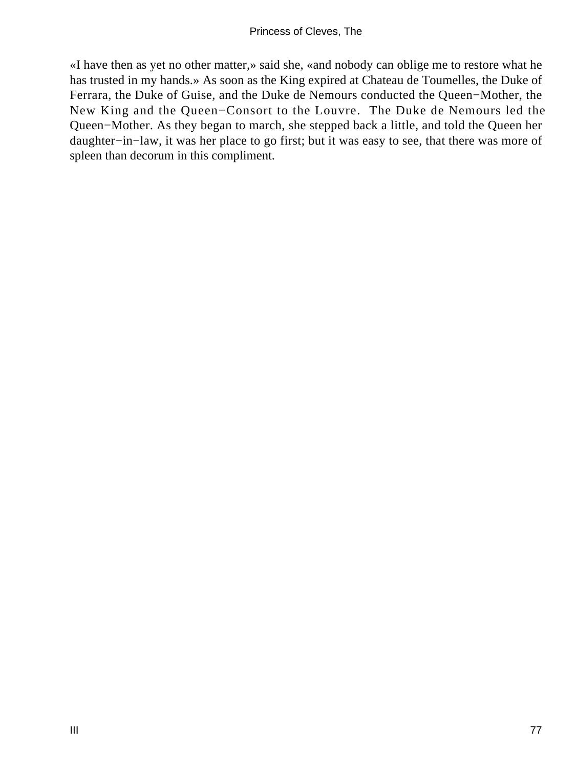«I have then as yet no other matter,» said she, «and nobody can oblige me to restore what he has trusted in my hands.» As soon as the King expired at Chateau de Toumelles, the Duke of Ferrara, the Duke of Guise, and the Duke de Nemours conducted the Queen−Mother, the New King and the Queen−Consort to the Louvre. The Duke de Nemours led the Queen−Mother. As they began to march, she stepped back a little, and told the Queen her daughter−in−law, it was her place to go first; but it was easy to see, that there was more of spleen than decorum in this compliment.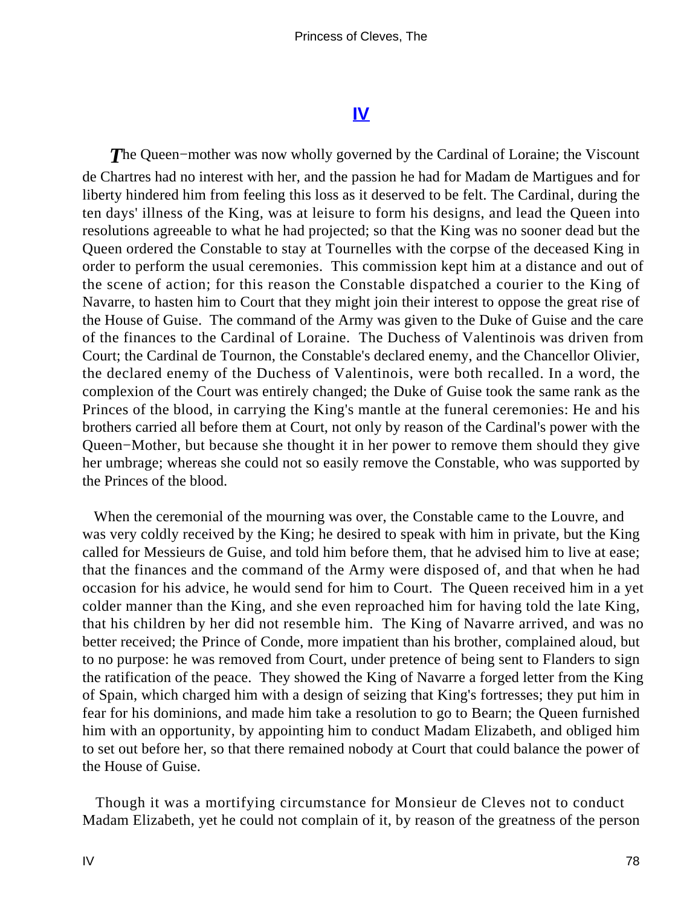# IV

The Queen−mother was now wholly governed by the Cardinal of Loraine; the Viscount de Chartres had no interest with her, and the passion he had for Madam de Martigues and for liberty hindered him from feeling this loss as it deserved to be felt. The Cardinal, during the ten days' illness of the King, was at leisure to form his designs, and lead the Queen into resolutions agreeable to what he had projected; so that the King was no sooner dead but the Queen ordered the Constable to stay at Tournelles with the corpse of the deceased King in order to perform the usual ceremonies. This commission kept him at a distance and out of the scene of action; for this reason the Constable dispatched a courier to the King of Navarre, to hasten him to Court that they might join their interest to oppose the great rise of the House of Guise. The command of the Army was given to the Duke of Guise and the care of the finances to the Cardinal of Loraine. The Duchess of Valentinois was driven from Court; the Cardinal de Tournon, the Constable's declared enemy, and the Chancellor Olivier, the declared enemy of the Duchess of Valentinois, were both recalled. In a word, the complexion of the Court was entirely changed; the Duke of Guise took the same rank as the Princes of the blood, in carrying the King's mantle at the funeral ceremonies: He and his brothers carried all before them at Court, not only by reason of the Cardinal's power with the Queen−Mother, but because she thought it in her power to remove them should they give her umbrage; whereas she could not so easily remove the Constable, who was supported by the Princes of the blood.

When the ceremonial of the mourning was over, the Constable came to the Louvre, and was very coldly received by the King; he desired to speak with him in private, but the King called for Messieurs de Guise, and told him before them, that he advised him to live at ease; that the finances and the command of the Army were disposed of, and that when he had occasion for his advice, he would send for him to Court. The Queen received him in a yet colder manner than the King, and she even reproached him for having told the late King, that his children by her did not resemble him. The King of Navarre arrived, and was no better received; the Prince of Conde, more impatient than his brother, complained aloud, but to no purpose: he was removed from Court, under pretence of being sent to Flanders to sign the ratification of the peace. They showed the King of Navarre a forged letter from the King of Spain, which charged him with a design of seizing that King's fortresses; they put him in fear for his dominions, and made him take a resolution to go to Bearn; the Queen furnished him with an opportunity, by appointing him to conduct Madam Elizabeth, and obliged him to set out before her, so that there remained nobody at Court that could balance the power of the House of Guise.

Though it was a mortifying circumstance for Monsieur de Cleves not to conduct Madam Elizabeth, yet he could not complain of it, by reason of the greatness of the person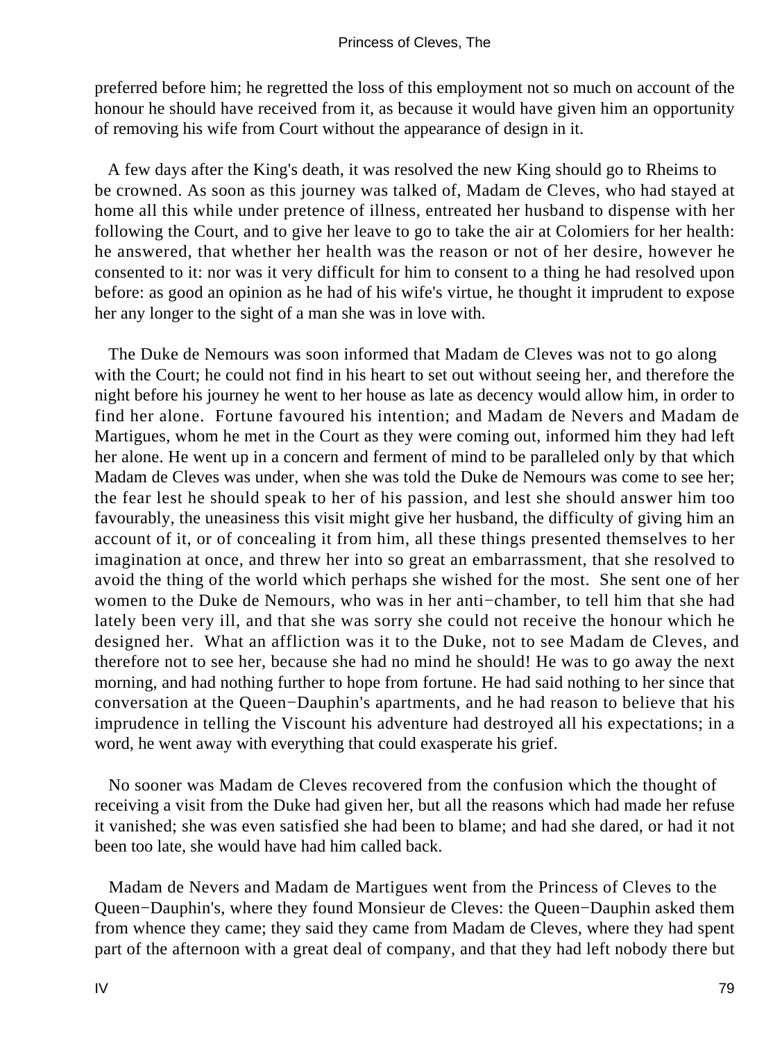preferred before him; he regretted the loss of this employment not so much on account of the honour he should have received from it, as because it would have given him an opportunity of removing his wife from Court without the appearance of design in it.

A few days after the King's death, it was resolved the new King should go to Rheims to be crowned. As soon as this journey was talked of, Madam de Cleves, who had stayed at home all this while under pretence of illness, entreated her husband to dispense with her following the Court, and to give her leave to go to take the air at Colomiers for her health: he answered, that whether her health was the reason or not of her desire, however he consented to it: nor was it very difficult for him to consent to a thing he had resolved upon before: as good an opinion as he had of his wife's virtue, he thought it imprudent to expose her any longer to the sight of a man she was in love with.

The Duke de Nemours was soon informed that Madam de Cleves was not to go along with the Court; he could not find in his heart to set out without seeing her, and therefore the night before his journey he went to her house as late as decency would allow him, in order to find her alone. Fortune favoured his intention; and Madam de Nevers and Madam de Martigues, whom he met in the Court as they were coming out, informed him they had left her alone. He went up in a concern and ferment of mind to be paralleled only by that which Madam de Cleves was under, when she was told the Duke de Nemours was come to see her; the fear lest he should speak to her of his passion, and lest she should answer him too favourably, the uneasiness this visit might give her husband, the difficulty of giving him an account of it, or of concealing it from him, all these things presented themselves to her imagination at once, and threw her into so great an embarrassment, that she resolved to avoid the thing of the world which perhaps she wished for the most. She sent one of her women to the Duke de Nemours, who was in her anti−chamber, to tell him that she had lately been very ill, and that she was sorry she could not receive the honour which he designed her. What an affliction was it to the Duke, not to see Madam de Cleves, and therefore not to see her, because she had no mind he should! He was to go away the next morning, and had nothing further to hope from fortune. He had said nothing to her since that conversation at the Queen−Dauphin's apartments, and he had reason to believe that his imprudence in telling the Viscount his adventure had destroyed all his expectations; in a word, he went away with everything that could exasperate his grief.

No sooner was Madam de Cleves recovered from the confusion which the thought of receiving a visit from the Duke had given her, but all the reasons which had made her refuse it vanished; she was even satisfied she had been to blame; and had she dared, or had it not been too late, she would have had him called back.

Madam de Nevers and Madam de Martigues went from the Princess of Cleves to the Queen−Dauphin's, where they found Monsieur de Cleves: the Queen−Dauphin asked them from whence they came; they said they came from Madam de Cleves, where they had spent part of the afternoon with a great deal of company, and that they had left nobody there but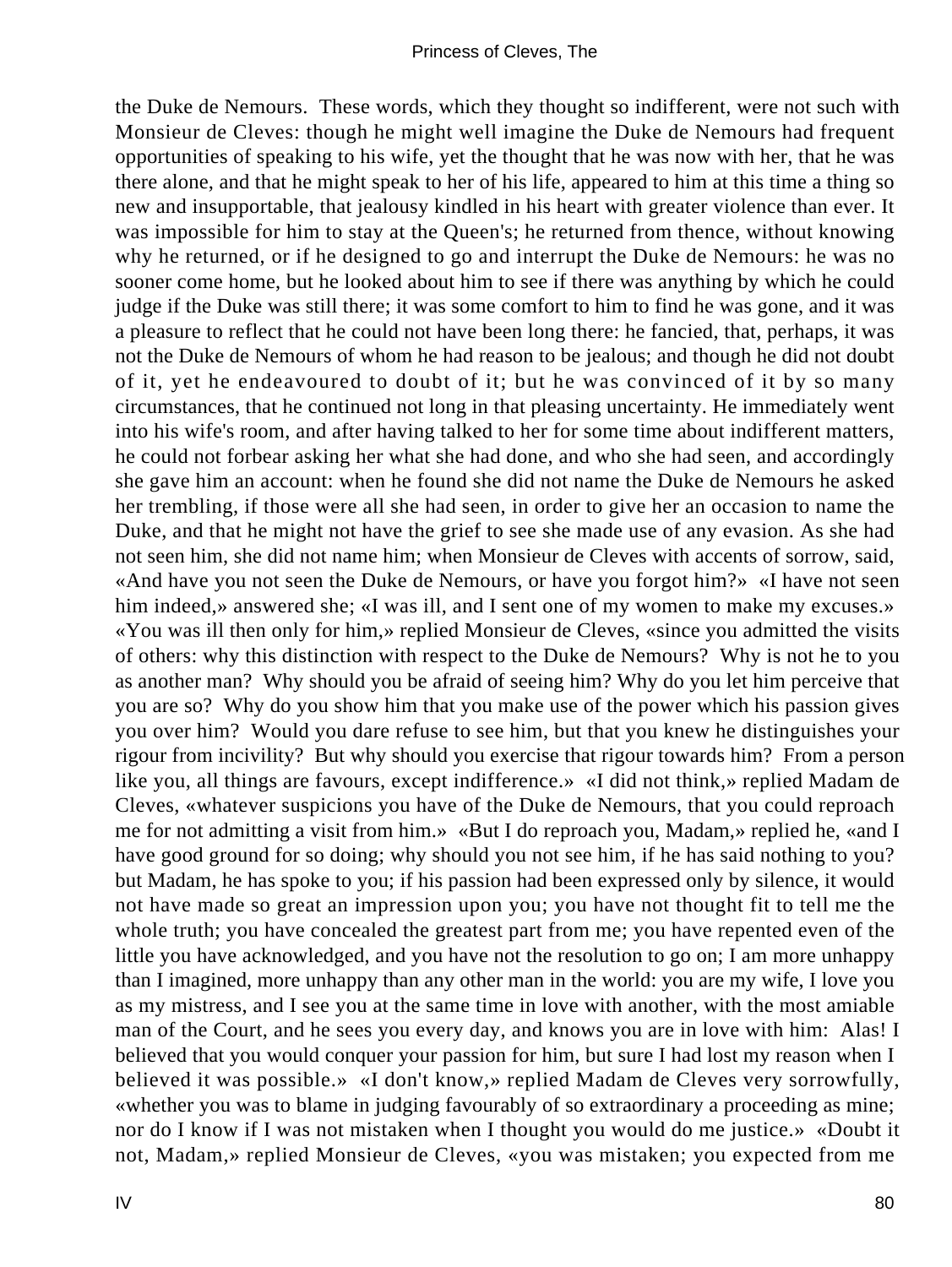the Duke de Nemours. These words, which they thought so indifferent, were not such with Monsieur de Cleves: though he might well imagine the Duke de Nemours had frequent opportunities of speaking to his wife, yet the thought that he was now with her, that he was there alone, and that he might speak to her of his life, appeared to him at this time a thing so new and insupportable, that jealousy kindled in his heart with greater violence than ever. It was impossible for him to stay at the Queen's; he returned from thence, without knowing why he returned, or if he designed to go and interrupt the Duke de Nemours: he was no sooner come home, but he looked about him to see if there was anything by which he could judge if the Duke was still there; it was some comfort to him to find he was gone, and it was a pleasure to reflect that he could not have been long there: he fancied, that, perhaps, it was not the Duke de Nemours of whom he had reason to be jealous; and though he did not doubt of it, yet he endeavoured to doubt of it; but he was convinced of it by so many circumstances, that he continued not long in that pleasing uncertainty. He immediately went into his wife's room, and after having talked to her for some time about indifferent matters, he could not forbear asking her what she had done, and who she had seen, and accordingly she gave him an account: when he found she did not name the Duke de Nemours he asked her trembling, if those were all she had seen, in order to give her an occasion to name the Duke, and that he might not have the grief to see she made use of any evasion. As she had not seen him, she did not name him; when Monsieur de Cleves with accents of sorrow, said, «And have you not seen the Duke de Nemours, or have you forgot him?» «I have not seen him indeed,» answered she; «I was ill, and I sent one of my women to make my excuses.» «You was ill then only for him,» replied Monsieur de Cleves, «since you admitted the visits of others: why this distinction with respect to the Duke de Nemours? Why is not he to you as another man? Why should you be afraid of seeing him? Why do you let him perceive that you are so? Why do you show him that you make use of the power which his passion gives you over him? Would you dare refuse to see him, but that you knew he distinguishes your rigour from incivility? But why should you exercise that rigour towards him? From a person like you, all things are favours, except indifference.» «I did not think,» replied Madam de Cleves, «whatever suspicions you have of the Duke de Nemours, that you could reproach me for not admitting a visit from him.» «But I do reproach you, Madam,» replied he, «and I have good ground for so doing; why should you not see him, if he has said nothing to you? but Madam, he has spoke to you; if his passion had been expressed only by silence, it would not have made so great an impression upon you; you have not thought fit to tell me the whole truth; you have concealed the greatest part from me; you have repented even of the little you have acknowledged, and you have not the resolution to go on; I am more unhappy than I imagined, more unhappy than any other man in the world: you are my wife, I love you as my mistress, and I see you at the same time in love with another, with the most amiable man of the Court, and he sees you every day, and knows you are in love with him: Alas! I believed that you would conquer your passion for him, but sure I had lost my reason when I believed it was possible.» «I don't know,» replied Madam de Cleves very sorrowfully, «whether you was to blame in judging favourably of so extraordinary a proceeding as mine; nor do I know if I was not mistaken when I thought you would do me justice.» «Doubt it not, Madam,» replied Monsieur de Cleves, «you was mistaken; you expected from me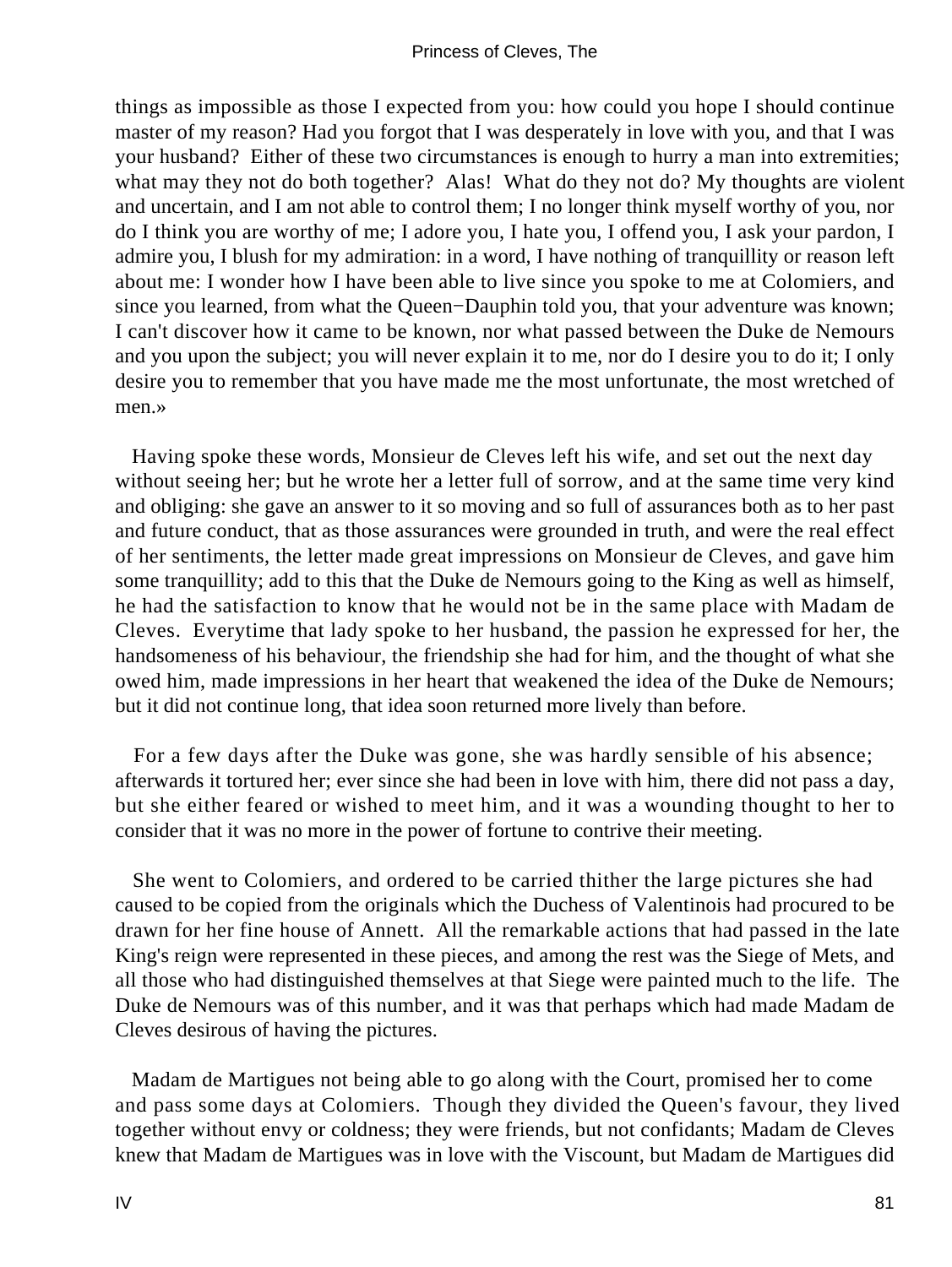things as impossible as those I expected from you: how could you hope I should continue master of my reason? Had you forgot that I was desperately in love with you, and that I was your husband? Either of these two circumstances is enough to hurry a man into extremities; what may they not do both together? Alas! What do they not do? My thoughts are violent and uncertain, and I am not able to control them; I no longer think myself worthy of you, nor do I think you are worthy of me; I adore you, I hate you, I offend you, I ask your pardon, I admire you, I blush for my admiration: in a word, I have nothing of tranquillity or reason left about me: I wonder how I have been able to live since you spoke to me at Colomiers, and since you learned, from what the Queen−Dauphin told you, that your adventure was known; I can't discover how it came to be known, nor what passed between the Duke de Nemours and you upon the subject; you will never explain it to me, nor do I desire you to do it; I only desire you to remember that you have made me the most unfortunate, the most wretched of men.»

Having spoke these words, Monsieur de Cleves left his wife, and set out the next day without seeing her; but he wrote her a letter full of sorrow, and at the same time very kind and obliging: she gave an answer to it so moving and so full of assurances both as to her past and future conduct, that as those assurances were grounded in truth, and were the real effect of her sentiments, the letter made great impressions on Monsieur de Cleves, and gave him some tranquillity; add to this that the Duke de Nemours going to the King as well as himself, he had the satisfaction to know that he would not be in the same place with Madam de Cleves. Everytime that lady spoke to her husband, the passion he expressed for her, the handsomeness of his behaviour, the friendship she had for him, and the thought of what she owed him, made impressions in her heart that weakened the idea of the Duke de Nemours; but it did not continue long, that idea soon returned more lively than before.

For a few days after the Duke was gone, she was hardly sensible of his absence; afterwards it tortured her; ever since she had been in love with him, there did not pass a day, but she either feared or wished to meet him, and it was a wounding thought to her to consider that it was no more in the power of fortune to contrive their meeting.

She went to Colomiers, and ordered to be carried thither the large pictures she had caused to be copied from the originals which the Duchess of Valentinois had procured to be drawn for her fine house of Annett. All the remarkable actions that had passed in the late King's reign were represented in these pieces, and among the rest was the Siege of Mets, and all those who had distinguished themselves at that Siege were painted much to the life. The Duke de Nemours was of this number, and it was that perhaps which had made Madam de Cleves desirous of having the pictures.

Madam de Martigues not being able to go along with the Court, promised her to come and pass some days at Colomiers. Though they divided the Queen's favour, they lived together without envy or coldness; they were friends, but not confidants; Madam de Cleves knew that Madam de Martigues was in love with the Viscount, but Madam de Martigues did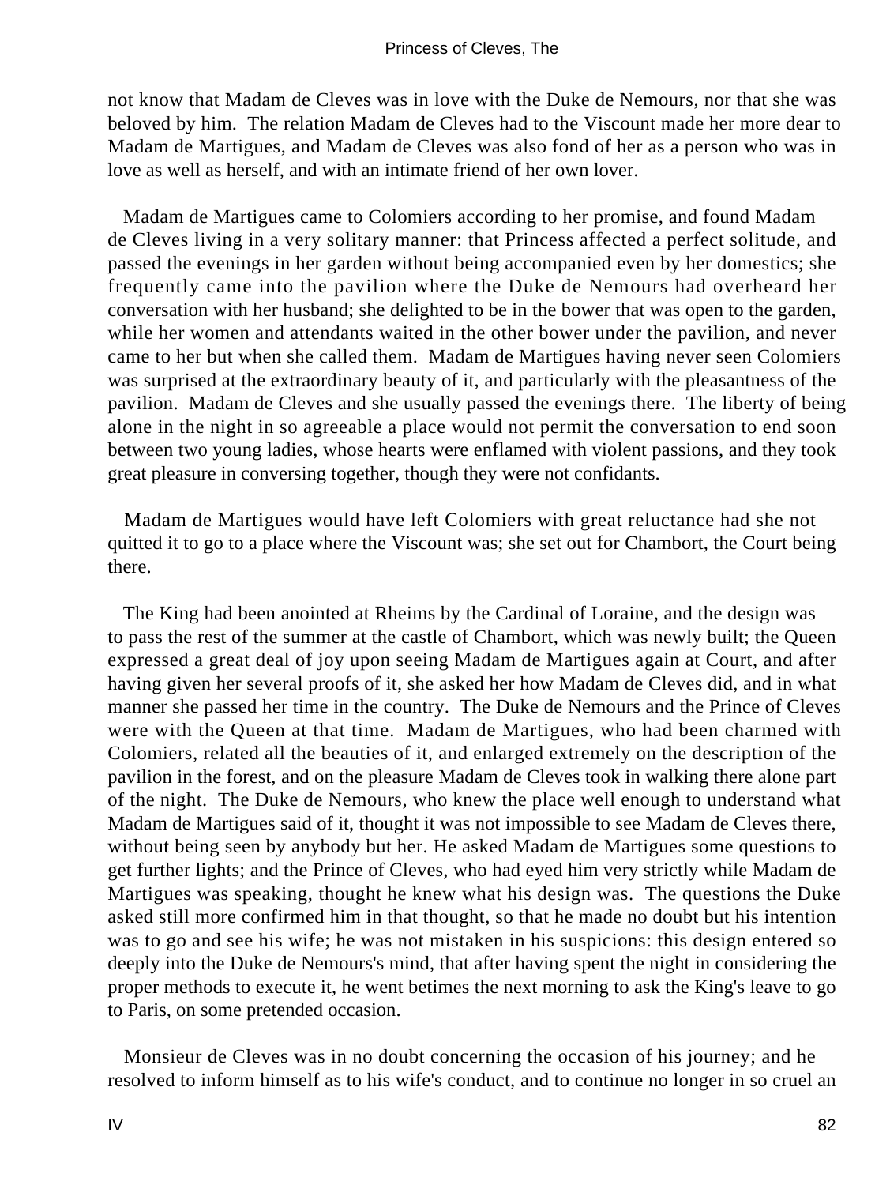not know that Madam de Cleves was in love with the Duke de Nemours, nor that she was beloved by him. The relation Madam de Cleves had to the Viscount made her more dear to Madam de Martigues, and Madam de Cleves was also fond of her as a person who was in love as well as herself, and with an intimate friend of her own lover.

Madam de Martigues came to Colomiers according to her promise, and found Madam de Cleves living in a very solitary manner: that Princess affected a perfect solitude, and passed the evenings in her garden without being accompanied even by her domestics; she frequently came into the pavilion where the Duke de Nemours had overheard her conversation with her husband; she delighted to be in the bower that was open to the garden, while her women and attendants waited in the other bower under the pavilion, and never came to her but when she called them. Madam de Martigues having never seen Colomiers was surprised at the extraordinary beauty of it, and particularly with the pleasantness of the pavilion. Madam de Cleves and she usually passed the evenings there. The liberty of being alone in the night in so agreeable a place would not permit the conversation to end soon between two young ladies, whose hearts were enflamed with violent passions, and they took great pleasure in conversing together, though they were not confidants.

Madam de Martigues would have left Colomiers with great reluctance had she not quitted it to go to a place where the Viscount was; she set out for Chambort, the Court being there.

The King had been anointed at Rheims by the Cardinal of Loraine, and the design was to pass the rest of the summer at the castle of Chambort, which was newly built; the Queen expressed a great deal of joy upon seeing Madam de Martigues again at Court, and after having given her several proofs of it, she asked her how Madam de Cleves did, and in what manner she passed her time in the country. The Duke de Nemours and the Prince of Cleves were with the Queen at that time. Madam de Martigues, who had been charmed with Colomiers, related all the beauties of it, and enlarged extremely on the description of the pavilion in the forest, and on the pleasure Madam de Cleves took in walking there alone part of the night. The Duke de Nemours, who knew the place well enough to understand what Madam de Martigues said of it, thought it was not impossible to see Madam de Cleves there, without being seen by anybody but her. He asked Madam de Martigues some questions to get further lights; and the Prince of Cleves, who had eyed him very strictly while Madam de Martigues was speaking, thought he knew what his design was. The questions the Duke asked still more confirmed him in that thought, so that he made no doubt but his intention was to go and see his wife; he was not mistaken in his suspicions: this design entered so deeply into the Duke de Nemours's mind, that after having spent the night in considering the proper methods to execute it, he went betimes the next morning to ask the King's leave to go to Paris, on some pretended occasion.

Monsieur de Cleves was in no doubt concerning the occasion of his journey; and he resolved to inform himself as to his wife's conduct, and to continue no longer in so cruel an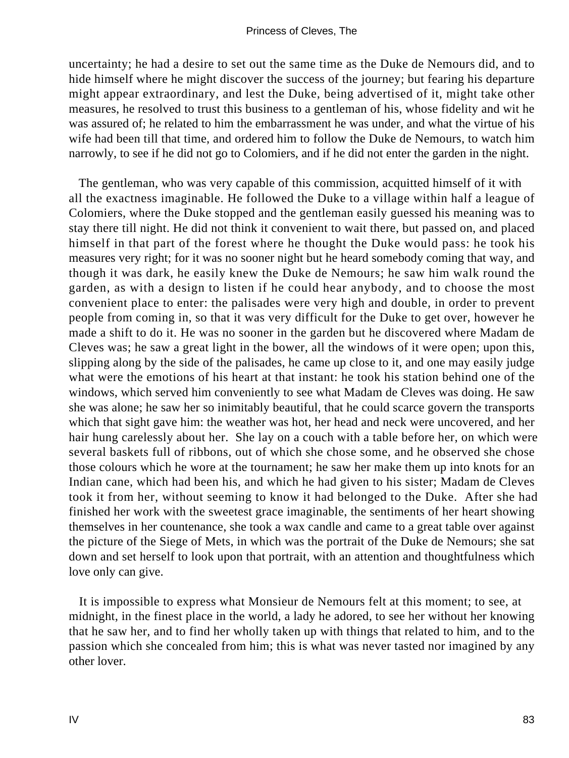uncertainty; he had a desire to set out the same time as the Duke de Nemours did, and to hide himself where he might discover the success of the journey; but fearing his departure might appear extraordinary, and lest the Duke, being advertised of it, might take other measures, he resolved to trust this business to a gentleman of his, whose fidelity and wit he was assured of; he related to him the embarrassment he was under, and what the virtue of his wife had been till that time, and ordered him to follow the Duke de Nemours, to watch him narrowly, to see if he did not go to Colomiers, and if he did not enter the garden in the night.

The gentleman, who was very capable of this commission, acquitted himself of it with all the exactness imaginable. He followed the Duke to a village within half a league of Colomiers, where the Duke stopped and the gentleman easily guessed his meaning was to stay there till night. He did not think it convenient to wait there, but passed on, and placed himself in that part of the forest where he thought the Duke would pass: he took his measures very right; for it was no sooner night but he heard somebody coming that way, and though it was dark, he easily knew the Duke de Nemours; he saw him walk round the garden, as with a design to listen if he could hear anybody, and to choose the most convenient place to enter: the palisades were very high and double, in order to prevent people from coming in, so that it was very difficult for the Duke to get over, however he made a shift to do it. He was no sooner in the garden but he discovered where Madam de Cleves was; he saw a great light in the bower, all the windows of it were open; upon this, slipping along by the side of the palisades, he came up close to it, and one may easily judge what were the emotions of his heart at that instant: he took his station behind one of the windows, which served him conveniently to see what Madam de Cleves was doing. He saw she was alone; he saw her so inimitably beautiful, that he could scarce govern the transports which that sight gave him: the weather was hot, her head and neck were uncovered, and her hair hung carelessly about her. She lay on a couch with a table before her, on which were several baskets full of ribbons, out of which she chose some, and he observed she chose those colours which he wore at the tournament; he saw her make them up into knots for an Indian cane, which had been his, and which he had given to his sister; Madam de Cleves took it from her, without seeming to know it had belonged to the Duke. After she had finished her work with the sweetest grace imaginable, the sentiments of her heart showing themselves in her countenance, she took a wax candle and came to a great table over against the picture of the Siege of Mets, in which was the portrait of the Duke de Nemours; she sat down and set herself to look upon that portrait, with an attention and thoughtfulness which love only can give.

It is impossible to express what Monsieur de Nemours felt at this moment; to see, at midnight, in the finest place in the world, a lady he adored, to see her without her knowing that he saw her, and to find her wholly taken up with things that related to him, and to the passion which she concealed from him; this is what was never tasted nor imagined by any other lover.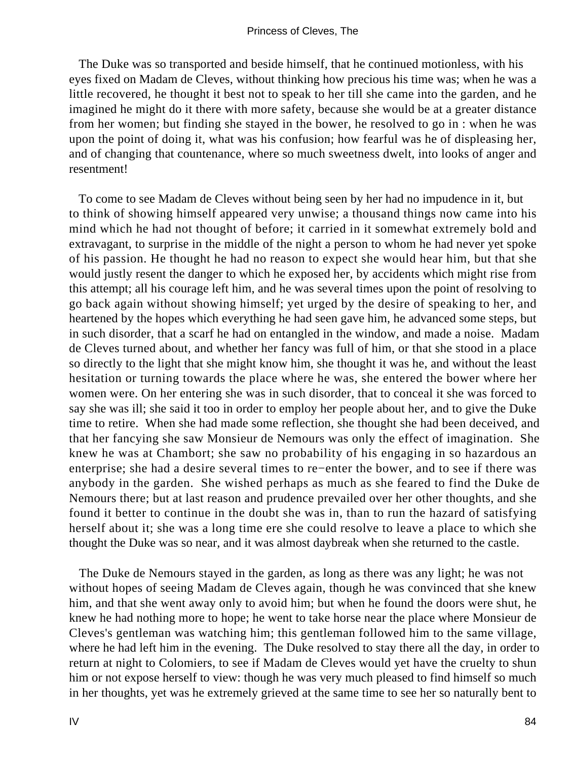The Duke was so transported and beside himself, that he continued motionless, with his eyes fixed on Madam de Cleves, without thinking how precious his time was; when he was a little recovered, he thought it best not to speak to her till she came into the garden, and he imagined he might do it there with more safety, because she would be at a greater distance from her women; but finding she stayed in the bower, he resolved to go in : when he was upon the point of doing it, what was his confusion; how fearful was he of displeasing her, and of changing that countenance, where so much sweetness dwelt, into looks of anger and resentment!

To come to see Madam de Cleves without being seen by her had no impudence in it, but to think of showing himself appeared very unwise; a thousand things now came into his mind which he had not thought of before; it carried in it somewhat extremely bold and extravagant, to surprise in the middle of the night a person to whom he had never yet spoke of his passion. He thought he had no reason to expect she would hear him, but that she would justly resent the danger to which he exposed her, by accidents which might rise from this attempt; all his courage left him, and he was several times upon the point of resolving to go back again without showing himself; yet urged by the desire of speaking to her, and heartened by the hopes which everything he had seen gave him, he advanced some steps, but in such disorder, that a scarf he had on entangled in the window, and made a noise. Madam de Cleves turned about, and whether her fancy was full of him, or that she stood in a place so directly to the light that she might know him, she thought it was he, and without the least hesitation or turning towards the place where he was, she entered the bower where her women were. On her entering she was in such disorder, that to conceal it she was forced to say she was ill; she said it too in order to employ her people about her, and to give the Duke time to retire. When she had made some reflection, she thought she had been deceived, and that her fancying she saw Monsieur de Nemours was only the effect of imagination. She knew he was at Chambort; she saw no probability of his engaging in so hazardous an enterprise; she had a desire several times to re−enter the bower, and to see if there was anybody in the garden. She wished perhaps as much as she feared to find the Duke de Nemours there; but at last reason and prudence prevailed over her other thoughts, and she found it better to continue in the doubt she was in, than to run the hazard of satisfying herself about it; she was a long time ere she could resolve to leave a place to which she thought the Duke was so near, and it was almost daybreak when she returned to the castle.

The Duke de Nemours stayed in the garden, as long as there was any light; he was not without hopes of seeing Madam de Cleves again, though he was convinced that she knew him, and that she went away only to avoid him; but when he found the doors were shut, he knew he had nothing more to hope; he went to take horse near the place where Monsieur de Cleves's gentleman was watching him; this gentleman followed him to the same village, where he had left him in the evening. The Duke resolved to stay there all the day, in order to return at night to Colomiers, to see if Madam de Cleves would yet have the cruelty to shun him or not expose herself to view: though he was very much pleased to find himself so much in her thoughts, yet was he extremely grieved at the same time to see her so naturally bent to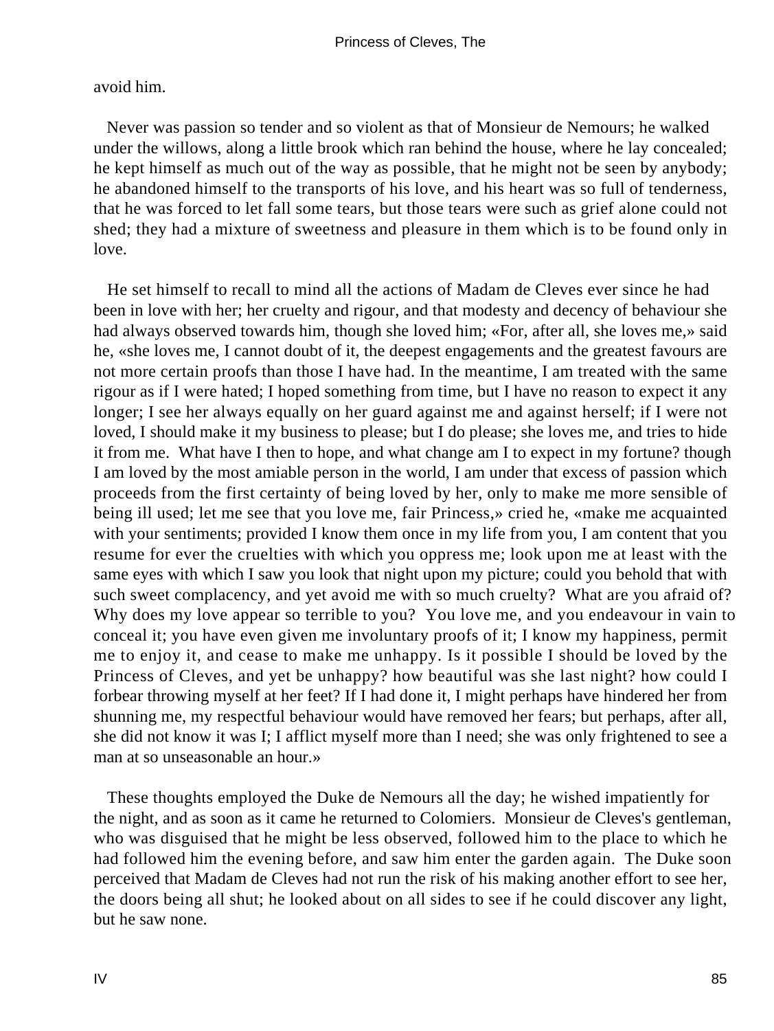avoid him.

Never was passion so tender and so violent as that of Monsieur de Nemours; he walked under the willows, along a little brook which ran behind the house, where he lay concealed; he kept himself as much out of the way as possible, that he might not be seen by anybody; he abandoned himself to the transports of his love, and his heart was so full of tenderness, that he was forced to let fall some tears, but those tears were such as grief alone could not shed; they had a mixture of sweetness and pleasure in them which is to be found only in love.

He set himself to recall to mind all the actions of Madam de Cleves ever since he had been in love with her; her cruelty and rigour, and that modesty and decency of behaviour she had always observed towards him, though she loved him; «For, after all, she loves me,» said he, «she loves me, I cannot doubt of it, the deepest engagements and the greatest favours are not more certain proofs than those I have had. In the meantime, I am treated with the same rigour as if I were hated; I hoped something from time, but I have no reason to expect it any longer; I see her always equally on her guard against me and against herself; if I were not loved, I should make it my business to please; but I do please; she loves me, and tries to hide it from me. What have I then to hope, and what change am I to expect in my fortune? though I am loved by the most amiable person in the world, I am under that excess of passion which proceeds from the first certainty of being loved by her, only to make me more sensible of being ill used; let me see that you love me, fair Princess,» cried he, «make me acquainted with your sentiments; provided I know them once in my life from you, I am content that you resume for ever the cruelties with which you oppress me; look upon me at least with the same eyes with which I saw you look that night upon my picture; could you behold that with such sweet complacency, and yet avoid me with so much cruelty? What are you afraid of? Why does my love appear so terrible to you? You love me, and you endeavour in vain to conceal it; you have even given me involuntary proofs of it; I know my happiness, permit me to enjoy it, and cease to make me unhappy. Is it possible I should be loved by the Princess of Cleves, and yet be unhappy? how beautiful was she last night? how could I forbear throwing myself at her feet? If I had done it, I might perhaps have hindered her from shunning me, my respectful behaviour would have removed her fears; but perhaps, after all, she did not know it was I; I afflict myself more than I need; she was only frightened to see a man at so unseasonable an hour.»

These thoughts employed the Duke de Nemours all the day; he wished impatiently for the night, and as soon as it came he returned to Colomiers. Monsieur de Cleves's gentleman, who was disguised that he might be less observed, followed him to the place to which he had followed him the evening before, and saw him enter the garden again. The Duke soon perceived that Madam de Cleves had not run the risk of his making another effort to see her, the doors being all shut; he looked about on all sides to see if he could discover any light, but he saw none.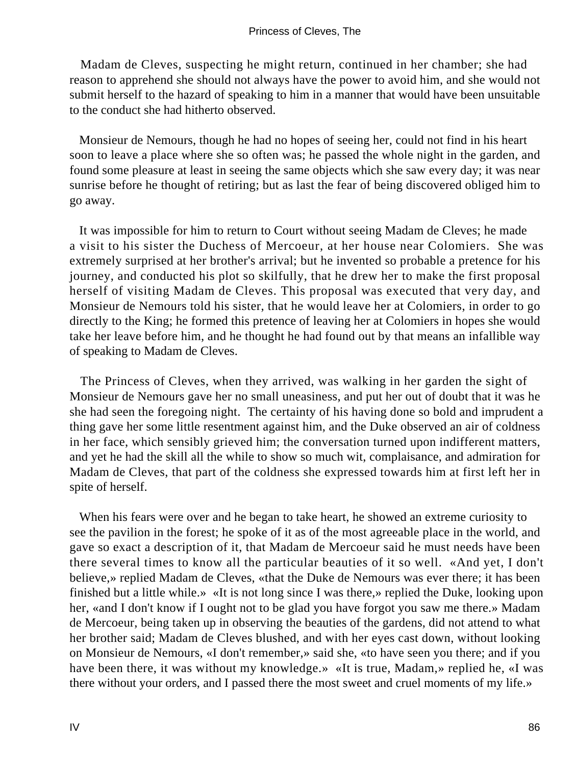Madam de Cleves, suspecting he might return, continued in her chamber; she had reason to apprehend she should not always have the power to avoid him, and she would not submit herself to the hazard of speaking to him in a manner that would have been unsuitable to the conduct she had hitherto observed.

Monsieur de Nemours, though he had no hopes of seeing her, could not find in his heart soon to leave a place where she so often was; he passed the whole night in the garden, and found some pleasure at least in seeing the same objects which she saw every day; it was near sunrise before he thought of retiring; but as last the fear of being discovered obliged him to go away.

It was impossible for him to return to Court without seeing Madam de Cleves; he made a visit to his sister the Duchess of Mercoeur, at her house near Colomiers. She was extremely surprised at her brother's arrival; but he invented so probable a pretence for his journey, and conducted his plot so skilfully, that he drew her to make the first proposal herself of visiting Madam de Cleves. This proposal was executed that very day, and Monsieur de Nemours told his sister, that he would leave her at Colomiers, in order to go directly to the King; he formed this pretence of leaving her at Colomiers in hopes she would take her leave before him, and he thought he had found out by that means an infallible way of speaking to Madam de Cleves.

The Princess of Cleves, when they arrived, was walking in her garden the sight of Monsieur de Nemours gave her no small uneasiness, and put her out of doubt that it was he she had seen the foregoing night. The certainty of his having done so bold and imprudent a thing gave her some little resentment against him, and the Duke observed an air of coldness in her face, which sensibly grieved him; the conversation turned upon indifferent matters, and yet he had the skill all the while to show so much wit, complaisance, and admiration for Madam de Cleves, that part of the coldness she expressed towards him at first left her in spite of herself.

When his fears were over and he began to take heart, he showed an extreme curiosity to see the pavilion in the forest; he spoke of it as of the most agreeable place in the world, and gave so exact a description of it, that Madam de Mercoeur said he must needs have been there several times to know all the particular beauties of it so well. «And yet, I don't believe,» replied Madam de Cleves, «that the Duke de Nemours was ever there; it has been finished but a little while.» «It is not long since I was there,» replied the Duke, looking upon her, «and I don't know if I ought not to be glad you have forgot you saw me there.» Madam de Mercoeur, being taken up in observing the beauties of the gardens, did not attend to what her brother said; Madam de Cleves blushed, and with her eyes cast down, without looking on Monsieur de Nemours, «I don't remember,» said she, «to have seen you there; and if you have been there, it was without my knowledge.» «It is true, Madam,» replied he, «I was there without your orders, and I passed there the most sweet and cruel moments of my life.»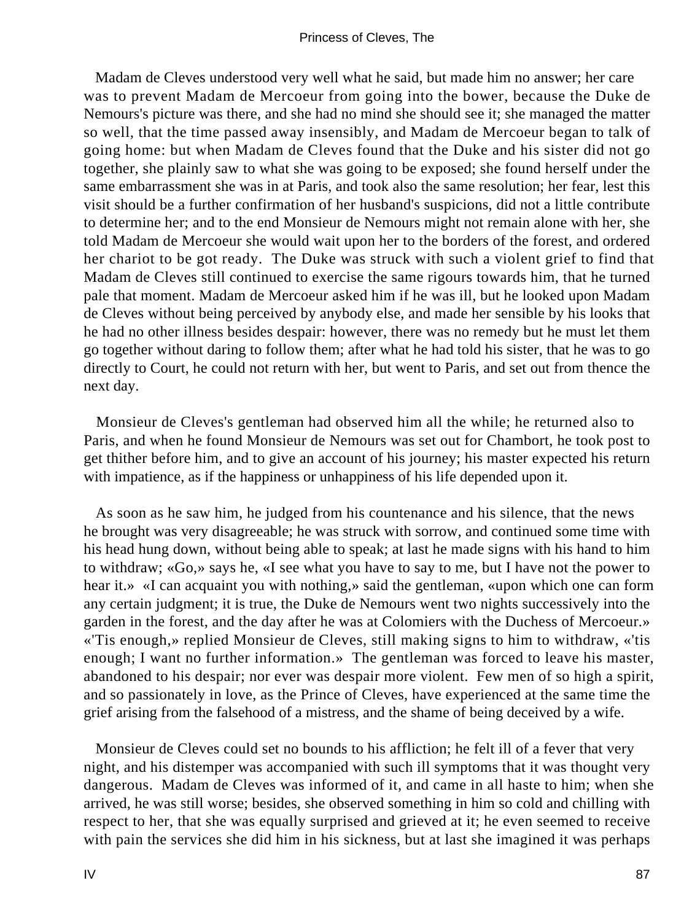Madam de Cleves understood very well what he said, but made him no answer; her care was to prevent Madam de Mercoeur from going into the bower, because the Duke de Nemours's picture was there, and she had no mind she should see it; she managed the matter so well, that the time passed away insensibly, and Madam de Mercoeur began to talk of going home: but when Madam de Cleves found that the Duke and his sister did not go together, she plainly saw to what she was going to be exposed; she found herself under the same embarrassment she was in at Paris, and took also the same resolution; her fear, lest this visit should be a further confirmation of her husband's suspicions, did not a little contribute to determine her; and to the end Monsieur de Nemours might not remain alone with her, she told Madam de Mercoeur she would wait upon her to the borders of the forest, and ordered her chariot to be got ready. The Duke was struck with such a violent grief to find that Madam de Cleves still continued to exercise the same rigours towards him, that he turned pale that moment. Madam de Mercoeur asked him if he was ill, but he looked upon Madam de Cleves without being perceived by anybody else, and made her sensible by his looks that he had no other illness besides despair: however, there was no remedy but he must let them go together without daring to follow them; after what he had told his sister, that he was to go directly to Court, he could not return with her, but went to Paris, and set out from thence the next day.

Monsieur de Cleves's gentleman had observed him all the while; he returned also to Paris, and when he found Monsieur de Nemours was set out for Chambort, he took post to get thither before him, and to give an account of his journey; his master expected his return with impatience, as if the happiness or unhappiness of his life depended upon it.

As soon as he saw him, he judged from his countenance and his silence, that the news he brought was very disagreeable; he was struck with sorrow, and continued some time with his head hung down, without being able to speak; at last he made signs with his hand to him to withdraw; «Go,» says he, «I see what you have to say to me, but I have not the power to hear it.» «I can acquaint you with nothing,» said the gentleman, «upon which one can form any certain judgment; it is true, the Duke de Nemours went two nights successively into the garden in the forest, and the day after he was at Colomiers with the Duchess of Mercoeur.» «'Tis enough,» replied Monsieur de Cleves, still making signs to him to withdraw, «'tis enough; I want no further information.» The gentleman was forced to leave his master, abandoned to his despair; nor ever was despair more violent. Few men of so high a spirit, and so passionately in love, as the Prince of Cleves, have experienced at the same time the grief arising from the falsehood of a mistress, and the shame of being deceived by a wife.

Monsieur de Cleves could set no bounds to his affliction; he felt ill of a fever that very night, and his distemper was accompanied with such ill symptoms that it was thought very dangerous. Madam de Cleves was informed of it, and came in all haste to him; when she arrived, he was still worse; besides, she observed something in him so cold and chilling with respect to her, that she was equally surprised and grieved at it; he even seemed to receive with pain the services she did him in his sickness, but at last she imagined it was perhaps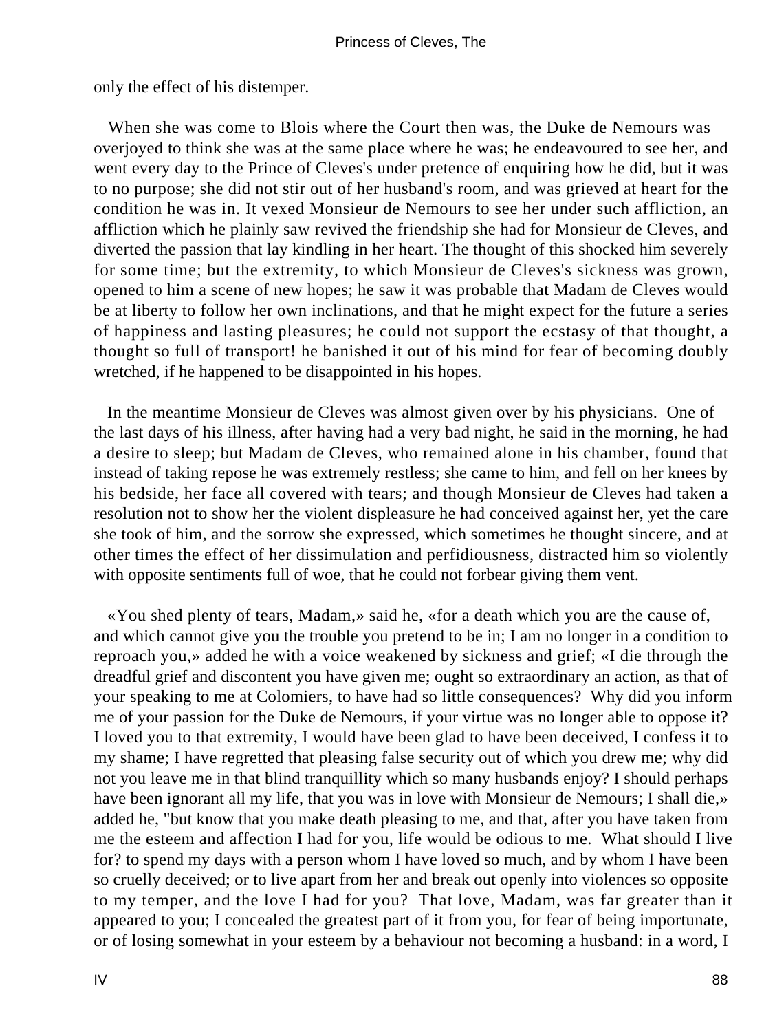only the effect of his distemper.

When she was come to Blois where the Court then was, the Duke de Nemours was overjoyed to think she was at the same place where he was; he endeavoured to see her, and went every day to the Prince of Cleves's under pretence of enquiring how he did, but it was to no purpose; she did not stir out of her husband's room, and was grieved at heart for the condition he was in. It vexed Monsieur de Nemours to see her under such affliction, an affliction which he plainly saw revived the friendship she had for Monsieur de Cleves, and diverted the passion that lay kindling in her heart. The thought of this shocked him severely for some time; but the extremity, to which Monsieur de Cleves's sickness was grown, opened to him a scene of new hopes; he saw it was probable that Madam de Cleves would be at liberty to follow her own inclinations, and that he might expect for the future a series of happiness and lasting pleasures; he could not support the ecstasy of that thought, a thought so full of transport! he banished it out of his mind for fear of becoming doubly wretched, if he happened to be disappointed in his hopes.

In the meantime Monsieur de Cleves was almost given over by his physicians. One of the last days of his illness, after having had a very bad night, he said in the morning, he had a desire to sleep; but Madam de Cleves, who remained alone in his chamber, found that instead of taking repose he was extremely restless; she came to him, and fell on her knees by his bedside, her face all covered with tears; and though Monsieur de Cleves had taken a resolution not to show her the violent displeasure he had conceived against her, yet the care she took of him, and the sorrow she expressed, which sometimes he thought sincere, and at other times the effect of her dissimulation and perfidiousness, distracted him so violently with opposite sentiments full of woe, that he could not forbear giving them vent.

«You shed plenty of tears, Madam,» said he, «for a death which you are the cause of, and which cannot give you the trouble you pretend to be in; I am no longer in a condition to reproach you,» added he with a voice weakened by sickness and grief; «I die through the dreadful grief and discontent you have given me; ought so extraordinary an action, as that of your speaking to me at Colomiers, to have had so little consequences? Why did you inform me of your passion for the Duke de Nemours, if your virtue was no longer able to oppose it? I loved you to that extremity, I would have been glad to have been deceived, I confess it to my shame; I have regretted that pleasing false security out of which you drew me; why did not you leave me in that blind tranquillity which so many husbands enjoy? I should perhaps have been ignorant all my life, that you was in love with Monsieur de Nemours; I shall die,» added he, "but know that you make death pleasing to me, and that, after you have taken from me the esteem and affection I had for you, life would be odious to me. What should I live for? to spend my days with a person whom I have loved so much, and by whom I have been so cruelly deceived; or to live apart from her and break out openly into violences so opposite to my temper, and the love I had for you? That love, Madam, was far greater than it appeared to you; I concealed the greatest part of it from you, for fear of being importunate, or of losing somewhat in your esteem by a behaviour not becoming a husband: in a word, I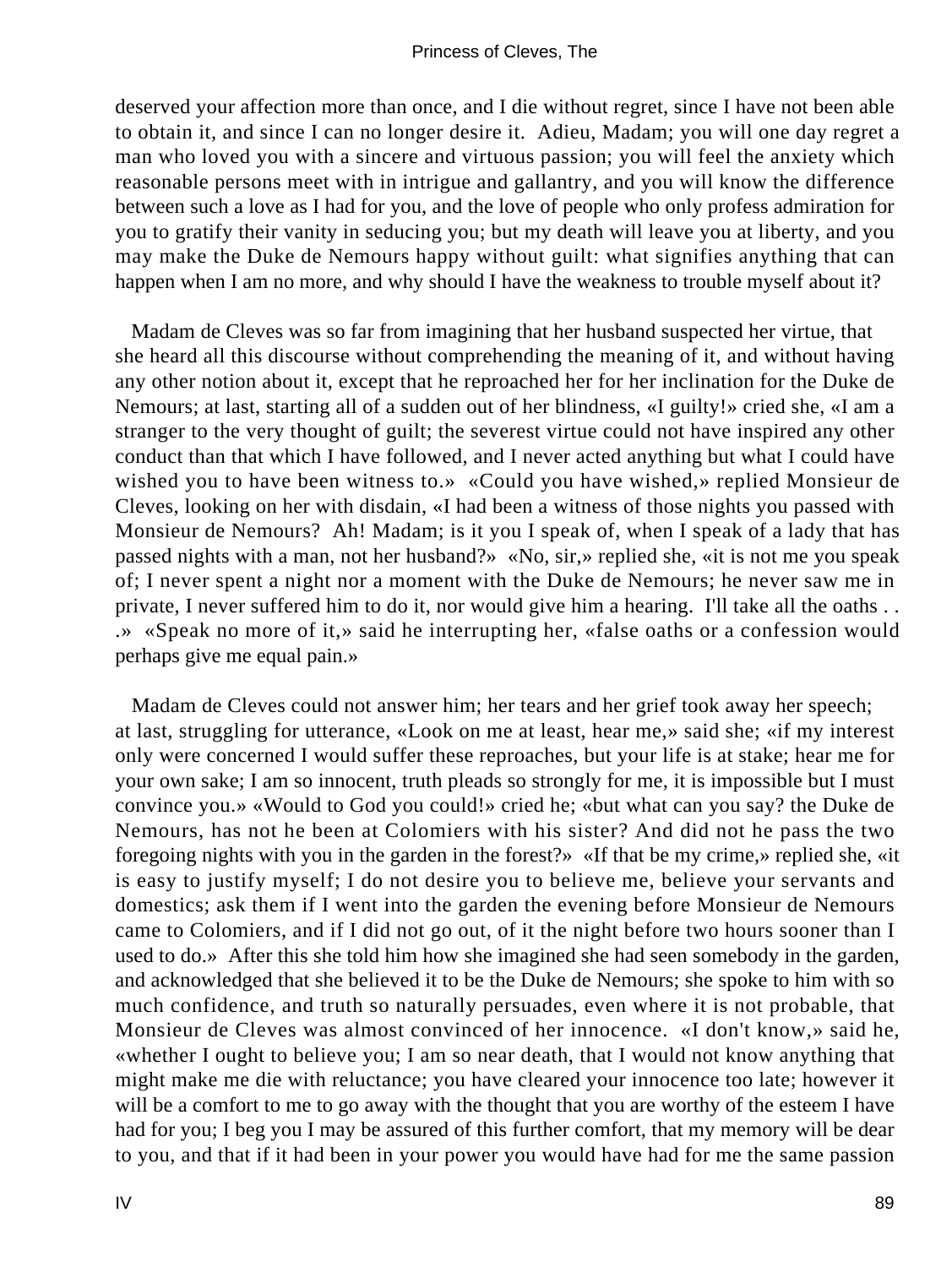deserved your affection more than once, and I die without regret, since I have not been able to obtain it, and since I can no longer desire it. Adieu, Madam; you will one day regret a man who loved you with a sincere and virtuous passion; you will feel the anxiety which reasonable persons meet with in intrigue and gallantry, and you will know the difference between such a love as I had for you, and the love of people who only profess admiration for you to gratify their vanity in seducing you; but my death will leave you at liberty, and you may make the Duke de Nemours happy without guilt: what signifies anything that can happen when I am no more, and why should I have the weakness to trouble myself about it?

Madam de Cleves was so far from imagining that her husband suspected her virtue, that she heard all this discourse without comprehending the meaning of it, and without having any other notion about it, except that he reproached her for her inclination for the Duke de Nemours; at last, starting all of a sudden out of her blindness, «I guilty!» cried she, «I am a stranger to the very thought of guilt; the severest virtue could not have inspired any other conduct than that which I have followed, and I never acted anything but what I could have wished you to have been witness to.» «Could you have wished,» replied Monsieur de Cleves, looking on her with disdain, «I had been a witness of those nights you passed with Monsieur de Nemours? Ah! Madam; is it you I speak of, when I speak of a lady that has passed nights with a man, not her husband?» «No, sir,» replied she, «it is not me you speak of; I never spent a night nor a moment with the Duke de Nemours; he never saw me in private, I never suffered him to do it, nor would give him a hearing. I'll take all the oaths . . .» «Speak no more of it,» said he interrupting her, «false oaths or a confession would perhaps give me equal pain.»

Madam de Cleves could not answer him; her tears and her grief took away her speech; at last, struggling for utterance, «Look on me at least, hear me,» said she; «if my interest only were concerned I would suffer these reproaches, but your life is at stake; hear me for your own sake; I am so innocent, truth pleads so strongly for me, it is impossible but I must convince you.» «Would to God you could!» cried he; «but what can you say? the Duke de Nemours, has not he been at Colomiers with his sister? And did not he pass the two foregoing nights with you in the garden in the forest?» «If that be my crime,» replied she, «it is easy to justify myself; I do not desire you to believe me, believe your servants and domestics; ask them if I went into the garden the evening before Monsieur de Nemours came to Colomiers, and if I did not go out, of it the night before two hours sooner than I used to do.» After this she told him how she imagined she had seen somebody in the garden, and acknowledged that she believed it to be the Duke de Nemours; she spoke to him with so much confidence, and truth so naturally persuades, even where it is not probable, that Monsieur de Cleves was almost convinced of her innocence. «I don't know,» said he, «whether I ought to believe you; I am so near death, that I would not know anything that might make me die with reluctance; you have cleared your innocence too late; however it will be a comfort to me to go away with the thought that you are worthy of the esteem I have had for you; I beg you I may be assured of this further comfort, that my memory will be dear to you, and that if it had been in your power you would have had for me the same passion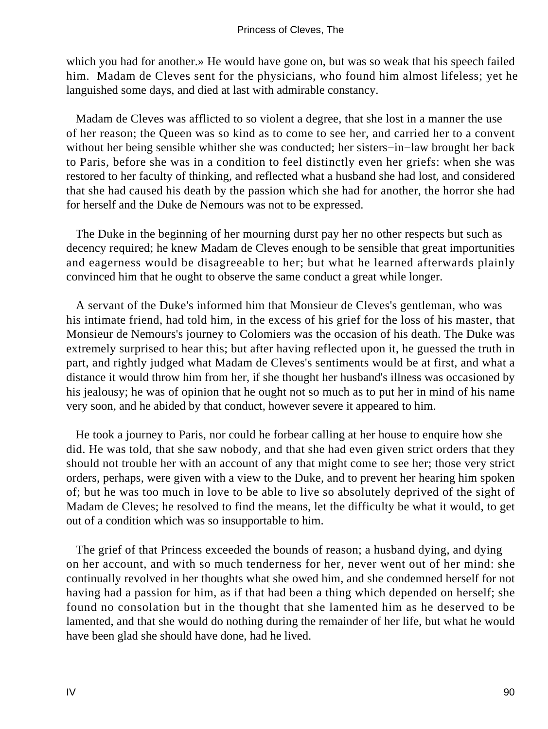which you had for another.» He would have gone on, but was so weak that his speech failed him. Madam de Cleves sent for the physicians, who found him almost lifeless; yet he languished some days, and died at last with admirable constancy.

Madam de Cleves was afflicted to so violent a degree, that she lost in a manner the use of her reason; the Queen was so kind as to come to see her, and carried her to a convent without her being sensible whither she was conducted; her sisters−in−law brought her back to Paris, before she was in a condition to feel distinctly even her griefs: when she was restored to her faculty of thinking, and reflected what a husband she had lost, and considered that she had caused his death by the passion which she had for another, the horror she had for herself and the Duke de Nemours was not to be expressed.

The Duke in the beginning of her mourning durst pay her no other respects but such as decency required; he knew Madam de Cleves enough to be sensible that great importunities and eagerness would be disagreeable to her; but what he learned afterwards plainly convinced him that he ought to observe the same conduct a great while longer.

A servant of the Duke's informed him that Monsieur de Cleves's gentleman, who was his intimate friend, had told him, in the excess of his grief for the loss of his master, that Monsieur de Nemours's journey to Colomiers was the occasion of his death. The Duke was extremely surprised to hear this; but after having reflected upon it, he guessed the truth in part, and rightly judged what Madam de Cleves's sentiments would be at first, and what a distance it would throw him from her, if she thought her husband's illness was occasioned by his jealousy; he was of opinion that he ought not so much as to put her in mind of his name very soon, and he abided by that conduct, however severe it appeared to him.

He took a journey to Paris, nor could he forbear calling at her house to enquire how she did. He was told, that she saw nobody, and that she had even given strict orders that they should not trouble her with an account of any that might come to see her; those very strict orders, perhaps, were given with a view to the Duke, and to prevent her hearing him spoken of; but he was too much in love to be able to live so absolutely deprived of the sight of Madam de Cleves; he resolved to find the means, let the difficulty be what it would, to get out of a condition which was so insupportable to him.

The grief of that Princess exceeded the bounds of reason; a husband dying, and dying on her account, and with so much tenderness for her, never went out of her mind: she continually revolved in her thoughts what she owed him, and she condemned herself for not having had a passion for him, as if that had been a thing which depended on herself; she found no consolation but in the thought that she lamented him as he deserved to be lamented, and that she would do nothing during the remainder of her life, but what he would have been glad she should have done, had he lived.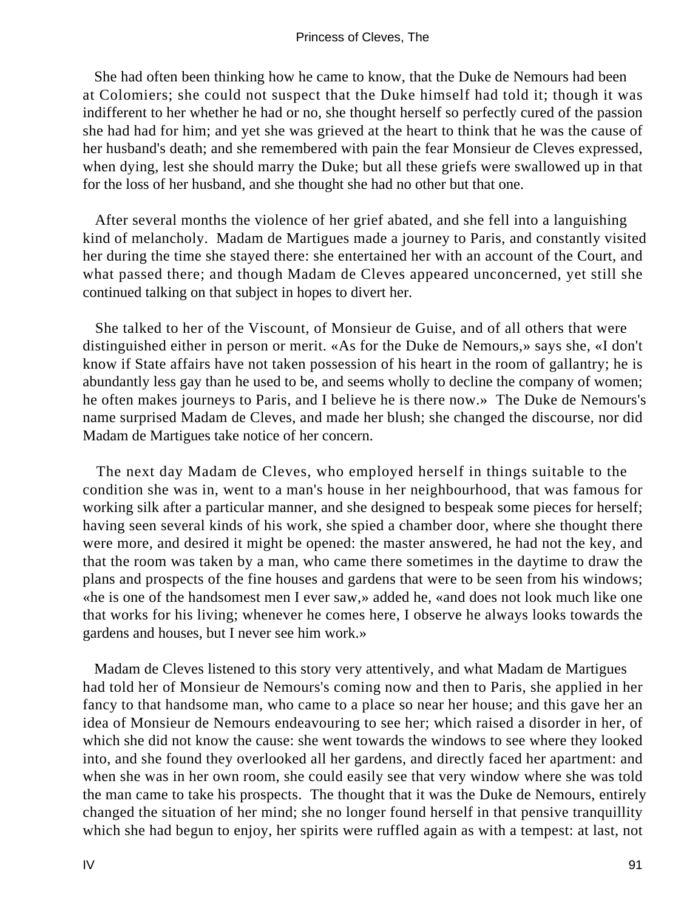She had often been thinking how he came to know, that the Duke de Nemours had been at Colomiers; she could not suspect that the Duke himself had told it; though it was indifferent to her whether he had or no, she thought herself so perfectly cured of the passion she had had for him; and yet she was grieved at the heart to think that he was the cause of her husband's death; and she remembered with pain the fear Monsieur de Cleves expressed, when dying, lest she should marry the Duke; but all these griefs were swallowed up in that for the loss of her husband, and she thought she had no other but that one.

After several months the violence of her grief abated, and she fell into a languishing kind of melancholy. Madam de Martigues made a journey to Paris, and constantly visited her during the time she stayed there: she entertained her with an account of the Court, and what passed there; and though Madam de Cleves appeared unconcerned, yet still she continued talking on that subject in hopes to divert her.

She talked to her of the Viscount, of Monsieur de Guise, and of all others that were distinguished either in person or merit. «As for the Duke de Nemours,» says she, «I don't know if State affairs have not taken possession of his heart in the room of gallantry; he is abundantly less gay than he used to be, and seems wholly to decline the company of women; he often makes journeys to Paris, and I believe he is there now.» The Duke de Nemours's name surprised Madam de Cleves, and made her blush; she changed the discourse, nor did Madam de Martigues take notice of her concern.

The next day Madam de Cleves, who employed herself in things suitable to the condition she was in, went to a man's house in her neighbourhood, that was famous for working silk after a particular manner, and she designed to bespeak some pieces for herself; having seen several kinds of his work, she spied a chamber door, where she thought there were more, and desired it might be opened: the master answered, he had not the key, and that the room was taken by a man, who came there sometimes in the daytime to draw the plans and prospects of the fine houses and gardens that were to be seen from his windows; «he is one of the handsomest men I ever saw,» added he, «and does not look much like one that works for his living; whenever he comes here, I observe he always looks towards the gardens and houses, but I never see him work.»

Madam de Cleves listened to this story very attentively, and what Madam de Martigues had told her of Monsieur de Nemours's coming now and then to Paris, she applied in her fancy to that handsome man, who came to a place so near her house; and this gave her an idea of Monsieur de Nemours endeavouring to see her; which raised a disorder in her, of which she did not know the cause: she went towards the windows to see where they looked into, and she found they overlooked all her gardens, and directly faced her apartment: and when she was in her own room, she could easily see that very window where she was told the man came to take his prospects. The thought that it was the Duke de Nemours, entirely changed the situation of her mind; she no longer found herself in that pensive tranquillity which she had begun to enjoy, her spirits were ruffled again as with a tempest: at last, not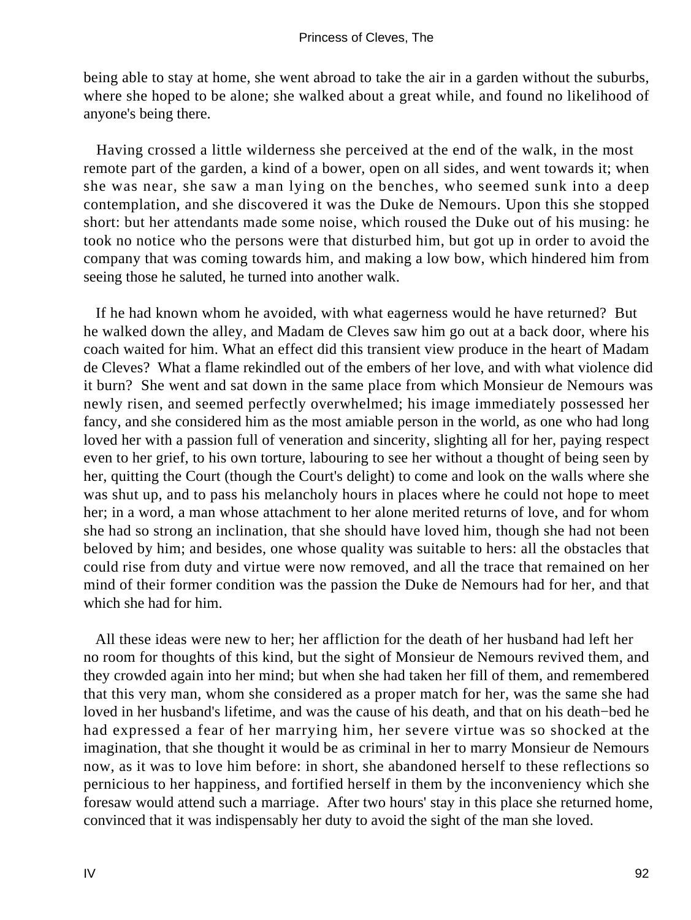being able to stay at home, she went abroad to take the air in a garden without the suburbs, where she hoped to be alone; she walked about a great while, and found no likelihood of anyone's being there.

Having crossed a little wilderness she perceived at the end of the walk, in the most remote part of the garden, a kind of a bower, open on all sides, and went towards it; when she was near, she saw a man lying on the benches, who seemed sunk into a deep contemplation, and she discovered it was the Duke de Nemours. Upon this she stopped short: but her attendants made some noise, which roused the Duke out of his musing: he took no notice who the persons were that disturbed him, but got up in order to avoid the company that was coming towards him, and making a low bow, which hindered him from seeing those he saluted, he turned into another walk.

If he had known whom he avoided, with what eagerness would he have returned? But he walked down the alley, and Madam de Cleves saw him go out at a back door, where his coach waited for him. What an effect did this transient view produce in the heart of Madam de Cleves? What a flame rekindled out of the embers of her love, and with what violence did it burn? She went and sat down in the same place from which Monsieur de Nemours was newly risen, and seemed perfectly overwhelmed; his image immediately possessed her fancy, and she considered him as the most amiable person in the world, as one who had long loved her with a passion full of veneration and sincerity, slighting all for her, paying respect even to her grief, to his own torture, labouring to see her without a thought of being seen by her, quitting the Court (though the Court's delight) to come and look on the walls where she was shut up, and to pass his melancholy hours in places where he could not hope to meet her; in a word, a man whose attachment to her alone merited returns of love, and for whom she had so strong an inclination, that she should have loved him, though she had not been beloved by him; and besides, one whose quality was suitable to hers: all the obstacles that could rise from duty and virtue were now removed, and all the trace that remained on her mind of their former condition was the passion the Duke de Nemours had for her, and that which she had for him.

All these ideas were new to her; her affliction for the death of her husband had left her no room for thoughts of this kind, but the sight of Monsieur de Nemours revived them, and they crowded again into her mind; but when she had taken her fill of them, and remembered that this very man, whom she considered as a proper match for her, was the same she had loved in her husband's lifetime, and was the cause of his death, and that on his death−bed he had expressed a fear of her marrying him, her severe virtue was so shocked at the imagination, that she thought it would be as criminal in her to marry Monsieur de Nemours now, as it was to love him before: in short, she abandoned herself to these reflections so pernicious to her happiness, and fortified herself in them by the inconveniency which she foresaw would attend such a marriage. After two hours' stay in this place she returned home, convinced that it was indispensably her duty to avoid the sight of the man she loved.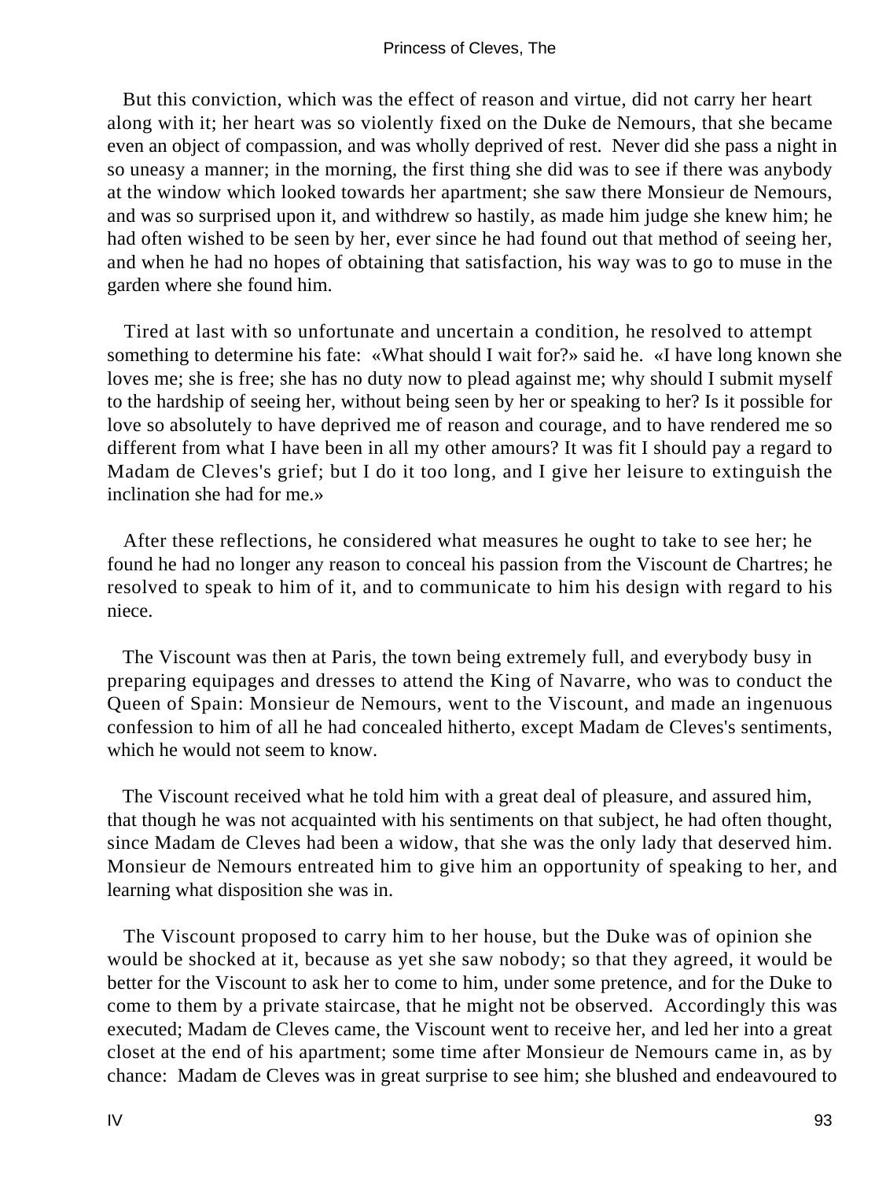But this conviction, which was the effect of reason and virtue, did not carry her heart along with it; her heart was so violently fixed on the Duke de Nemours, that she became even an object of compassion, and was wholly deprived of rest. Never did she pass a night in so uneasy a manner; in the morning, the first thing she did was to see if there was anybody at the window which looked towards her apartment; she saw there Monsieur de Nemours, and was so surprised upon it, and withdrew so hastily, as made him judge she knew him; he had often wished to be seen by her, ever since he had found out that method of seeing her, and when he had no hopes of obtaining that satisfaction, his way was to go to muse in the garden where she found him.

Tired at last with so unfortunate and uncertain a condition, he resolved to attempt something to determine his fate: «What should I wait for?» said he. «I have long known she loves me; she is free; she has no duty now to plead against me; why should I submit myself to the hardship of seeing her, without being seen by her or speaking to her? Is it possible for love so absolutely to have deprived me of reason and courage, and to have rendered me so different from what I have been in all my other amours? It was fit I should pay a regard to Madam de Cleves's grief; but I do it too long, and I give her leisure to extinguish the inclination she had for me.»

After these reflections, he considered what measures he ought to take to see her; he found he had no longer any reason to conceal his passion from the Viscount de Chartres; he resolved to speak to him of it, and to communicate to him his design with regard to his niece.

The Viscount was then at Paris, the town being extremely full, and everybody busy in preparing equipages and dresses to attend the King of Navarre, who was to conduct the Queen of Spain: Monsieur de Nemours, went to the Viscount, and made an ingenuous confession to him of all he had concealed hitherto, except Madam de Cleves's sentiments, which he would not seem to know.

The Viscount received what he told him with a great deal of pleasure, and assured him, that though he was not acquainted with his sentiments on that subject, he had often thought, since Madam de Cleves had been a widow, that she was the only lady that deserved him. Monsieur de Nemours entreated him to give him an opportunity of speaking to her, and learning what disposition she was in.

The Viscount proposed to carry him to her house, but the Duke was of opinion she would be shocked at it, because as yet she saw nobody; so that they agreed, it would be better for the Viscount to ask her to come to him, under some pretence, and for the Duke to come to them by a private staircase, that he might not be observed. Accordingly this was executed; Madam de Cleves came, the Viscount went to receive her, and led her into a great closet at the end of his apartment; some time after Monsieur de Nemours came in, as by chance: Madam de Cleves was in great surprise to see him; she blushed and endeavoured to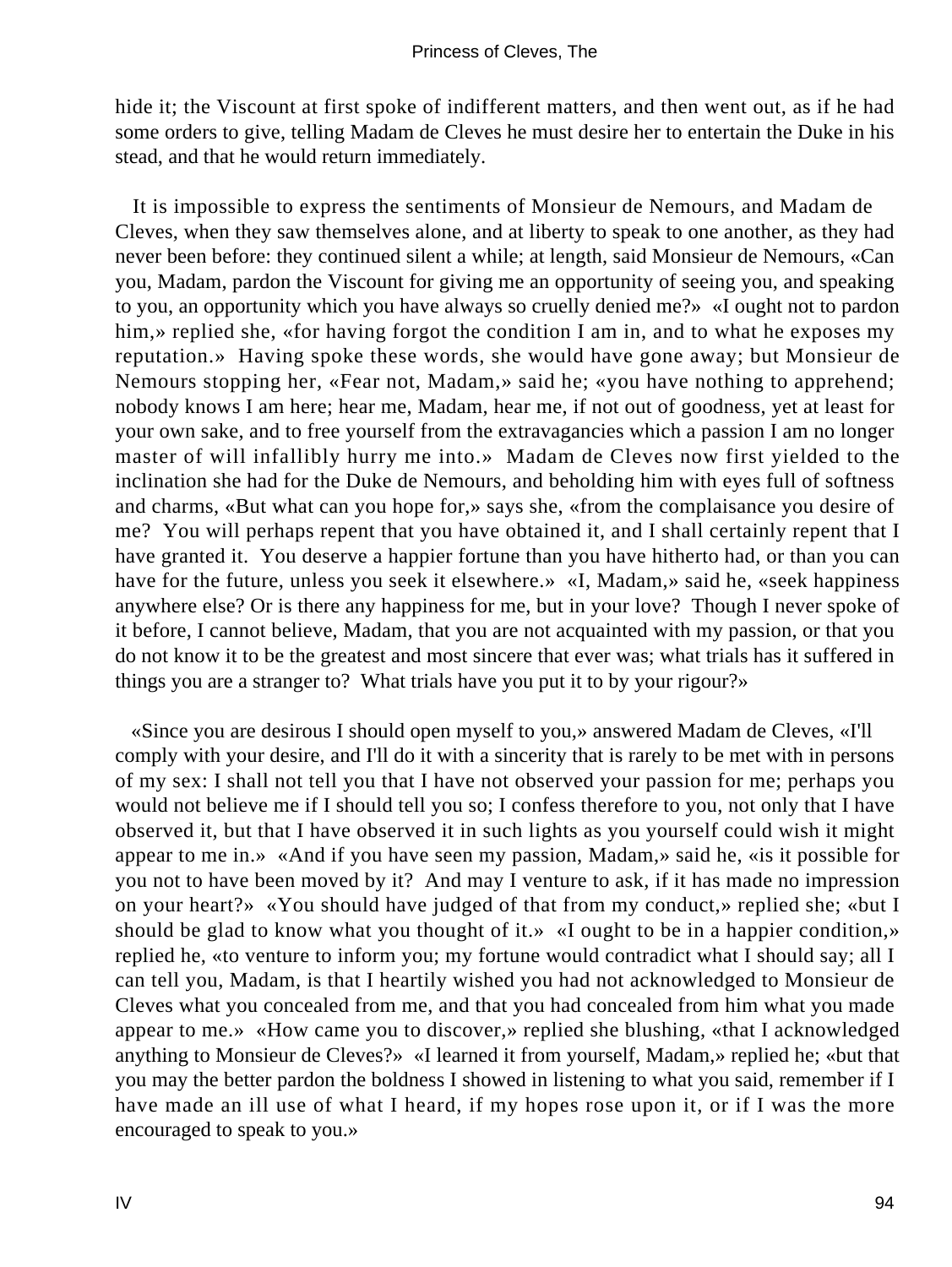hide it; the Viscount at first spoke of indifferent matters, and then went out, as if he had some orders to give, telling Madam de Cleves he must desire her to entertain the Duke in his stead, and that he would return immediately.

It is impossible to express the sentiments of Monsieur de Nemours, and Madam de Cleves, when they saw themselves alone, and at liberty to speak to one another, as they had never been before: they continued silent a while; at length, said Monsieur de Nemours, «Can you, Madam, pardon the Viscount for giving me an opportunity of seeing you, and speaking to you, an opportunity which you have always so cruelly denied me?» «I ought not to pardon him,» replied she, «for having forgot the condition I am in, and to what he exposes my reputation.» Having spoke these words, she would have gone away; but Monsieur de Nemours stopping her, «Fear not, Madam,» said he; «you have nothing to apprehend; nobody knows I am here; hear me, Madam, hear me, if not out of goodness, yet at least for your own sake, and to free yourself from the extravagancies which a passion I am no longer master of will infallibly hurry me into.» Madam de Cleves now first yielded to the inclination she had for the Duke de Nemours, and beholding him with eyes full of softness and charms, «But what can you hope for,» says she, «from the complaisance you desire of me? You will perhaps repent that you have obtained it, and I shall certainly repent that I have granted it. You deserve a happier fortune than you have hitherto had, or than you can have for the future, unless you seek it elsewhere.» «I, Madam,» said he, «seek happiness anywhere else? Or is there any happiness for me, but in your love? Though I never spoke of it before, I cannot believe, Madam, that you are not acquainted with my passion, or that you do not know it to be the greatest and most sincere that ever was; what trials has it suffered in things you are a stranger to? What trials have you put it to by your rigour?»

«Since you are desirous I should open myself to you,» answered Madam de Cleves, «I'll comply with your desire, and I'll do it with a sincerity that is rarely to be met with in persons of my sex: I shall not tell you that I have not observed your passion for me; perhaps you would not believe me if I should tell you so; I confess therefore to you, not only that I have observed it, but that I have observed it in such lights as you yourself could wish it might appear to me in.» «And if you have seen my passion, Madam,» said he, «is it possible for you not to have been moved by it? And may I venture to ask, if it has made no impression on your heart?» «You should have judged of that from my conduct,» replied she; «but I should be glad to know what you thought of it.» «I ought to be in a happier condition,» replied he, «to venture to inform you; my fortune would contradict what I should say; all I can tell you, Madam, is that I heartily wished you had not acknowledged to Monsieur de Cleves what you concealed from me, and that you had concealed from him what you made appear to me.» «How came you to discover,» replied she blushing, «that I acknowledged anything to Monsieur de Cleves?» «I learned it from yourself, Madam,» replied he; «but that you may the better pardon the boldness I showed in listening to what you said, remember if I have made an ill use of what I heard, if my hopes rose upon it, or if I was the more encouraged to speak to you.»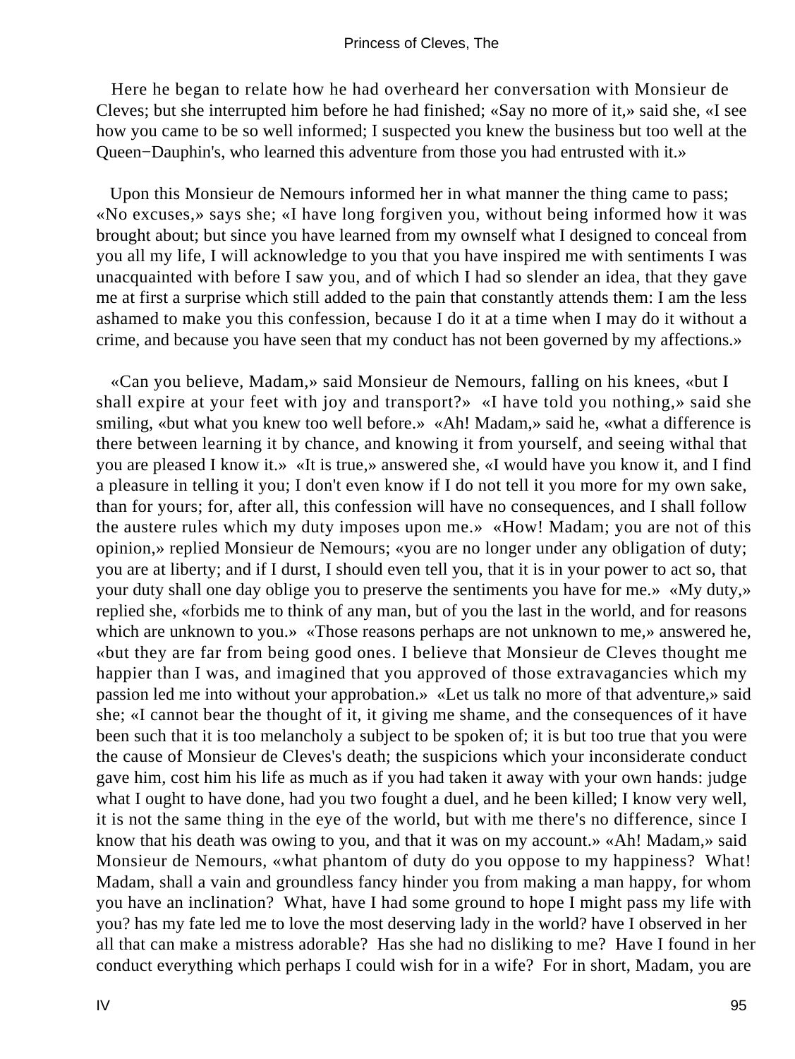Here he began to relate how he had overheard her conversation with Monsieur de Cleves; but she interrupted him before he had finished; «Say no more of it,» said she, «I see how you came to be so well informed; I suspected you knew the business but too well at the Queen−Dauphin's, who learned this adventure from those you had entrusted with it.»

Upon this Monsieur de Nemours informed her in what manner the thing came to pass; «No excuses,» says she; «I have long forgiven you, without being informed how it was brought about; but since you have learned from my ownself what I designed to conceal from you all my life, I will acknowledge to you that you have inspired me with sentiments I was unacquainted with before I saw you, and of which I had so slender an idea, that they gave me at first a surprise which still added to the pain that constantly attends them: I am the less ashamed to make you this confession, because I do it at a time when I may do it without a crime, and because you have seen that my conduct has not been governed by my affections.»

«Can you believe, Madam,» said Monsieur de Nemours, falling on his knees, «but I shall expire at your feet with joy and transport?» «I have told you nothing,» said she smiling, «but what you knew too well before.» «Ah! Madam,» said he, «what a difference is there between learning it by chance, and knowing it from yourself, and seeing withal that you are pleased I know it.» «It is true,» answered she, «I would have you know it, and I find a pleasure in telling it you; I don't even know if I do not tell it you more for my own sake, than for yours; for, after all, this confession will have no consequences, and I shall follow the austere rules which my duty imposes upon me.» «How! Madam; you are not of this opinion,» replied Monsieur de Nemours; «you are no longer under any obligation of duty; you are at liberty; and if I durst, I should even tell you, that it is in your power to act so, that your duty shall one day oblige you to preserve the sentiments you have for me.» «My duty,» replied she, «forbids me to think of any man, but of you the last in the world, and for reasons which are unknown to you.» «Those reasons perhaps are not unknown to me,» answered he, «but they are far from being good ones. I believe that Monsieur de Cleves thought me happier than I was, and imagined that you approved of those extravagancies which my passion led me into without your approbation.» «Let us talk no more of that adventure,» said she; «I cannot bear the thought of it, it giving me shame, and the consequences of it have been such that it is too melancholy a subject to be spoken of; it is but too true that you were the cause of Monsieur de Cleves's death; the suspicions which your inconsiderate conduct gave him, cost him his life as much as if you had taken it away with your own hands: judge what I ought to have done, had you two fought a duel, and he been killed; I know very well, it is not the same thing in the eye of the world, but with me there's no difference, since I know that his death was owing to you, and that it was on my account.» «Ah! Madam,» said Monsieur de Nemours, «what phantom of duty do you oppose to my happiness? What! Madam, shall a vain and groundless fancy hinder you from making a man happy, for whom you have an inclination? What, have I had some ground to hope I might pass my life with you? has my fate led me to love the most deserving lady in the world? have I observed in her all that can make a mistress adorable? Has she had no disliking to me? Have I found in her conduct everything which perhaps I could wish for in a wife? For in short, Madam, you are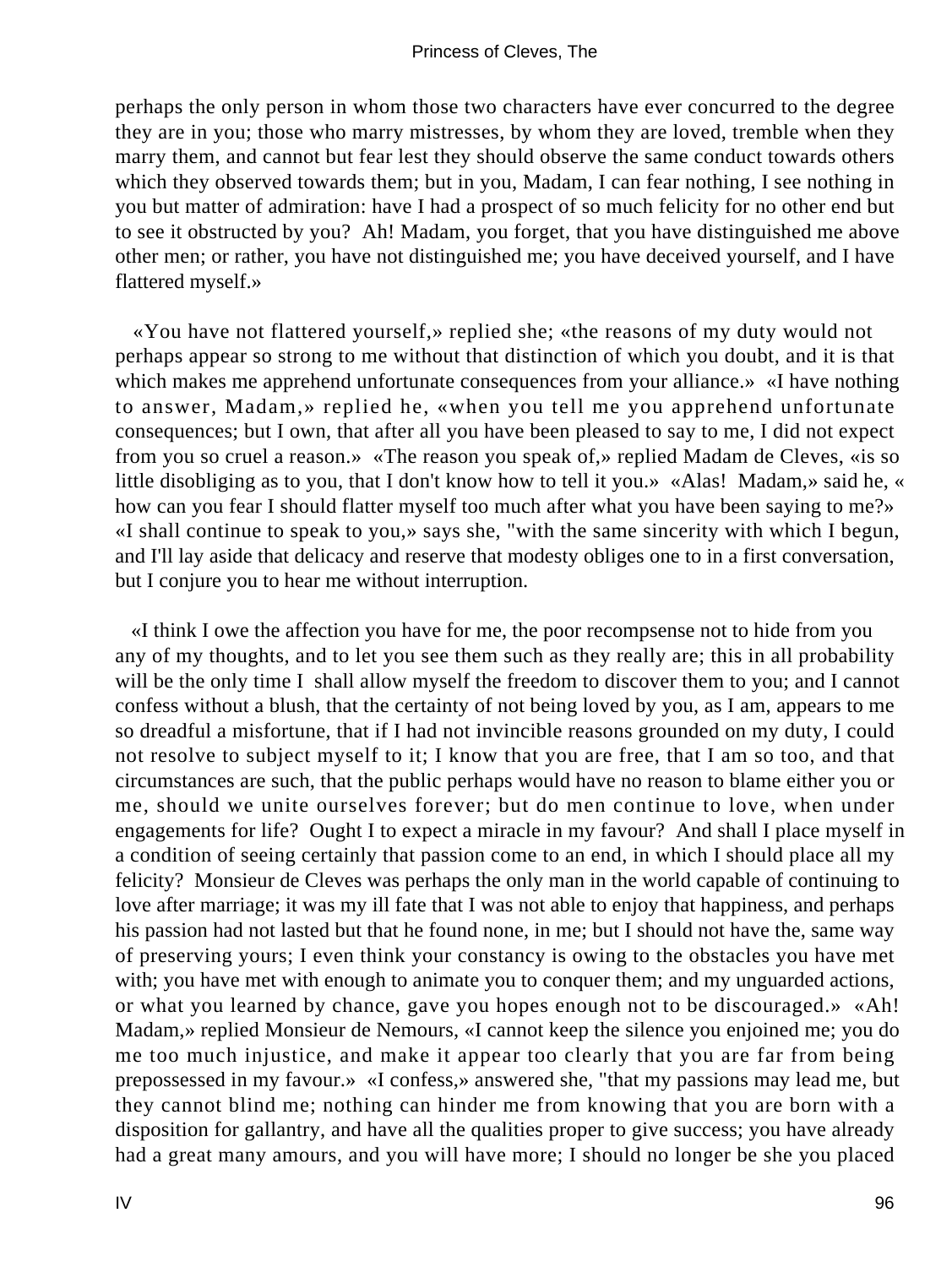perhaps the only person in whom those two characters have ever concurred to the degree they are in you; those who marry mistresses, by whom they are loved, tremble when they marry them, and cannot but fear lest they should observe the same conduct towards others which they observed towards them; but in you, Madam, I can fear nothing, I see nothing in you but matter of admiration: have I had a prospect of so much felicity for no other end but to see it obstructed by you? Ah! Madam, you forget, that you have distinguished me above other men; or rather, you have not distinguished me; you have deceived yourself, and I have flattered myself.»

«You have not flattered yourself,» replied she; «the reasons of my duty would not perhaps appear so strong to me without that distinction of which you doubt, and it is that which makes me apprehend unfortunate consequences from your alliance.» «I have nothing to answer, Madam,» replied he, «when you tell me you apprehend unfortunate consequences; but I own, that after all you have been pleased to say to me, I did not expect from you so cruel a reason.» «The reason you speak of,» replied Madam de Cleves, «is so little disobliging as to you, that I don't know how to tell it you.» «Alas! Madam,» said he, « how can you fear I should flatter myself too much after what you have been saying to me?» «I shall continue to speak to you,» says she, "with the same sincerity with which I begun, and I'll lay aside that delicacy and reserve that modesty obliges one to in a first conversation, but I conjure you to hear me without interruption.

«I think I owe the affection you have for me, the poor recompsense not to hide from you any of my thoughts, and to let you see them such as they really are; this in all probability will be the only time I shall allow myself the freedom to discover them to you; and I cannot confess without a blush, that the certainty of not being loved by you, as I am, appears to me so dreadful a misfortune, that if I had not invincible reasons grounded on my duty, I could not resolve to subject myself to it; I know that you are free, that I am so too, and that circumstances are such, that the public perhaps would have no reason to blame either you or me, should we unite ourselves forever; but do men continue to love, when under engagements for life? Ought I to expect a miracle in my favour? And shall I place myself in a condition of seeing certainly that passion come to an end, in which I should place all my felicity? Monsieur de Cleves was perhaps the only man in the world capable of continuing to love after marriage; it was my ill fate that I was not able to enjoy that happiness, and perhaps his passion had not lasted but that he found none, in me; but I should not have the, same way of preserving yours; I even think your constancy is owing to the obstacles you have met with; you have met with enough to animate you to conquer them; and my unguarded actions, or what you learned by chance, gave you hopes enough not to be discouraged.» «Ah! Madam,» replied Monsieur de Nemours, «I cannot keep the silence you enjoined me; you do me too much injustice, and make it appear too clearly that you are far from being prepossessed in my favour.» «I confess,» answered she, "that my passions may lead me, but they cannot blind me; nothing can hinder me from knowing that you are born with a disposition for gallantry, and have all the qualities proper to give success; you have already had a great many amours, and you will have more; I should no longer be she you placed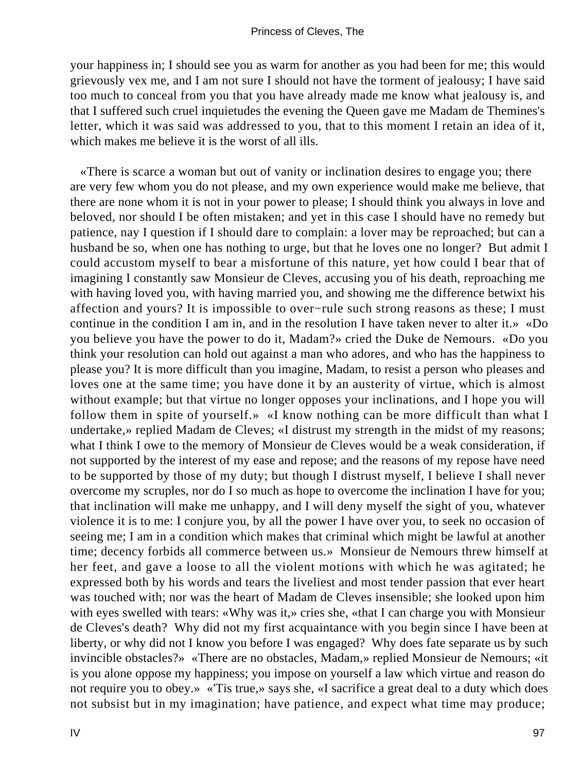your happiness in; I should see you as warm for another as you had been for me; this would grievously vex me, and I am not sure I should not have the torment of jealousy; I have said too much to conceal from you that you have already made me know what jealousy is, and that I suffered such cruel inquietudes the evening the Queen gave me Madam de Themines's letter, which it was said was addressed to you, that to this moment I retain an idea of it, which makes me believe it is the worst of all ills.

«There is scarce a woman but out of vanity or inclination desires to engage you; there are very few whom you do not please, and my own experience would make me believe, that there are none whom it is not in your power to please; I should think you always in love and beloved, nor should I be often mistaken; and yet in this case I should have no remedy but patience, nay I question if I should dare to complain: a lover may be reproached; but can a husband be so, when one has nothing to urge, but that he loves one no longer? But admit I could accustom myself to bear a misfortune of this nature, yet how could I bear that of imagining I constantly saw Monsieur de Cleves, accusing you of his death, reproaching me with having loved you, with having married you, and showing me the difference betwixt his affection and yours? It is impossible to over−rule such strong reasons as these; I must continue in the condition I am in, and in the resolution I have taken never to alter it.» «Do you believe you have the power to do it, Madam?» cried the Duke de Nemours. «Do you think your resolution can hold out against a man who adores, and who has the happiness to please you? It is more difficult than you imagine, Madam, to resist a person who pleases and loves one at the same time; you have done it by an austerity of virtue, which is almost without example; but that virtue no longer opposes your inclinations, and I hope you will follow them in spite of yourself.» «I know nothing can be more difficult than what I undertake,» replied Madam de Cleves; «I distrust my strength in the midst of my reasons; what I think I owe to the memory of Monsieur de Cleves would be a weak consideration, if not supported by the interest of my ease and repose; and the reasons of my repose have need to be supported by those of my duty; but though I distrust myself, I believe I shall never overcome my scruples, nor do I so much as hope to overcome the inclination I have for you; that inclination will make me unhappy, and I will deny myself the sight of you, whatever violence it is to me: I conjure you, by all the power I have over you, to seek no occasion of seeing me; I am in a condition which makes that criminal which might be lawful at another time; decency forbids all commerce between us.» Monsieur de Nemours threw himself at her feet, and gave a loose to all the violent motions with which he was agitated; he expressed both by his words and tears the liveliest and most tender passion that ever heart was touched with; nor was the heart of Madam de Cleves insensible; she looked upon him with eyes swelled with tears: «Why was it,» cries she, «that I can charge you with Monsieur de Cleves's death? Why did not my first acquaintance with you begin since I have been at liberty, or why did not I know you before I was engaged? Why does fate separate us by such invincible obstacles?» «There are no obstacles, Madam,» replied Monsieur de Nemours; «it is you alone oppose my happiness; you impose on yourself a law which virtue and reason do not require you to obey.» «'Tis true,» says she, «I sacrifice a great deal to a duty which does not subsist but in my imagination; have patience, and expect what time may produce;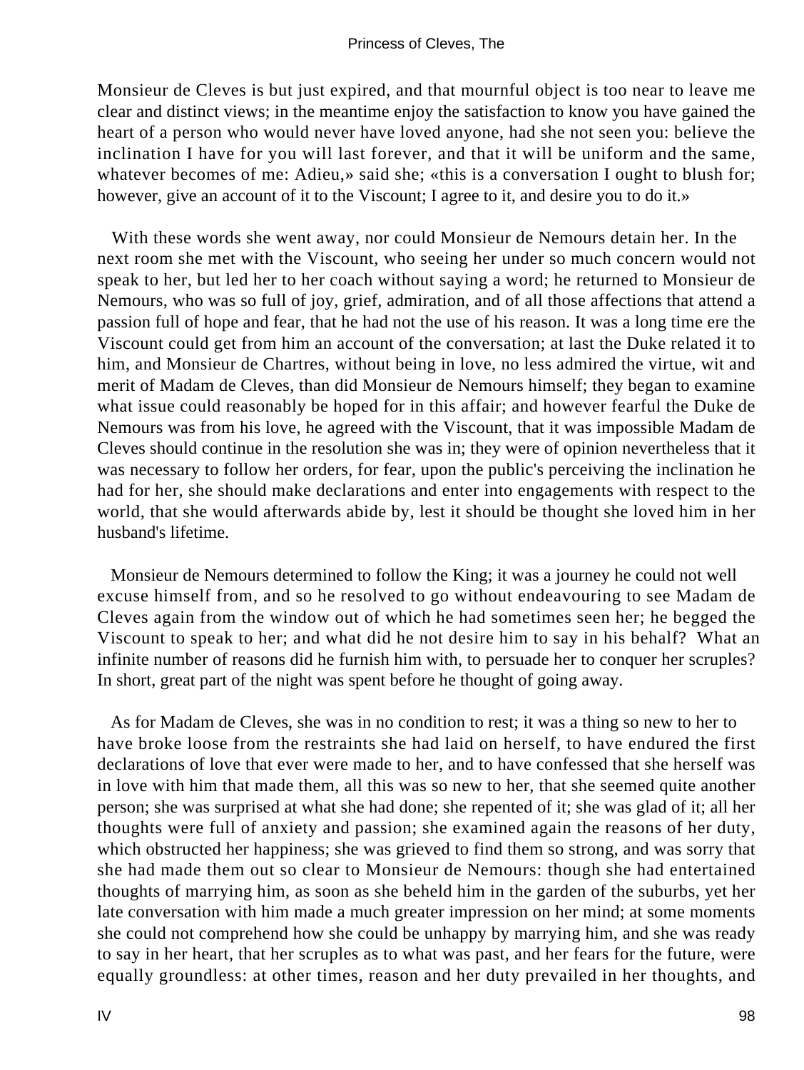Monsieur de Cleves is but just expired, and that mournful object is too near to leave me clear and distinct views; in the meantime enjoy the satisfaction to know you have gained the heart of a person who would never have loved anyone, had she not seen you: believe the inclination I have for you will last forever, and that it will be uniform and the same, whatever becomes of me: Adieu,» said she; «this is a conversation I ought to blush for; however, give an account of it to the Viscount; I agree to it, and desire you to do it.»

With these words she went away, nor could Monsieur de Nemours detain her. In the next room she met with the Viscount, who seeing her under so much concern would not speak to her, but led her to her coach without saying a word; he returned to Monsieur de Nemours, who was so full of joy, grief, admiration, and of all those affections that attend a passion full of hope and fear, that he had not the use of his reason. It was a long time ere the Viscount could get from him an account of the conversation; at last the Duke related it to him, and Monsieur de Chartres, without being in love, no less admired the virtue, wit and merit of Madam de Cleves, than did Monsieur de Nemours himself; they began to examine what issue could reasonably be hoped for in this affair; and however fearful the Duke de Nemours was from his love, he agreed with the Viscount, that it was impossible Madam de Cleves should continue in the resolution she was in; they were of opinion nevertheless that it was necessary to follow her orders, for fear, upon the public's perceiving the inclination he had for her, she should make declarations and enter into engagements with respect to the world, that she would afterwards abide by, lest it should be thought she loved him in her husband's lifetime.

Monsieur de Nemours determined to follow the King; it was a journey he could not well excuse himself from, and so he resolved to go without endeavouring to see Madam de Cleves again from the window out of which he had sometimes seen her; he begged the Viscount to speak to her; and what did he not desire him to say in his behalf? What an infinite number of reasons did he furnish him with, to persuade her to conquer her scruples? In short, great part of the night was spent before he thought of going away.

As for Madam de Cleves, she was in no condition to rest; it was a thing so new to her to have broke loose from the restraints she had laid on herself, to have endured the first declarations of love that ever were made to her, and to have confessed that she herself was in love with him that made them, all this was so new to her, that she seemed quite another person; she was surprised at what she had done; she repented of it; she was glad of it; all her thoughts were full of anxiety and passion; she examined again the reasons of her duty, which obstructed her happiness; she was grieved to find them so strong, and was sorry that she had made them out so clear to Monsieur de Nemours: though she had entertained thoughts of marrying him, as soon as she beheld him in the garden of the suburbs, yet her late conversation with him made a much greater impression on her mind; at some moments she could not comprehend how she could be unhappy by marrying him, and she was ready to say in her heart, that her scruples as to what was past, and her fears for the future, were equally groundless: at other times, reason and her duty prevailed in her thoughts, and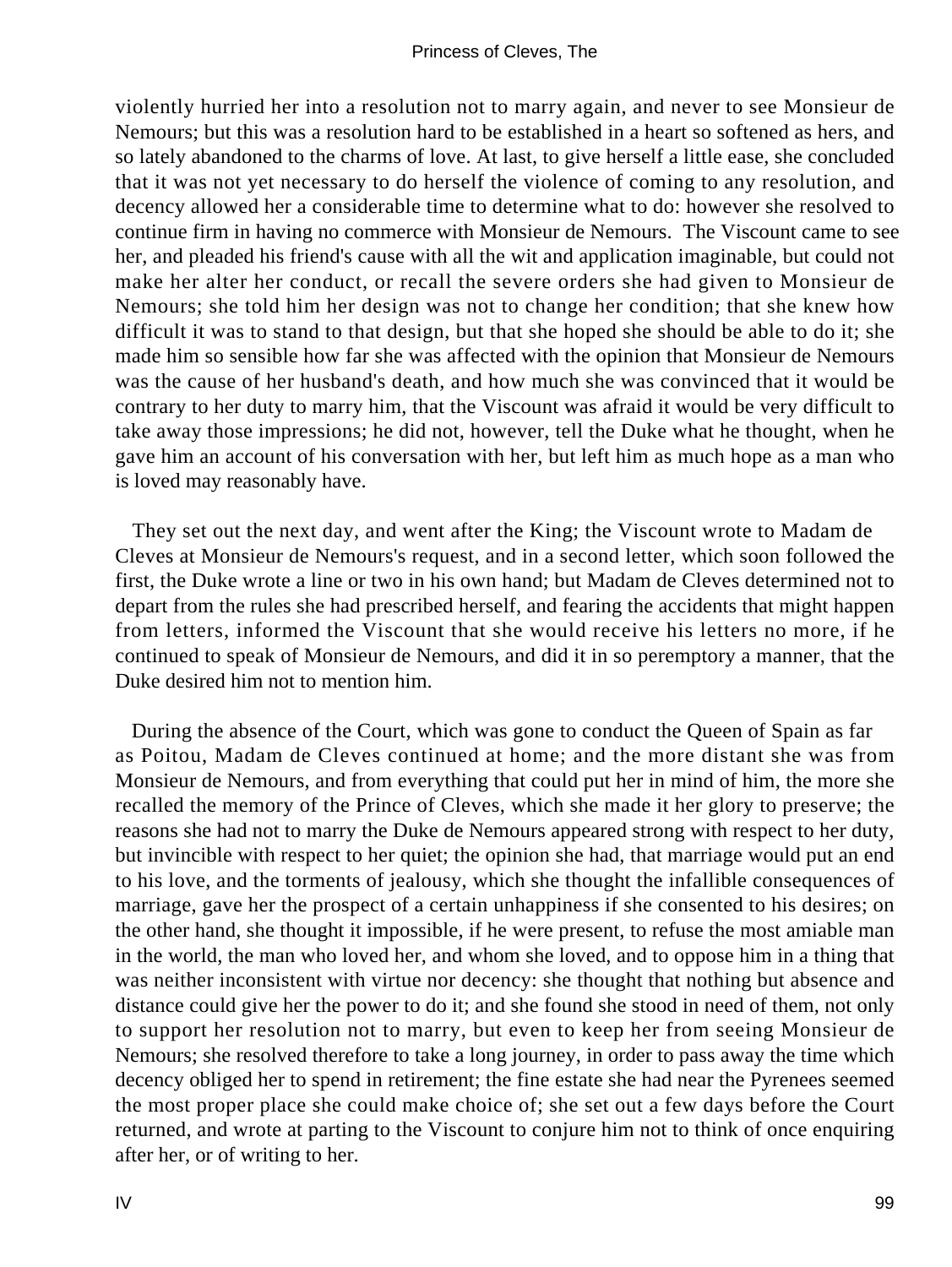violently hurried her into a resolution not to marry again, and never to see Monsieur de Nemours; but this was a resolution hard to be established in a heart so softened as hers, and so lately abandoned to the charms of love. At last, to give herself a little ease, she concluded that it was not yet necessary to do herself the violence of coming to any resolution, and decency allowed her a considerable time to determine what to do: however she resolved to continue firm in having no commerce with Monsieur de Nemours. The Viscount came to see her, and pleaded his friend's cause with all the wit and application imaginable, but could not make her alter her conduct, or recall the severe orders she had given to Monsieur de Nemours; she told him her design was not to change her condition; that she knew how difficult it was to stand to that design, but that she hoped she should be able to do it; she made him so sensible how far she was affected with the opinion that Monsieur de Nemours was the cause of her husband's death, and how much she was convinced that it would be contrary to her duty to marry him, that the Viscount was afraid it would be very difficult to take away those impressions; he did not, however, tell the Duke what he thought, when he gave him an account of his conversation with her, but left him as much hope as a man who is loved may reasonably have.

They set out the next day, and went after the King; the Viscount wrote to Madam de Cleves at Monsieur de Nemours's request, and in a second letter, which soon followed the first, the Duke wrote a line or two in his own hand; but Madam de Cleves determined not to depart from the rules she had prescribed herself, and fearing the accidents that might happen from letters, informed the Viscount that she would receive his letters no more, if he continued to speak of Monsieur de Nemours, and did it in so peremptory a manner, that the Duke desired him not to mention him.

During the absence of the Court, which was gone to conduct the Queen of Spain as far as Poitou, Madam de Cleves continued at home; and the more distant she was from Monsieur de Nemours, and from everything that could put her in mind of him, the more she recalled the memory of the Prince of Cleves, which she made it her glory to preserve; the reasons she had not to marry the Duke de Nemours appeared strong with respect to her duty, but invincible with respect to her quiet; the opinion she had, that marriage would put an end to his love, and the torments of jealousy, which she thought the infallible consequences of marriage, gave her the prospect of a certain unhappiness if she consented to his desires; on the other hand, she thought it impossible, if he were present, to refuse the most amiable man in the world, the man who loved her, and whom she loved, and to oppose him in a thing that was neither inconsistent with virtue nor decency: she thought that nothing but absence and distance could give her the power to do it; and she found she stood in need of them, not only to support her resolution not to marry, but even to keep her from seeing Monsieur de Nemours; she resolved therefore to take a long journey, in order to pass away the time which decency obliged her to spend in retirement; the fine estate she had near the Pyrenees seemed the most proper place she could make choice of; she set out a few days before the Court returned, and wrote at parting to the Viscount to conjure him not to think of once enquiring after her, or of writing to her.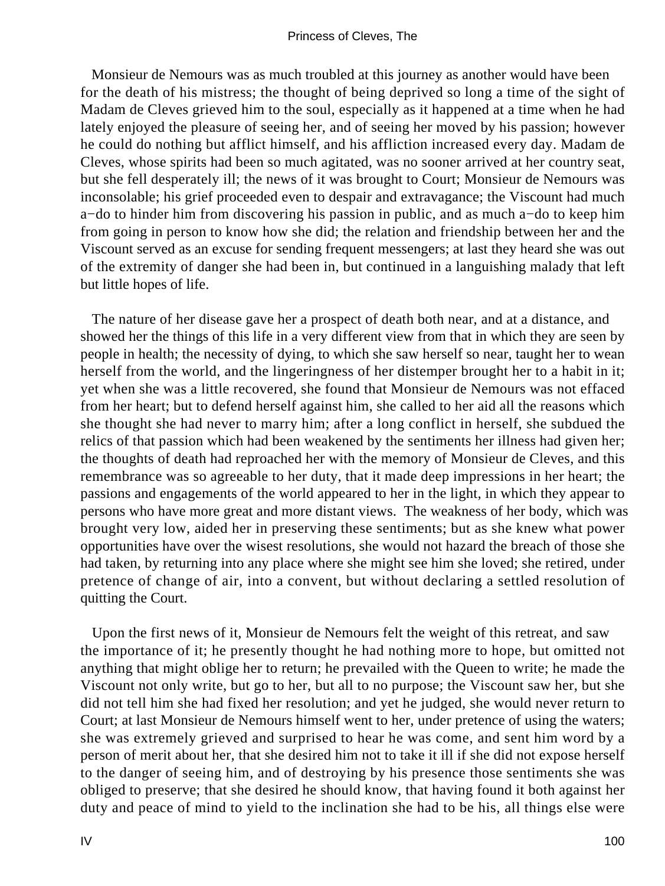Monsieur de Nemours was as much troubled at this journey as another would have been for the death of his mistress; the thought of being deprived so long a time of the sight of Madam de Cleves grieved him to the soul, especially as it happened at a time when he had lately enjoyed the pleasure of seeing her, and of seeing her moved by his passion; however he could do nothing but afflict himself, and his affliction increased every day. Madam de Cleves, whose spirits had been so much agitated, was no sooner arrived at her country seat, but she fell desperately ill; the news of it was brought to Court; Monsieur de Nemours was inconsolable; his grief proceeded even to despair and extravagance; the Viscount had much a−do to hinder him from discovering his passion in public, and as much a−do to keep him from going in person to know how she did; the relation and friendship between her and the Viscount served as an excuse for sending frequent messengers; at last they heard she was out of the extremity of danger she had been in, but continued in a languishing malady that left but little hopes of life.

The nature of her disease gave her a prospect of death both near, and at a distance, and showed her the things of this life in a very different view from that in which they are seen by people in health; the necessity of dying, to which she saw herself so near, taught her to wean herself from the world, and the lingeringness of her distemper brought her to a habit in it; yet when she was a little recovered, she found that Monsieur de Nemours was not effaced from her heart; but to defend herself against him, she called to her aid all the reasons which she thought she had never to marry him; after a long conflict in herself, she subdued the relics of that passion which had been weakened by the sentiments her illness had given her; the thoughts of death had reproached her with the memory of Monsieur de Cleves, and this remembrance was so agreeable to her duty, that it made deep impressions in her heart; the passions and engagements of the world appeared to her in the light, in which they appear to persons who have more great and more distant views. The weakness of her body, which was brought very low, aided her in preserving these sentiments; but as she knew what power opportunities have over the wisest resolutions, she would not hazard the breach of those she had taken, by returning into any place where she might see him she loved; she retired, under pretence of change of air, into a convent, but without declaring a settled resolution of quitting the Court.

Upon the first news of it, Monsieur de Nemours felt the weight of this retreat, and saw the importance of it; he presently thought he had nothing more to hope, but omitted not anything that might oblige her to return; he prevailed with the Queen to write; he made the Viscount not only write, but go to her, but all to no purpose; the Viscount saw her, but she did not tell him she had fixed her resolution; and yet he judged, she would never return to Court; at last Monsieur de Nemours himself went to her, under pretence of using the waters; she was extremely grieved and surprised to hear he was come, and sent him word by a person of merit about her, that she desired him not to take it ill if she did not expose herself to the danger of seeing him, and of destroying by his presence those sentiments she was obliged to preserve; that she desired he should know, that having found it both against her duty and peace of mind to yield to the inclination she had to be his, all things else were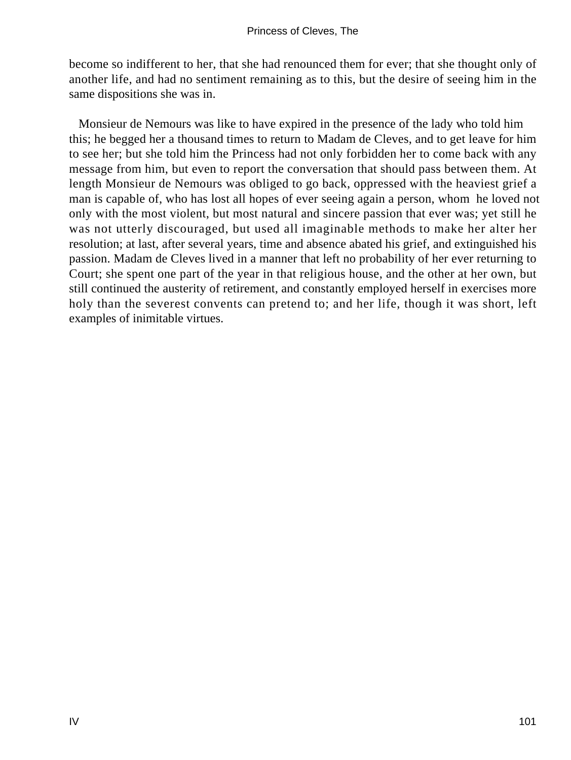become so indifferent to her, that she had renounced them for ever; that she thought only of another life, and had no sentiment remaining as to this, but the desire of seeing him in the same dispositions she was in.

Monsieur de Nemours was like to have expired in the presence of the lady who told him this; he begged her a thousand times to return to Madam de Cleves, and to get leave for him to see her; but she told him the Princess had not only forbidden her to come back with any message from him, but even to report the conversation that should pass between them. At length Monsieur de Nemours was obliged to go back, oppressed with the heaviest grief a man is capable of, who has lost all hopes of ever seeing again a person, whom he loved not only with the most violent, but most natural and sincere passion that ever was; yet still he was not utterly discouraged, but used all imaginable methods to make her alter her resolution; at last, after several years, time and absence abated his grief, and extinguished his passion. Madam de Cleves lived in a manner that left no probability of her ever returning to Court; she spent one part of the year in that religious house, and the other at her own, but still continued the austerity of retirement, and constantly employed herself in exercises more holy than the severest convents can pretend to; and her life, though it was short, left examples of inimitable virtues.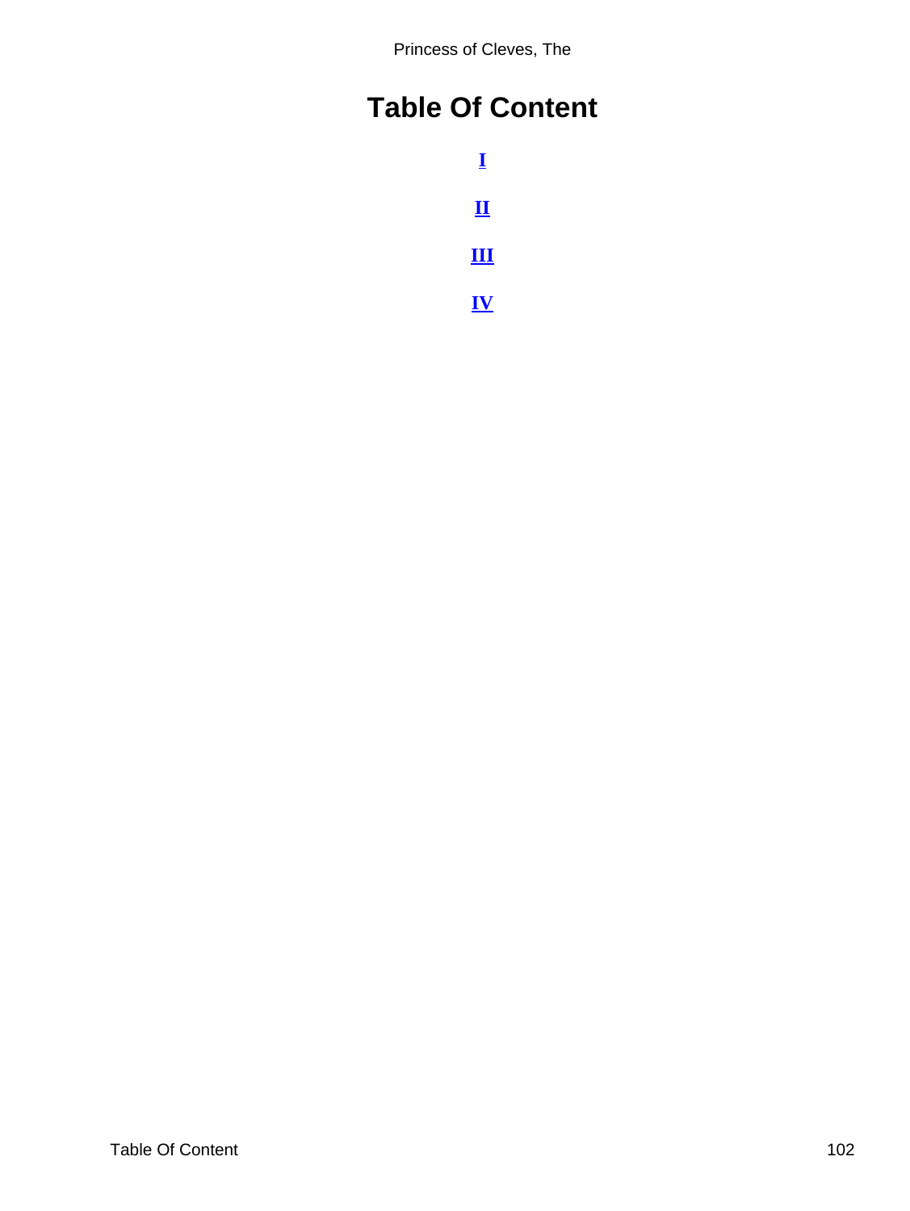# Table Of Content

**I**

**II**

**III**

**IV**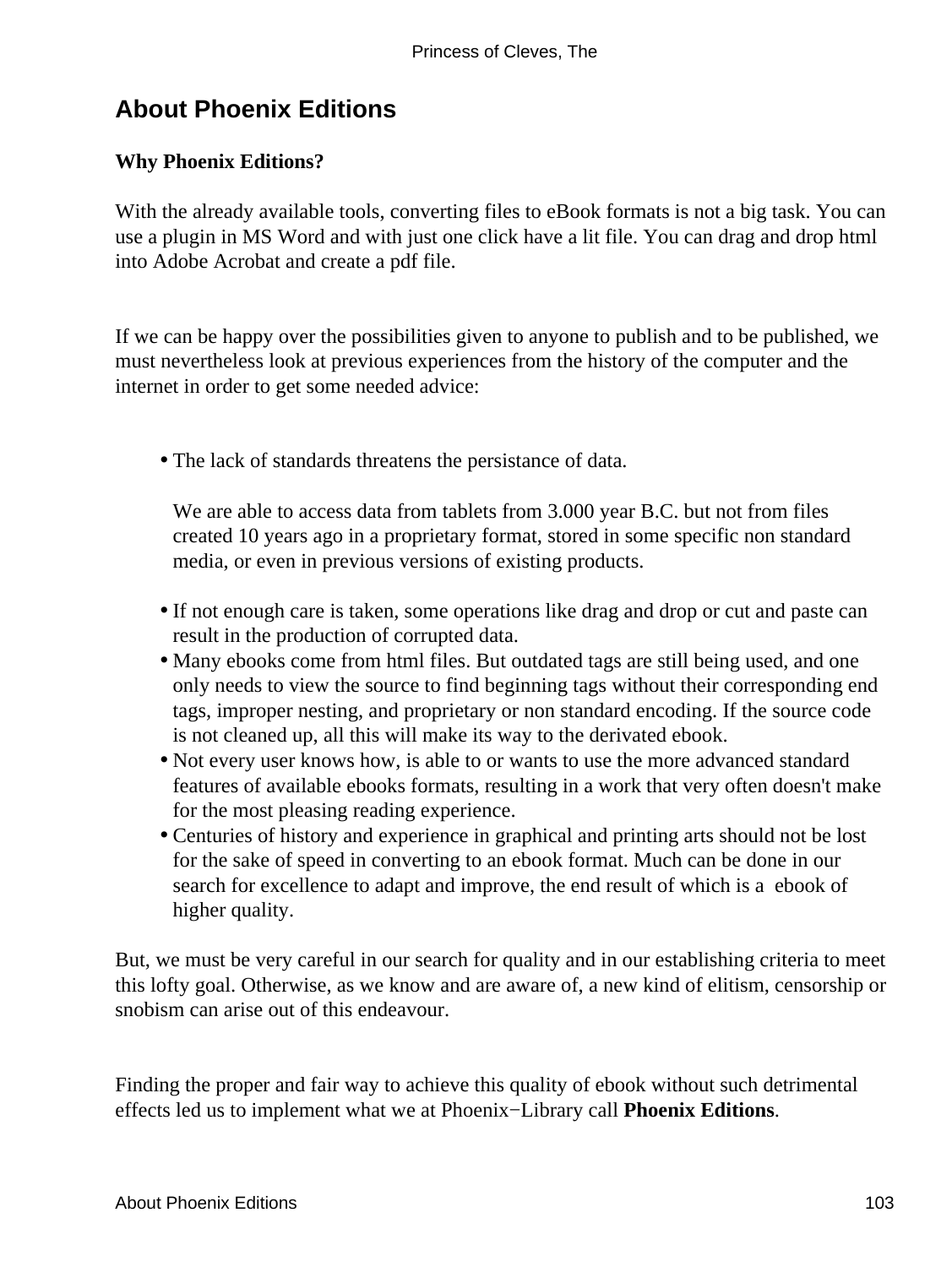## About Phoenix Editions

**Why Phoenix Editions?**

With the already available tools, converting files to eBook formats is not a big task. You can use a plugin in MS Word and with just one click have a lit file. You can drag and drop html into Adobe Acrobat and create a pdf file.

If we can be happy over the possibilities given to anyone to publish and to be published, we must nevertheless look at previous experiences from the history of the computer and the internet in order to get some needed advice:

- The lack of standards threatens the persistance of data.

  We are able to access data from tablets from 3.000 year B.C. but not from files created 10 years ago in a proprietary format, stored in some specific non standard media, or even in previous versions of existing products.

- If not enough care is taken, some operations like drag and drop or cut and paste can result in the production of corrupted data.
- Many ebooks come from html files. But outdated tags are still being used, and one only needs to view the source to find beginning tags without their corresponding end tags, improper nesting, and proprietary or non standard encoding. If the source code is not cleaned up, all this will make its way to the derivated ebook.
- Not every user knows how, is able to or wants to use the more advanced standard features of available ebooks formats, resulting in a work that very often doesn't make for the most pleasing reading experience.
- Centuries of history and experience in graphical and printing arts should not be lost for the sake of speed in converting to an ebook format. Much can be done in our search for excellence to adapt and improve, the end result of which is a ebook of higher quality.

But, we must be very careful in our search for quality and in our establishing criteria to meet this lofty goal. Otherwise, as we know and are aware of, a new kind of elitism, censorship or snobism can arise out of this endeavour.

Finding the proper and fair way to achieve this quality of ebook without such detrimental effects led us to implement what we at Phoenix−Library call **Phoenix Editions**.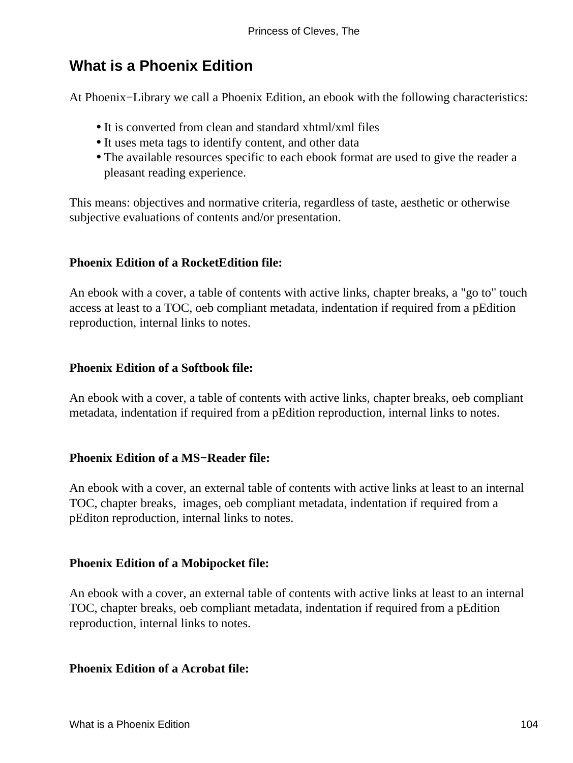## What is a Phoenix Edition

At Phoenix−Library we call a Phoenix Edition, an ebook with the following characteristics:

- It is converted from clean and standard xhtml/xml files
- It uses meta tags to identify content, and other data
- The available resources specific to each ebook format are used to give the reader a pleasant reading experience.

This means: objectives and normative criteria, regardless of taste, aesthetic or otherwise subjective evaluations of contents and/or presentation.

**Phoenix Edition of a RocketEdition file:**

An ebook with a cover, a table of contents with active links, chapter breaks, a "go to" touch access at least to a TOC, oeb compliant metadata, indentation if required from a pEdition reproduction, internal links to notes.

**Phoenix Edition of a Softbook file:**

An ebook with a cover, a table of contents with active links, chapter breaks, oeb compliant metadata, indentation if required from a pEdition reproduction, internal links to notes.

**Phoenix Edition of a MS−Reader file:**

An ebook with a cover, an external table of contents with active links at least to an internal TOC, chapter breaks, images, oeb compliant metadata, indentation if required from a pEditon reproduction, internal links to notes.

**Phoenix Edition of a Mobipocket file:**

An ebook with a cover, an external table of contents with active links at least to an internal TOC, chapter breaks, oeb compliant metadata, indentation if required from a pEdition reproduction, internal links to notes.

**Phoenix Edition of a Acrobat file:**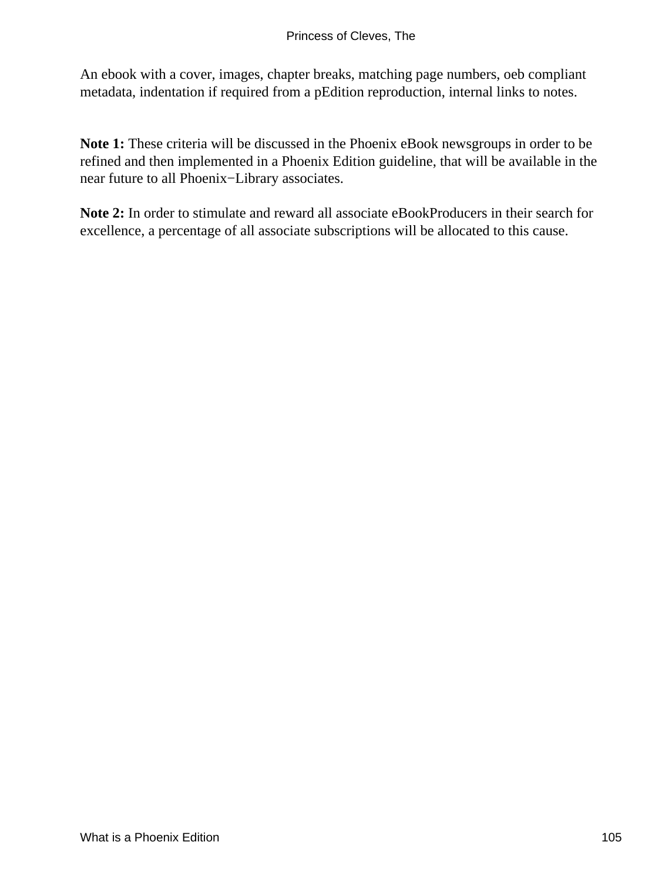An ebook with a cover, images, chapter breaks, matching page numbers, oeb compliant metadata, indentation if required from a pEdition reproduction, internal links to notes.

**Note 1:** These criteria will be discussed in the Phoenix eBook newsgroups in order to be refined and then implemented in a Phoenix Edition guideline, that will be available in the near future to all Phoenix−Library associates.

**Note 2:** In order to stimulate and reward all associate eBookProducers in their search for excellence, a percentage of all associate subscriptions will be allocated to this cause.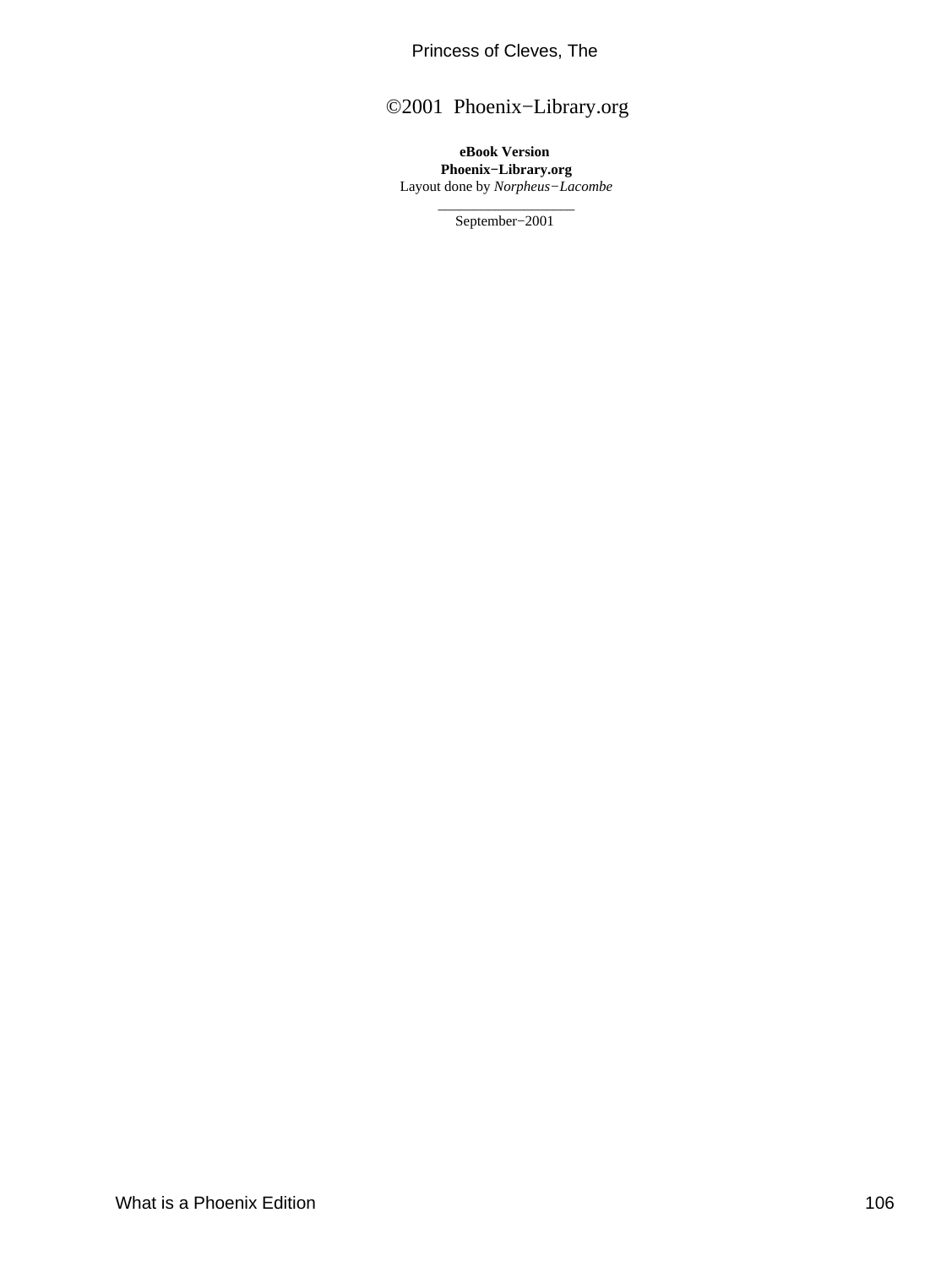©2001 Phoenix−Library.org

**eBook Version**
**Phoenix−Library.org**
Layout done by *Norpheus−Lacombe*

\_\_\_\_\_\_\_\_\_\_\_\_\_\_\_\_\_\_\_\_

September−2001